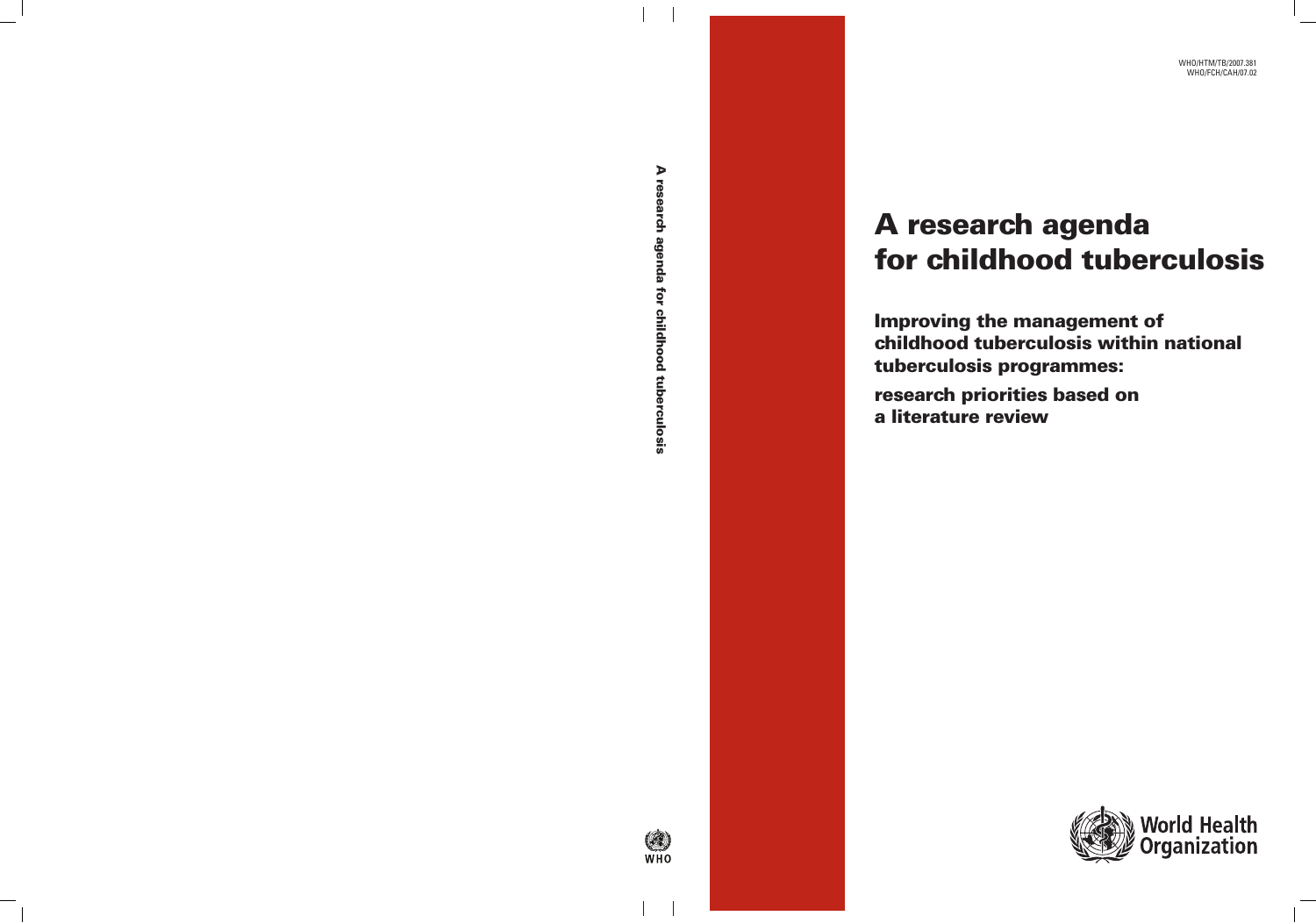WHO/HTM/TB/2007.381
WHO/FCH/CAH/07.02

# A research agenda for childhood tuberculosis

## Improving the management of childhood tuberculosis within national tuberculosis programmes: research priorities based on a literature review

World Health Organization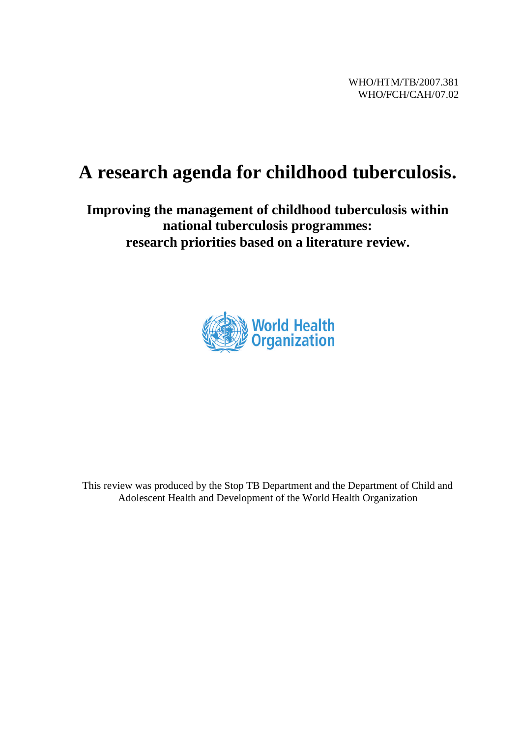WHO/HTM/TB/2007.381
WHO/FCH/CAH/07.02

# A research agenda for childhood tuberculosis.

## Improving the management of childhood tuberculosis within national tuberculosis programmes: research priorities based on a literature review.

This review was produced by the Stop TB Department and the Department of Child and Adolescent Health and Development of the World Health Organization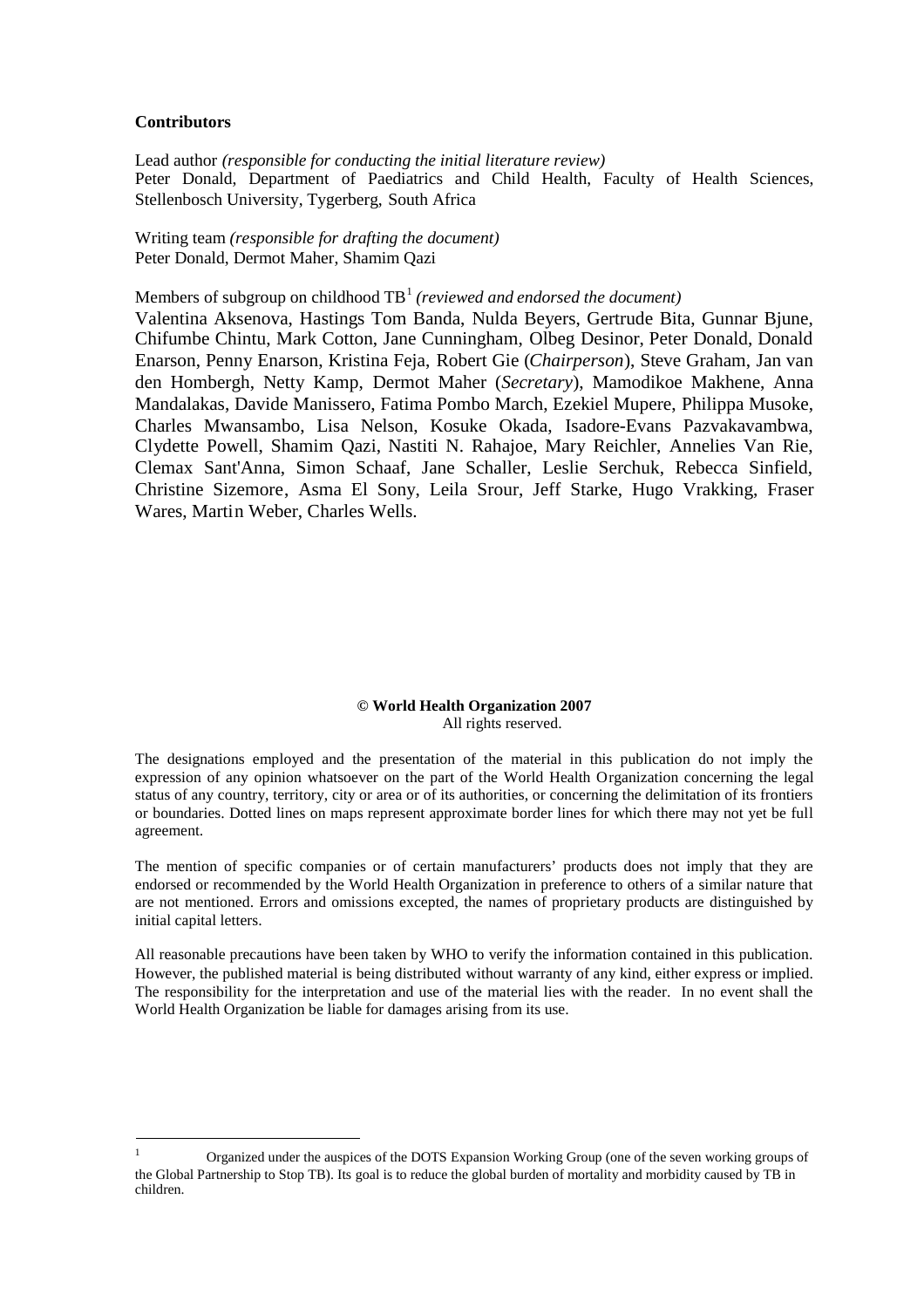**Contributors**

Lead author *(responsible for conducting the initial literature review)*
Peter Donald, Department of Paediatrics and Child Health, Faculty of Health Sciences, Stellenbosch University, Tygerberg, South Africa

Writing team *(responsible for drafting the document)*
Peter Donald, Dermot Maher, Shamim Qazi

Members of subgroup on childhood TB[1] *(reviewed and endorsed the document)*
Valentina Aksenova, Hastings Tom Banda, Nulda Beyers, Gertrude Bita, Gunnar Bjune, Chifumbe Chintu, Mark Cotton, Jane Cunningham, Olbeg Desinor, Peter Donald, Donald Enarson, Penny Enarson, Kristina Feja, Robert Gie (*Chairperson*), Steve Graham, Jan van den Hombergh, Netty Kamp, Dermot Maher (*Secretary*), Mamodikoe Makhene, Anna Mandalakas, Davide Manissero, Fatima Pombo March, Ezekiel Mupere, Philippa Musoke, Charles Mwansambo, Lisa Nelson, Kosuke Okada, Isadore-Evans Pazvakavambwa, Clydette Powell, Shamim Qazi, Nastiti N. Rahajoe, Mary Reichler, Annelies Van Rie, Clemax Sant'Anna, Simon Schaaf, Jane Schaller, Leslie Serchuk, Rebecca Sinfield, Christine Sizemore, Asma El Sony, Leila Srour, Jeff Starke, Hugo Vrakking, Fraser Wares, Martin Weber, Charles Wells.

**© World Health Organization 2007**
All rights reserved.

The designations employed and the presentation of the material in this publication do not imply the expression of any opinion whatsoever on the part of the World Health Organization concerning the legal status of any country, territory, city or area or of its authorities, or concerning the delimitation of its frontiers or boundaries. Dotted lines on maps represent approximate border lines for which there may not yet be full agreement.

The mention of specific companies or of certain manufacturers' products does not imply that they are endorsed or recommended by the World Health Organization in preference to others of a similar nature that are not mentioned. Errors and omissions excepted, the names of proprietary products are distinguished by initial capital letters.

All reasonable precautions have been taken by WHO to verify the information contained in this publication. However, the published material is being distributed without warranty of any kind, either express or implied. The responsibility for the interpretation and use of the material lies with the reader. In no event shall the World Health Organization be liable for damages arising from its use.

---

[1] Organized under the auspices of the DOTS Expansion Working Group (one of the seven working groups of the Global Partnership to Stop TB). Its goal is to reduce the global burden of mortality and morbidity caused by TB in children.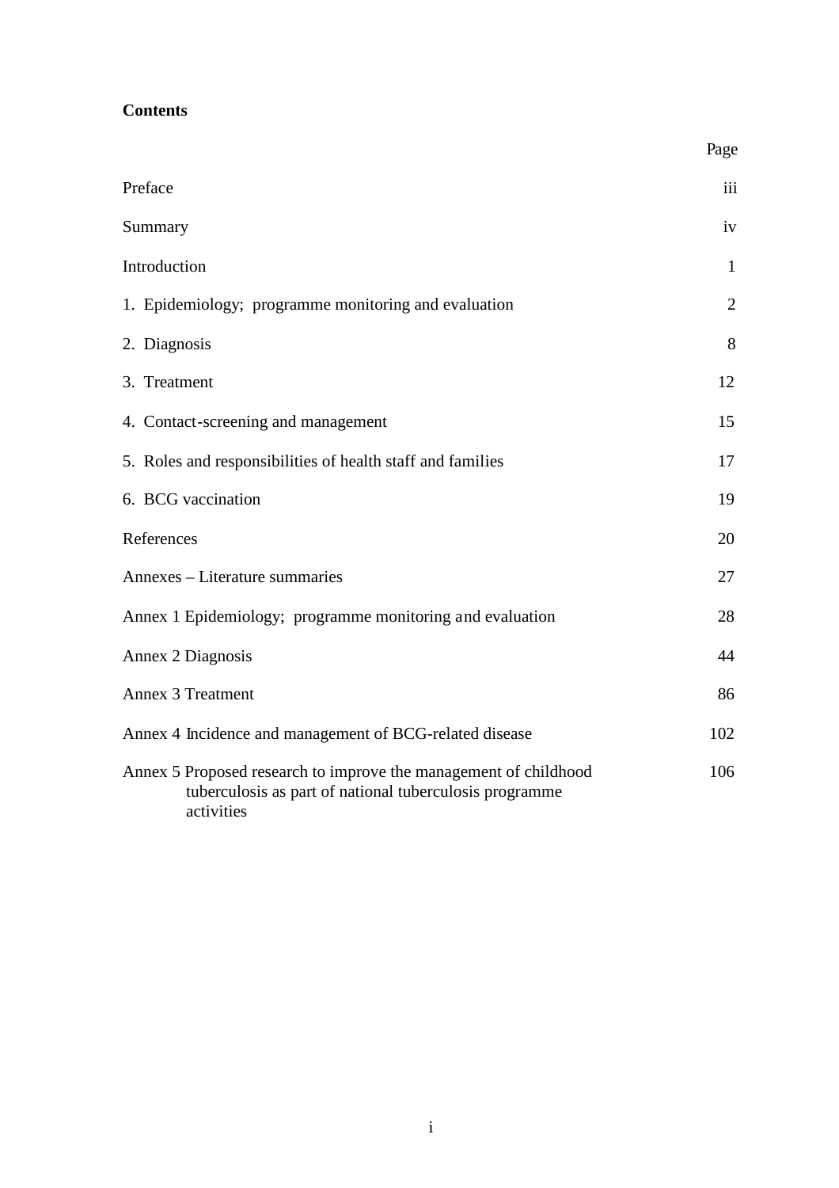**Contents**

| | Page |
|---|---|
| Preface | iii |
| Summary | iv |
| Introduction | 1 |
| 1. Epidemiology; programme monitoring and evaluation | 2 |
| 2. Diagnosis | 8 |
| 3. Treatment | 12 |
| 4. Contact-screening and management | 15 |
| 5. Roles and responsibilities of health staff and families | 17 |
| 6. BCG vaccination | 19 |
| References | 20 |
| Annexes – Literature summaries | 27 |
| Annex 1 Epidemiology; programme monitoring and evaluation | 28 |
| Annex 2 Diagnosis | 44 |
| Annex 3 Treatment | 86 |
| Annex 4 Incidence and management of BCG-related disease | 102 |
| Annex 5 Proposed research to improve the management of childhood tuberculosis as part of national tuberculosis programme activities | 106 |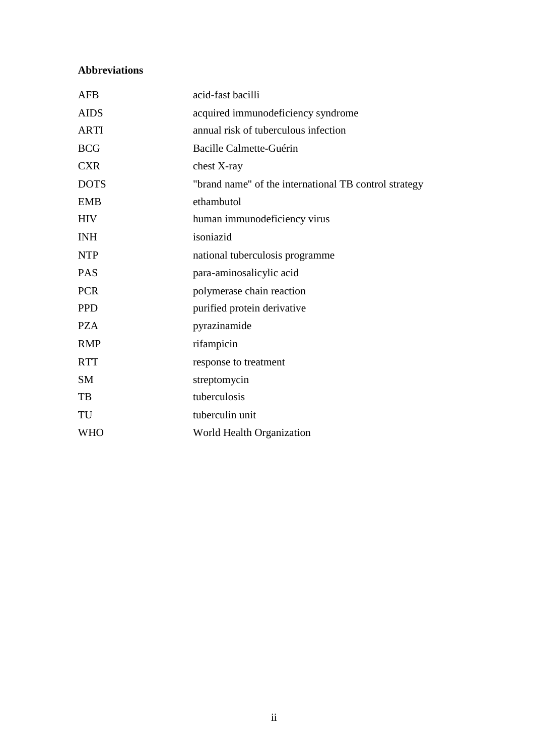**Abbreviations**

| | |
|---|---|
| AFB | acid-fast bacilli |
| AIDS | acquired immunodeficiency syndrome |
| ARTI | annual risk of tuberculous infection |
| BCG | Bacille Calmette-Guérin |
| CXR | chest X-ray |
| DOTS | "brand name" of the international TB control strategy |
| EMB | ethambutol |
| HIV | human immunodeficiency virus |
| INH | isoniazid |
| NTP | national tuberculosis programme |
| PAS | para-aminosalicylic acid |
| PCR | polymerase chain reaction |
| PPD | purified protein derivative |
| PZA | pyrazinamide |
| RMP | rifampicin |
| RTT | response to treatment |
| SM | streptomycin |
| TB | tuberculosis |
| TU | tuberculin unit |
| WHO | World Health Organization |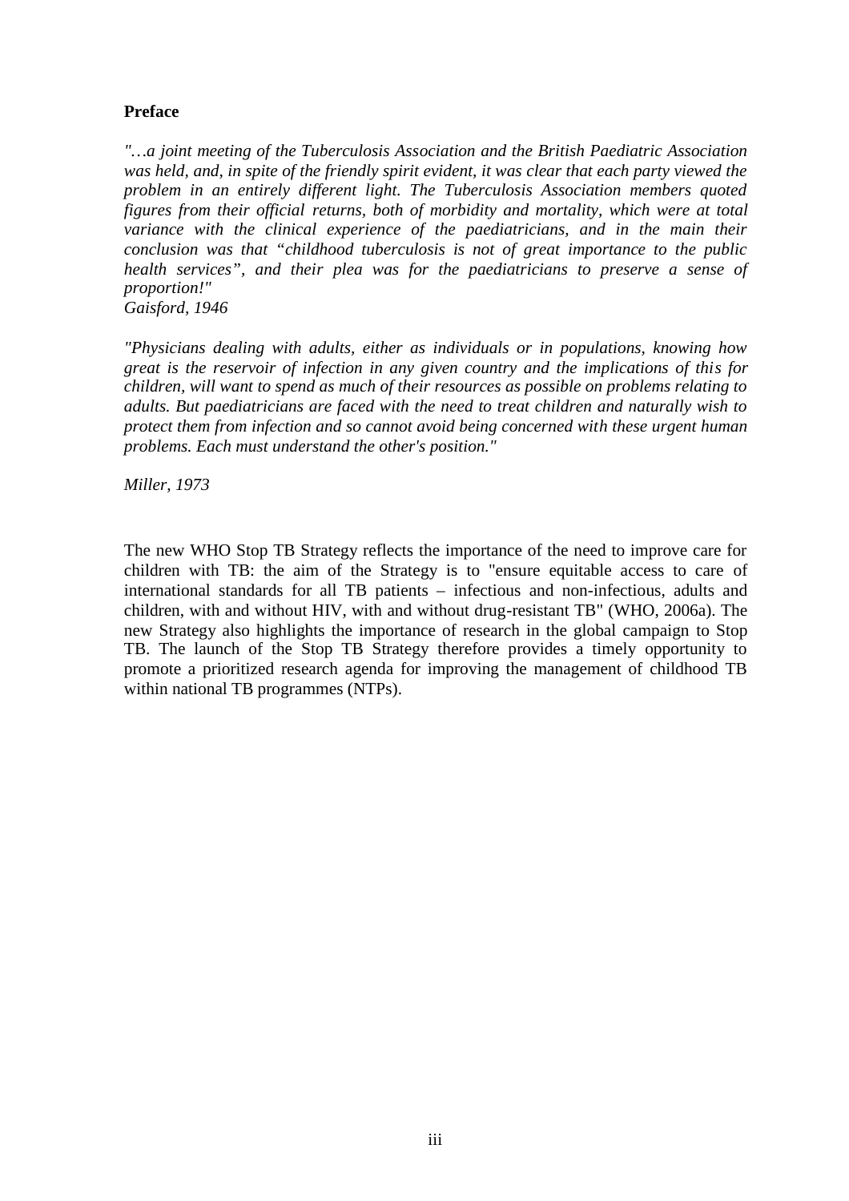**Preface**

*"…a joint meeting of the Tuberculosis Association and the British Paediatric Association was held, and, in spite of the friendly spirit evident, it was clear that each party viewed the problem in an entirely different light. The Tuberculosis Association members quoted figures from their official returns, both of morbidity and mortality, which were at total variance with the clinical experience of the paediatricians, and in the main their conclusion was that "childhood tuberculosis is not of great importance to the public health services", and their plea was for the paediatricians to preserve a sense of proportion!"*
*Gaisford, 1946*

*"Physicians dealing with adults, either as individuals or in populations, knowing how great is the reservoir of infection in any given country and the implications of this for children, will want to spend as much of their resources as possible on problems relating to adults. But paediatricians are faced with the need to treat children and naturally wish to protect them from infection and so cannot avoid being concerned with these urgent human problems. Each must understand the other's position."*

*Miller, 1973*

The new WHO Stop TB Strategy reflects the importance of the need to improve care for children with TB: the aim of the Strategy is to "ensure equitable access to care of international standards for all TB patients – infectious and non-infectious, adults and children, with and without HIV, with and without drug-resistant TB" (WHO, 2006a). The new Strategy also highlights the importance of research in the global campaign to Stop TB. The launch of the Stop TB Strategy therefore provides a timely opportunity to promote a prioritized research agenda for improving the management of childhood TB within national TB programmes (NTPs).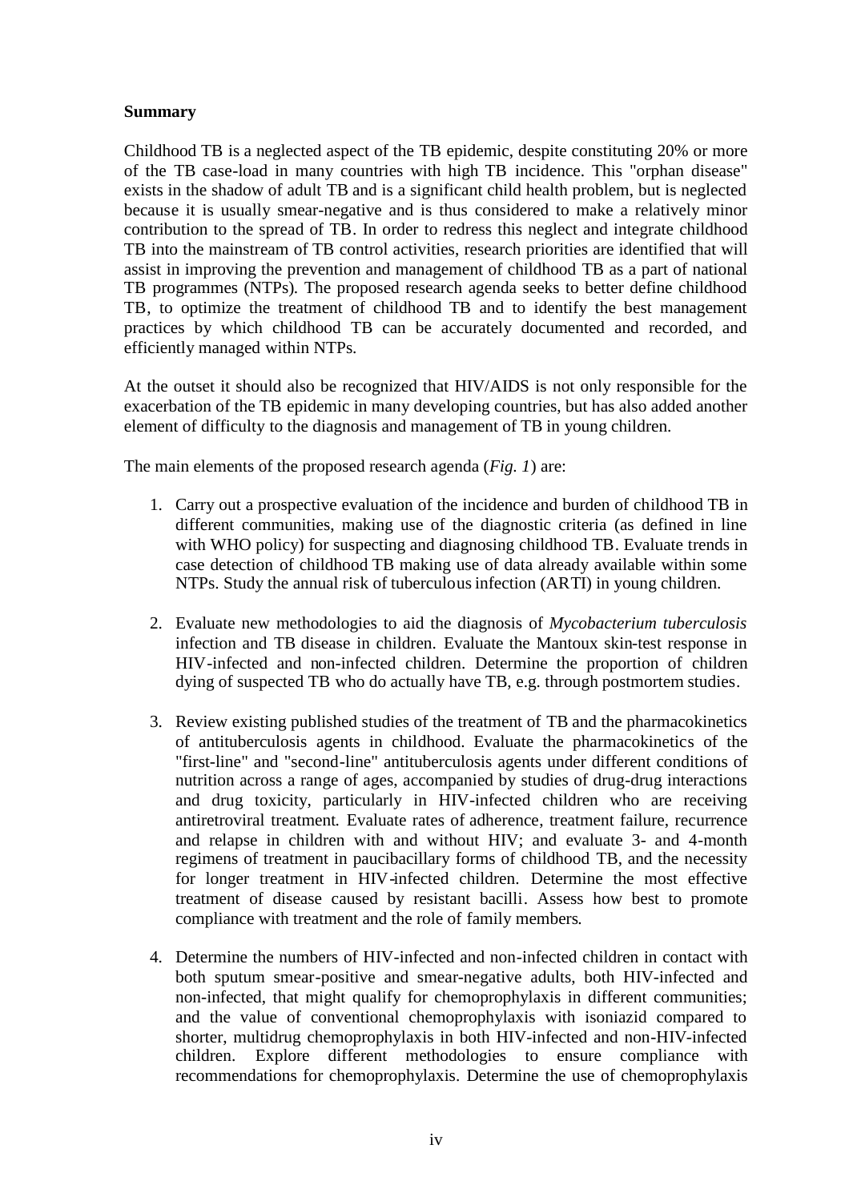**Summary**

Childhood TB is a neglected aspect of the TB epidemic, despite constituting 20% or more of the TB case-load in many countries with high TB incidence. This "orphan disease" exists in the shadow of adult TB and is a significant child health problem, but is neglected because it is usually smear-negative and is thus considered to make a relatively minor contribution to the spread of TB. In order to redress this neglect and integrate childhood TB into the mainstream of TB control activities, research priorities are identified that will assist in improving the prevention and management of childhood TB as a part of national TB programmes (NTPs). The proposed research agenda seeks to better define childhood TB, to optimize the treatment of childhood TB and to identify the best management practices by which childhood TB can be accurately documented and recorded, and efficiently managed within NTPs.

At the outset it should also be recognized that HIV/AIDS is not only responsible for the exacerbation of the TB epidemic in many developing countries, but has also added another element of difficulty to the diagnosis and management of TB in young children.

The main elements of the proposed research agenda (*Fig. 1*) are:

1. Carry out a prospective evaluation of the incidence and burden of childhood TB in different communities, making use of the diagnostic criteria (as defined in line with WHO policy) for suspecting and diagnosing childhood TB. Evaluate trends in case detection of childhood TB making use of data already available within some NTPs. Study the annual risk of tuberculous infection (ARTI) in young children.

2. Evaluate new methodologies to aid the diagnosis of *Mycobacterium tuberculosis* infection and TB disease in children. Evaluate the Mantoux skin-test response in HIV-infected and non-infected children. Determine the proportion of children dying of suspected TB who do actually have TB, e.g. through postmortem studies.

3. Review existing published studies of the treatment of TB and the pharmacokinetics of antituberculosis agents in childhood. Evaluate the pharmacokinetics of the "first-line" and "second-line" antituberculosis agents under different conditions of nutrition across a range of ages, accompanied by studies of drug-drug interactions and drug toxicity, particularly in HIV-infected children who are receiving antiretroviral treatment. Evaluate rates of adherence, treatment failure, recurrence and relapse in children with and without HIV; and evaluate 3- and 4-month regimens of treatment in paucibacillary forms of childhood TB, and the necessity for longer treatment in HIV-infected children. Determine the most effective treatment of disease caused by resistant bacilli. Assess how best to promote compliance with treatment and the role of family members.

4. Determine the numbers of HIV-infected and non-infected children in contact with both sputum smear-positive and smear-negative adults, both HIV-infected and non-infected, that might qualify for chemoprophylaxis in different communities; and the value of conventional chemoprophylaxis with isoniazid compared to shorter, multidrug chemoprophylaxis in both HIV-infected and non-HIV-infected children. Explore different methodologies to ensure compliance with recommendations for chemoprophylaxis. Determine the use of chemoprophylaxis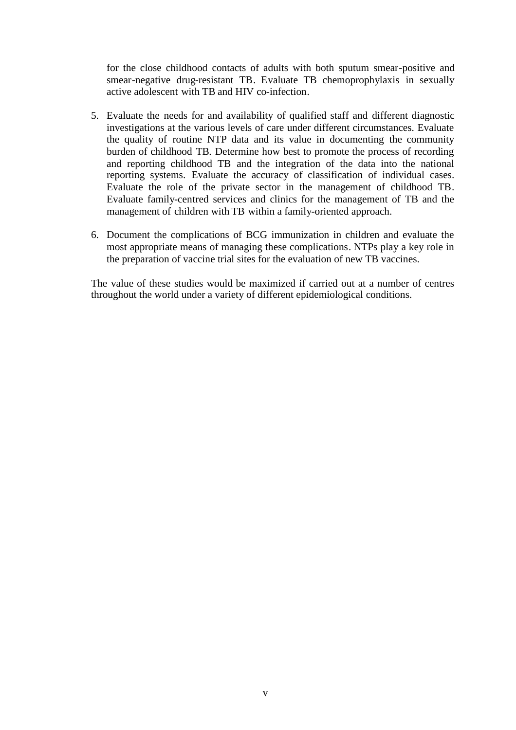for the close childhood contacts of adults with both sputum smear-positive and smear-negative drug-resistant TB. Evaluate TB chemoprophylaxis in sexually active adolescent with TB and HIV co-infection.

5. Evaluate the needs for and availability of qualified staff and different diagnostic investigations at the various levels of care under different circumstances. Evaluate the quality of routine NTP data and its value in documenting the community burden of childhood TB. Determine how best to promote the process of recording and reporting childhood TB and the integration of the data into the national reporting systems. Evaluate the accuracy of classification of individual cases. Evaluate the role of the private sector in the management of childhood TB. Evaluate family-centred services and clinics for the management of TB and the management of children with TB within a family-oriented approach.

6. Document the complications of BCG immunization in children and evaluate the most appropriate means of managing these complications. NTPs play a key role in the preparation of vaccine trial sites for the evaluation of new TB vaccines.

The value of these studies would be maximized if carried out at a number of centres throughout the world under a variety of different epidemiological conditions.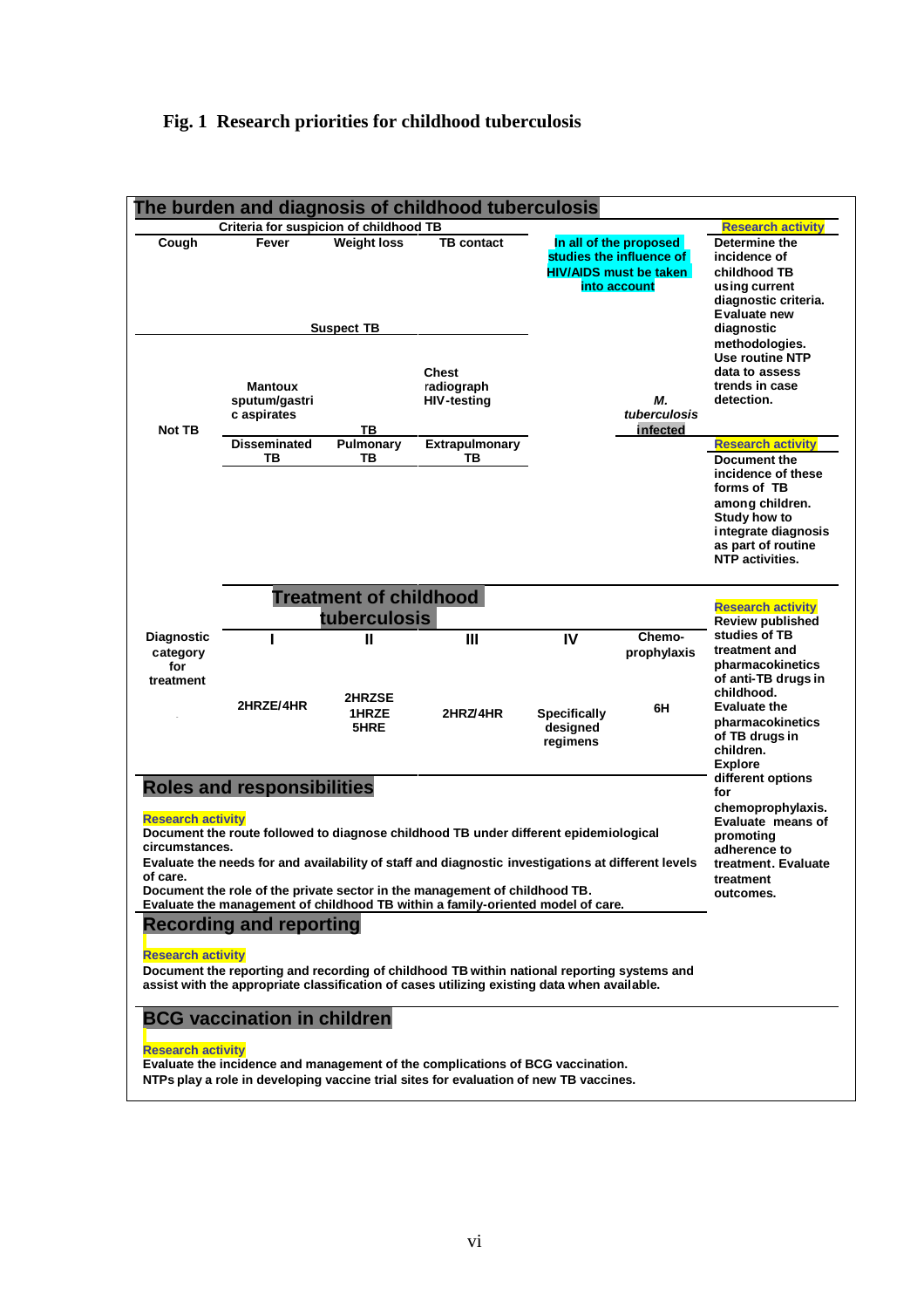**Fig. 1 Research priorities for childhood tuberculosis**

## The burden and diagnosis of childhood tuberculosis

**Criteria for suspicion of childhood TB**

| Cough | Fever | Weight loss | TB contact |
|---|---|---|---|

**In all of the proposed studies the influence of HIV/AIDS must be taken into account**

**Suspect TB**

- Mantoux sputum/gastric aspirates
- Chest radiograph HIV-testing

**Not TB** | **TB** | ***M. tuberculosis* infected**

| Disseminated TB | Pulmonary TB | Extrapulmonary TB |
|---|---|---|

**Research activity**

Determine the incidence of childhood TB using current diagnostic criteria. Evaluate new diagnostic methodologies. Use routine NTP data to assess trends in case detection.

**Research activity**

Document the incidence of these forms of TB among children. Study how to integrate diagnosis as part of routine NTP activities.

## Treatment of childhood tuberculosis

| Diagnostic category for treatment | I | II | III | IV | Chemo-prophylaxis |
|---|---|---|---|---|---|
| | 2HRZE/4HR | 2HRZSE 1HRZE 5HRE | 2HRZ/4HR | Specifically designed regimens | 6H |

**Research activity**

Review published studies of TB treatment and pharmacokinetics of anti-TB drugs in childhood. Evaluate the pharmacokinetics of TB drugs in children. Explore different options for chemoprophylaxis. Evaluate means of promoting adherence to treatment. Evaluate treatment outcomes.

## Roles and responsibilities

**Research activity**

Document the route followed to diagnose childhood TB under different epidemiological circumstances.
Evaluate the needs for and availability of staff and diagnostic investigations at different levels of care.
Document the role of the private sector in the management of childhood TB.
Evaluate the management of childhood TB within a family-oriented model of care.

## Recording and reporting

**Research activity**

Document the reporting and recording of childhood TB within national reporting systems and assist with the appropriate classification of cases utilizing existing data when available.

## BCG vaccination in children

**Research activity**

Evaluate the incidence and management of the complications of BCG vaccination.
NTPs play a role in developing vaccine trial sites for evaluation of new TB vaccines.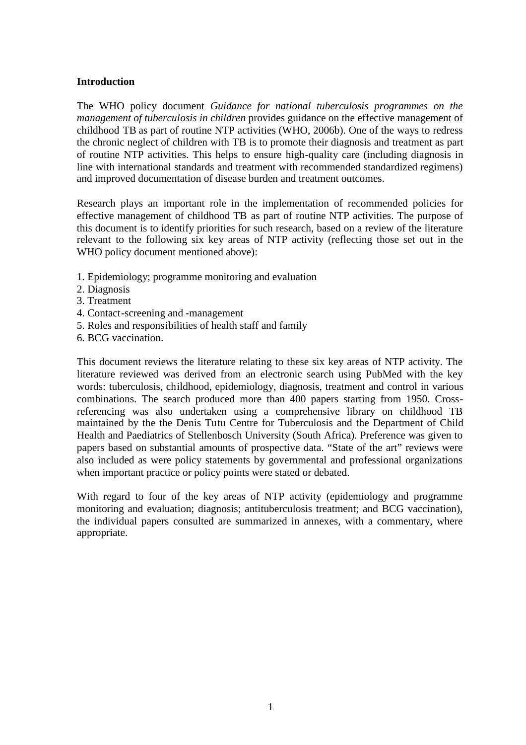## Introduction

The WHO policy document *Guidance for national tuberculosis programmes on the management of tuberculosis in children* provides guidance on the effective management of childhood TB as part of routine NTP activities (WHO, 2006b). One of the ways to redress the chronic neglect of children with TB is to promote their diagnosis and treatment as part of routine NTP activities. This helps to ensure high-quality care (including diagnosis in line with international standards and treatment with recommended standardized regimens) and improved documentation of disease burden and treatment outcomes.

Research plays an important role in the implementation of recommended policies for effective management of childhood TB as part of routine NTP activities. The purpose of this document is to identify priorities for such research, based on a review of the literature relevant to the following six key areas of NTP activity (reflecting those set out in the WHO policy document mentioned above):

1. Epidemiology; programme monitoring and evaluation
2. Diagnosis
3. Treatment
4. Contact-screening and -management
5. Roles and responsibilities of health staff and family
6. BCG vaccination.

This document reviews the literature relating to these six key areas of NTP activity. The literature reviewed was derived from an electronic search using PubMed with the key words: tuberculosis, childhood, epidemiology, diagnosis, treatment and control in various combinations. The search produced more than 400 papers starting from 1950. Cross-referencing was also undertaken using a comprehensive library on childhood TB maintained by the the Denis Tutu Centre for Tuberculosis and the Department of Child Health and Paediatrics of Stellenbosch University (South Africa). Preference was given to papers based on substantial amounts of prospective data. "State of the art" reviews were also included as were policy statements by governmental and professional organizations when important practice or policy points were stated or debated.

With regard to four of the key areas of NTP activity (epidemiology and programme monitoring and evaluation; diagnosis; antituberculosis treatment; and BCG vaccination), the individual papers consulted are summarized in annexes, with a commentary, where appropriate.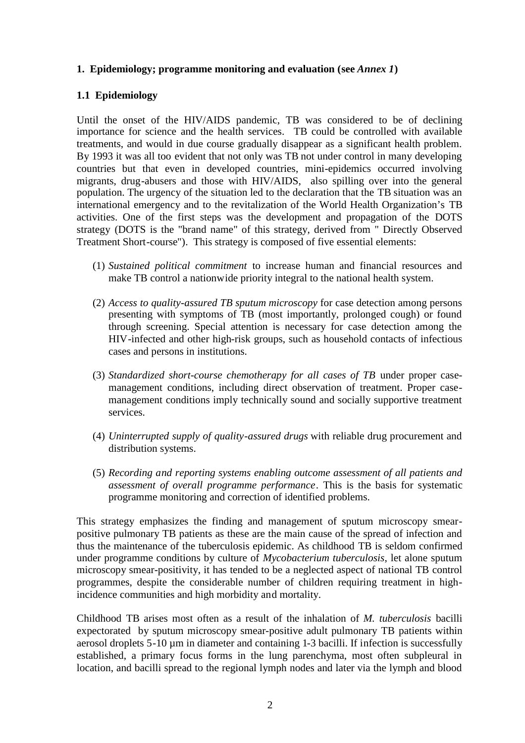## 1. Epidemiology; programme monitoring and evaluation (see *Annex 1*)

### 1.1 Epidemiology

Until the onset of the HIV/AIDS pandemic, TB was considered to be of declining importance for science and the health services. TB could be controlled with available treatments, and would in due course gradually disappear as a significant health problem. By 1993 it was all too evident that not only was TB not under control in many developing countries but that even in developed countries, mini-epidemics occurred involving migrants, drug-abusers and those with HIV/AIDS, also spilling over into the general population. The urgency of the situation led to the declaration that the TB situation was an international emergency and to the revitalization of the World Health Organization's TB activities. One of the first steps was the development and propagation of the DOTS strategy (DOTS is the "brand name" of this strategy, derived from " Directly Observed Treatment Short-course"). This strategy is composed of five essential elements:

(1) *Sustained political commitment* to increase human and financial resources and make TB control a nationwide priority integral to the national health system.

(2) *Access to quality-assured TB sputum microscopy* for case detection among persons presenting with symptoms of TB (most importantly, prolonged cough) or found through screening. Special attention is necessary for case detection among the HIV-infected and other high-risk groups, such as household contacts of infectious cases and persons in institutions.

(3) *Standardized short-course chemotherapy for all cases of TB* under proper case-management conditions, including direct observation of treatment. Proper case-management conditions imply technically sound and socially supportive treatment services.

(4) *Uninterrupted supply of quality-assured drugs* with reliable drug procurement and distribution systems.

(5) *Recording and reporting systems enabling outcome assessment of all patients and assessment of overall programme performance*. This is the basis for systematic programme monitoring and correction of identified problems.

This strategy emphasizes the finding and management of sputum microscopy smear-positive pulmonary TB patients as these are the main cause of the spread of infection and thus the maintenance of the tuberculosis epidemic. As childhood TB is seldom confirmed under programme conditions by culture of *Mycobacterium tuberculosis*, let alone sputum microscopy smear-positivity, it has tended to be a neglected aspect of national TB control programmes, despite the considerable number of children requiring treatment in high-incidence communities and high morbidity and mortality.

Childhood TB arises most often as a result of the inhalation of *M. tuberculosis* bacilli expectorated by sputum microscopy smear-positive adult pulmonary TB patients within aerosol droplets 5-10 µm in diameter and containing 1-3 bacilli. If infection is successfully established, a primary focus forms in the lung parenchyma, most often subpleural in location, and bacilli spread to the regional lymph nodes and later via the lymph and blood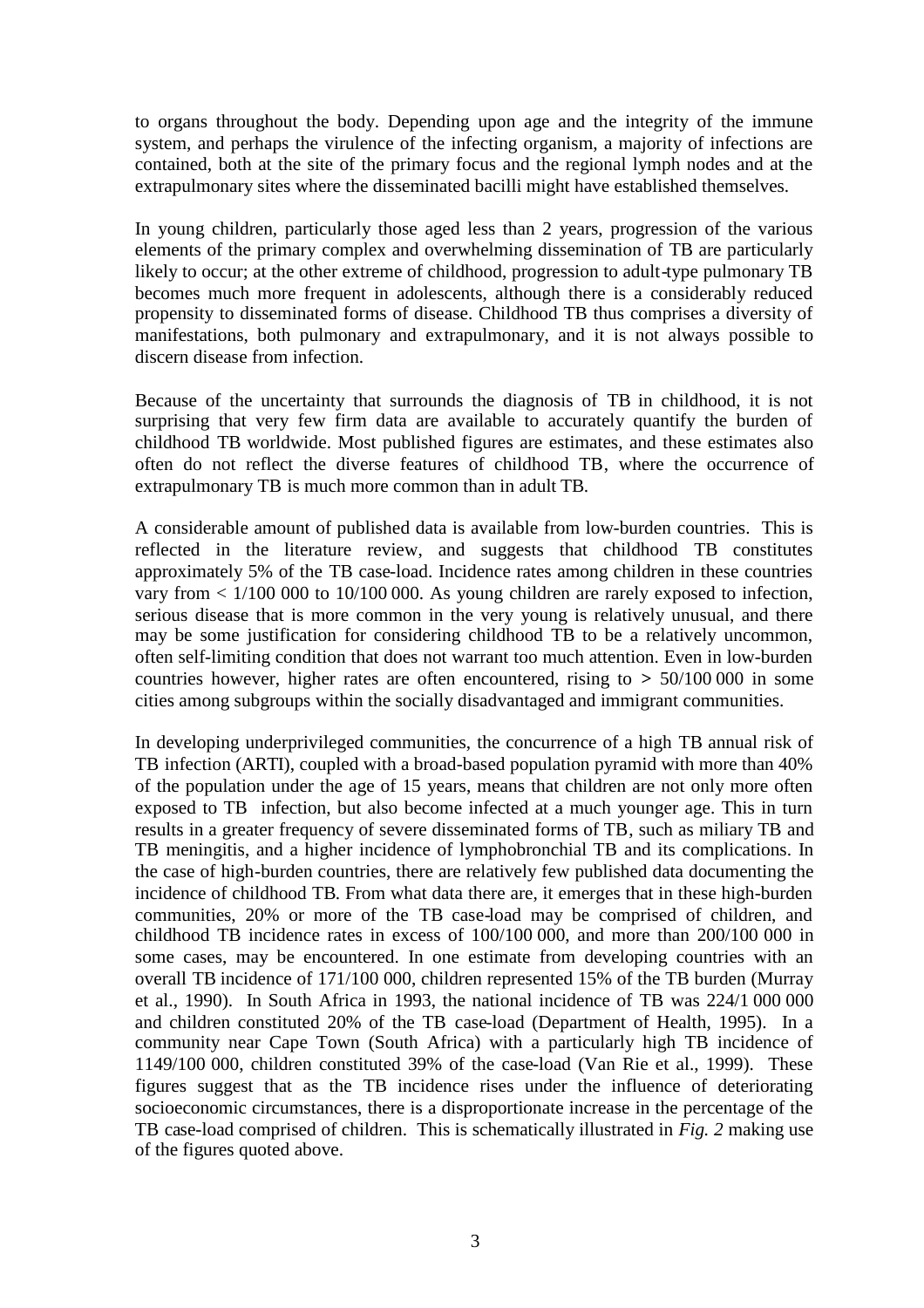to organs throughout the body. Depending upon age and the integrity of the immune system, and perhaps the virulence of the infecting organism, a majority of infections are contained, both at the site of the primary focus and the regional lymph nodes and at the extrapulmonary sites where the disseminated bacilli might have established themselves.

In young children, particularly those aged less than 2 years, progression of the various elements of the primary complex and overwhelming dissemination of TB are particularly likely to occur; at the other extreme of childhood, progression to adult-type pulmonary TB becomes much more frequent in adolescents, although there is a considerably reduced propensity to disseminated forms of disease. Childhood TB thus comprises a diversity of manifestations, both pulmonary and extrapulmonary, and it is not always possible to discern disease from infection.

Because of the uncertainty that surrounds the diagnosis of TB in childhood, it is not surprising that very few firm data are available to accurately quantify the burden of childhood TB worldwide. Most published figures are estimates, and these estimates also often do not reflect the diverse features of childhood TB, where the occurrence of extrapulmonary TB is much more common than in adult TB.

A considerable amount of published data is available from low-burden countries. This is reflected in the literature review, and suggests that childhood TB constitutes approximately 5% of the TB case-load. Incidence rates among children in these countries vary from < 1/100 000 to 10/100 000. As young children are rarely exposed to infection, serious disease that is more common in the very young is relatively unusual, and there may be some justification for considering childhood TB to be a relatively uncommon, often self-limiting condition that does not warrant too much attention. Even in low-burden countries however, higher rates are often encountered, rising to > 50/100 000 in some cities among subgroups within the socially disadvantaged and immigrant communities.

In developing underprivileged communities, the concurrence of a high TB annual risk of TB infection (ARTI), coupled with a broad-based population pyramid with more than 40% of the population under the age of 15 years, means that children are not only more often exposed to TB infection, but also become infected at a much younger age. This in turn results in a greater frequency of severe disseminated forms of TB, such as miliary TB and TB meningitis, and a higher incidence of lymphobronchial TB and its complications. In the case of high-burden countries, there are relatively few published data documenting the incidence of childhood TB. From what data there are, it emerges that in these high-burden communities, 20% or more of the TB case-load may be comprised of children, and childhood TB incidence rates in excess of 100/100 000, and more than 200/100 000 in some cases, may be encountered. In one estimate from developing countries with an overall TB incidence of 171/100 000, children represented 15% of the TB burden (Murray et al., 1990). In South Africa in 1993, the national incidence of TB was 224/1 000 000 and children constituted 20% of the TB case-load (Department of Health, 1995). In a community near Cape Town (South Africa) with a particularly high TB incidence of 1149/100 000, children constituted 39% of the case-load (Van Rie et al., 1999). These figures suggest that as the TB incidence rises under the influence of deteriorating socioeconomic circumstances, there is a disproportionate increase in the percentage of the TB case-load comprised of children. This is schematically illustrated in *Fig. 2* making use of the figures quoted above.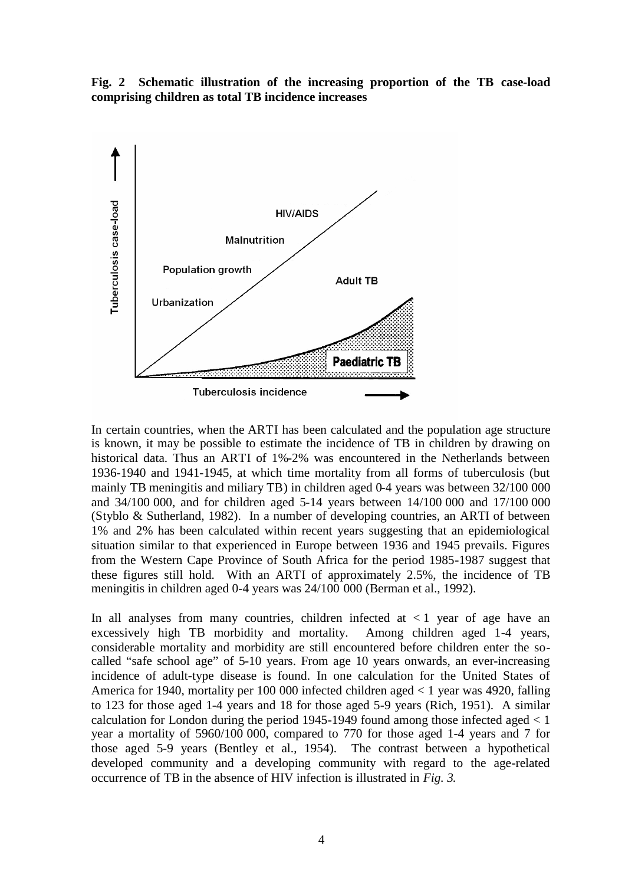**Fig. 2 Schematic illustration of the increasing proportion of the TB case-load comprising children as total TB incidence increases**

In certain countries, when the ARTI has been calculated and the population age structure is known, it may be possible to estimate the incidence of TB in children by drawing on historical data. Thus an ARTI of 1%-2% was encountered in the Netherlands between 1936-1940 and 1941-1945, at which time mortality from all forms of tuberculosis (but mainly TB meningitis and miliary TB) in children aged 0-4 years was between 32/100 000 and 34/100 000, and for children aged 5-14 years between 14/100 000 and 17/100 000 (Styblo & Sutherland, 1982). In a number of developing countries, an ARTI of between 1% and 2% has been calculated within recent years suggesting that an epidemiological situation similar to that experienced in Europe between 1936 and 1945 prevails. Figures from the Western Cape Province of South Africa for the period 1985-1987 suggest that these figures still hold. With an ARTI of approximately 2.5%, the incidence of TB meningitis in children aged 0-4 years was 24/100 000 (Berman et al., 1992).

In all analyses from many countries, children infected at < 1 year of age have an excessively high TB morbidity and mortality. Among children aged 1-4 years, considerable mortality and morbidity are still encountered before children enter the so-called "safe school age" of 5-10 years. From age 10 years onwards, an ever-increasing incidence of adult-type disease is found. In one calculation for the United States of America for 1940, mortality per 100 000 infected children aged < 1 year was 4920, falling to 123 for those aged 1-4 years and 18 for those aged 5-9 years (Rich, 1951). A similar calculation for London during the period 1945-1949 found among those infected aged < 1 year a mortality of 5960/100 000, compared to 770 for those aged 1-4 years and 7 for those aged 5-9 years (Bentley et al., 1954). The contrast between a hypothetical developed community and a developing community with regard to the age-related occurrence of TB in the absence of HIV infection is illustrated in *Fig. 3.*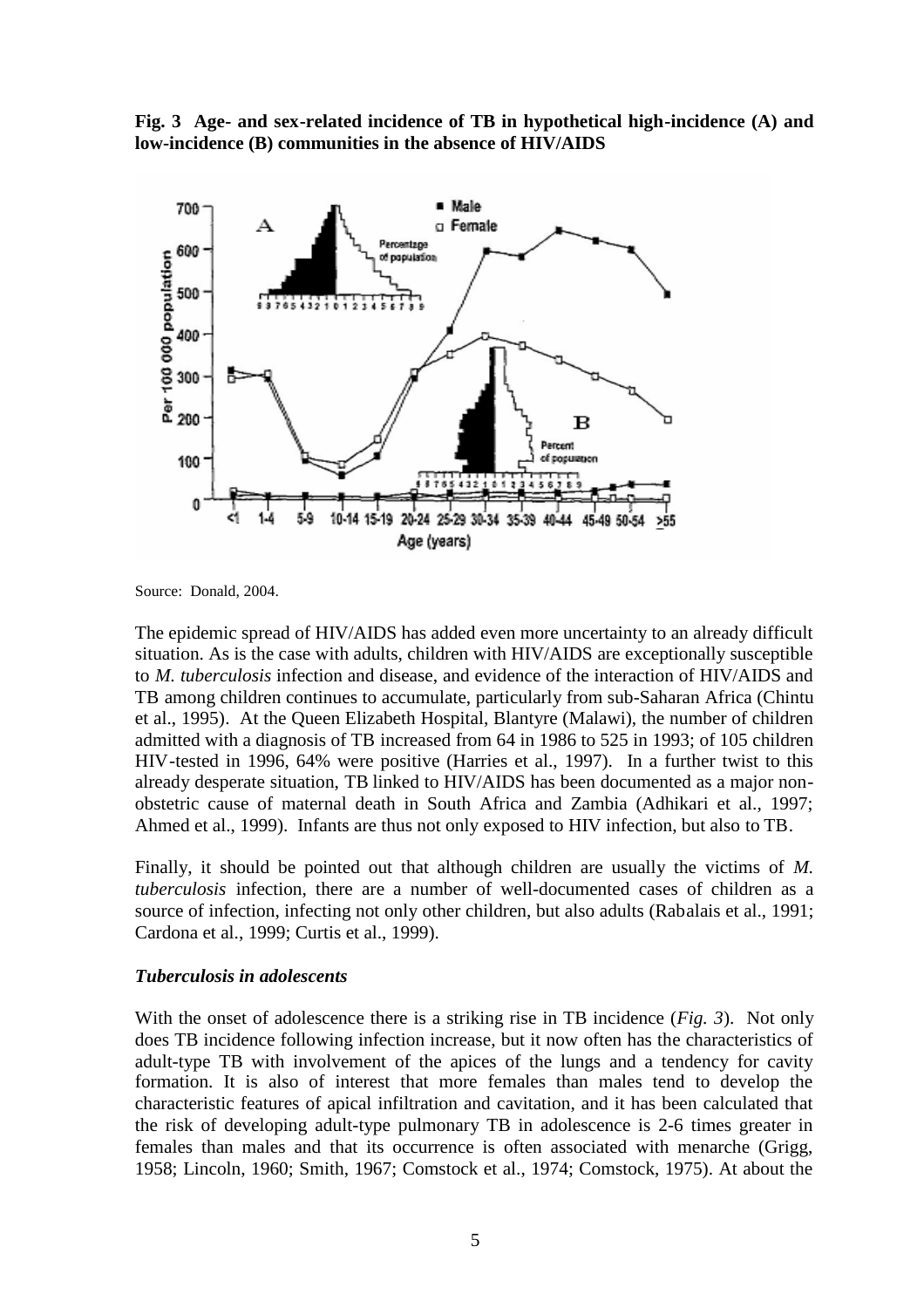**Fig. 3 Age- and sex-related incidence of TB in hypothetical high-incidence (A) and low-incidence (B) communities in the absence of HIV/AIDS**

Source: Donald, 2004.

The epidemic spread of HIV/AIDS has added even more uncertainty to an already difficult situation. As is the case with adults, children with HIV/AIDS are exceptionally susceptible to *M. tuberculosis* infection and disease, and evidence of the interaction of HIV/AIDS and TB among children continues to accumulate, particularly from sub-Saharan Africa (Chintu et al., 1995). At the Queen Elizabeth Hospital, Blantyre (Malawi), the number of children admitted with a diagnosis of TB increased from 64 in 1986 to 525 in 1993; of 105 children HIV-tested in 1996, 64% were positive (Harries et al., 1997). In a further twist to this already desperate situation, TB linked to HIV/AIDS has been documented as a major non-obstetric cause of maternal death in South Africa and Zambia (Adhikari et al., 1997; Ahmed et al., 1999). Infants are thus not only exposed to HIV infection, but also to TB.

Finally, it should be pointed out that although children are usually the victims of *M. tuberculosis* infection, there are a number of well-documented cases of children as a source of infection, infecting not only other children, but also adults (Rabalais et al., 1991; Cardona et al., 1999; Curtis et al., 1999).

### *Tuberculosis in adolescents*

With the onset of adolescence there is a striking rise in TB incidence (*Fig. 3*). Not only does TB incidence following infection increase, but it now often has the characteristics of adult-type TB with involvement of the apices of the lungs and a tendency for cavity formation. It is also of interest that more females than males tend to develop the characteristic features of apical infiltration and cavitation, and it has been calculated that the risk of developing adult-type pulmonary TB in adolescence is 2-6 times greater in females than males and that its occurrence is often associated with menarche (Grigg, 1958; Lincoln, 1960; Smith, 1967; Comstock et al., 1974; Comstock, 1975). At about the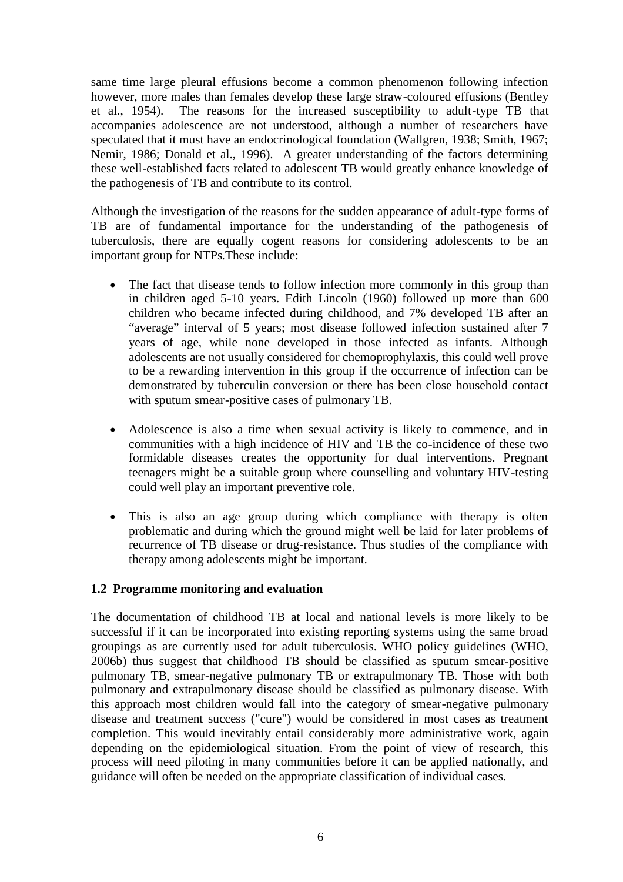same time large pleural effusions become a common phenomenon following infection however, more males than females develop these large straw-coloured effusions (Bentley et al., 1954). The reasons for the increased susceptibility to adult-type TB that accompanies adolescence are not understood, although a number of researchers have speculated that it must have an endocrinological foundation (Wallgren, 1938; Smith, 1967; Nemir, 1986; Donald et al., 1996). A greater understanding of the factors determining these well-established facts related to adolescent TB would greatly enhance knowledge of the pathogenesis of TB and contribute to its control.

Although the investigation of the reasons for the sudden appearance of adult-type forms of TB are of fundamental importance for the understanding of the pathogenesis of tuberculosis, there are equally cogent reasons for considering adolescents to be an important group for NTPs.These include:

- The fact that disease tends to follow infection more commonly in this group than in children aged 5-10 years. Edith Lincoln (1960) followed up more than 600 children who became infected during childhood, and 7% developed TB after an "average" interval of 5 years; most disease followed infection sustained after 7 years of age, while none developed in those infected as infants. Although adolescents are not usually considered for chemoprophylaxis, this could well prove to be a rewarding intervention in this group if the occurrence of infection can be demonstrated by tuberculin conversion or there has been close household contact with sputum smear-positive cases of pulmonary TB.

- Adolescence is also a time when sexual activity is likely to commence, and in communities with a high incidence of HIV and TB the co-incidence of these two formidable diseases creates the opportunity for dual interventions. Pregnant teenagers might be a suitable group where counselling and voluntary HIV-testing could well play an important preventive role.

- This is also an age group during which compliance with therapy is often problematic and during which the ground might well be laid for later problems of recurrence of TB disease or drug-resistance. Thus studies of the compliance with therapy among adolescents might be important.

### 1.2 Programme monitoring and evaluation

The documentation of childhood TB at local and national levels is more likely to be successful if it can be incorporated into existing reporting systems using the same broad groupings as are currently used for adult tuberculosis. WHO policy guidelines (WHO, 2006b) thus suggest that childhood TB should be classified as sputum smear-positive pulmonary TB, smear-negative pulmonary TB or extrapulmonary TB. Those with both pulmonary and extrapulmonary disease should be classified as pulmonary disease. With this approach most children would fall into the category of smear-negative pulmonary disease and treatment success ("cure") would be considered in most cases as treatment completion. This would inevitably entail considerably more administrative work, again depending on the epidemiological situation. From the point of view of research, this process will need piloting in many communities before it can be applied nationally, and guidance will often be needed on the appropriate classification of individual cases.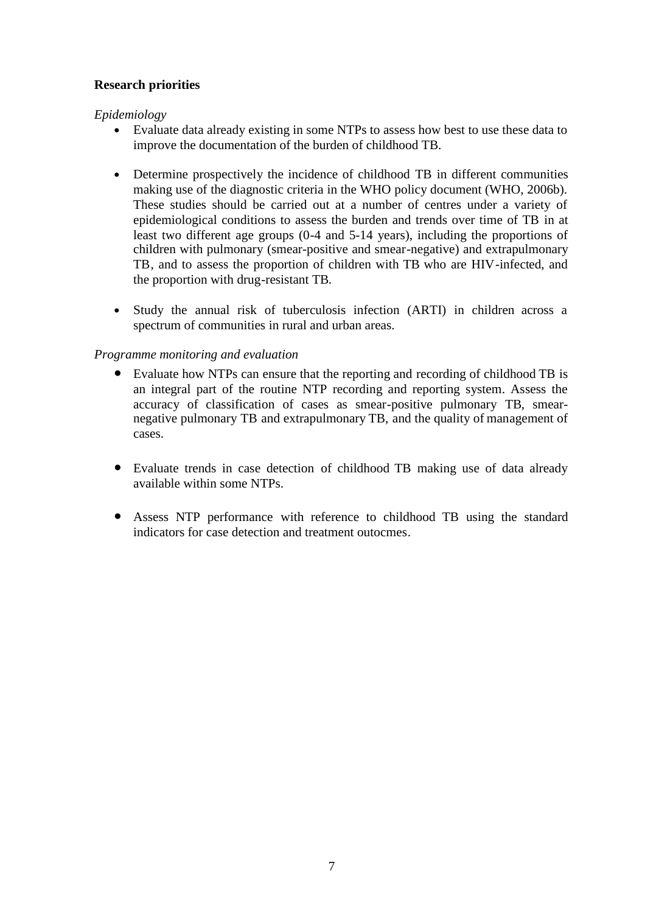**Research priorities**

*Epidemiology*

- Evaluate data already existing in some NTPs to assess how best to use these data to improve the documentation of the burden of childhood TB.

- Determine prospectively the incidence of childhood TB in different communities making use of the diagnostic criteria in the WHO policy document (WHO, 2006b). These studies should be carried out at a number of centres under a variety of epidemiological conditions to assess the burden and trends over time of TB in at least two different age groups (0-4 and 5-14 years), including the proportions of children with pulmonary (smear-positive and smear-negative) and extrapulmonary TB, and to assess the proportion of children with TB who are HIV-infected, and the proportion with drug-resistant TB.

- Study the annual risk of tuberculosis infection (ARTI) in children across a spectrum of communities in rural and urban areas.

*Programme monitoring and evaluation*

- Evaluate how NTPs can ensure that the reporting and recording of childhood TB is an integral part of the routine NTP recording and reporting system. Assess the accuracy of classification of cases as smear-positive pulmonary TB, smear-negative pulmonary TB and extrapulmonary TB, and the quality of management of cases.

- Evaluate trends in case detection of childhood TB making use of data already available within some NTPs.

- Assess NTP performance with reference to childhood TB using the standard indicators for case detection and treatment outocmes.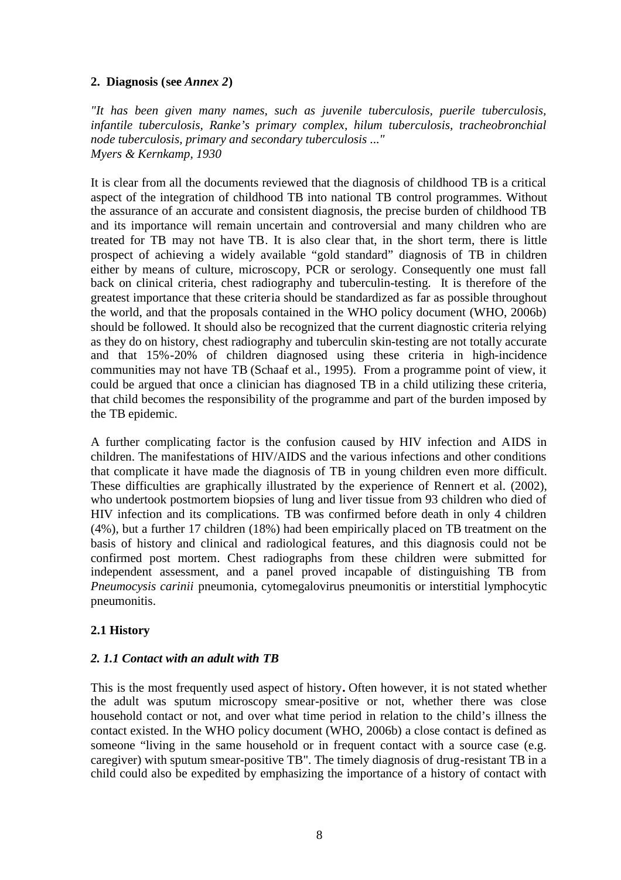## 2. Diagnosis (see *Annex 2*)

*"It has been given many names, such as juvenile tuberculosis, puerile tuberculosis, infantile tuberculosis, Ranke's primary complex, hilum tuberculosis, tracheobronchial node tuberculosis, primary and secondary tuberculosis ..."*
*Myers & Kernkamp, 1930*

It is clear from all the documents reviewed that the diagnosis of childhood TB is a critical aspect of the integration of childhood TB into national TB control programmes. Without the assurance of an accurate and consistent diagnosis, the precise burden of childhood TB and its importance will remain uncertain and controversial and many children who are treated for TB may not have TB. It is also clear that, in the short term, there is little prospect of achieving a widely available "gold standard" diagnosis of TB in children either by means of culture, microscopy, PCR or serology. Consequently one must fall back on clinical criteria, chest radiography and tuberculin-testing. It is therefore of the greatest importance that these criteria should be standardized as far as possible throughout the world, and that the proposals contained in the WHO policy document (WHO, 2006b) should be followed. It should also be recognized that the current diagnostic criteria relying as they do on history, chest radiography and tuberculin skin-testing are not totally accurate and that 15%-20% of children diagnosed using these criteria in high-incidence communities may not have TB (Schaaf et al., 1995). From a programme point of view, it could be argued that once a clinician has diagnosed TB in a child utilizing these criteria, that child becomes the responsibility of the programme and part of the burden imposed by the TB epidemic.

A further complicating factor is the confusion caused by HIV infection and AIDS in children. The manifestations of HIV/AIDS and the various infections and other conditions that complicate it have made the diagnosis of TB in young children even more difficult. These difficulties are graphically illustrated by the experience of Rennert et al. (2002), who undertook postmortem biopsies of lung and liver tissue from 93 children who died of HIV infection and its complications. TB was confirmed before death in only 4 children (4%), but a further 17 children (18%) had been empirically placed on TB treatment on the basis of history and clinical and radiological features, and this diagnosis could not be confirmed post mortem. Chest radiographs from these children were submitted for independent assessment, and a panel proved incapable of distinguishing TB from *Pneumocysis carinii* pneumonia, cytomegalovirus pneumonitis or interstitial lymphocytic pneumonitis.

### 2.1 History

#### *2. 1.1 Contact with an adult with TB*

This is the most frequently used aspect of history**.** Often however, it is not stated whether the adult was sputum microscopy smear-positive or not, whether there was close household contact or not, and over what time period in relation to the child's illness the contact existed. In the WHO policy document (WHO, 2006b) a close contact is defined as someone "living in the same household or in frequent contact with a source case (e.g. caregiver) with sputum smear-positive TB". The timely diagnosis of drug-resistant TB in a child could also be expedited by emphasizing the importance of a history of contact with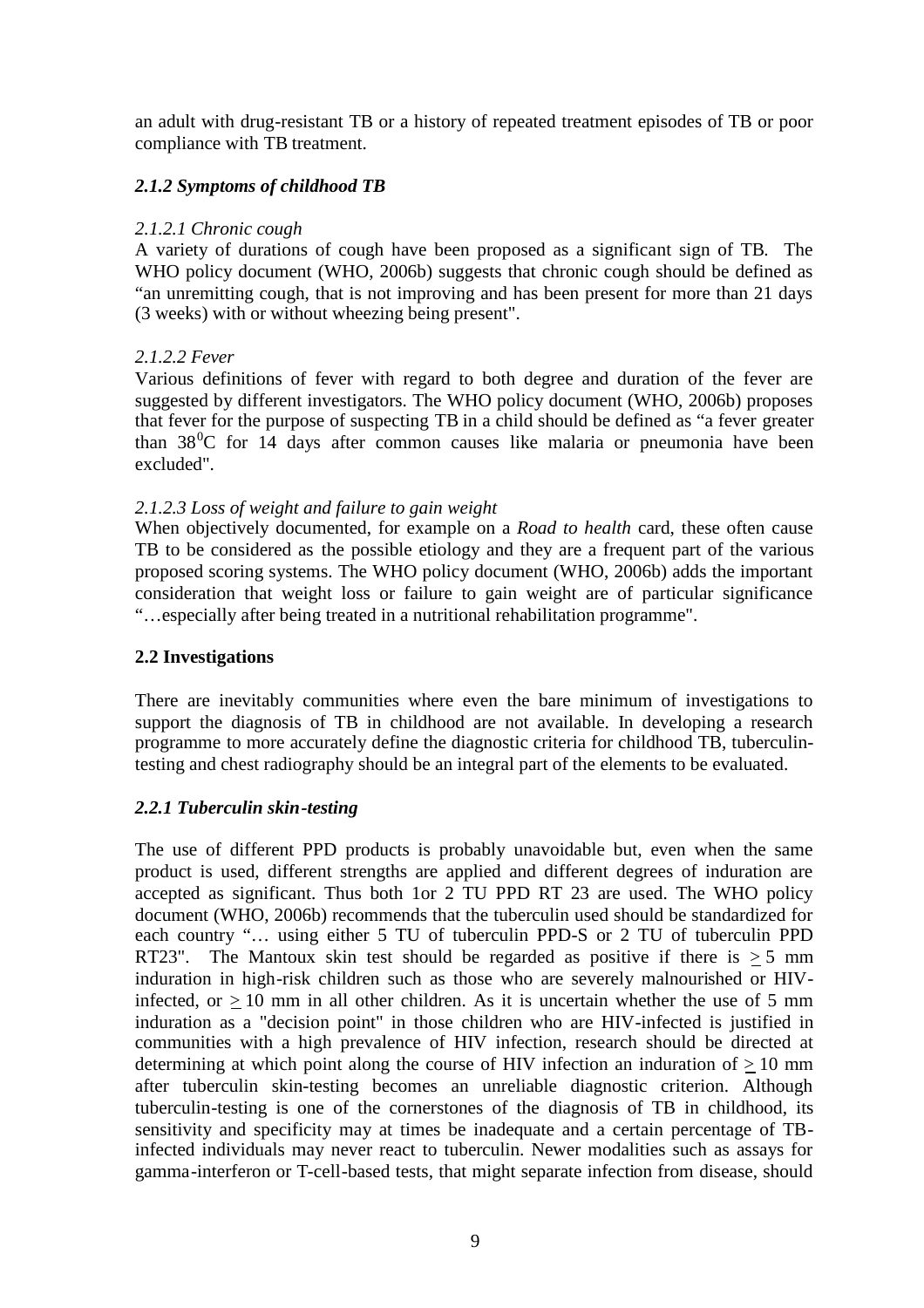an adult with drug-resistant TB or a history of repeated treatment episodes of TB or poor compliance with TB treatment.

### *2.1.2 Symptoms of childhood TB*

#### *2.1.2.1 Chronic cough*

A variety of durations of cough have been proposed as a significant sign of TB. The WHO policy document (WHO, 2006b) suggests that chronic cough should be defined as "an unremitting cough, that is not improving and has been present for more than 21 days (3 weeks) with or without wheezing being present".

#### *2.1.2.2 Fever*

Various definitions of fever with regard to both degree and duration of the fever are suggested by different investigators. The WHO policy document (WHO, 2006b) proposes that fever for the purpose of suspecting TB in a child should be defined as "a fever greater than $38^0$C for 14 days after common causes like malaria or pneumonia have been excluded".

#### *2.1.2.3 Loss of weight and failure to gain weight*

When objectively documented, for example on a *Road to health* card, these often cause TB to be considered as the possible etiology and they are a frequent part of the various proposed scoring systems. The WHO policy document (WHO, 2006b) adds the important consideration that weight loss or failure to gain weight are of particular significance "…especially after being treated in a nutritional rehabilitation programme".

## 2.2 Investigations

There are inevitably communities where even the bare minimum of investigations to support the diagnosis of TB in childhood are not available. In developing a research programme to more accurately define the diagnostic criteria for childhood TB, tuberculin-testing and chest radiography should be an integral part of the elements to be evaluated.

### *2.2.1 Tuberculin skin-testing*

The use of different PPD products is probably unavoidable but, even when the same product is used, different strengths are applied and different degrees of induration are accepted as significant. Thus both 1or 2 TU PPD RT 23 are used. The WHO policy document (WHO, 2006b) recommends that the tuberculin used should be standardized for each country "… using either 5 TU of tuberculin PPD-S or 2 TU of tuberculin PPD RT23". The Mantoux skin test should be regarded as positive if there is $\geq 5$ mm induration in high-risk children such as those who are severely malnourished or HIV-infected, or $\geq 10$ mm in all other children. As it is uncertain whether the use of 5 mm induration as a "decision point" in those children who are HIV-infected is justified in communities with a high prevalence of HIV infection, research should be directed at determining at which point along the course of HIV infection an induration of $\geq 10$ mm after tuberculin skin-testing becomes an unreliable diagnostic criterion. Although tuberculin-testing is one of the cornerstones of the diagnosis of TB in childhood, its sensitivity and specificity may at times be inadequate and a certain percentage of TB-infected individuals may never react to tuberculin. Newer modalities such as assays for gamma-interferon or T-cell-based tests, that might separate infection from disease, should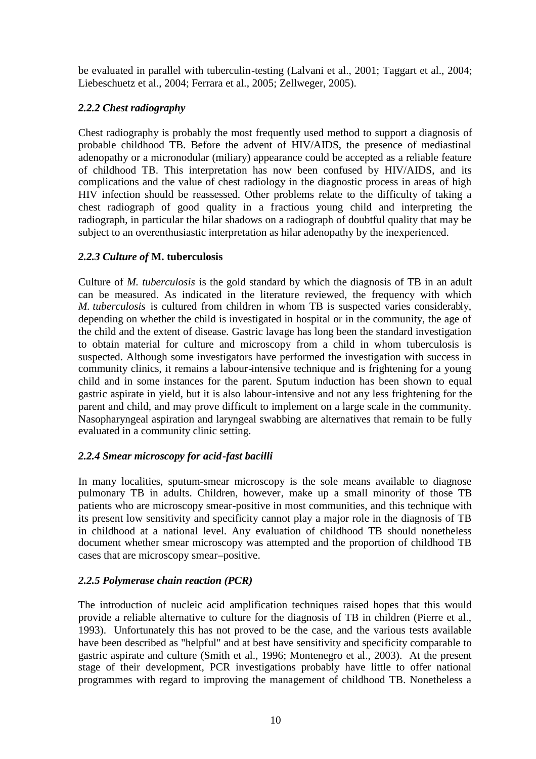be evaluated in parallel with tuberculin-testing (Lalvani et al., 2001; Taggart et al., 2004; Liebeschuetz et al., 2004; Ferrara et al., 2005; Zellweger, 2005).

### *2.2.2 Chest radiography*

Chest radiography is probably the most frequently used method to support a diagnosis of probable childhood TB. Before the advent of HIV/AIDS, the presence of mediastinal adenopathy or a micronodular (miliary) appearance could be accepted as a reliable feature of childhood TB. This interpretation has now been confused by HIV/AIDS, and its complications and the value of chest radiology in the diagnostic process in areas of high HIV infection should be reassessed. Other problems relate to the difficulty of taking a chest radiograph of good quality in a fractious young child and interpreting the radiograph, in particular the hilar shadows on a radiograph of doubtful quality that may be subject to an overenthusiastic interpretation as hilar adenopathy by the inexperienced.

### *2.2.3 Culture of* **M. tuberculosis**

Culture of *M. tuberculosis* is the gold standard by which the diagnosis of TB in an adult can be measured. As indicated in the literature reviewed, the frequency with which *M. tuberculosis* is cultured from children in whom TB is suspected varies considerably, depending on whether the child is investigated in hospital or in the community, the age of the child and the extent of disease. Gastric lavage has long been the standard investigation to obtain material for culture and microscopy from a child in whom tuberculosis is suspected. Although some investigators have performed the investigation with success in community clinics, it remains a labour-intensive technique and is frightening for a young child and in some instances for the parent. Sputum induction has been shown to equal gastric aspirate in yield, but it is also labour-intensive and not any less frightening for the parent and child, and may prove difficult to implement on a large scale in the community. Nasopharyngeal aspiration and laryngeal swabbing are alternatives that remain to be fully evaluated in a community clinic setting.

### *2.2.4 Smear microscopy for acid-fast bacilli*

In many localities, sputum-smear microscopy is the sole means available to diagnose pulmonary TB in adults. Children, however, make up a small minority of those TB patients who are microscopy smear-positive in most communities, and this technique with its present low sensitivity and specificity cannot play a major role in the diagnosis of TB in childhood at a national level. Any evaluation of childhood TB should nonetheless document whether smear microscopy was attempted and the proportion of childhood TB cases that are microscopy smear–positive.

### *2.2.5 Polymerase chain reaction (PCR)*

The introduction of nucleic acid amplification techniques raised hopes that this would provide a reliable alternative to culture for the diagnosis of TB in children (Pierre et al., 1993). Unfortunately this has not proved to be the case, and the various tests available have been described as "helpful" and at best have sensitivity and specificity comparable to gastric aspirate and culture (Smith et al., 1996; Montenegro et al., 2003). At the present stage of their development, PCR investigations probably have little to offer national programmes with regard to improving the management of childhood TB. Nonetheless a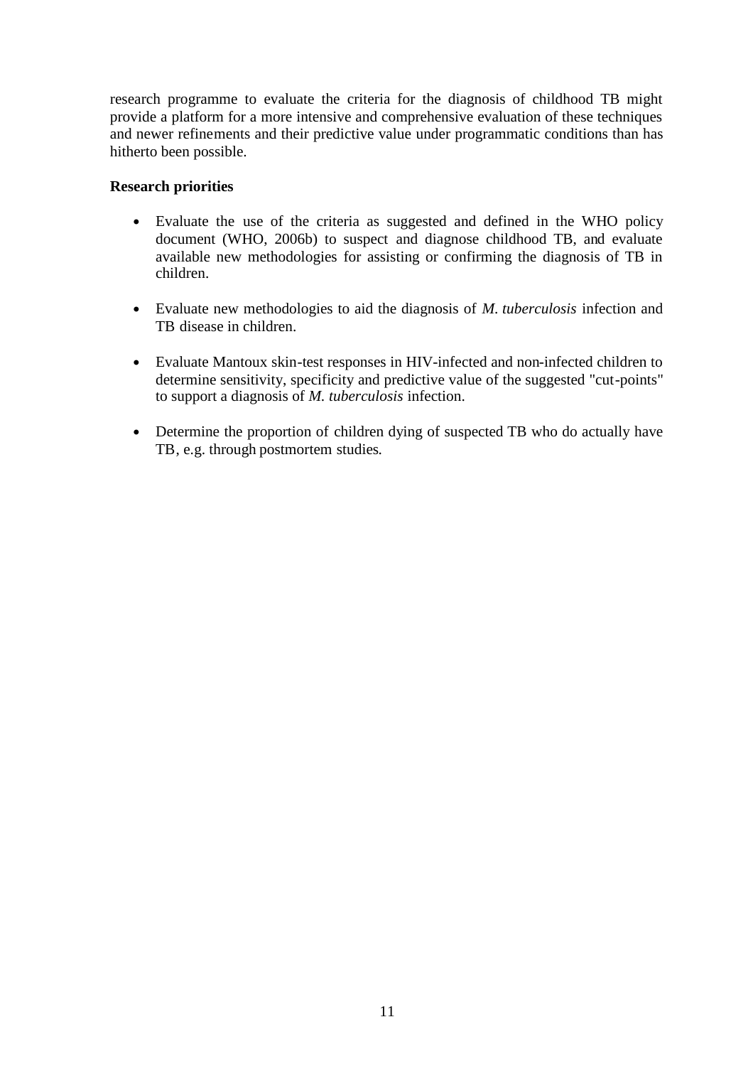research programme to evaluate the criteria for the diagnosis of childhood TB might provide a platform for a more intensive and comprehensive evaluation of these techniques and newer refinements and their predictive value under programmatic conditions than has hitherto been possible.

**Research priorities**

- Evaluate the use of the criteria as suggested and defined in the WHO policy document (WHO, 2006b) to suspect and diagnose childhood TB, and evaluate available new methodologies for assisting or confirming the diagnosis of TB in children.
- Evaluate new methodologies to aid the diagnosis of *M. tuberculosis* infection and TB disease in children.
- Evaluate Mantoux skin-test responses in HIV-infected and non-infected children to determine sensitivity, specificity and predictive value of the suggested "cut-points" to support a diagnosis of *M. tuberculosis* infection.
- Determine the proportion of children dying of suspected TB who do actually have TB, e.g. through postmortem studies.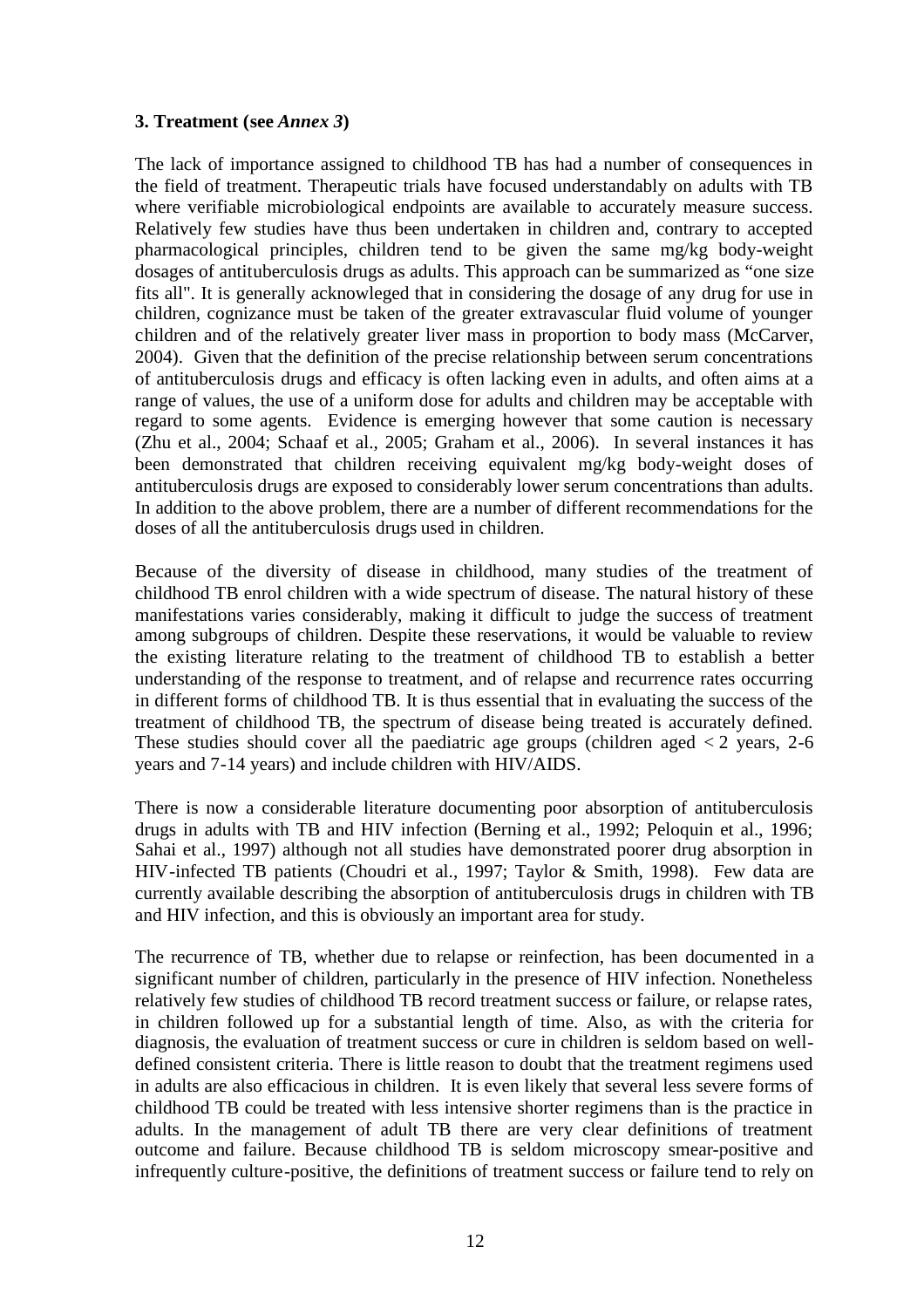### 3. Treatment (see *Annex 3*)

The lack of importance assigned to childhood TB has had a number of consequences in the field of treatment. Therapeutic trials have focused understandably on adults with TB where verifiable microbiological endpoints are available to accurately measure success. Relatively few studies have thus been undertaken in children and, contrary to accepted pharmacological principles, children tend to be given the same mg/kg body-weight dosages of antituberculosis drugs as adults. This approach can be summarized as "one size fits all". It is generally acknowleged that in considering the dosage of any drug for use in children, cognizance must be taken of the greater extravascular fluid volume of younger children and of the relatively greater liver mass in proportion to body mass (McCarver, 2004). Given that the definition of the precise relationship between serum concentrations of antituberculosis drugs and efficacy is often lacking even in adults, and often aims at a range of values, the use of a uniform dose for adults and children may be acceptable with regard to some agents. Evidence is emerging however that some caution is necessary (Zhu et al., 2004; Schaaf et al., 2005; Graham et al., 2006). In several instances it has been demonstrated that children receiving equivalent mg/kg body-weight doses of antituberculosis drugs are exposed to considerably lower serum concentrations than adults. In addition to the above problem, there are a number of different recommendations for the doses of all the antituberculosis drugs used in children.

Because of the diversity of disease in childhood, many studies of the treatment of childhood TB enrol children with a wide spectrum of disease. The natural history of these manifestations varies considerably, making it difficult to judge the success of treatment among subgroups of children. Despite these reservations, it would be valuable to review the existing literature relating to the treatment of childhood TB to establish a better understanding of the response to treatment, and of relapse and recurrence rates occurring in different forms of childhood TB. It is thus essential that in evaluating the success of the treatment of childhood TB, the spectrum of disease being treated is accurately defined. These studies should cover all the paediatric age groups (children aged < 2 years, 2-6 years and 7-14 years) and include children with HIV/AIDS.

There is now a considerable literature documenting poor absorption of antituberculosis drugs in adults with TB and HIV infection (Berning et al., 1992; Peloquin et al., 1996; Sahai et al., 1997) although not all studies have demonstrated poorer drug absorption in HIV-infected TB patients (Choudri et al., 1997; Taylor & Smith, 1998). Few data are currently available describing the absorption of antituberculosis drugs in children with TB and HIV infection, and this is obviously an important area for study.

The recurrence of TB, whether due to relapse or reinfection, has been documented in a significant number of children, particularly in the presence of HIV infection. Nonetheless relatively few studies of childhood TB record treatment success or failure, or relapse rates, in children followed up for a substantial length of time. Also, as with the criteria for diagnosis, the evaluation of treatment success or cure in children is seldom based on well-defined consistent criteria. There is little reason to doubt that the treatment regimens used in adults are also efficacious in children. It is even likely that several less severe forms of childhood TB could be treated with less intensive shorter regimens than is the practice in adults. In the management of adult TB there are very clear definitions of treatment outcome and failure. Because childhood TB is seldom microscopy smear-positive and infrequently culture-positive, the definitions of treatment success or failure tend to rely on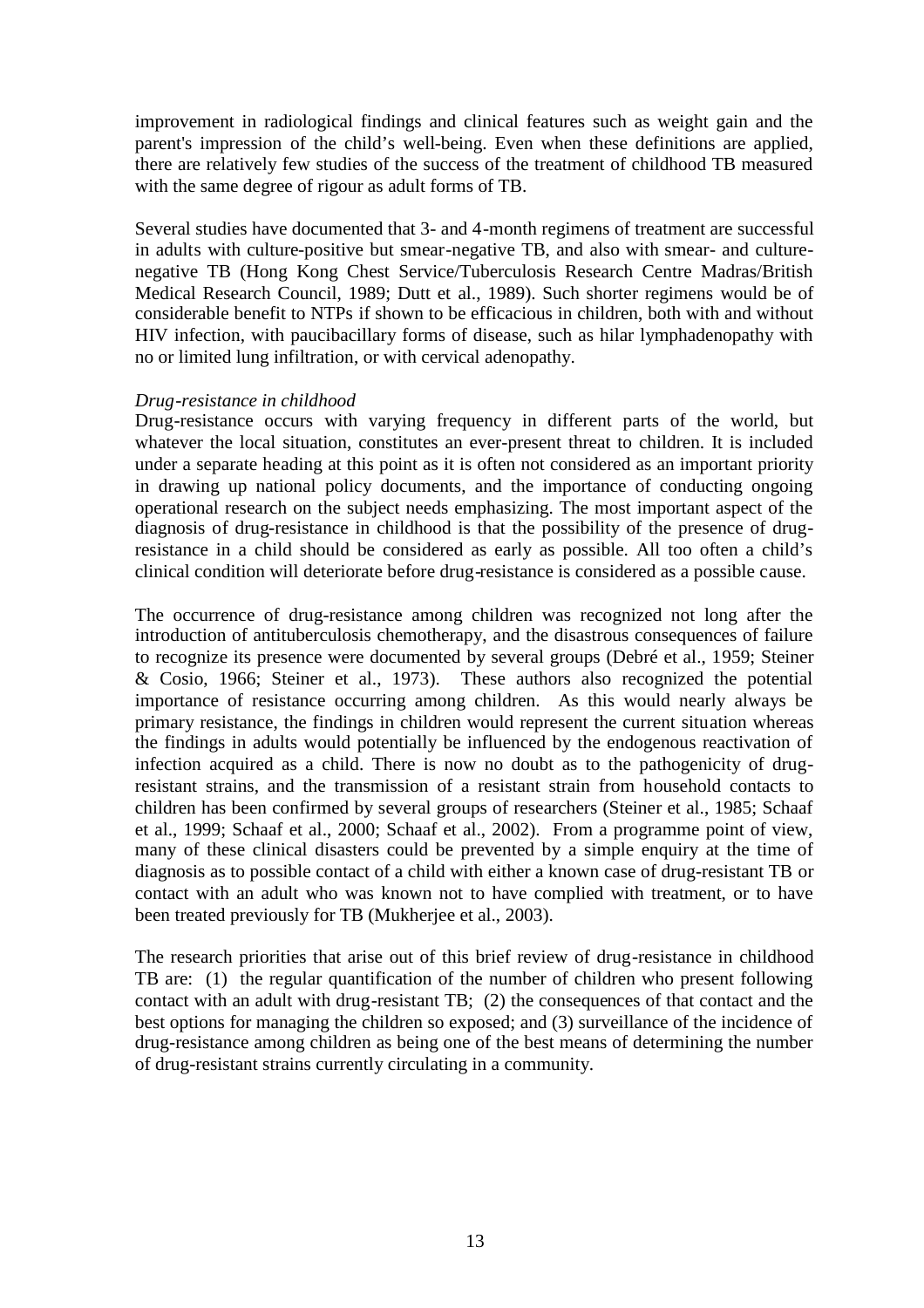improvement in radiological findings and clinical features such as weight gain and the parent's impression of the child's well-being. Even when these definitions are applied, there are relatively few studies of the success of the treatment of childhood TB measured with the same degree of rigour as adult forms of TB.

Several studies have documented that 3- and 4-month regimens of treatment are successful in adults with culture-positive but smear-negative TB, and also with smear- and culture-negative TB (Hong Kong Chest Service/Tuberculosis Research Centre Madras/British Medical Research Council, 1989; Dutt et al., 1989). Such shorter regimens would be of considerable benefit to NTPs if shown to be efficacious in children, both with and without HIV infection, with paucibacillary forms of disease, such as hilar lymphadenopathy with no or limited lung infiltration, or with cervical adenopathy.

*Drug-resistance in childhood*

Drug-resistance occurs with varying frequency in different parts of the world, but whatever the local situation, constitutes an ever-present threat to children. It is included under a separate heading at this point as it is often not considered as an important priority in drawing up national policy documents, and the importance of conducting ongoing operational research on the subject needs emphasizing. The most important aspect of the diagnosis of drug-resistance in childhood is that the possibility of the presence of drug-resistance in a child should be considered as early as possible. All too often a child's clinical condition will deteriorate before drug-resistance is considered as a possible cause.

The occurrence of drug-resistance among children was recognized not long after the introduction of antituberculosis chemotherapy, and the disastrous consequences of failure to recognize its presence were documented by several groups (Debré et al., 1959; Steiner & Cosio, 1966; Steiner et al., 1973). These authors also recognized the potential importance of resistance occurring among children. As this would nearly always be primary resistance, the findings in children would represent the current situation whereas the findings in adults would potentially be influenced by the endogenous reactivation of infection acquired as a child. There is now no doubt as to the pathogenicity of drug-resistant strains, and the transmission of a resistant strain from household contacts to children has been confirmed by several groups of researchers (Steiner et al., 1985; Schaaf et al., 1999; Schaaf et al., 2000; Schaaf et al., 2002). From a programme point of view, many of these clinical disasters could be prevented by a simple enquiry at the time of diagnosis as to possible contact of a child with either a known case of drug-resistant TB or contact with an adult who was known not to have complied with treatment, or to have been treated previously for TB (Mukherjee et al., 2003).

The research priorities that arise out of this brief review of drug-resistance in childhood TB are: (1) the regular quantification of the number of children who present following contact with an adult with drug-resistant TB; (2) the consequences of that contact and the best options for managing the children so exposed; and (3) surveillance of the incidence of drug-resistance among children as being one of the best means of determining the number of drug-resistant strains currently circulating in a community.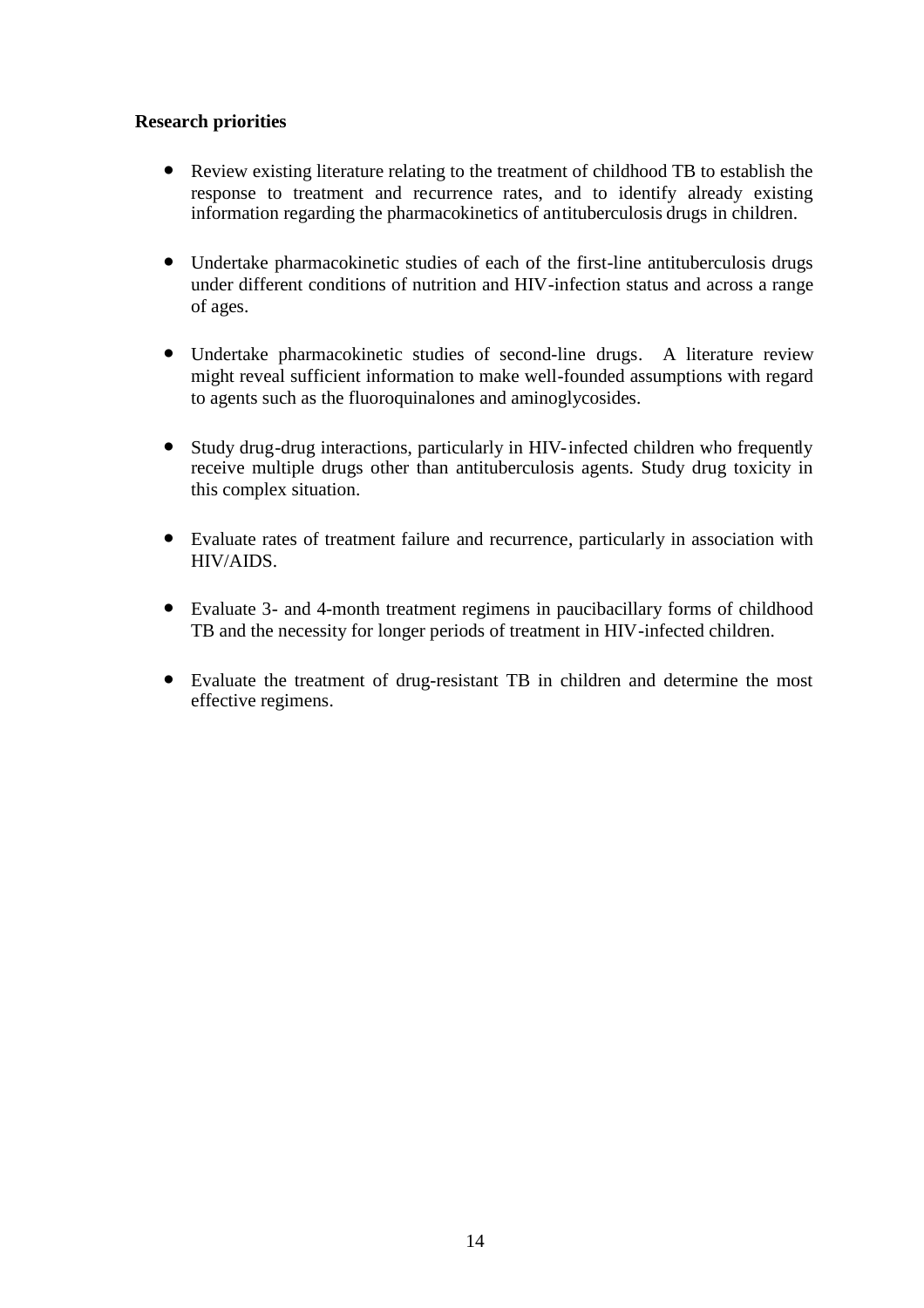**Research priorities**

- Review existing literature relating to the treatment of childhood TB to establish the response to treatment and recurrence rates, and to identify already existing information regarding the pharmacokinetics of antituberculosis drugs in children.

- Undertake pharmacokinetic studies of each of the first-line antituberculosis drugs under different conditions of nutrition and HIV-infection status and across a range of ages.

- Undertake pharmacokinetic studies of second-line drugs. A literature review might reveal sufficient information to make well-founded assumptions with regard to agents such as the fluoroquinalones and aminoglycosides.

- Study drug-drug interactions, particularly in HIV-infected children who frequently receive multiple drugs other than antituberculosis agents. Study drug toxicity in this complex situation.

- Evaluate rates of treatment failure and recurrence, particularly in association with HIV/AIDS.

- Evaluate 3- and 4-month treatment regimens in paucibacillary forms of childhood TB and the necessity for longer periods of treatment in HIV-infected children.

- Evaluate the treatment of drug-resistant TB in children and determine the most effective regimens.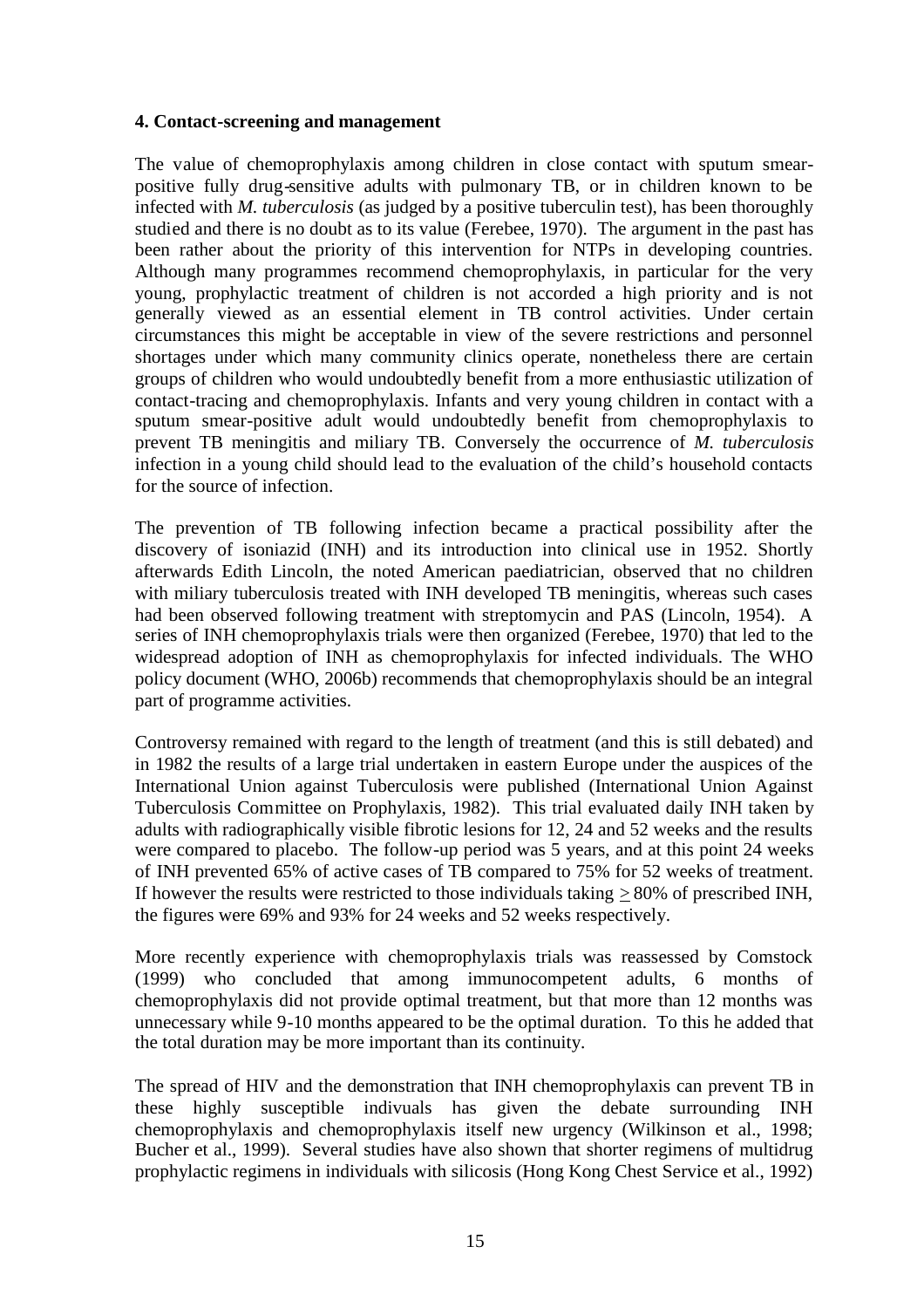**4. Contact-screening and management**

The value of chemoprophylaxis among children in close contact with sputum smear-positive fully drug-sensitive adults with pulmonary TB, or in children known to be infected with *M. tuberculosis* (as judged by a positive tuberculin test), has been thoroughly studied and there is no doubt as to its value (Ferebee, 1970). The argument in the past has been rather about the priority of this intervention for NTPs in developing countries. Although many programmes recommend chemoprophylaxis, in particular for the very young, prophylactic treatment of children is not accorded a high priority and is not generally viewed as an essential element in TB control activities. Under certain circumstances this might be acceptable in view of the severe restrictions and personnel shortages under which many community clinics operate, nonetheless there are certain groups of children who would undoubtedly benefit from a more enthusiastic utilization of contact-tracing and chemoprophylaxis. Infants and very young children in contact with a sputum smear-positive adult would undoubtedly benefit from chemoprophylaxis to prevent TB meningitis and miliary TB. Conversely the occurrence of *M. tuberculosis* infection in a young child should lead to the evaluation of the child's household contacts for the source of infection.

The prevention of TB following infection became a practical possibility after the discovery of isoniazid (INH) and its introduction into clinical use in 1952. Shortly afterwards Edith Lincoln, the noted American paediatrician, observed that no children with miliary tuberculosis treated with INH developed TB meningitis, whereas such cases had been observed following treatment with streptomycin and PAS (Lincoln, 1954). A series of INH chemoprophylaxis trials were then organized (Ferebee, 1970) that led to the widespread adoption of INH as chemoprophylaxis for infected individuals. The WHO policy document (WHO, 2006b) recommends that chemoprophylaxis should be an integral part of programme activities.

Controversy remained with regard to the length of treatment (and this is still debated) and in 1982 the results of a large trial undertaken in eastern Europe under the auspices of the International Union against Tuberculosis were published (International Union Against Tuberculosis Committee on Prophylaxis, 1982). This trial evaluated daily INH taken by adults with radiographically visible fibrotic lesions for 12, 24 and 52 weeks and the results were compared to placebo. The follow-up period was 5 years, and at this point 24 weeks of INH prevented 65% of active cases of TB compared to 75% for 52 weeks of treatment. If however the results were restricted to those individuals taking $\geq$ 80% of prescribed INH, the figures were 69% and 93% for 24 weeks and 52 weeks respectively.

More recently experience with chemoprophylaxis trials was reassessed by Comstock (1999) who concluded that among immunocompetent adults, 6 months of chemoprophylaxis did not provide optimal treatment, but that more than 12 months was unnecessary while 9-10 months appeared to be the optimal duration. To this he added that the total duration may be more important than its continuity.

The spread of HIV and the demonstration that INH chemoprophylaxis can prevent TB in these highly susceptible indivuals has given the debate surrounding INH chemoprophylaxis and chemoprophylaxis itself new urgency (Wilkinson et al., 1998; Bucher et al., 1999). Several studies have also shown that shorter regimens of multidrug prophylactic regimens in individuals with silicosis (Hong Kong Chest Service et al., 1992)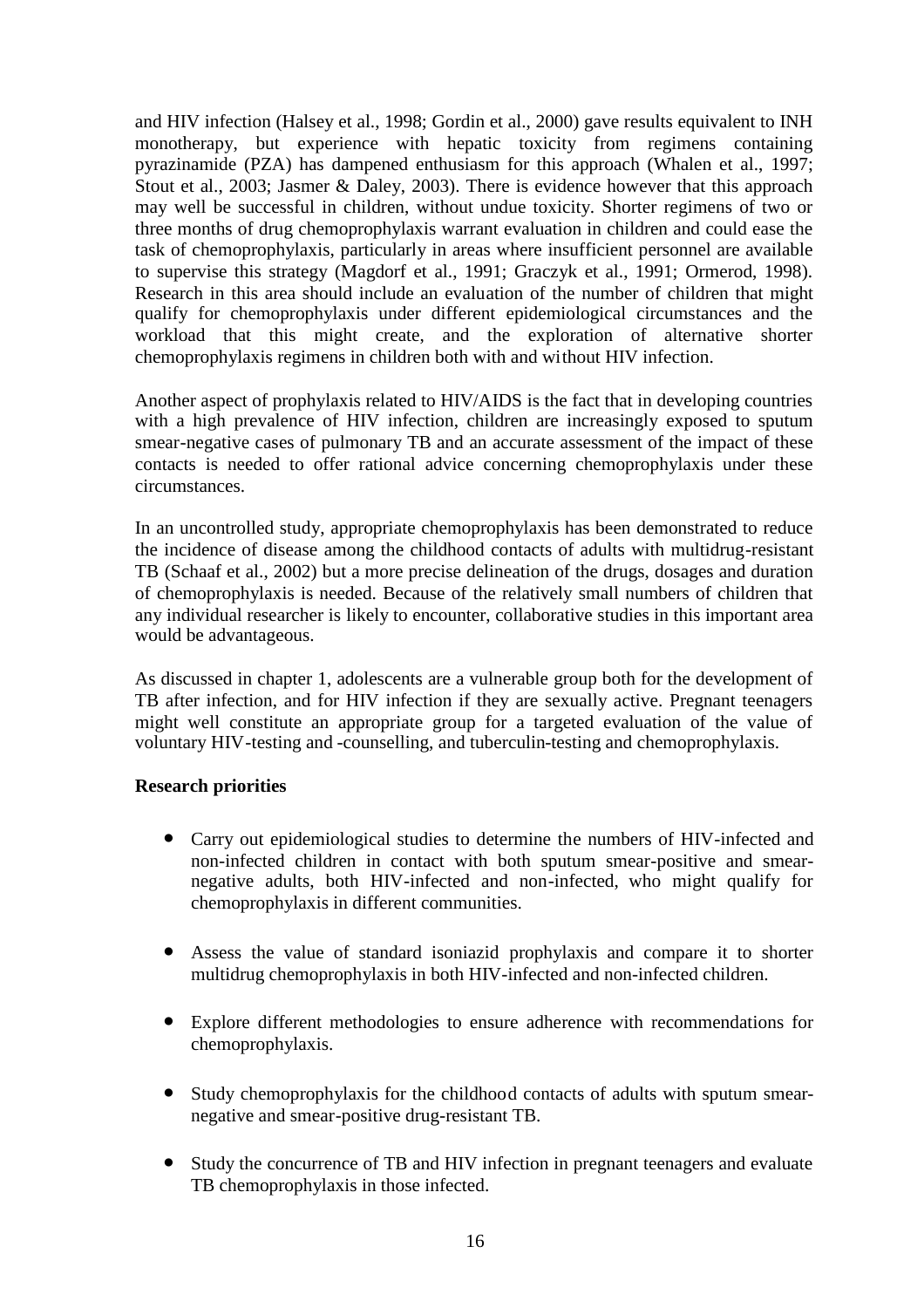and HIV infection (Halsey et al., 1998; Gordin et al., 2000) gave results equivalent to INH monotherapy, but experience with hepatic toxicity from regimens containing pyrazinamide (PZA) has dampened enthusiasm for this approach (Whalen et al., 1997; Stout et al., 2003; Jasmer & Daley, 2003). There is evidence however that this approach may well be successful in children, without undue toxicity. Shorter regimens of two or three months of drug chemoprophylaxis warrant evaluation in children and could ease the task of chemoprophylaxis, particularly in areas where insufficient personnel are available to supervise this strategy (Magdorf et al., 1991; Graczyk et al., 1991; Ormerod, 1998). Research in this area should include an evaluation of the number of children that might qualify for chemoprophylaxis under different epidemiological circumstances and the workload that this might create, and the exploration of alternative shorter chemoprophylaxis regimens in children both with and without HIV infection.

Another aspect of prophylaxis related to HIV/AIDS is the fact that in developing countries with a high prevalence of HIV infection, children are increasingly exposed to sputum smear-negative cases of pulmonary TB and an accurate assessment of the impact of these contacts is needed to offer rational advice concerning chemoprophylaxis under these circumstances.

In an uncontrolled study, appropriate chemoprophylaxis has been demonstrated to reduce the incidence of disease among the childhood contacts of adults with multidrug-resistant TB (Schaaf et al., 2002) but a more precise delineation of the drugs, dosages and duration of chemoprophylaxis is needed. Because of the relatively small numbers of children that any individual researcher is likely to encounter, collaborative studies in this important area would be advantageous.

As discussed in chapter 1, adolescents are a vulnerable group both for the development of TB after infection, and for HIV infection if they are sexually active. Pregnant teenagers might well constitute an appropriate group for a targeted evaluation of the value of voluntary HIV-testing and -counselling, and tuberculin-testing and chemoprophylaxis.

**Research priorities**

- Carry out epidemiological studies to determine the numbers of HIV-infected and non-infected children in contact with both sputum smear-positive and smear-negative adults, both HIV-infected and non-infected, who might qualify for chemoprophylaxis in different communities.

- Assess the value of standard isoniazid prophylaxis and compare it to shorter multidrug chemoprophylaxis in both HIV-infected and non-infected children.

- Explore different methodologies to ensure adherence with recommendations for chemoprophylaxis.

- Study chemoprophylaxis for the childhood contacts of adults with sputum smear-negative and smear-positive drug-resistant TB.

- Study the concurrence of TB and HIV infection in pregnant teenagers and evaluate TB chemoprophylaxis in those infected.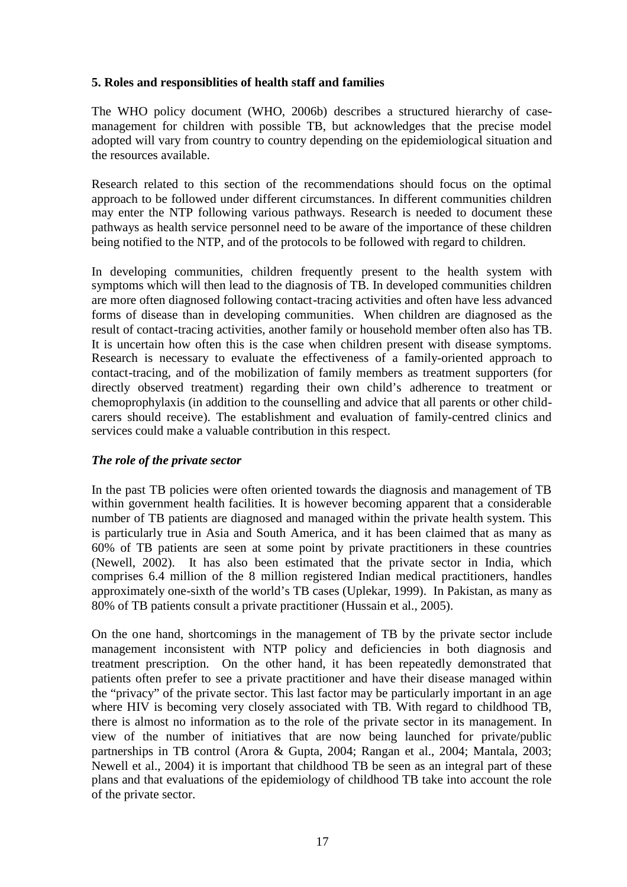## 5. Roles and responsiblities of health staff and families

The WHO policy document (WHO, 2006b) describes a structured hierarchy of case-management for children with possible TB, but acknowledges that the precise model adopted will vary from country to country depending on the epidemiological situation and the resources available.

Research related to this section of the recommendations should focus on the optimal approach to be followed under different circumstances. In different communities children may enter the NTP following various pathways. Research is needed to document these pathways as health service personnel need to be aware of the importance of these children being notified to the NTP, and of the protocols to be followed with regard to children.

In developing communities, children frequently present to the health system with symptoms which will then lead to the diagnosis of TB. In developed communities children are more often diagnosed following contact-tracing activities and often have less advanced forms of disease than in developing communities. When children are diagnosed as the result of contact-tracing activities, another family or household member often also has TB. It is uncertain how often this is the case when children present with disease symptoms. Research is necessary to evaluate the effectiveness of a family-oriented approach to contact-tracing, and of the mobilization of family members as treatment supporters (for directly observed treatment) regarding their own child's adherence to treatment or chemoprophylaxis (in addition to the counselling and advice that all parents or other child-carers should receive). The establishment and evaluation of family-centred clinics and services could make a valuable contribution in this respect.

### *The role of the private sector*

In the past TB policies were often oriented towards the diagnosis and management of TB within government health facilities. It is however becoming apparent that a considerable number of TB patients are diagnosed and managed within the private health system. This is particularly true in Asia and South America, and it has been claimed that as many as 60% of TB patients are seen at some point by private practitioners in these countries (Newell, 2002). It has also been estimated that the private sector in India, which comprises 6.4 million of the 8 million registered Indian medical practitioners, handles approximately one-sixth of the world's TB cases (Uplekar, 1999). In Pakistan, as many as 80% of TB patients consult a private practitioner (Hussain et al., 2005).

On the one hand, shortcomings in the management of TB by the private sector include management inconsistent with NTP policy and deficiencies in both diagnosis and treatment prescription. On the other hand, it has been repeatedly demonstrated that patients often prefer to see a private practitioner and have their disease managed within the "privacy" of the private sector. This last factor may be particularly important in an age where HIV is becoming very closely associated with TB. With regard to childhood TB, there is almost no information as to the role of the private sector in its management. In view of the number of initiatives that are now being launched for private/public partnerships in TB control (Arora & Gupta, 2004; Rangan et al., 2004; Mantala, 2003; Newell et al., 2004) it is important that childhood TB be seen as an integral part of these plans and that evaluations of the epidemiology of childhood TB take into account the role of the private sector.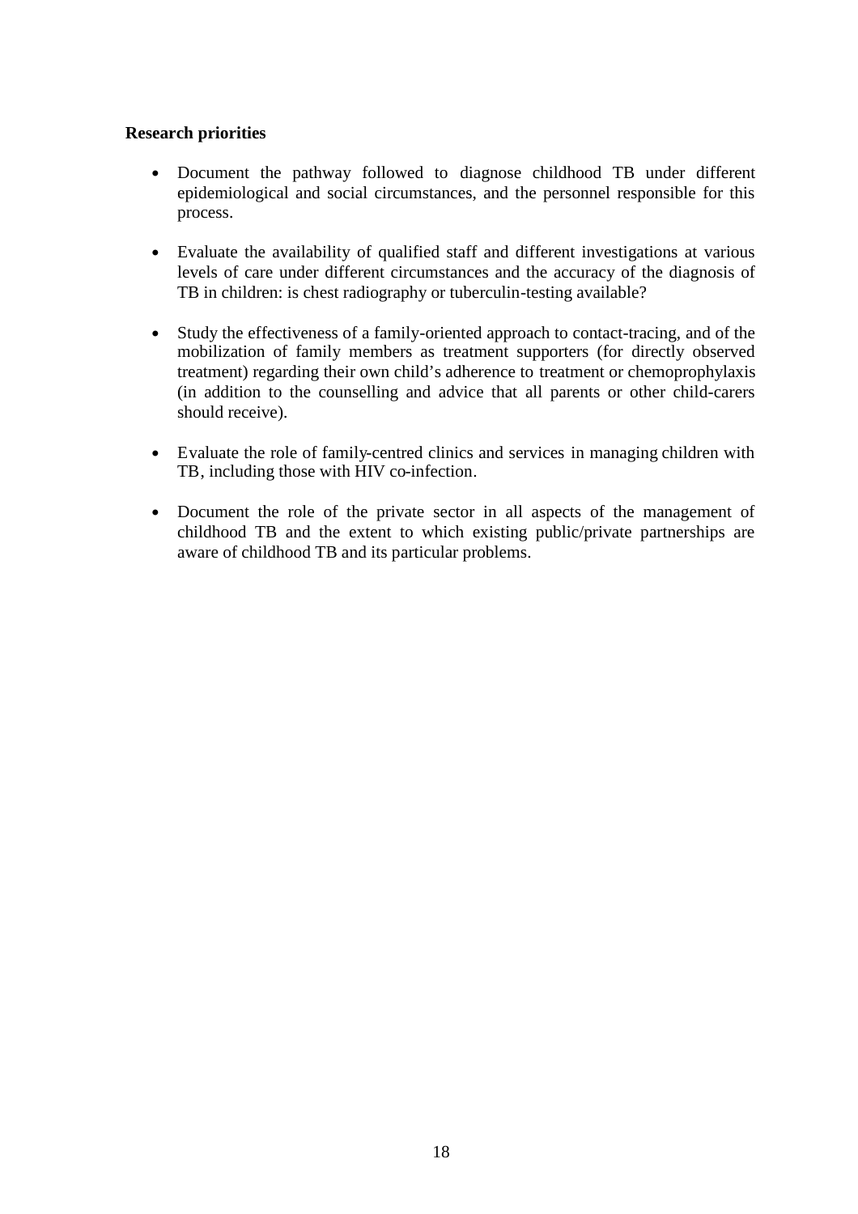**Research priorities**

- Document the pathway followed to diagnose childhood TB under different epidemiological and social circumstances, and the personnel responsible for this process.

- Evaluate the availability of qualified staff and different investigations at various levels of care under different circumstances and the accuracy of the diagnosis of TB in children: is chest radiography or tuberculin-testing available?

- Study the effectiveness of a family-oriented approach to contact-tracing, and of the mobilization of family members as treatment supporters (for directly observed treatment) regarding their own child's adherence to treatment or chemoprophylaxis (in addition to the counselling and advice that all parents or other child-carers should receive).

- Evaluate the role of family-centred clinics and services in managing children with TB, including those with HIV co-infection.

- Document the role of the private sector in all aspects of the management of childhood TB and the extent to which existing public/private partnerships are aware of childhood TB and its particular problems.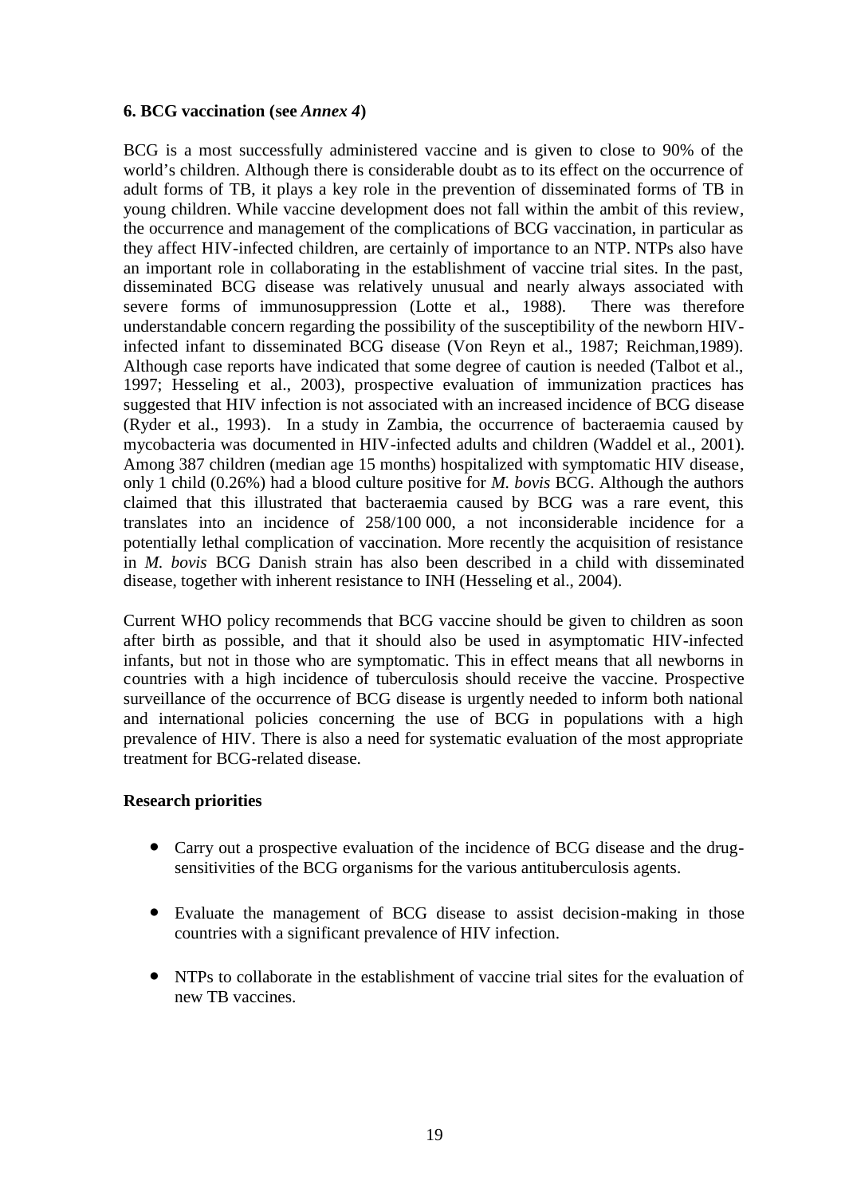### 6. BCG vaccination (see *Annex 4*)

BCG is a most successfully administered vaccine and is given to close to 90% of the world's children. Although there is considerable doubt as to its effect on the occurrence of adult forms of TB, it plays a key role in the prevention of disseminated forms of TB in young children. While vaccine development does not fall within the ambit of this review, the occurrence and management of the complications of BCG vaccination, in particular as they affect HIV-infected children, are certainly of importance to an NTP. NTPs also have an important role in collaborating in the establishment of vaccine trial sites. In the past, disseminated BCG disease was relatively unusual and nearly always associated with severe forms of immunosuppression (Lotte et al., 1988). There was therefore understandable concern regarding the possibility of the susceptibility of the newborn HIV-infected infant to disseminated BCG disease (Von Reyn et al., 1987; Reichman,1989). Although case reports have indicated that some degree of caution is needed (Talbot et al., 1997; Hesseling et al., 2003), prospective evaluation of immunization practices has suggested that HIV infection is not associated with an increased incidence of BCG disease (Ryder et al., 1993). In a study in Zambia, the occurrence of bacteraemia caused by mycobacteria was documented in HIV-infected adults and children (Waddel et al., 2001). Among 387 children (median age 15 months) hospitalized with symptomatic HIV disease, only 1 child (0.26%) had a blood culture positive for *M. bovis* BCG. Although the authors claimed that this illustrated that bacteraemia caused by BCG was a rare event, this translates into an incidence of 258/100 000, a not inconsiderable incidence for a potentially lethal complication of vaccination. More recently the acquisition of resistance in *M. bovis* BCG Danish strain has also been described in a child with disseminated disease, together with inherent resistance to INH (Hesseling et al., 2004).

Current WHO policy recommends that BCG vaccine should be given to children as soon after birth as possible, and that it should also be used in asymptomatic HIV-infected infants, but not in those who are symptomatic. This in effect means that all newborns in countries with a high incidence of tuberculosis should receive the vaccine. Prospective surveillance of the occurrence of BCG disease is urgently needed to inform both national and international policies concerning the use of BCG in populations with a high prevalence of HIV. There is also a need for systematic evaluation of the most appropriate treatment for BCG-related disease.

**Research priorities**

- Carry out a prospective evaluation of the incidence of BCG disease and the drug-sensitivities of the BCG organisms for the various antituberculosis agents.
- Evaluate the management of BCG disease to assist decision-making in those countries with a significant prevalence of HIV infection.
- NTPs to collaborate in the establishment of vaccine trial sites for the evaluation of new TB vaccines.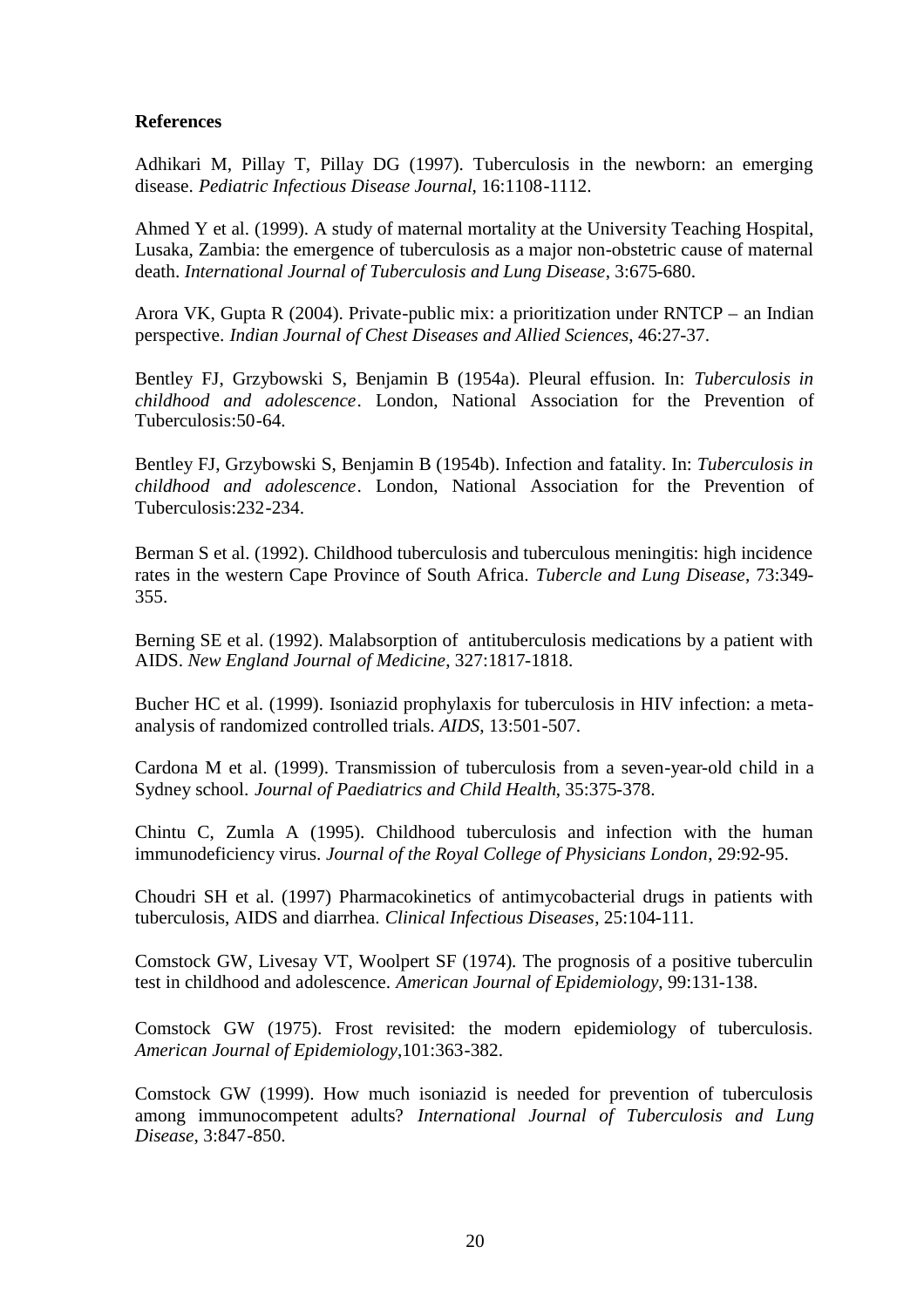**References**

Adhikari M, Pillay T, Pillay DG (1997). Tuberculosis in the newborn: an emerging disease. *Pediatric Infectious Disease Journal*, 16:1108-1112.

Ahmed Y et al. (1999). A study of maternal mortality at the University Teaching Hospital, Lusaka, Zambia: the emergence of tuberculosis as a major non-obstetric cause of maternal death. *International Journal of Tuberculosis and Lung Disease*, 3:675-680.

Arora VK, Gupta R (2004). Private-public mix: a prioritization under RNTCP – an Indian perspective. *Indian Journal of Chest Diseases and Allied Sciences*, 46:27-37.

Bentley FJ, Grzybowski S, Benjamin B (1954a). Pleural effusion. In: *Tuberculosis in childhood and adolescence*. London, National Association for the Prevention of Tuberculosis:50-64.

Bentley FJ, Grzybowski S, Benjamin B (1954b). Infection and fatality. In: *Tuberculosis in childhood and adolescence*. London, National Association for the Prevention of Tuberculosis:232-234.

Berman S et al. (1992). Childhood tuberculosis and tuberculous meningitis: high incidence rates in the western Cape Province of South Africa. *Tubercle and Lung Disease*, 73:349-355.

Berning SE et al. (1992). Malabsorption of antituberculosis medications by a patient with AIDS. *New England Journal of Medicine*, 327:1817-1818.

Bucher HC et al. (1999). Isoniazid prophylaxis for tuberculosis in HIV infection: a meta-analysis of randomized controlled trials. *AIDS*, 13:501-507.

Cardona M et al. (1999). Transmission of tuberculosis from a seven-year-old child in a Sydney school. *Journal of Paediatrics and Child Health*, 35:375-378.

Chintu C, Zumla A (1995). Childhood tuberculosis and infection with the human immunodeficiency virus. *Journal of the Royal College of Physicians London*, 29:92-95.

Choudri SH et al. (1997) Pharmacokinetics of antimycobacterial drugs in patients with tuberculosis, AIDS and diarrhea. *Clinical Infectious Diseases*, 25:104-111.

Comstock GW, Livesay VT, Woolpert SF (1974). The prognosis of a positive tuberculin test in childhood and adolescence. *American Journal of Epidemiology*, 99:131-138.

Comstock GW (1975). Frost revisited: the modern epidemiology of tuberculosis. *American Journal of Epidemiology*,101:363-382.

Comstock GW (1999). How much isoniazid is needed for prevention of tuberculosis among immunocompetent adults? *International Journal of Tuberculosis and Lung Disease*, 3:847-850.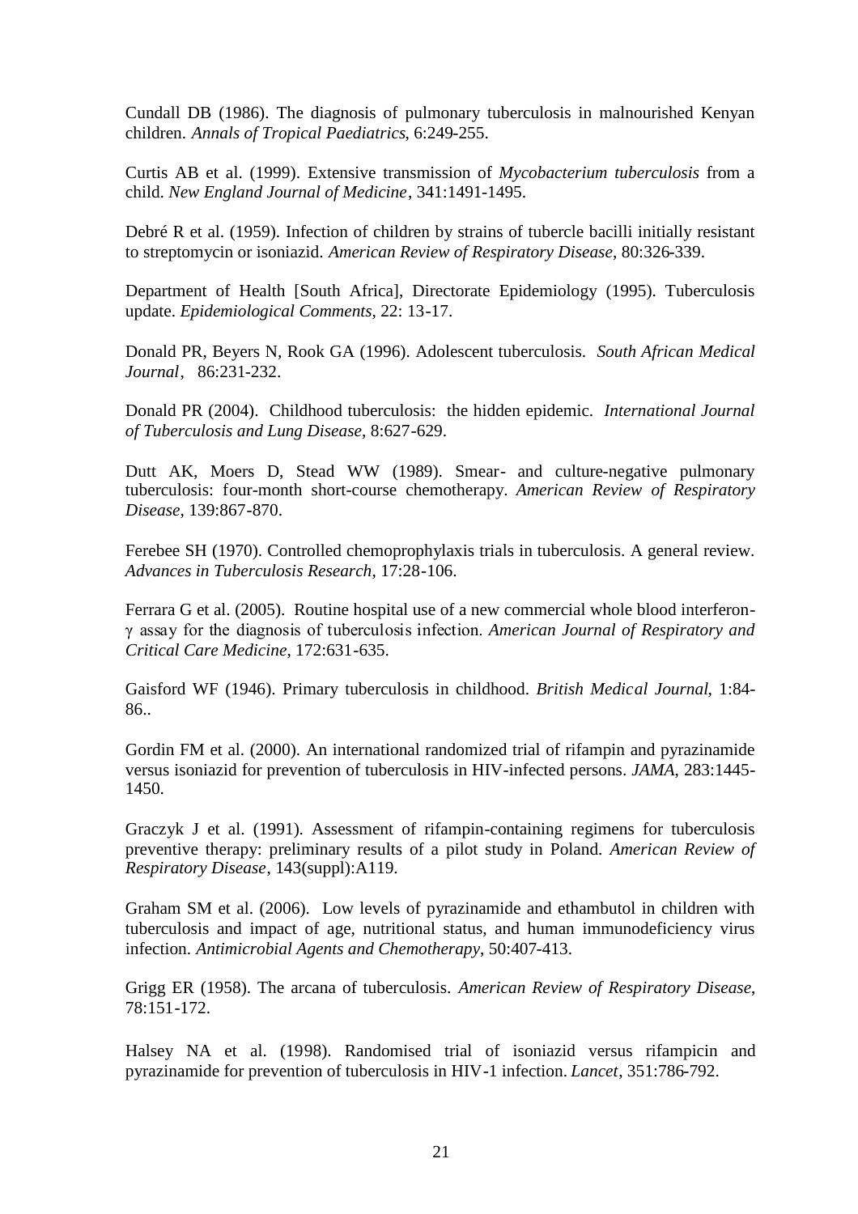Cundall DB (1986). The diagnosis of pulmonary tuberculosis in malnourished Kenyan children. *Annals of Tropical Paediatrics*, 6:249-255.

Curtis AB et al. (1999). Extensive transmission of *Mycobacterium tuberculosis* from a child. *New England Journal of Medicine*, 341:1491-1495.

Debré R et al. (1959). Infection of children by strains of tubercle bacilli initially resistant to streptomycin or isoniazid. *American Review of Respiratory Disease*, 80:326-339.

Department of Health [South Africa], Directorate Epidemiology (1995). Tuberculosis update. *Epidemiological Comments*, 22: 13-17.

Donald PR, Beyers N, Rook GA (1996). Adolescent tuberculosis. *South African Medical Journal*, 86:231-232.

Donald PR (2004). Childhood tuberculosis: the hidden epidemic. *International Journal of Tuberculosis and Lung Disease*, 8:627-629.

Dutt AK, Moers D, Stead WW (1989). Smear- and culture-negative pulmonary tuberculosis: four-month short-course chemotherapy. *American Review of Respiratory Disease*, 139:867-870.

Ferebee SH (1970). Controlled chemoprophylaxis trials in tuberculosis. A general review. *Advances in Tuberculosis Research*, 17:28-106.

Ferrara G et al. (2005). Routine hospital use of a new commercial whole blood interferon-$\gamma$ assay for the diagnosis of tuberculosis infection. *American Journal of Respiratory and Critical Care Medicine*, 172:631-635.

Gaisford WF (1946). Primary tuberculosis in childhood. *British Medical Journal*, 1:84-86..

Gordin FM et al. (2000). An international randomized trial of rifampin and pyrazinamide versus isoniazid for prevention of tuberculosis in HIV-infected persons. *JAMA*, 283:1445-1450.

Graczyk J et al. (1991). Assessment of rifampin-containing regimens for tuberculosis preventive therapy: preliminary results of a pilot study in Poland. *American Review of Respiratory Disease*, 143(suppl):A119.

Graham SM et al. (2006). Low levels of pyrazinamide and ethambutol in children with tuberculosis and impact of age, nutritional status, and human immunodeficiency virus infection. *Antimicrobial Agents and Chemotherapy*, 50:407-413.

Grigg ER (1958). The arcana of tuberculosis. *American Review of Respiratory Disease*, 78:151-172.

Halsey NA et al. (1998). Randomised trial of isoniazid versus rifampicin and pyrazinamide for prevention of tuberculosis in HIV-1 infection. *Lancet*, 351:786-792.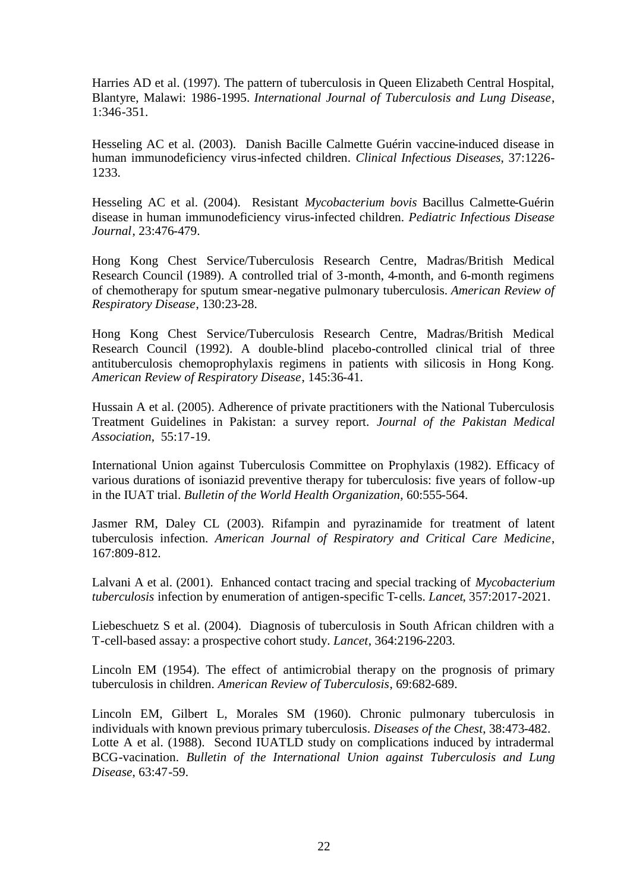Harries AD et al. (1997). The pattern of tuberculosis in Queen Elizabeth Central Hospital, Blantyre, Malawi: 1986-1995. *International Journal of Tuberculosis and Lung Disease*, 1:346-351.

Hesseling AC et al. (2003). Danish Bacille Calmette Guérin vaccine-induced disease in human immunodeficiency virus-infected children. *Clinical Infectious Diseases*, 37:1226-1233.

Hesseling AC et al. (2004). Resistant *Mycobacterium bovis* Bacillus Calmette-Guérin disease in human immunodeficiency virus-infected children. *Pediatric Infectious Disease Journal*, 23:476-479.

Hong Kong Chest Service/Tuberculosis Research Centre, Madras/British Medical Research Council (1989). A controlled trial of 3-month, 4-month, and 6-month regimens of chemotherapy for sputum smear-negative pulmonary tuberculosis. *American Review of Respiratory Disease*, 130:23-28.

Hong Kong Chest Service/Tuberculosis Research Centre, Madras/British Medical Research Council (1992). A double-blind placebo-controlled clinical trial of three antituberculosis chemoprophylaxis regimens in patients with silicosis in Hong Kong. *American Review of Respiratory Disease*, 145:36-41.

Hussain A et al. (2005). Adherence of private practitioners with the National Tuberculosis Treatment Guidelines in Pakistan: a survey report. *Journal of the Pakistan Medical Association*, 55:17-19.

International Union against Tuberculosis Committee on Prophylaxis (1982). Efficacy of various durations of isoniazid preventive therapy for tuberculosis: five years of follow-up in the IUAT trial. *Bulletin of the World Health Organization*, 60:555-564.

Jasmer RM, Daley CL (2003). Rifampin and pyrazinamide for treatment of latent tuberculosis infection. *American Journal of Respiratory and Critical Care Medicine*, 167:809-812.

Lalvani A et al. (2001). Enhanced contact tracing and special tracking of *Mycobacterium tuberculosis* infection by enumeration of antigen-specific T-cells. *Lancet*, 357:2017-2021.

Liebeschuetz S et al. (2004). Diagnosis of tuberculosis in South African children with a T-cell-based assay: a prospective cohort study. *Lancet*, 364:2196-2203.

Lincoln EM (1954). The effect of antimicrobial therapy on the prognosis of primary tuberculosis in children. *American Review of Tuberculosis*, 69:682-689.

Lincoln EM, Gilbert L, Morales SM (1960). Chronic pulmonary tuberculosis in individuals with known previous primary tuberculosis. *Diseases of the Chest*, 38:473-482.

Lotte A et al. (1988). Second IUATLD study on complications induced by intradermal BCG-vacination. *Bulletin of the International Union against Tuberculosis and Lung Disease*, 63:47-59.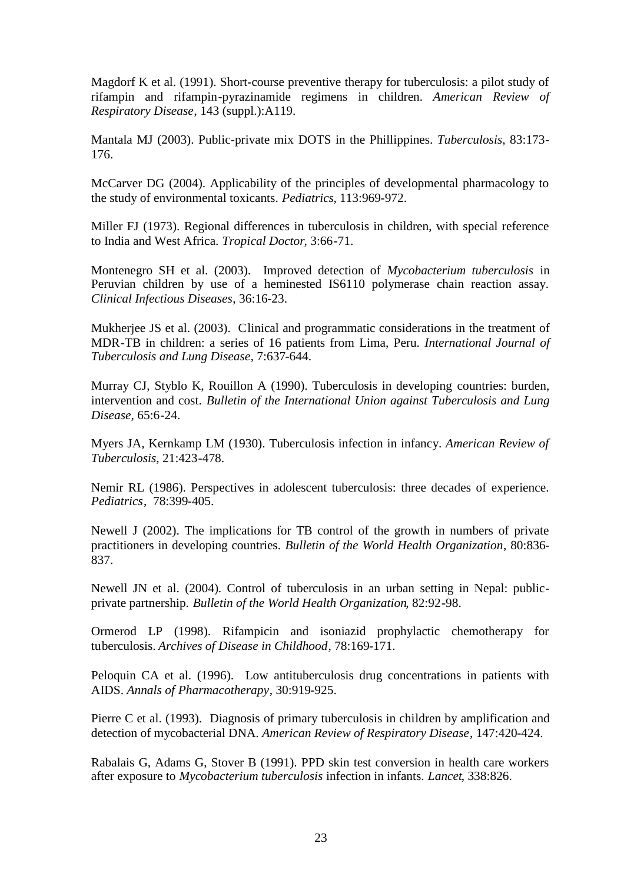Magdorf K et al. (1991). Short-course preventive therapy for tuberculosis: a pilot study of rifampin and rifampin-pyrazinamide regimens in children. *American Review of Respiratory Disease*, 143 (suppl.):A119.

Mantala MJ (2003). Public-private mix DOTS in the Phillippines. *Tuberculosis*, 83:173-176.

McCarver DG (2004). Applicability of the principles of developmental pharmacology to the study of environmental toxicants. *Pediatrics*, 113:969-972.

Miller FJ (1973). Regional differences in tuberculosis in children, with special reference to India and West Africa. *Tropical Doctor*, 3:66-71.

Montenegro SH et al. (2003). Improved detection of *Mycobacterium tuberculosis* in Peruvian children by use of a heminested IS6110 polymerase chain reaction assay. *Clinical Infectious Diseases*, 36:16-23.

Mukherjee JS et al. (2003). Clinical and programmatic considerations in the treatment of MDR-TB in children: a series of 16 patients from Lima, Peru. *International Journal of Tuberculosis and Lung Disease*, 7:637-644.

Murray CJ, Styblo K, Rouillon A (1990). Tuberculosis in developing countries: burden, intervention and cost. *Bulletin of the International Union against Tuberculosis and Lung Disease*, 65:6-24.

Myers JA, Kernkamp LM (1930). Tuberculosis infection in infancy. *American Review of Tuberculosis*, 21:423-478.

Nemir RL (1986). Perspectives in adolescent tuberculosis: three decades of experience. *Pediatrics*, 78:399-405.

Newell J (2002). The implications for TB control of the growth in numbers of private practitioners in developing countries. *Bulletin of the World Health Organization*, 80:836-837.

Newell JN et al. (2004). Control of tuberculosis in an urban setting in Nepal: public-private partnership. *Bulletin of the World Health Organization*, 82:92-98.

Ormerod LP (1998). Rifampicin and isoniazid prophylactic chemotherapy for tuberculosis. *Archives of Disease in Childhood*, 78:169-171.

Peloquin CA et al. (1996). Low antituberculosis drug concentrations in patients with AIDS. *Annals of Pharmacotherapy*, 30:919-925.

Pierre C et al. (1993). Diagnosis of primary tuberculosis in children by amplification and detection of mycobacterial DNA. *American Review of Respiratory Disease*, 147:420-424.

Rabalais G, Adams G, Stover B (1991). PPD skin test conversion in health care workers after exposure to *Mycobacterium tuberculosis* infection in infants. *Lancet*, 338:826.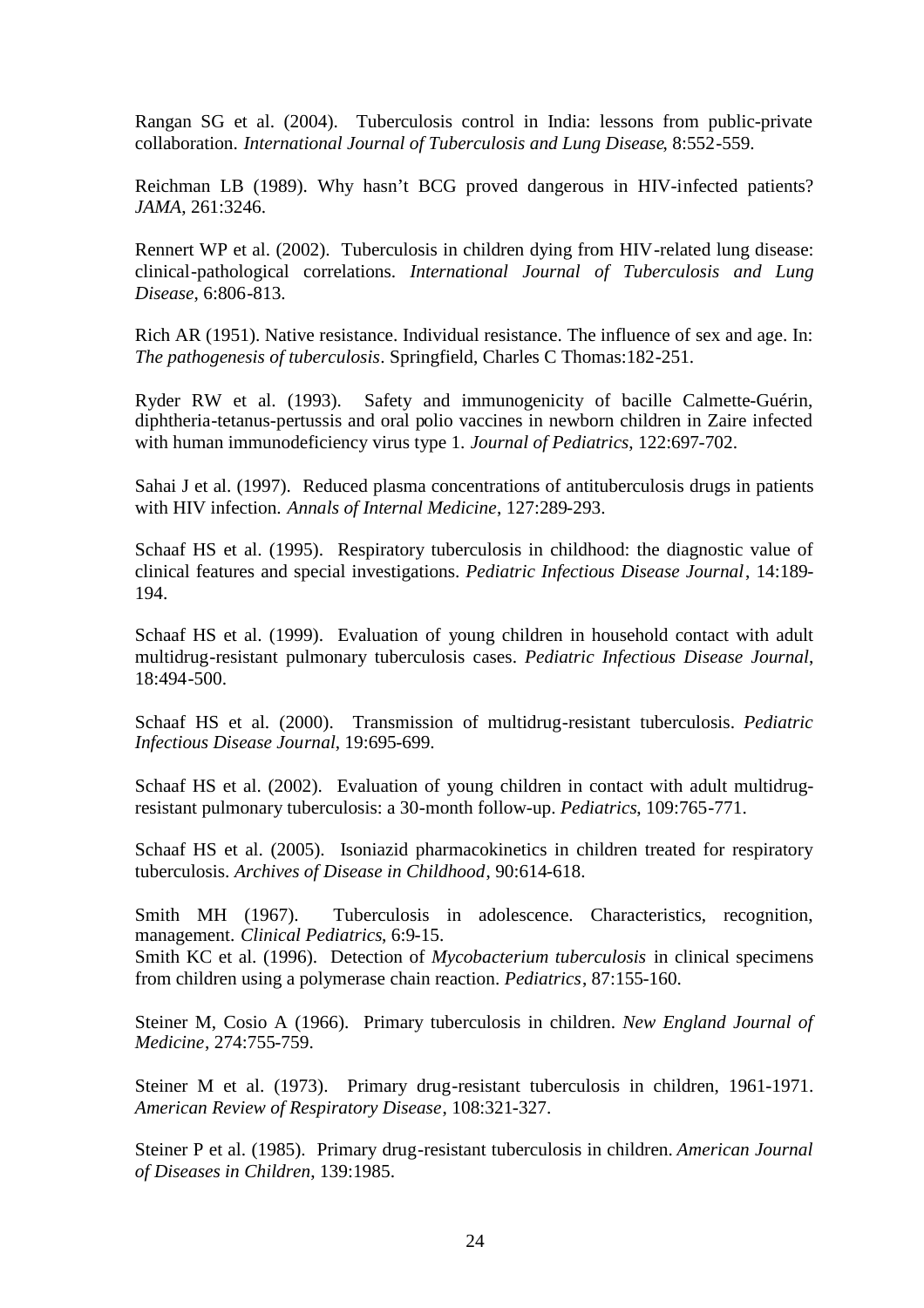Rangan SG et al. (2004). Tuberculosis control in India: lessons from public-private collaboration. *International Journal of Tuberculosis and Lung Disease*, 8:552-559.

Reichman LB (1989). Why hasn't BCG proved dangerous in HIV-infected patients? *JAMA*, 261:3246.

Rennert WP et al. (2002). Tuberculosis in children dying from HIV-related lung disease: clinical-pathological correlations. *International Journal of Tuberculosis and Lung Disease*, 6:806-813.

Rich AR (1951). Native resistance. Individual resistance. The influence of sex and age. In: *The pathogenesis of tuberculosis*. Springfield, Charles C Thomas:182-251.

Ryder RW et al. (1993). Safety and immunogenicity of bacille Calmette-Guérin, diphtheria-tetanus-pertussis and oral polio vaccines in newborn children in Zaire infected with human immunodeficiency virus type 1. *Journal of Pediatrics*, 122:697-702.

Sahai J et al. (1997). Reduced plasma concentrations of antituberculosis drugs in patients with HIV infection. *Annals of Internal Medicine*, 127:289-293.

Schaaf HS et al. (1995). Respiratory tuberculosis in childhood: the diagnostic value of clinical features and special investigations. *Pediatric Infectious Disease Journal*, 14:189-194.

Schaaf HS et al. (1999). Evaluation of young children in household contact with adult multidrug-resistant pulmonary tuberculosis cases. *Pediatric Infectious Disease Journal*, 18:494-500.

Schaaf HS et al. (2000). Transmission of multidrug-resistant tuberculosis. *Pediatric Infectious Disease Journal*, 19:695-699.

Schaaf HS et al. (2002). Evaluation of young children in contact with adult multidrug-resistant pulmonary tuberculosis: a 30-month follow-up. *Pediatrics*, 109:765-771.

Schaaf HS et al. (2005). Isoniazid pharmacokinetics in children treated for respiratory tuberculosis. *Archives of Disease in Childhood*, 90:614-618.

Smith MH (1967). Tuberculosis in adolescence. Characteristics, recognition, management. *Clinical Pediatrics*, 6:9-15.

Smith KC et al. (1996). Detection of *Mycobacterium tuberculosis* in clinical specimens from children using a polymerase chain reaction. *Pediatrics*, 87:155-160.

Steiner M, Cosio A (1966). Primary tuberculosis in children. *New England Journal of Medicine*, 274:755-759.

Steiner M et al. (1973). Primary drug-resistant tuberculosis in children, 1961-1971. *American Review of Respiratory Disease*, 108:321-327.

Steiner P et al. (1985). Primary drug-resistant tuberculosis in children. *American Journal of Diseases in Children*, 139:1985.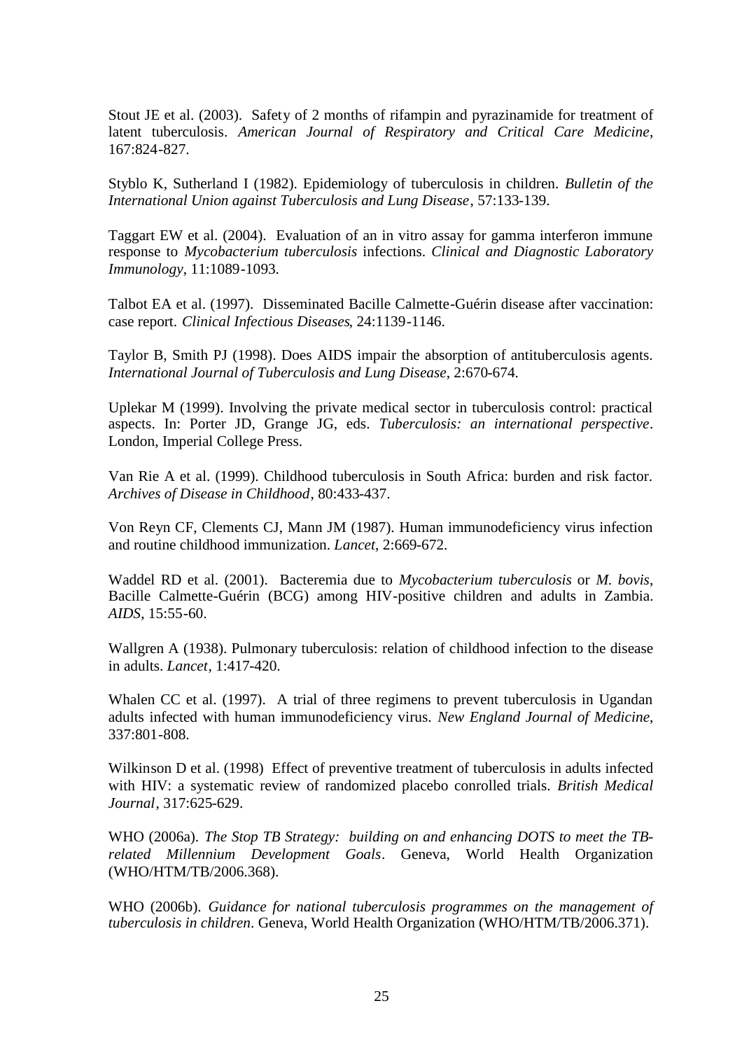Stout JE et al. (2003). Safety of 2 months of rifampin and pyrazinamide for treatment of latent tuberculosis. *American Journal of Respiratory and Critical Care Medicine*, 167:824-827.

Styblo K, Sutherland I (1982). Epidemiology of tuberculosis in children. *Bulletin of the International Union against Tuberculosis and Lung Disease*, 57:133-139.

Taggart EW et al. (2004). Evaluation of an in vitro assay for gamma interferon immune response to *Mycobacterium tuberculosis* infections. *Clinical and Diagnostic Laboratory Immunology*, 11:1089-1093.

Talbot EA et al. (1997). Disseminated Bacille Calmette-Guérin disease after vaccination: case report. *Clinical Infectious Diseases*, 24:1139-1146.

Taylor B, Smith PJ (1998). Does AIDS impair the absorption of antituberculosis agents. *International Journal of Tuberculosis and Lung Disease*, 2:670-674.

Uplekar M (1999). Involving the private medical sector in tuberculosis control: practical aspects. In: Porter JD, Grange JG, eds. *Tuberculosis: an international perspective*. London, Imperial College Press.

Van Rie A et al. (1999). Childhood tuberculosis in South Africa: burden and risk factor. *Archives of Disease in Childhood*, 80:433-437.

Von Reyn CF, Clements CJ, Mann JM (1987). Human immunodeficiency virus infection and routine childhood immunization. *Lancet*, 2:669-672.

Waddel RD et al. (2001). Bacteremia due to *Mycobacterium tuberculosis* or *M. bovis*, Bacille Calmette-Guérin (BCG) among HIV-positive children and adults in Zambia. *AIDS*, 15:55-60.

Wallgren A (1938). Pulmonary tuberculosis: relation of childhood infection to the disease in adults. *Lancet*, 1:417-420.

Whalen CC et al. (1997). A trial of three regimens to prevent tuberculosis in Ugandan adults infected with human immunodeficiency virus. *New England Journal of Medicine*, 337:801-808.

Wilkinson D et al. (1998) Effect of preventive treatment of tuberculosis in adults infected with HIV: a systematic review of randomized placebo conrolled trials. *British Medical Journal*, 317:625-629.

WHO (2006a). *The Stop TB Strategy: building on and enhancing DOTS to meet the TB-related Millennium Development Goals*. Geneva, World Health Organization (WHO/HTM/TB/2006.368).

WHO (2006b). *Guidance for national tuberculosis programmes on the management of tuberculosis in children*. Geneva, World Health Organization (WHO/HTM/TB/2006.371).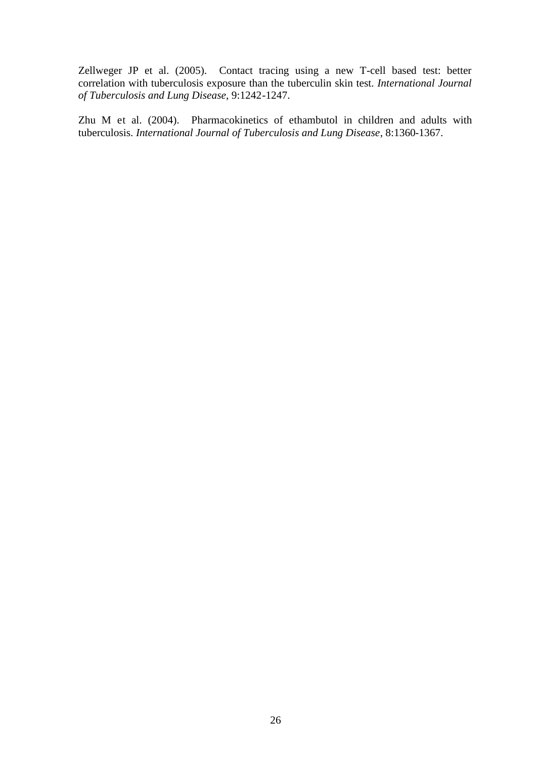Zellweger JP et al. (2005). Contact tracing using a new T-cell based test: better correlation with tuberculosis exposure than the tuberculin skin test. *International Journal of Tuberculosis and Lung Disease*, 9:1242-1247.

Zhu M et al. (2004). Pharmacokinetics of ethambutol in children and adults with tuberculosis. *International Journal of Tuberculosis and Lung Disease*, 8:1360-1367.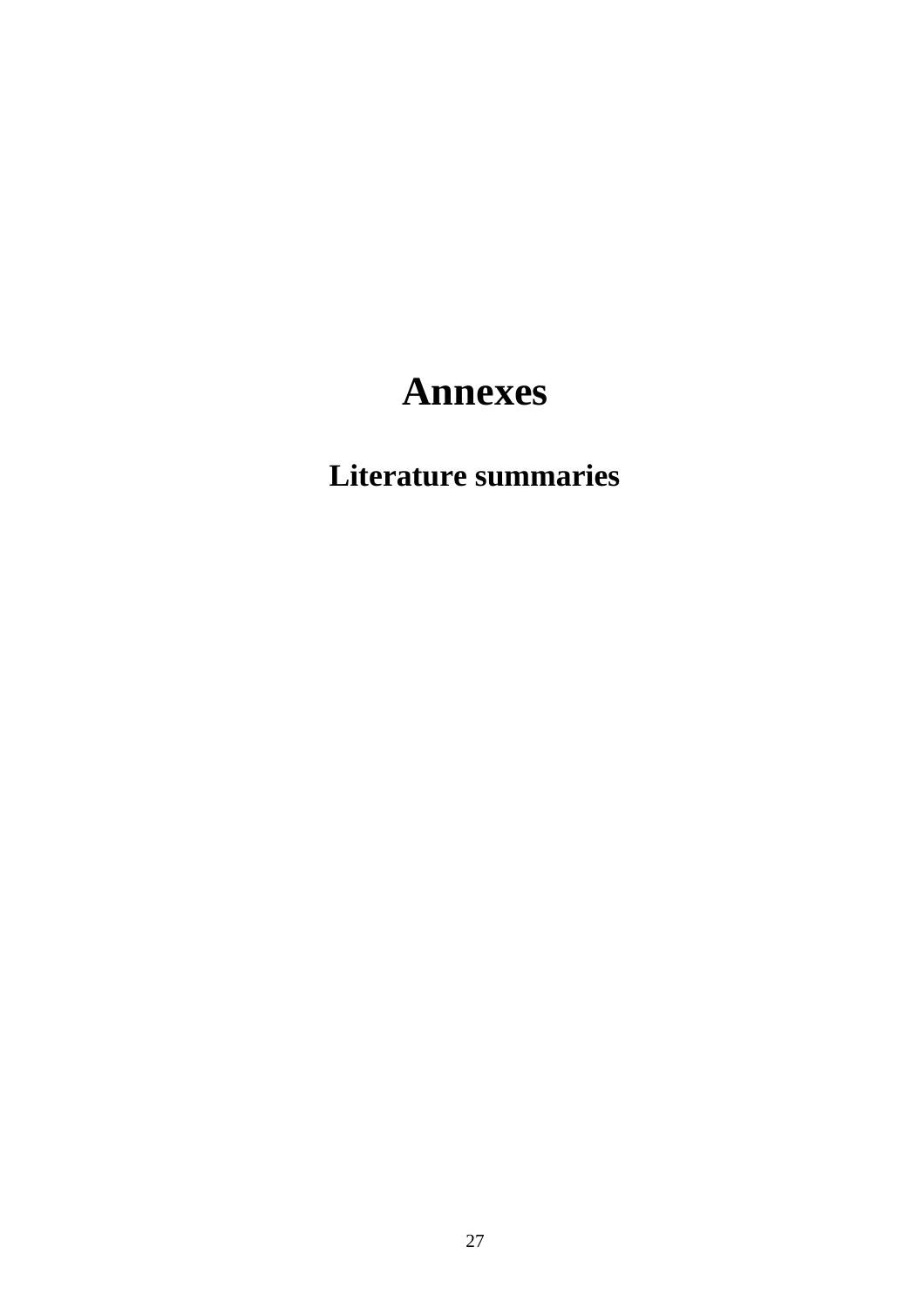# Annexes

## Literature summaries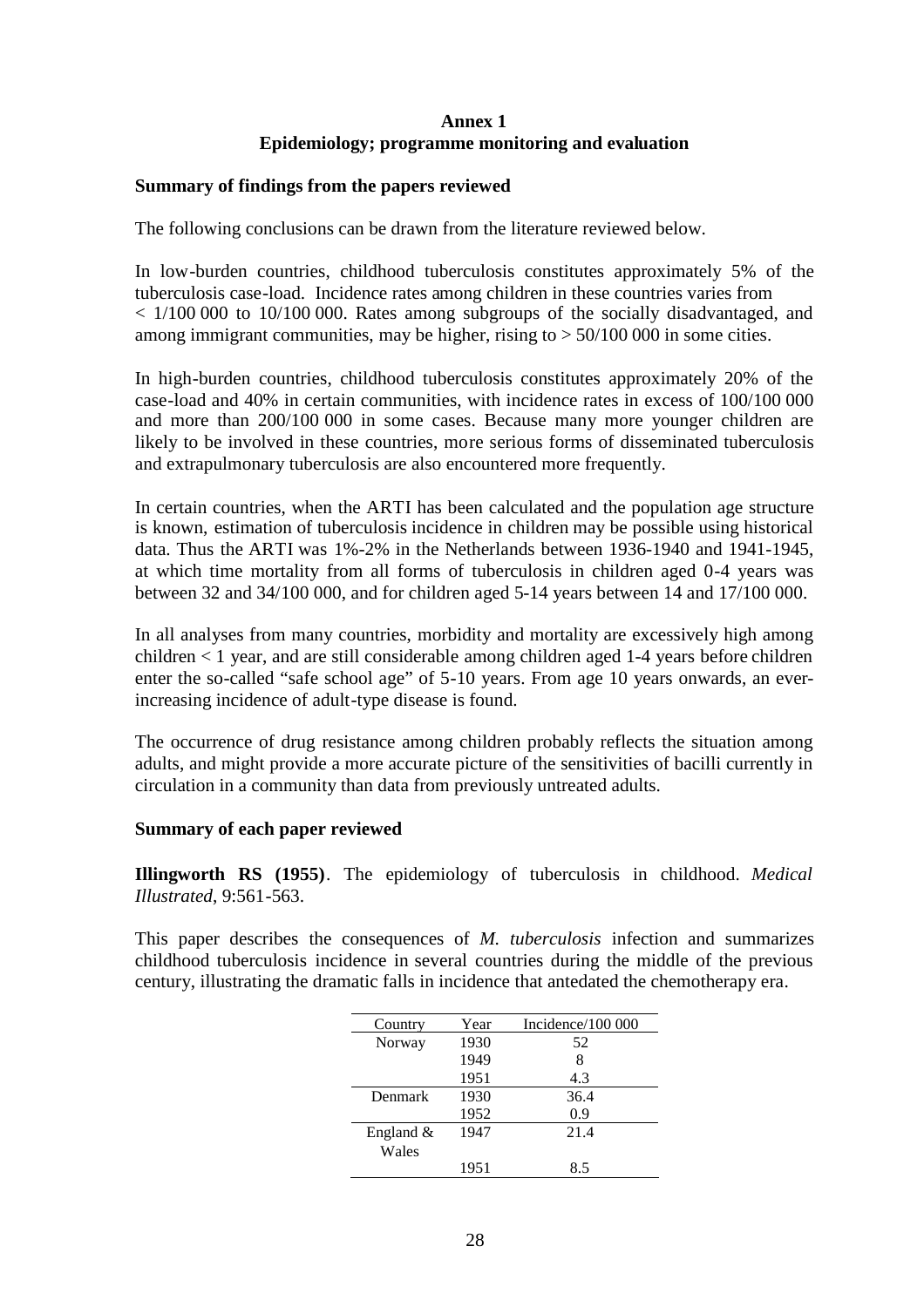## Annex 1
## Epidemiology; programme monitoring and evaluation

### Summary of findings from the papers reviewed

The following conclusions can be drawn from the literature reviewed below.

In low-burden countries, childhood tuberculosis constitutes approximately 5% of the tuberculosis case-load. Incidence rates among children in these countries varies from < 1/100 000 to 10/100 000. Rates among subgroups of the socially disadvantaged, and among immigrant communities, may be higher, rising to > 50/100 000 in some cities.

In high-burden countries, childhood tuberculosis constitutes approximately 20% of the case-load and 40% in certain communities, with incidence rates in excess of 100/100 000 and more than 200/100 000 in some cases. Because many more younger children are likely to be involved in these countries, more serious forms of disseminated tuberculosis and extrapulmonary tuberculosis are also encountered more frequently.

In certain countries, when the ARTI has been calculated and the population age structure is known, estimation of tuberculosis incidence in children may be possible using historical data. Thus the ARTI was 1%-2% in the Netherlands between 1936-1940 and 1941-1945, at which time mortality from all forms of tuberculosis in children aged 0-4 years was between 32 and 34/100 000, and for children aged 5-14 years between 14 and 17/100 000.

In all analyses from many countries, morbidity and mortality are excessively high among children < 1 year, and are still considerable among children aged 1-4 years before children enter the so-called "safe school age" of 5-10 years. From age 10 years onwards, an ever-increasing incidence of adult-type disease is found.

The occurrence of drug resistance among children probably reflects the situation among adults, and might provide a more accurate picture of the sensitivities of bacilli currently in circulation in a community than data from previously untreated adults.

### Summary of each paper reviewed

**Illingworth RS (1955)**. The epidemiology of tuberculosis in childhood. *Medical Illustrated*, 9:561-563.

This paper describes the consequences of *M. tuberculosis* infection and summarizes childhood tuberculosis incidence in several countries during the middle of the previous century, illustrating the dramatic falls in incidence that antedated the chemotherapy era.

| Country | Year | Incidence/100 000 |
|---|---|---|
| Norway | 1930 | 52 |
| | 1949 | 8 |
| | 1951 | 4.3 |
| Denmark | 1930 | 36.4 |
| | 1952 | 0.9 |
| England & Wales | 1947 | 21.4 |
| | 1951 | 8.5 |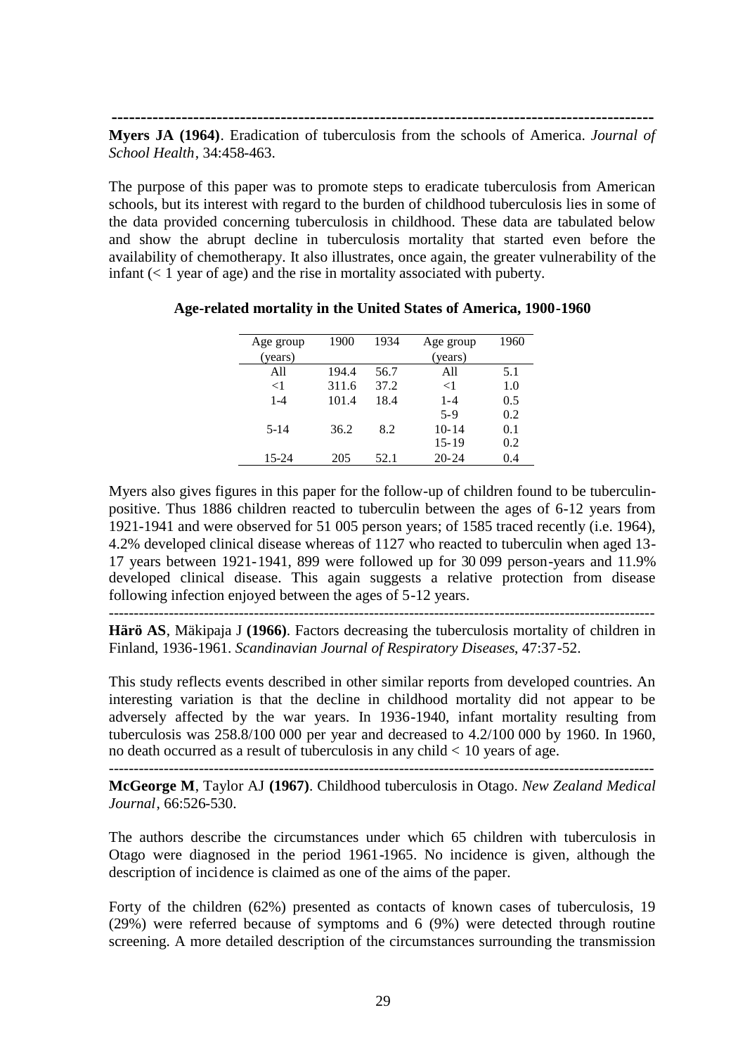---

**Myers JA (1964)**. Eradication of tuberculosis from the schools of America. *Journal of School Health*, 34:458-463.

The purpose of this paper was to promote steps to eradicate tuberculosis from American schools, but its interest with regard to the burden of childhood tuberculosis lies in some of the data provided concerning tuberculosis in childhood. These data are tabulated below and show the abrupt decline in tuberculosis mortality that started even before the availability of chemotherapy. It also illustrates, once again, the greater vulnerability of the infant (< 1 year of age) and the rise in mortality associated with puberty.

**Age-related mortality in the United States of America, 1900-1960**

| Age group (years) | 1900 | 1934 | Age group (years) | 1960 |
|---|---|---|---|---|
| All | 194.4 | 56.7 | All | 5.1 |
| <1 | 311.6 | 37.2 | <1 | 1.0 |
| 1-4 | 101.4 | 18.4 | 1-4 | 0.5 |
| | | | 5-9 | 0.2 |
| 5-14 | 36.2 | 8.2 | 10-14 | 0.1 |
| | | | 15-19 | 0.2 |
| 15-24 | 205 | 52.1 | 20-24 | 0.4 |

Myers also gives figures in this paper for the follow-up of children found to be tuberculin-positive. Thus 1886 children reacted to tuberculin between the ages of 6-12 years from 1921-1941 and were observed for 51 005 person years; of 1585 traced recently (i.e. 1964), 4.2% developed clinical disease whereas of 1127 who reacted to tuberculin when aged 13-17 years between 1921-1941, 899 were followed up for 30 099 person-years and 11.9% developed clinical disease. This again suggests a relative protection from disease following infection enjoyed between the ages of 5-12 years.

---

**Härö AS**, Mäkipaja J **(1966)**. Factors decreasing the tuberculosis mortality of children in Finland, 1936-1961. *Scandinavian Journal of Respiratory Diseases*, 47:37-52.

This study reflects events described in other similar reports from developed countries. An interesting variation is that the decline in childhood mortality did not appear to be adversely affected by the war years. In 1936-1940, infant mortality resulting from tuberculosis was 258.8/100 000 per year and decreased to 4.2/100 000 by 1960. In 1960, no death occurred as a result of tuberculosis in any child < 10 years of age.

---

**McGeorge M**, Taylor AJ **(1967)**. Childhood tuberculosis in Otago. *New Zealand Medical Journal*, 66:526-530.

The authors describe the circumstances under which 65 children with tuberculosis in Otago were diagnosed in the period 1961-1965. No incidence is given, although the description of incidence is claimed as one of the aims of the paper.

Forty of the children (62%) presented as contacts of known cases of tuberculosis, 19 (29%) were referred because of symptoms and 6 (9%) were detected through routine screening. A more detailed description of the circumstances surrounding the transmission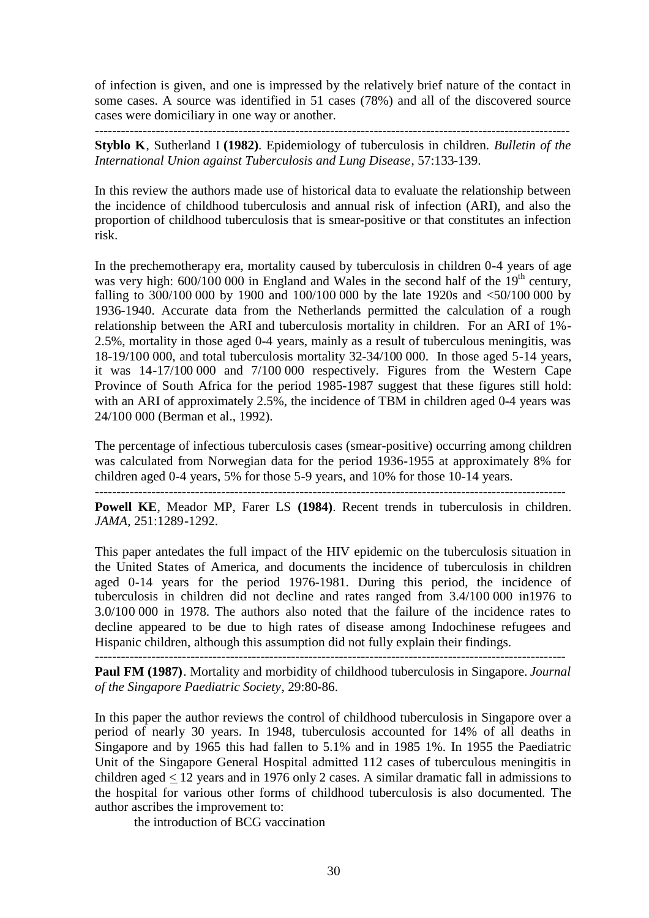of infection is given, and one is impressed by the relatively brief nature of the contact in some cases. A source was identified in 51 cases (78%) and all of the discovered source cases were domiciliary in one way or another.

---

**Styblo K**, Sutherland I **(1982)**. Epidemiology of tuberculosis in children. *Bulletin of the International Union against Tuberculosis and Lung Disease*, 57:133-139.

In this review the authors made use of historical data to evaluate the relationship between the incidence of childhood tuberculosis and annual risk of infection (ARI), and also the proportion of childhood tuberculosis that is smear-positive or that constitutes an infection risk.

In the prechemotherapy era, mortality caused by tuberculosis in children 0-4 years of age was very high: 600/100 000 in England and Wales in the second half of the 19th century, falling to 300/100 000 by 1900 and 100/100 000 by the late 1920s and <50/100 000 by 1936-1940. Accurate data from the Netherlands permitted the calculation of a rough relationship between the ARI and tuberculosis mortality in children. For an ARI of 1%-2.5%, mortality in those aged 0-4 years, mainly as a result of tuberculous meningitis, was 18-19/100 000, and total tuberculosis mortality 32-34/100 000. In those aged 5-14 years, it was 14-17/100 000 and 7/100 000 respectively. Figures from the Western Cape Province of South Africa for the period 1985-1987 suggest that these figures still hold: with an ARI of approximately 2.5%, the incidence of TBM in children aged 0-4 years was 24/100 000 (Berman et al., 1992).

The percentage of infectious tuberculosis cases (smear-positive) occurring among children was calculated from Norwegian data for the period 1936-1955 at approximately 8% for children aged 0-4 years, 5% for those 5-9 years, and 10% for those 10-14 years.

---

**Powell KE**, Meador MP, Farer LS **(1984)**. Recent trends in tuberculosis in children. *JAMA*, 251:1289-1292.

This paper antedates the full impact of the HIV epidemic on the tuberculosis situation in the United States of America, and documents the incidence of tuberculosis in children aged 0-14 years for the period 1976-1981. During this period, the incidence of tuberculosis in children did not decline and rates ranged from 3.4/100 000 in1976 to 3.0/100 000 in 1978. The authors also noted that the failure of the incidence rates to decline appeared to be due to high rates of disease among Indochinese refugees and Hispanic children, although this assumption did not fully explain their findings.

---

**Paul FM (1987)**. Mortality and morbidity of childhood tuberculosis in Singapore. *Journal of the Singapore Paediatric Society*, 29:80-86.

In this paper the author reviews the control of childhood tuberculosis in Singapore over a period of nearly 30 years. In 1948, tuberculosis accounted for 14% of all deaths in Singapore and by 1965 this had fallen to 5.1% and in 1985 1%. In 1955 the Paediatric Unit of the Singapore General Hospital admitted 112 cases of tuberculous meningitis in children aged $\leq$ 12 years and in 1976 only 2 cases. A similar dramatic fall in admissions to the hospital for various other forms of childhood tuberculosis is also documented. The author ascribes the improvement to:

the introduction of BCG vaccination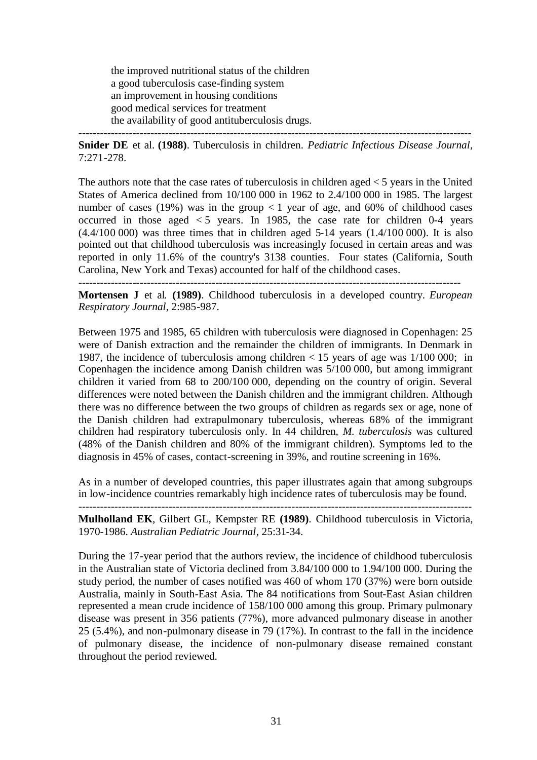the improved nutritional status of the children
a good tuberculosis case-finding system
an improvement in housing conditions
good medical services for treatment
the availability of good antituberculosis drugs.

---

**Snider DE** et al. **(1988)**. Tuberculosis in children. *Pediatric Infectious Disease Journal*, 7:271-278.

The authors note that the case rates of tuberculosis in children aged < 5 years in the United States of America declined from 10/100 000 in 1962 to 2.4/100 000 in 1985. The largest number of cases (19%) was in the group < 1 year of age, and 60% of childhood cases occurred in those aged < 5 years. In 1985, the case rate for children 0-4 years (4.4/100 000) was three times that in children aged 5-14 years (1.4/100 000). It is also pointed out that childhood tuberculosis was increasingly focused in certain areas and was reported in only 11.6% of the country's 3138 counties. Four states (California, South Carolina, New York and Texas) accounted for half of the childhood cases.

---

**Mortensen J** et al. **(1989)**. Childhood tuberculosis in a developed country. *European Respiratory Journal*, 2:985-987.

Between 1975 and 1985, 65 children with tuberculosis were diagnosed in Copenhagen: 25 were of Danish extraction and the remainder the children of immigrants. In Denmark in 1987, the incidence of tuberculosis among children < 15 years of age was 1/100 000; in Copenhagen the incidence among Danish children was 5/100 000, but among immigrant children it varied from 68 to 200/100 000, depending on the country of origin. Several differences were noted between the Danish children and the immigrant children. Although there was no difference between the two groups of children as regards sex or age, none of the Danish children had extrapulmonary tuberculosis, whereas 68% of the immigrant children had respiratory tuberculosis only. In 44 children, *M. tuberculosis* was cultured (48% of the Danish children and 80% of the immigrant children). Symptoms led to the diagnosis in 45% of cases, contact-screening in 39%, and routine screening in 16%.

As in a number of developed countries, this paper illustrates again that among subgroups in low-incidence countries remarkably high incidence rates of tuberculosis may be found.

---

**Mulholland EK**, Gilbert GL, Kempster RE **(1989)**. Childhood tuberculosis in Victoria, 1970-1986. *Australian Pediatric Journal*, 25:31-34.

During the 17-year period that the authors review, the incidence of childhood tuberculosis in the Australian state of Victoria declined from 3.84/100 000 to 1.94/100 000. During the study period, the number of cases notified was 460 of whom 170 (37%) were born outside Australia, mainly in South-East Asia. The 84 notifications from Sout-East Asian children represented a mean crude incidence of 158/100 000 among this group. Primary pulmonary disease was present in 356 patients (77%), more advanced pulmonary disease in another 25 (5.4%), and non-pulmonary disease in 79 (17%). In contrast to the fall in the incidence of pulmonary disease, the incidence of non-pulmonary disease remained constant throughout the period reviewed.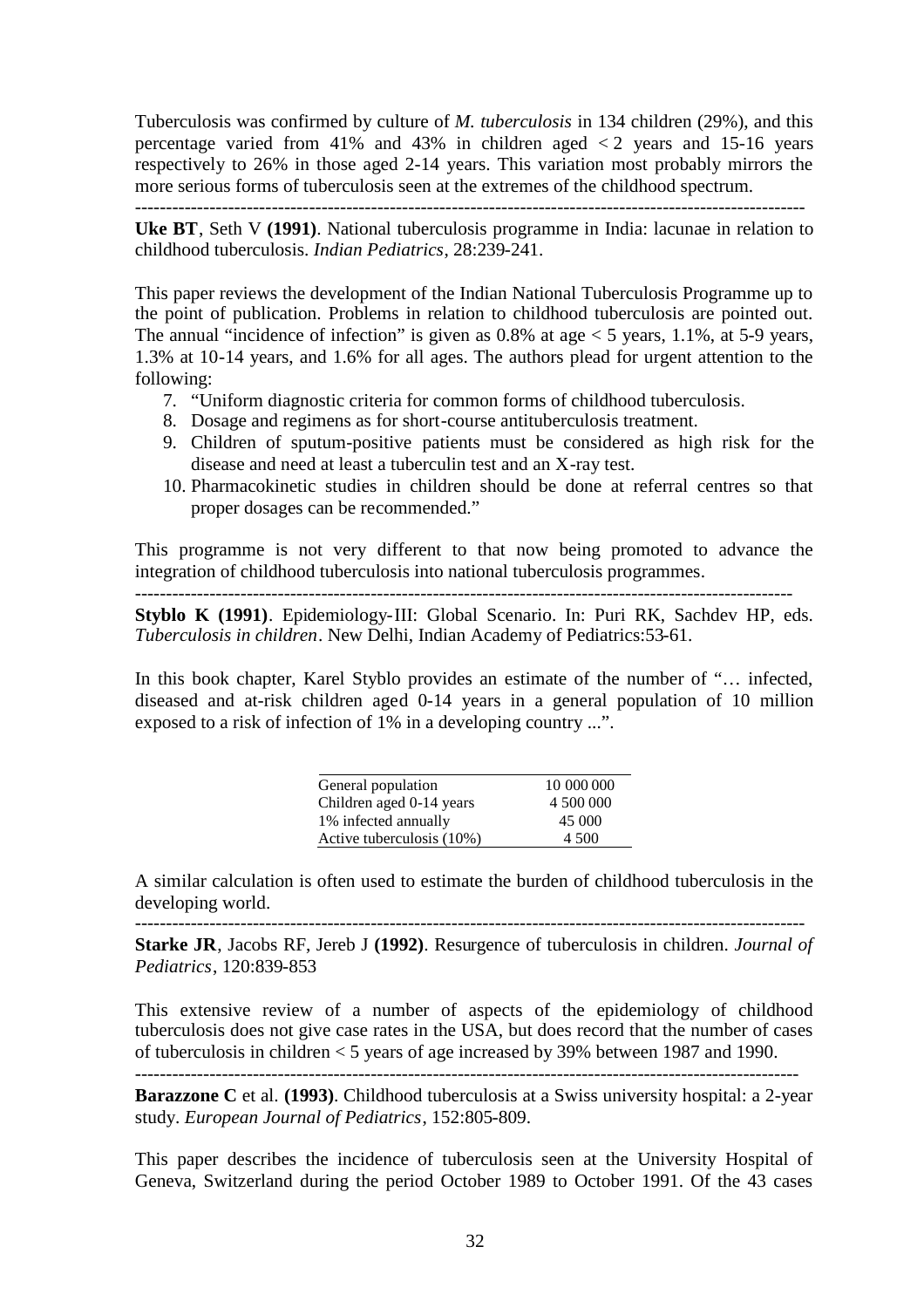Tuberculosis was confirmed by culture of *M. tuberculosis* in 134 children (29%), and this percentage varied from 41% and 43% in children aged < 2 years and 15-16 years respectively to 26% in those aged 2-14 years. This variation most probably mirrors the more serious forms of tuberculosis seen at the extremes of the childhood spectrum.

---

**Uke BT**, Seth V **(1991)**. National tuberculosis programme in India: lacunae in relation to childhood tuberculosis. *Indian Pediatrics*, 28:239-241.

This paper reviews the development of the Indian National Tuberculosis Programme up to the point of publication. Problems in relation to childhood tuberculosis are pointed out. The annual "incidence of infection" is given as 0.8% at age < 5 years, 1.1%, at 5-9 years, 1.3% at 10-14 years, and 1.6% for all ages. The authors plead for urgent attention to the following:

7. "Uniform diagnostic criteria for common forms of childhood tuberculosis.
8. Dosage and regimens as for short-course antituberculosis treatment.
9. Children of sputum-positive patients must be considered as high risk for the disease and need at least a tuberculin test and an X-ray test.
10. Pharmacokinetic studies in children should be done at referral centres so that proper dosages can be recommended."

This programme is not very different to that now being promoted to advance the integration of childhood tuberculosis into national tuberculosis programmes.

---

**Styblo K (1991)**. Epidemiology-III: Global Scenario. In: Puri RK, Sachdev HP, eds. *Tuberculosis in children*. New Delhi, Indian Academy of Pediatrics:53-61.

In this book chapter, Karel Styblo provides an estimate of the number of "… infected, diseased and at-risk children aged 0-14 years in a general population of 10 million exposed to a risk of infection of 1% in a developing country ...".

| | |
|---|---|
| General population | 10 000 000 |
| Children aged 0-14 years | 4 500 000 |
| 1% infected annually | 45 000 |
| Active tuberculosis (10%) | 4 500 |

A similar calculation is often used to estimate the burden of childhood tuberculosis in the developing world.

---

**Starke JR**, Jacobs RF, Jereb J **(1992)**. Resurgence of tuberculosis in children. *Journal of Pediatrics*, 120:839-853

This extensive review of a number of aspects of the epidemiology of childhood tuberculosis does not give case rates in the USA, but does record that the number of cases of tuberculosis in children < 5 years of age increased by 39% between 1987 and 1990.

---

**Barazzone C** et al. **(1993)**. Childhood tuberculosis at a Swiss university hospital: a 2-year study. *European Journal of Pediatrics*, 152:805-809.

This paper describes the incidence of tuberculosis seen at the University Hospital of Geneva, Switzerland during the period October 1989 to October 1991. Of the 43 cases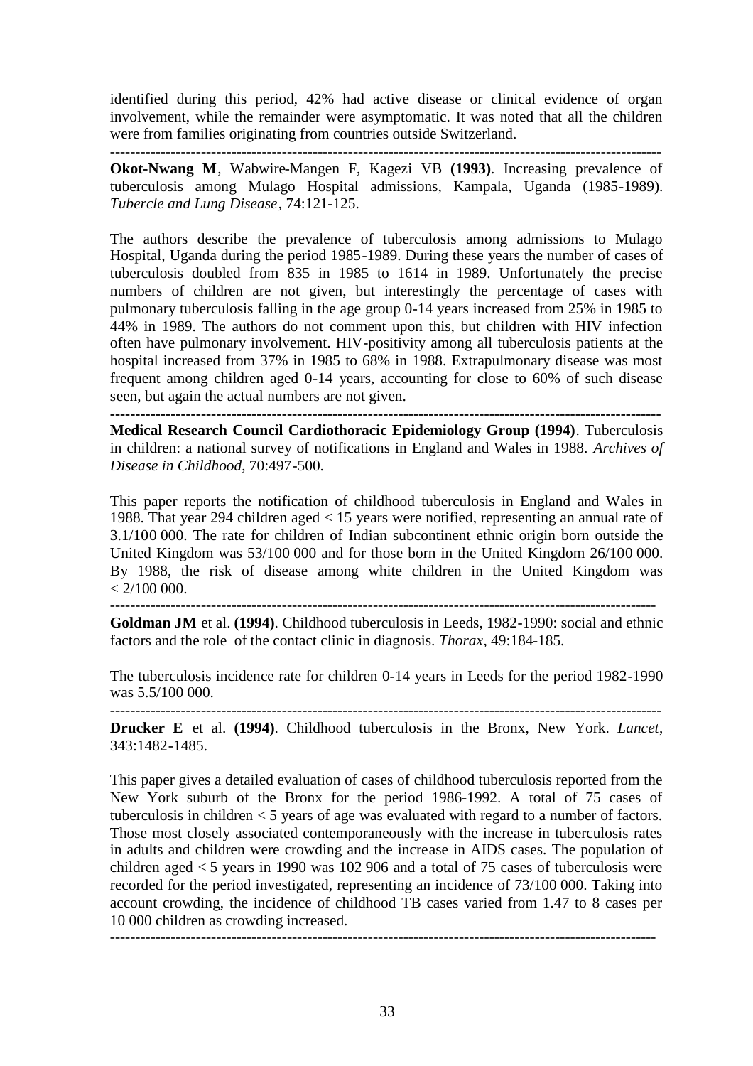identified during this period, 42% had active disease or clinical evidence of organ involvement, while the remainder were asymptomatic. It was noted that all the children were from families originating from countries outside Switzerland.

---

**Okot-Nwang M**, Wabwire-Mangen F, Kagezi VB **(1993)**. Increasing prevalence of tuberculosis among Mulago Hospital admissions, Kampala, Uganda (1985-1989). *Tubercle and Lung Disease*, 74:121-125.

The authors describe the prevalence of tuberculosis among admissions to Mulago Hospital, Uganda during the period 1985-1989. During these years the number of cases of tuberculosis doubled from 835 in 1985 to 1614 in 1989. Unfortunately the precise numbers of children are not given, but interestingly the percentage of cases with pulmonary tuberculosis falling in the age group 0-14 years increased from 25% in 1985 to 44% in 1989. The authors do not comment upon this, but children with HIV infection often have pulmonary involvement. HIV-positivity among all tuberculosis patients at the hospital increased from 37% in 1985 to 68% in 1988. Extrapulmonary disease was most frequent among children aged 0-14 years, accounting for close to 60% of such disease seen, but again the actual numbers are not given.

---

**Medical Research Council Cardiothoracic Epidemiology Group (1994)**. Tuberculosis in children: a national survey of notifications in England and Wales in 1988. *Archives of Disease in Childhood*, 70:497-500.

This paper reports the notification of childhood tuberculosis in England and Wales in 1988. That year 294 children aged < 15 years were notified, representing an annual rate of 3.1/100 000. The rate for children of Indian subcontinent ethnic origin born outside the United Kingdom was 53/100 000 and for those born in the United Kingdom 26/100 000. By 1988, the risk of disease among white children in the United Kingdom was < 2/100 000.

---

**Goldman JM** et al. **(1994)**. Childhood tuberculosis in Leeds, 1982-1990: social and ethnic factors and the role of the contact clinic in diagnosis. *Thorax*, 49:184-185.

The tuberculosis incidence rate for children 0-14 years in Leeds for the period 1982-1990 was 5.5/100 000.

---

**Drucker E** et al. **(1994)**. Childhood tuberculosis in the Bronx, New York. *Lancet*, 343:1482-1485.

This paper gives a detailed evaluation of cases of childhood tuberculosis reported from the New York suburb of the Bronx for the period 1986-1992. A total of 75 cases of tuberculosis in children < 5 years of age was evaluated with regard to a number of factors. Those most closely associated contemporaneously with the increase in tuberculosis rates in adults and children were crowding and the increase in AIDS cases. The population of children aged < 5 years in 1990 was 102 906 and a total of 75 cases of tuberculosis were recorded for the period investigated, representing an incidence of 73/100 000. Taking into account crowding, the incidence of childhood TB cases varied from 1.47 to 8 cases per 10 000 children as crowding increased.

---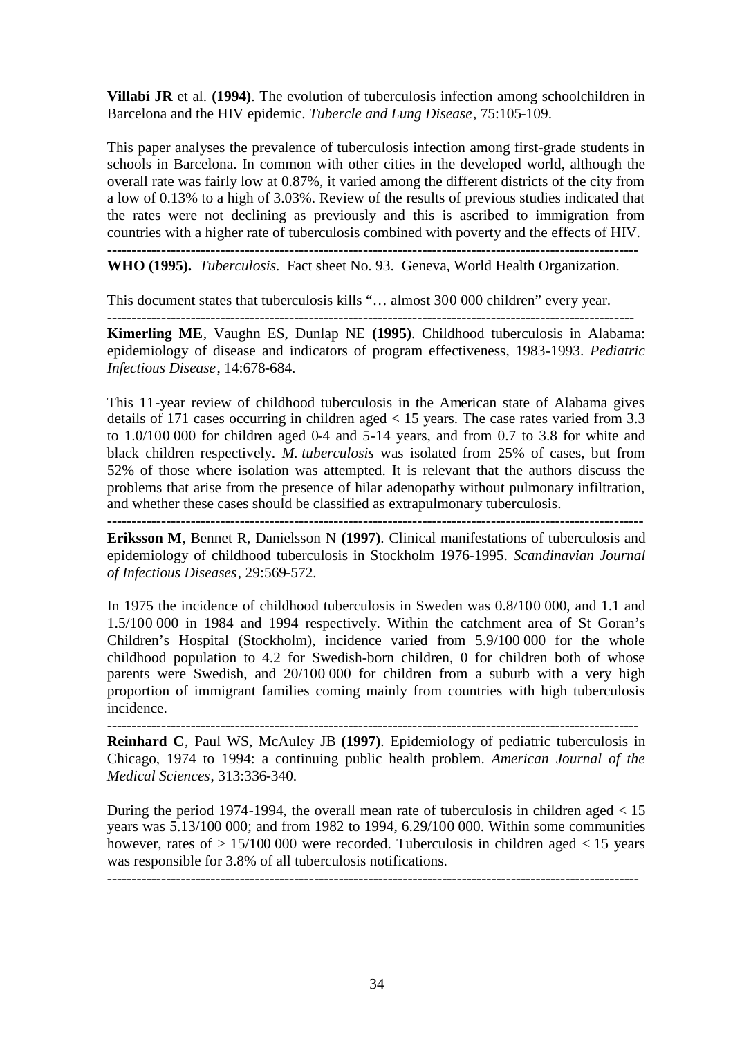**Villabí JR** et al. **(1994)**. The evolution of tuberculosis infection among schoolchildren in Barcelona and the HIV epidemic. *Tubercle and Lung Disease*, 75:105-109.

This paper analyses the prevalence of tuberculosis infection among first-grade students in schools in Barcelona. In common with other cities in the developed world, although the overall rate was fairly low at 0.87%, it varied among the different districts of the city from a low of 0.13% to a high of 3.03%. Review of the results of previous studies indicated that the rates were not declining as previously and this is ascribed to immigration from countries with a higher rate of tuberculosis combined with poverty and the effects of HIV.

---

**WHO (1995).** *Tuberculosis*. Fact sheet No. 93. Geneva, World Health Organization.

This document states that tuberculosis kills "… almost 300 000 children" every year.

---

**Kimerling ME**, Vaughn ES, Dunlap NE **(1995)**. Childhood tuberculosis in Alabama: epidemiology of disease and indicators of program effectiveness, 1983-1993. *Pediatric Infectious Disease*, 14:678-684.

This 11-year review of childhood tuberculosis in the American state of Alabama gives details of 171 cases occurring in children aged < 15 years. The case rates varied from 3.3 to 1.0/100 000 for children aged 0-4 and 5-14 years, and from 0.7 to 3.8 for white and black children respectively. *M. tuberculosis* was isolated from 25% of cases, but from 52% of those where isolation was attempted. It is relevant that the authors discuss the problems that arise from the presence of hilar adenopathy without pulmonary infiltration, and whether these cases should be classified as extrapulmonary tuberculosis.

---

**Eriksson M**, Bennet R, Danielsson N **(1997)**. Clinical manifestations of tuberculosis and epidemiology of childhood tuberculosis in Stockholm 1976-1995. *Scandinavian Journal of Infectious Diseases*, 29:569-572.

In 1975 the incidence of childhood tuberculosis in Sweden was 0.8/100 000, and 1.1 and 1.5/100 000 in 1984 and 1994 respectively. Within the catchment area of St Goran's Children's Hospital (Stockholm), incidence varied from 5.9/100 000 for the whole childhood population to 4.2 for Swedish-born children, 0 for children both of whose parents were Swedish, and 20/100 000 for children from a suburb with a very high proportion of immigrant families coming mainly from countries with high tuberculosis incidence.

---

**Reinhard C**, Paul WS, McAuley JB **(1997)**. Epidemiology of pediatric tuberculosis in Chicago, 1974 to 1994: a continuing public health problem. *American Journal of the Medical Sciences*, 313:336-340.

During the period 1974-1994, the overall mean rate of tuberculosis in children aged < 15 years was 5.13/100 000; and from 1982 to 1994, 6.29/100 000. Within some communities however, rates of > 15/100 000 were recorded. Tuberculosis in children aged < 15 years was responsible for 3.8% of all tuberculosis notifications.

---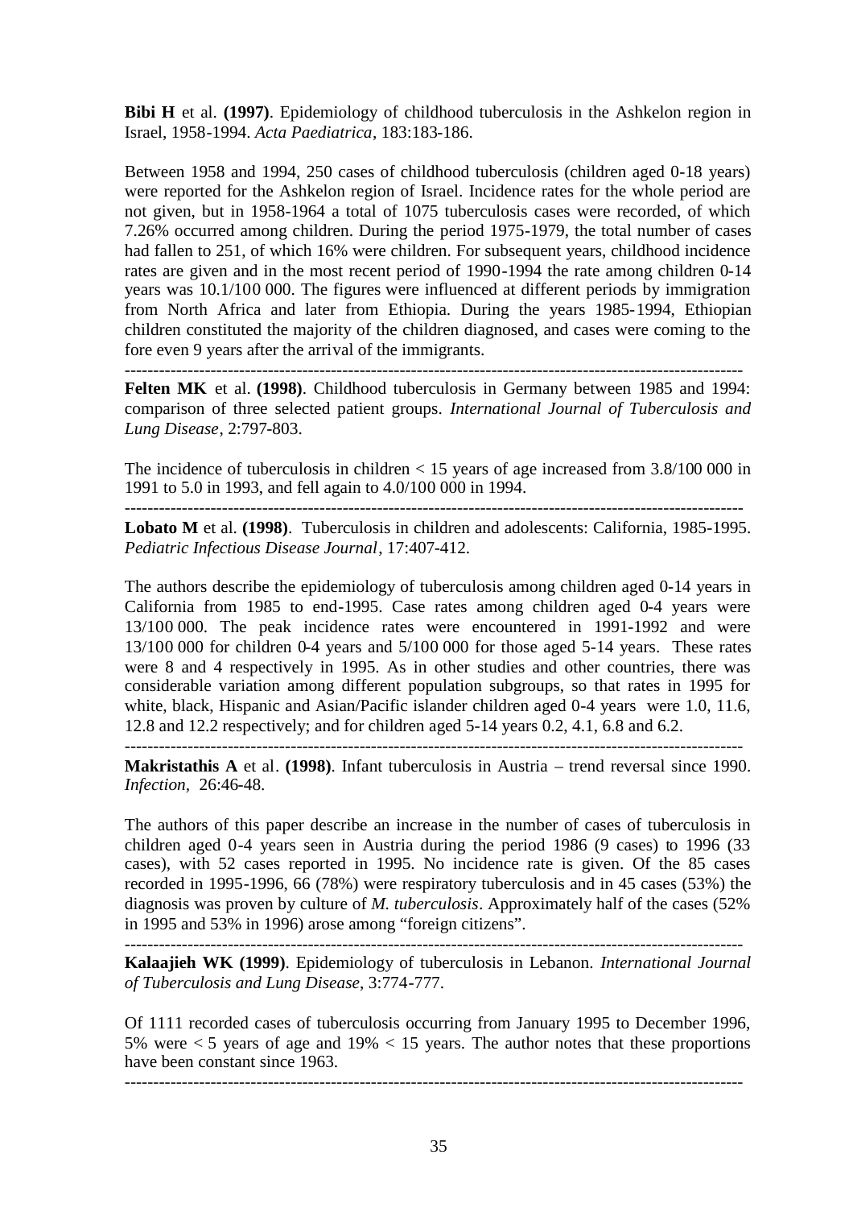**Bibi H** et al. **(1997)**. Epidemiology of childhood tuberculosis in the Ashkelon region in Israel, 1958-1994. *Acta Paediatrica*, 183:183-186.

Between 1958 and 1994, 250 cases of childhood tuberculosis (children aged 0-18 years) were reported for the Ashkelon region of Israel. Incidence rates for the whole period are not given, but in 1958-1964 a total of 1075 tuberculosis cases were recorded, of which 7.26% occurred among children. During the period 1975-1979, the total number of cases had fallen to 251, of which 16% were children. For subsequent years, childhood incidence rates are given and in the most recent period of 1990-1994 the rate among children 0-14 years was 10.1/100 000. The figures were influenced at different periods by immigration from North Africa and later from Ethiopia. During the years 1985-1994, Ethiopian children constituted the majority of the children diagnosed, and cases were coming to the fore even 9 years after the arrival of the immigrants.

---

**Felten MK** et al. **(1998)**. Childhood tuberculosis in Germany between 1985 and 1994: comparison of three selected patient groups. *International Journal of Tuberculosis and Lung Disease*, 2:797-803.

The incidence of tuberculosis in children < 15 years of age increased from 3.8/100 000 in 1991 to 5.0 in 1993, and fell again to 4.0/100 000 in 1994.

---

**Lobato M** et al. **(1998)**. Tuberculosis in children and adolescents: California, 1985-1995. *Pediatric Infectious Disease Journal*, 17:407-412.

The authors describe the epidemiology of tuberculosis among children aged 0-14 years in California from 1985 to end-1995. Case rates among children aged 0-4 years were 13/100 000. The peak incidence rates were encountered in 1991-1992 and were 13/100 000 for children 0-4 years and 5/100 000 for those aged 5-14 years. These rates were 8 and 4 respectively in 1995. As in other studies and other countries, there was considerable variation among different population subgroups, so that rates in 1995 for white, black, Hispanic and Asian/Pacific islander children aged 0-4 years were 1.0, 11.6, 12.8 and 12.2 respectively; and for children aged 5-14 years 0.2, 4.1, 6.8 and 6.2.

---

**Makristathis A** et al. **(1998)**. Infant tuberculosis in Austria – trend reversal since 1990. *Infection*, 26:46-48.

The authors of this paper describe an increase in the number of cases of tuberculosis in children aged 0-4 years seen in Austria during the period 1986 (9 cases) to 1996 (33 cases), with 52 cases reported in 1995. No incidence rate is given. Of the 85 cases recorded in 1995-1996, 66 (78%) were respiratory tuberculosis and in 45 cases (53%) the diagnosis was proven by culture of *M. tuberculosis*. Approximately half of the cases (52% in 1995 and 53% in 1996) arose among "foreign citizens".

---

**Kalaajieh WK (1999)**. Epidemiology of tuberculosis in Lebanon. *International Journal of Tuberculosis and Lung Disease*, 3:774-777.

Of 1111 recorded cases of tuberculosis occurring from January 1995 to December 1996, 5% were < 5 years of age and 19% < 15 years. The author notes that these proportions have been constant since 1963.

---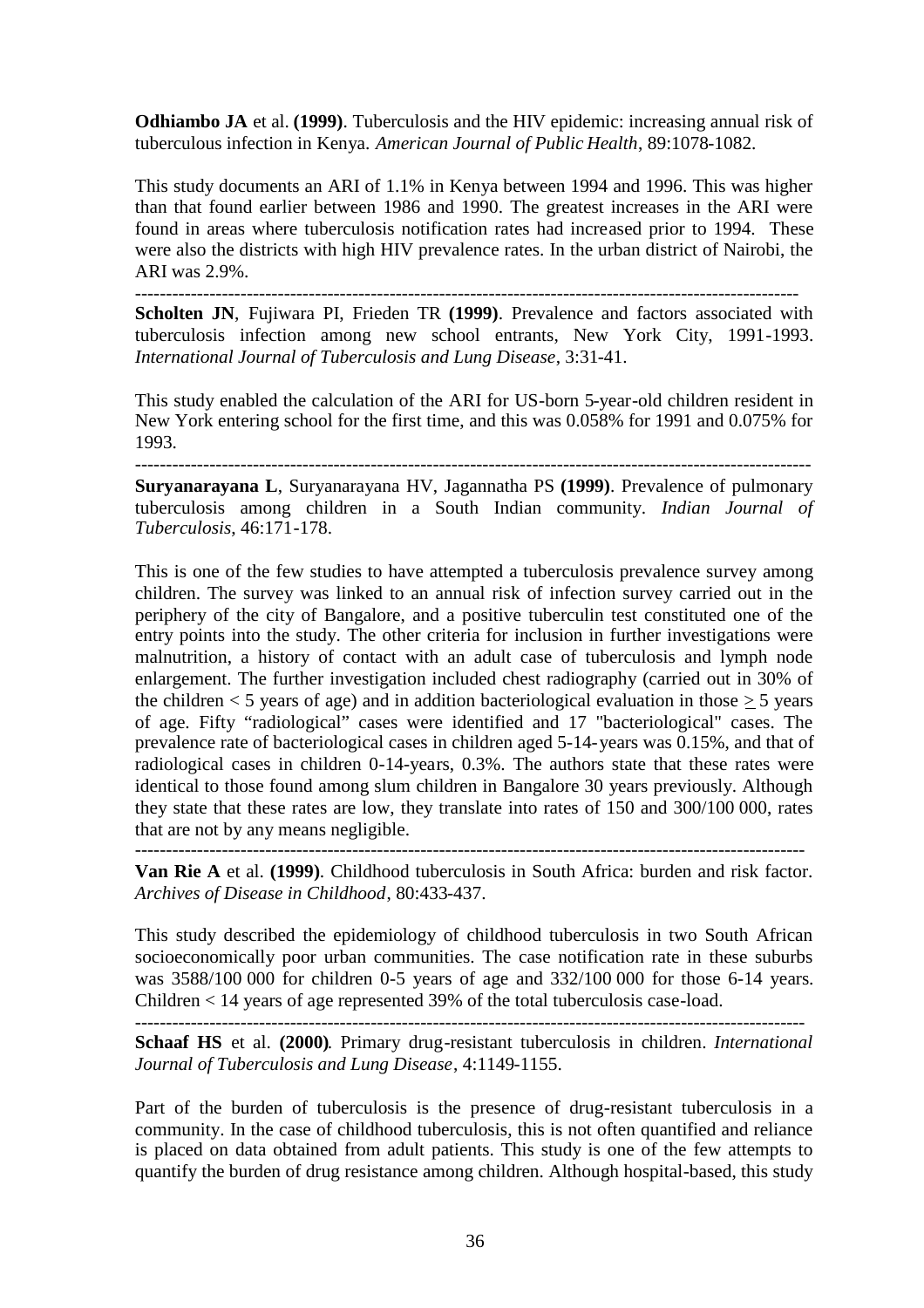**Odhiambo JA** et al. **(1999)**. Tuberculosis and the HIV epidemic: increasing annual risk of tuberculous infection in Kenya. *American Journal of Public Health*, 89:1078-1082.

This study documents an ARI of 1.1% in Kenya between 1994 and 1996. This was higher than that found earlier between 1986 and 1990. The greatest increases in the ARI were found in areas where tuberculosis notification rates had increased prior to 1994. These were also the districts with high HIV prevalence rates. In the urban district of Nairobi, the ARI was 2.9%.

---

**Scholten JN**, Fujiwara PI, Frieden TR **(1999)**. Prevalence and factors associated with tuberculosis infection among new school entrants, New York City, 1991-1993. *International Journal of Tuberculosis and Lung Disease*, 3:31-41.

This study enabled the calculation of the ARI for US-born 5-year-old children resident in New York entering school for the first time, and this was 0.058% for 1991 and 0.075% for 1993.

---

**Suryanarayana L**, Suryanarayana HV, Jagannatha PS **(1999)**. Prevalence of pulmonary tuberculosis among children in a South Indian community. *Indian Journal of Tuberculosis*, 46:171-178.

This is one of the few studies to have attempted a tuberculosis prevalence survey among children. The survey was linked to an annual risk of infection survey carried out in the periphery of the city of Bangalore, and a positive tuberculin test constituted one of the entry points into the study. The other criteria for inclusion in further investigations were malnutrition, a history of contact with an adult case of tuberculosis and lymph node enlargement. The further investigation included chest radiography (carried out in 30% of the children < 5 years of age) and in addition bacteriological evaluation in those ≥ 5 years of age. Fifty "radiological" cases were identified and 17 "bacteriological" cases. The prevalence rate of bacteriological cases in children aged 5-14-years was 0.15%, and that of radiological cases in children 0-14-years, 0.3%. The authors state that these rates were identical to those found among slum children in Bangalore 30 years previously. Although they state that these rates are low, they translate into rates of 150 and 300/100 000, rates that are not by any means negligible.

---

**Van Rie A** et al. **(1999)**. Childhood tuberculosis in South Africa: burden and risk factor. *Archives of Disease in Childhood*, 80:433-437.

This study described the epidemiology of childhood tuberculosis in two South African socioeconomically poor urban communities. The case notification rate in these suburbs was 3588/100 000 for children 0-5 years of age and 332/100 000 for those 6-14 years. Children < 14 years of age represented 39% of the total tuberculosis case-load.

---

**Schaaf HS** et al. **(2000)**. Primary drug-resistant tuberculosis in children. *International Journal of Tuberculosis and Lung Disease*, 4:1149-1155.

Part of the burden of tuberculosis is the presence of drug-resistant tuberculosis in a community. In the case of childhood tuberculosis, this is not often quantified and reliance is placed on data obtained from adult patients. This study is one of the few attempts to quantify the burden of drug resistance among children. Although hospital-based, this study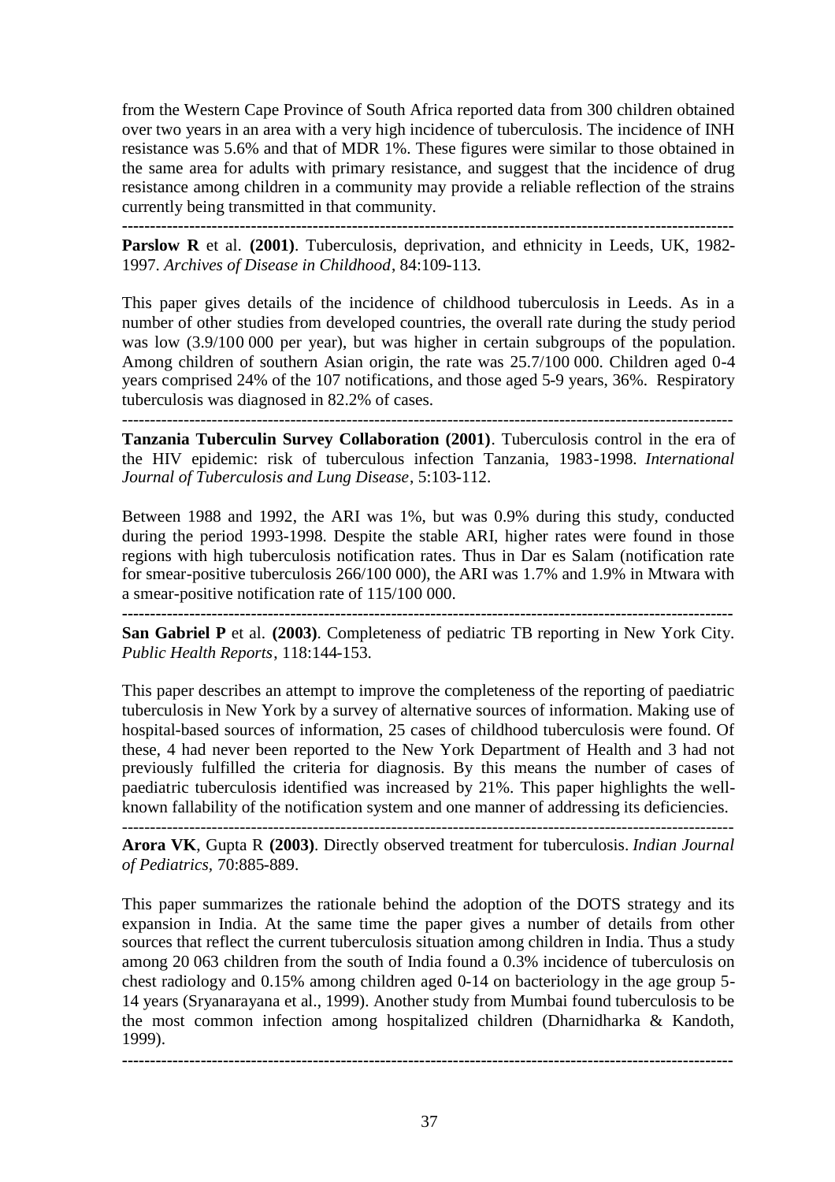from the Western Cape Province of South Africa reported data from 300 children obtained over two years in an area with a very high incidence of tuberculosis. The incidence of INH resistance was 5.6% and that of MDR 1%. These figures were similar to those obtained in the same area for adults with primary resistance, and suggest that the incidence of drug resistance among children in a community may provide a reliable reflection of the strains currently being transmitted in that community.

---

**Parslow R** et al. **(2001)**. Tuberculosis, deprivation, and ethnicity in Leeds, UK, 1982-1997. *Archives of Disease in Childhood*, 84:109-113.

This paper gives details of the incidence of childhood tuberculosis in Leeds. As in a number of other studies from developed countries, the overall rate during the study period was low (3.9/100 000 per year), but was higher in certain subgroups of the population. Among children of southern Asian origin, the rate was 25.7/100 000. Children aged 0-4 years comprised 24% of the 107 notifications, and those aged 5-9 years, 36%. Respiratory tuberculosis was diagnosed in 82.2% of cases.

---

**Tanzania Tuberculin Survey Collaboration (2001)**. Tuberculosis control in the era of the HIV epidemic: risk of tuberculous infection Tanzania, 1983-1998. *International Journal of Tuberculosis and Lung Disease*, 5:103-112.

Between 1988 and 1992, the ARI was 1%, but was 0.9% during this study, conducted during the period 1993-1998. Despite the stable ARI, higher rates were found in those regions with high tuberculosis notification rates. Thus in Dar es Salam (notification rate for smear-positive tuberculosis 266/100 000), the ARI was 1.7% and 1.9% in Mtwara with a smear-positive notification rate of 115/100 000.

---

**San Gabriel P** et al. **(2003)**. Completeness of pediatric TB reporting in New York City. *Public Health Reports*, 118:144-153.

This paper describes an attempt to improve the completeness of the reporting of paediatric tuberculosis in New York by a survey of alternative sources of information. Making use of hospital-based sources of information, 25 cases of childhood tuberculosis were found. Of these, 4 had never been reported to the New York Department of Health and 3 had not previously fulfilled the criteria for diagnosis. By this means the number of cases of paediatric tuberculosis identified was increased by 21%. This paper highlights the well-known fallability of the notification system and one manner of addressing its deficiencies.

---

**Arora VK**, Gupta R **(2003)**. Directly observed treatment for tuberculosis. *Indian Journal of Pediatrics*, 70:885-889.

This paper summarizes the rationale behind the adoption of the DOTS strategy and its expansion in India. At the same time the paper gives a number of details from other sources that reflect the current tuberculosis situation among children in India. Thus a study among 20 063 children from the south of India found a 0.3% incidence of tuberculosis on chest radiology and 0.15% among children aged 0-14 on bacteriology in the age group 5-14 years (Sryanarayana et al., 1999). Another study from Mumbai found tuberculosis to be the most common infection among hospitalized children (Dharnidharka & Kandoth, 1999).

---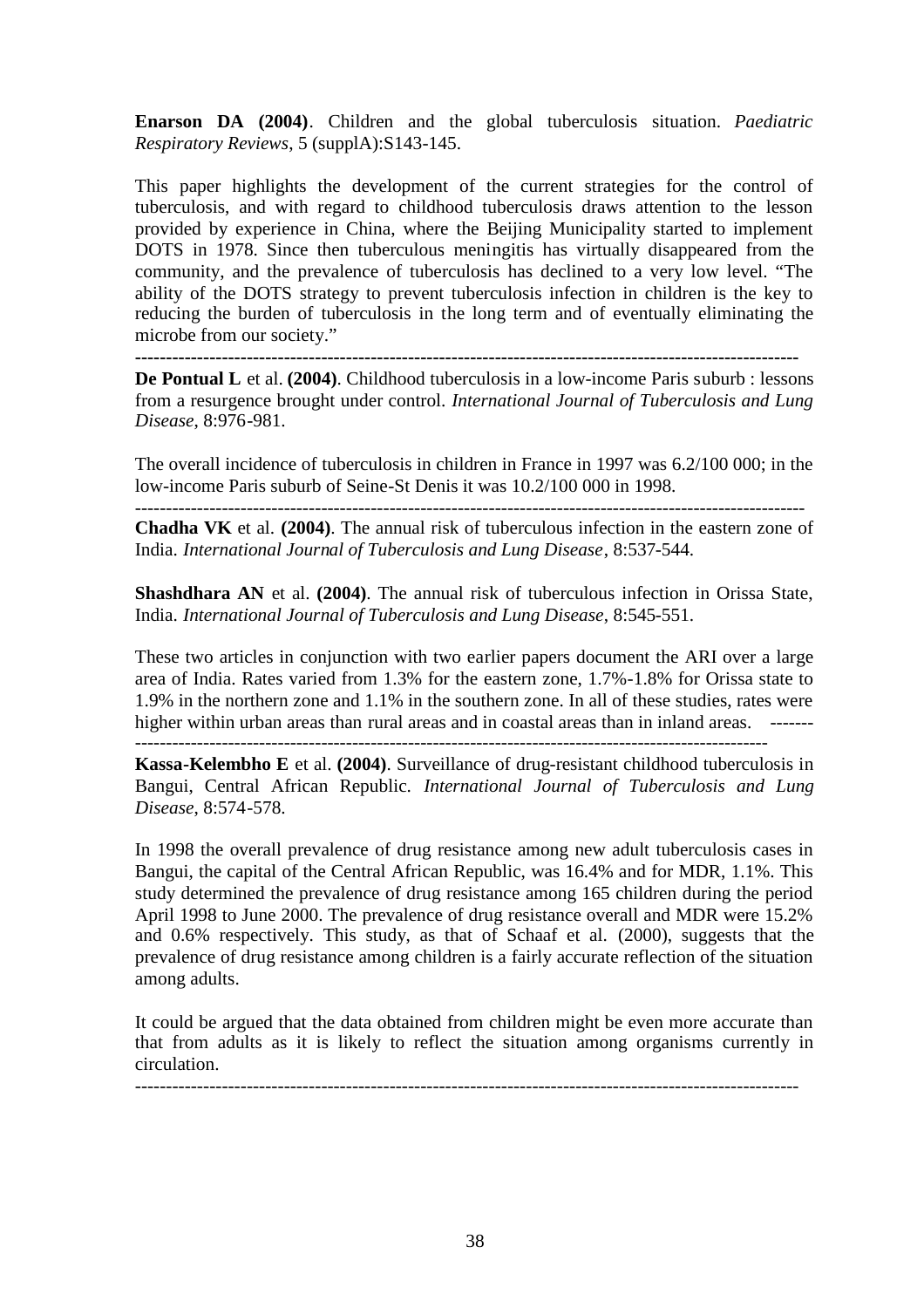**Enarson DA (2004)**. Children and the global tuberculosis situation. *Paediatric Respiratory Reviews*, 5 (supplA):S143-145.

This paper highlights the development of the current strategies for the control of tuberculosis, and with regard to childhood tuberculosis draws attention to the lesson provided by experience in China, where the Beijing Municipality started to implement DOTS in 1978. Since then tuberculous meningitis has virtually disappeared from the community, and the prevalence of tuberculosis has declined to a very low level. "The ability of the DOTS strategy to prevent tuberculosis infection in children is the key to reducing the burden of tuberculosis in the long term and of eventually eliminating the microbe from our society."

---

**De Pontual L** et al. **(2004)**. Childhood tuberculosis in a low-income Paris suburb : lessons from a resurgence brought under control. *International Journal of Tuberculosis and Lung Disease*, 8:976-981.

The overall incidence of tuberculosis in children in France in 1997 was 6.2/100 000; in the low-income Paris suburb of Seine-St Denis it was 10.2/100 000 in 1998.

---

**Chadha VK** et al. **(2004)**. The annual risk of tuberculous infection in the eastern zone of India. *International Journal of Tuberculosis and Lung Disease*, 8:537-544.

**Shashdhara AN** et al. **(2004)**. The annual risk of tuberculous infection in Orissa State, India. *International Journal of Tuberculosis and Lung Disease*, 8:545-551.

These two articles in conjunction with two earlier papers document the ARI over a large area of India. Rates varied from 1.3% for the eastern zone, 1.7%-1.8% for Orissa state to 1.9% in the northern zone and 1.1% in the southern zone. In all of these studies, rates were higher within urban areas than rural areas and in coastal areas than in inland areas.

---

**Kassa-Kelembho E** et al. **(2004)**. Surveillance of drug-resistant childhood tuberculosis in Bangui, Central African Republic. *International Journal of Tuberculosis and Lung Disease*, 8:574-578.

In 1998 the overall prevalence of drug resistance among new adult tuberculosis cases in Bangui, the capital of the Central African Republic, was 16.4% and for MDR, 1.1%. This study determined the prevalence of drug resistance among 165 children during the period April 1998 to June 2000. The prevalence of drug resistance overall and MDR were 15.2% and 0.6% respectively. This study, as that of Schaaf et al. (2000), suggests that the prevalence of drug resistance among children is a fairly accurate reflection of the situation among adults.

It could be argued that the data obtained from children might be even more accurate than that from adults as it is likely to reflect the situation among organisms currently in circulation.

---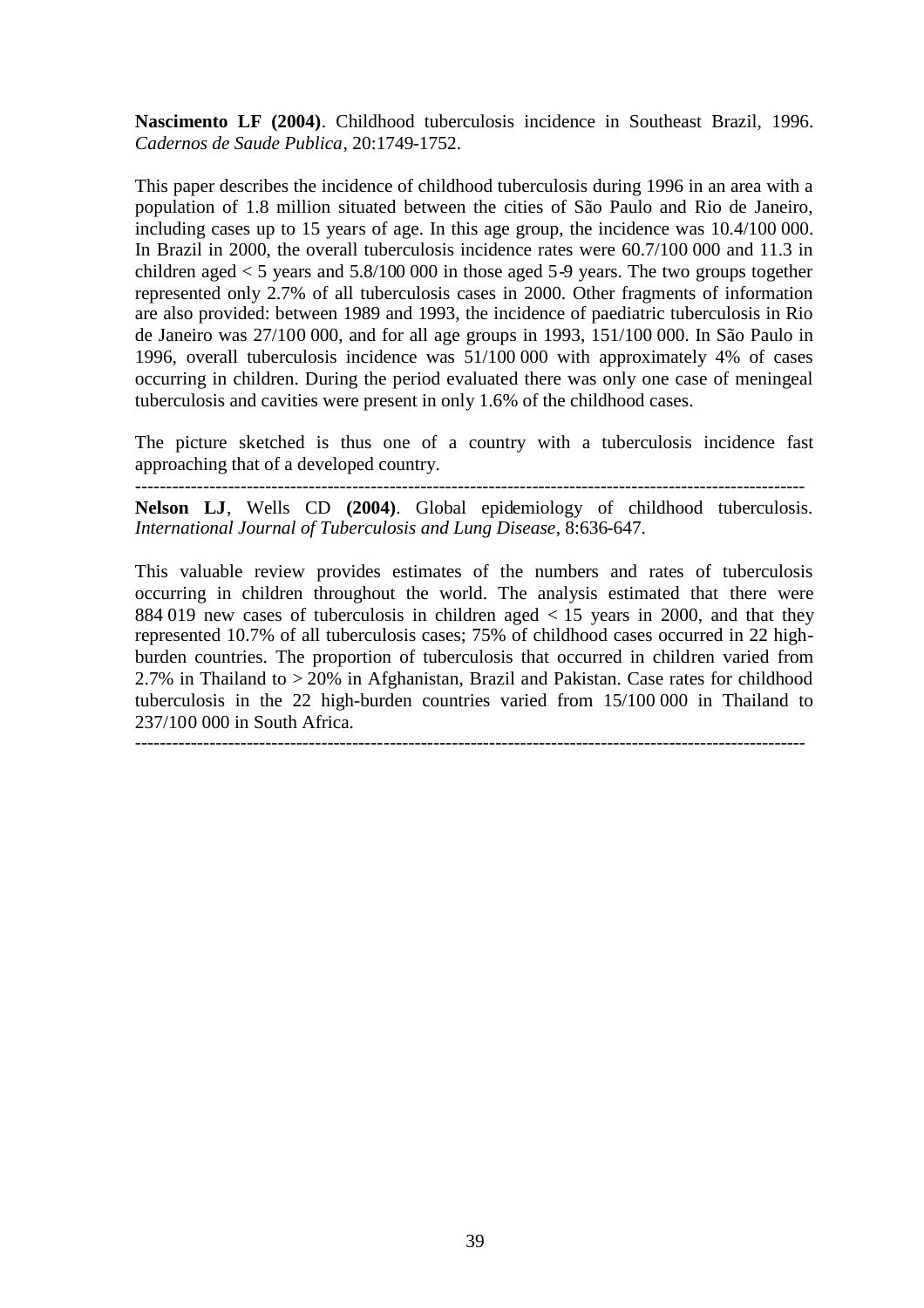**Nascimento LF (2004)**. Childhood tuberculosis incidence in Southeast Brazil, 1996. *Cadernos de Saude Publica*, 20:1749-1752.

This paper describes the incidence of childhood tuberculosis during 1996 in an area with a population of 1.8 million situated between the cities of São Paulo and Rio de Janeiro, including cases up to 15 years of age. In this age group, the incidence was 10.4/100 000. In Brazil in 2000, the overall tuberculosis incidence rates were 60.7/100 000 and 11.3 in children aged < 5 years and 5.8/100 000 in those aged 5-9 years. The two groups together represented only 2.7% of all tuberculosis cases in 2000. Other fragments of information are also provided: between 1989 and 1993, the incidence of paediatric tuberculosis in Rio de Janeiro was 27/100 000, and for all age groups in 1993, 151/100 000. In São Paulo in 1996, overall tuberculosis incidence was 51/100 000 with approximately 4% of cases occurring in children. During the period evaluated there was only one case of meningeal tuberculosis and cavities were present in only 1.6% of the childhood cases.

The picture sketched is thus one of a country with a tuberculosis incidence fast approaching that of a developed country.

---

**Nelson LJ**, Wells CD **(2004)**. Global epidemiology of childhood tuberculosis. *International Journal of Tuberculosis and Lung Disease*, 8:636-647.

This valuable review provides estimates of the numbers and rates of tuberculosis occurring in children throughout the world. The analysis estimated that there were 884 019 new cases of tuberculosis in children aged < 15 years in 2000, and that they represented 10.7% of all tuberculosis cases; 75% of childhood cases occurred in 22 high-burden countries. The proportion of tuberculosis that occurred in children varied from 2.7% in Thailand to > 20% in Afghanistan, Brazil and Pakistan. Case rates for childhood tuberculosis in the 22 high-burden countries varied from 15/100 000 in Thailand to 237/100 000 in South Africa.

---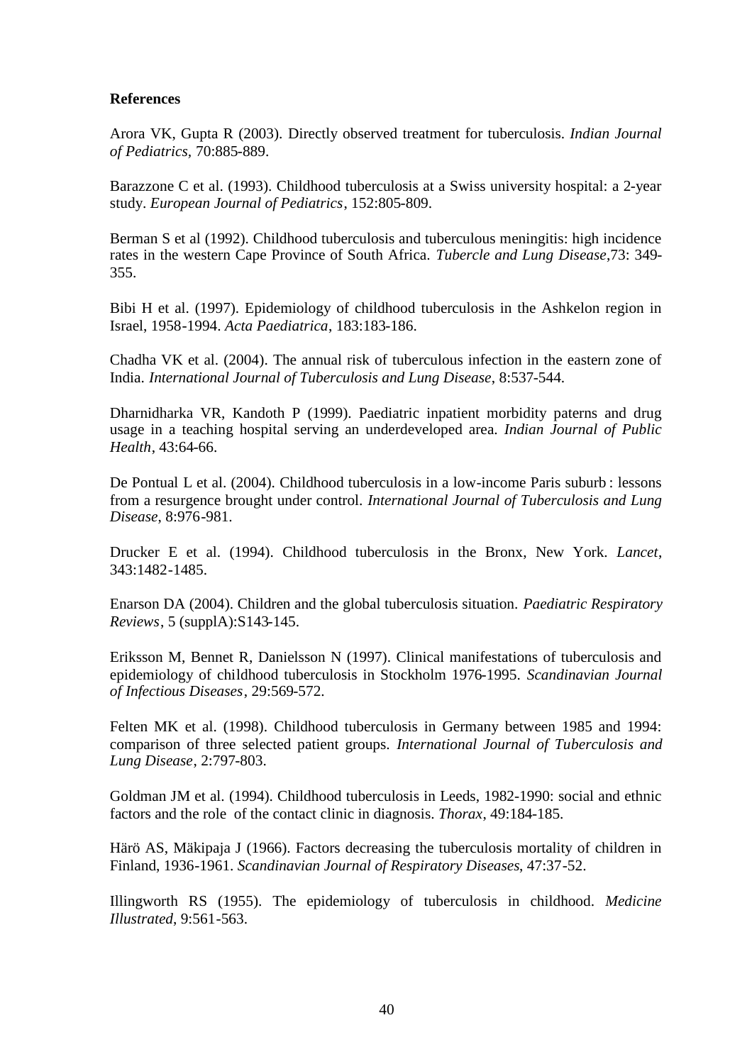**References**

Arora VK, Gupta R (2003). Directly observed treatment for tuberculosis. *Indian Journal of Pediatrics*, 70:885-889.

Barazzone C et al. (1993). Childhood tuberculosis at a Swiss university hospital: a 2-year study. *European Journal of Pediatrics*, 152:805-809.

Berman S et al (1992). Childhood tuberculosis and tuberculous meningitis: high incidence rates in the western Cape Province of South Africa. *Tubercle and Lung Disease*,73: 349-355.

Bibi H et al. (1997). Epidemiology of childhood tuberculosis in the Ashkelon region in Israel, 1958-1994. *Acta Paediatrica*, 183:183-186.

Chadha VK et al. (2004). The annual risk of tuberculous infection in the eastern zone of India. *International Journal of Tuberculosis and Lung Disease*, 8:537-544.

Dharnidharka VR, Kandoth P (1999). Paediatric inpatient morbidity paterns and drug usage in a teaching hospital serving an underdeveloped area. *Indian Journal of Public Health*, 43:64-66.

De Pontual L et al. (2004). Childhood tuberculosis in a low-income Paris suburb : lessons from a resurgence brought under control. *International Journal of Tuberculosis and Lung Disease*, 8:976-981.

Drucker E et al. (1994). Childhood tuberculosis in the Bronx, New York. *Lancet*, 343:1482-1485.

Enarson DA (2004). Children and the global tuberculosis situation. *Paediatric Respiratory Reviews*, 5 (supplA):S143-145.

Eriksson M, Bennet R, Danielsson N (1997). Clinical manifestations of tuberculosis and epidemiology of childhood tuberculosis in Stockholm 1976-1995. *Scandinavian Journal of Infectious Diseases*, 29:569-572.

Felten MK et al. (1998). Childhood tuberculosis in Germany between 1985 and 1994: comparison of three selected patient groups. *International Journal of Tuberculosis and Lung Disease*, 2:797-803.

Goldman JM et al. (1994). Childhood tuberculosis in Leeds, 1982-1990: social and ethnic factors and the role of the contact clinic in diagnosis. *Thorax*, 49:184-185.

Härö AS, Mäkipaja J (1966). Factors decreasing the tuberculosis mortality of children in Finland, 1936-1961. *Scandinavian Journal of Respiratory Diseases*, 47:37-52.

Illingworth RS (1955). The epidemiology of tuberculosis in childhood. *Medicine Illustrated*, 9:561-563.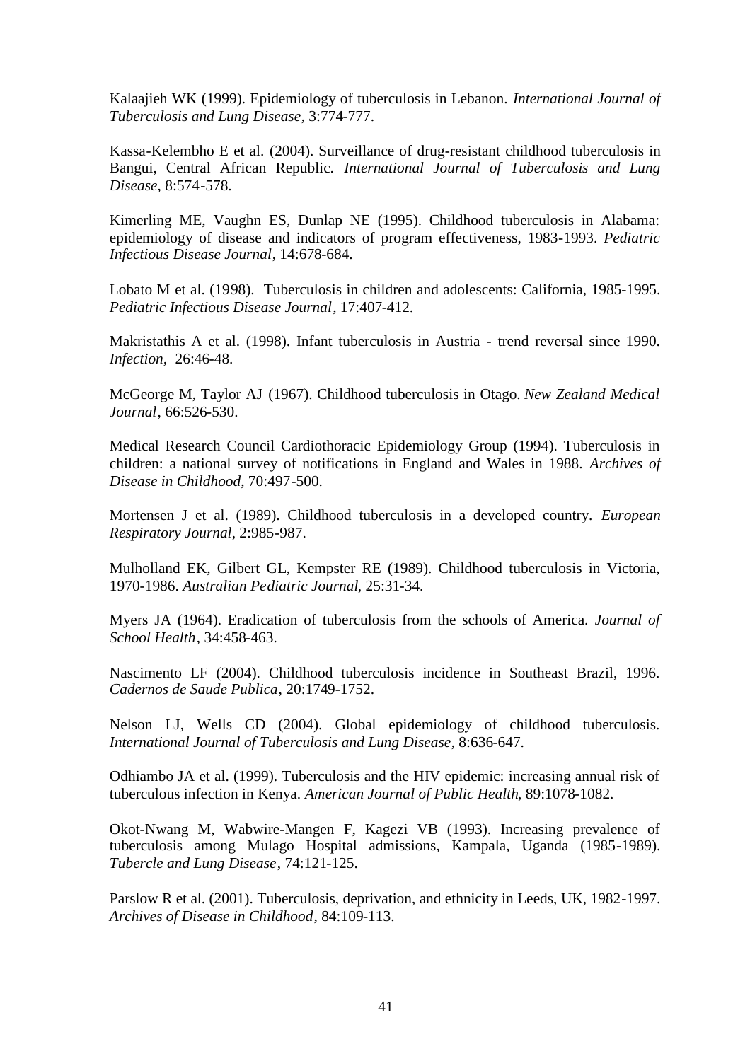Kalaajieh WK (1999). Epidemiology of tuberculosis in Lebanon. *International Journal of Tuberculosis and Lung Disease*, 3:774-777.

Kassa-Kelembho E et al. (2004). Surveillance of drug-resistant childhood tuberculosis in Bangui, Central African Republic. *International Journal of Tuberculosis and Lung Disease*, 8:574-578.

Kimerling ME, Vaughn ES, Dunlap NE (1995). Childhood tuberculosis in Alabama: epidemiology of disease and indicators of program effectiveness, 1983-1993. *Pediatric Infectious Disease Journal*, 14:678-684.

Lobato M et al. (1998). Tuberculosis in children and adolescents: California, 1985-1995. *Pediatric Infectious Disease Journal*, 17:407-412.

Makristathis A et al. (1998). Infant tuberculosis in Austria - trend reversal since 1990. *Infection*, 26:46-48.

McGeorge M, Taylor AJ (1967). Childhood tuberculosis in Otago. *New Zealand Medical Journal*, 66:526-530.

Medical Research Council Cardiothoracic Epidemiology Group (1994). Tuberculosis in children: a national survey of notifications in England and Wales in 1988. *Archives of Disease in Childhood*, 70:497-500.

Mortensen J et al. (1989). Childhood tuberculosis in a developed country. *European Respiratory Journal*, 2:985-987.

Mulholland EK, Gilbert GL, Kempster RE (1989). Childhood tuberculosis in Victoria, 1970-1986. *Australian Pediatric Journal*, 25:31-34.

Myers JA (1964). Eradication of tuberculosis from the schools of America. *Journal of School Health*, 34:458-463.

Nascimento LF (2004). Childhood tuberculosis incidence in Southeast Brazil, 1996. *Cadernos de Saude Publica*, 20:1749-1752.

Nelson LJ, Wells CD (2004). Global epidemiology of childhood tuberculosis. *International Journal of Tuberculosis and Lung Disease*, 8:636-647.

Odhiambo JA et al. (1999). Tuberculosis and the HIV epidemic: increasing annual risk of tuberculous infection in Kenya. *American Journal of Public Health*, 89:1078-1082.

Okot-Nwang M, Wabwire-Mangen F, Kagezi VB (1993). Increasing prevalence of tuberculosis among Mulago Hospital admissions, Kampala, Uganda (1985-1989). *Tubercle and Lung Disease*, 74:121-125.

Parslow R et al. (2001). Tuberculosis, deprivation, and ethnicity in Leeds, UK, 1982-1997. *Archives of Disease in Childhood*, 84:109-113.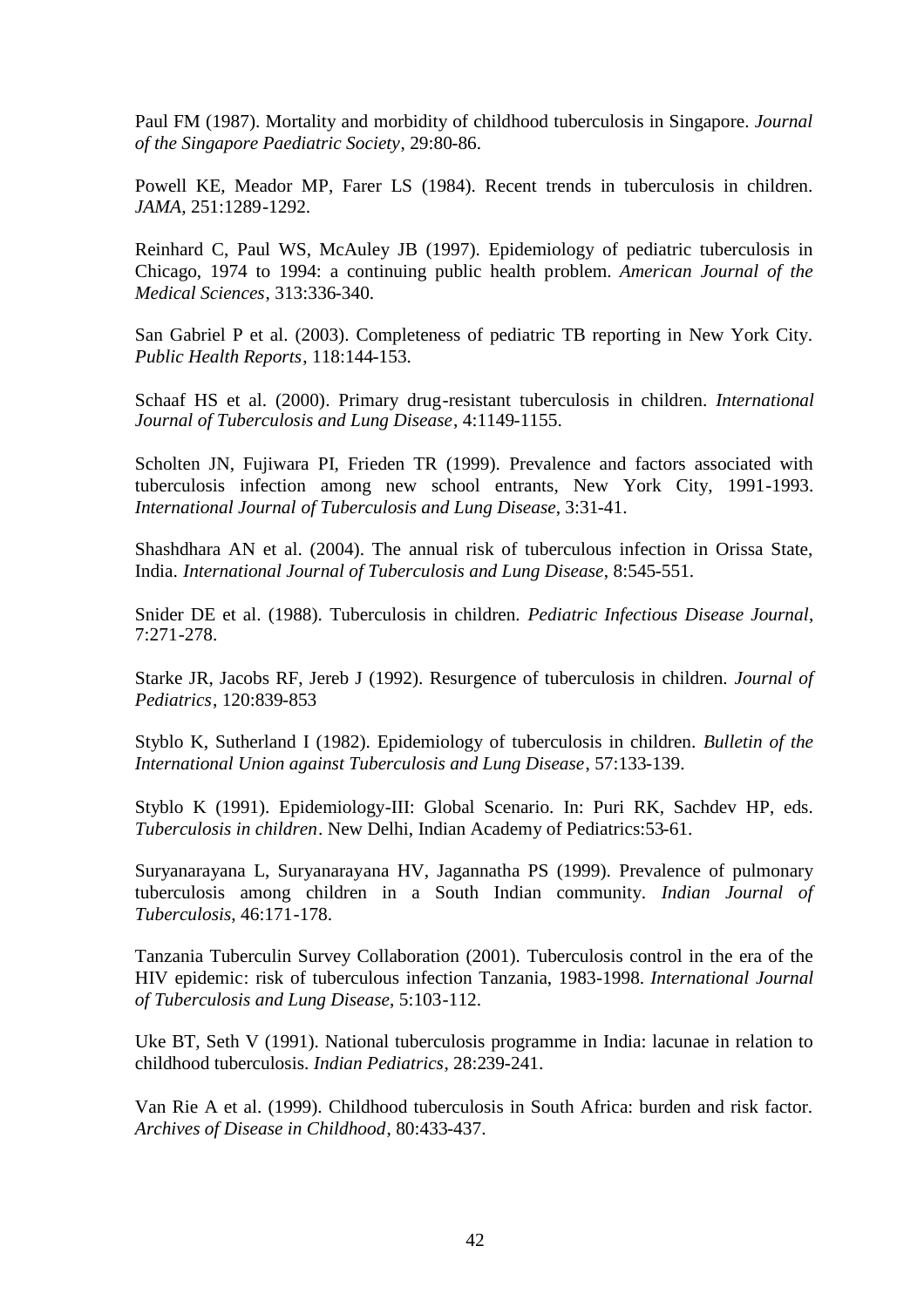Paul FM (1987). Mortality and morbidity of childhood tuberculosis in Singapore. *Journal of the Singapore Paediatric Society*, 29:80-86.

Powell KE, Meador MP, Farer LS (1984). Recent trends in tuberculosis in children. *JAMA*, 251:1289-1292.

Reinhard C, Paul WS, McAuley JB (1997). Epidemiology of pediatric tuberculosis in Chicago, 1974 to 1994: a continuing public health problem. *American Journal of the Medical Sciences*, 313:336-340.

San Gabriel P et al. (2003). Completeness of pediatric TB reporting in New York City. *Public Health Reports*, 118:144-153.

Schaaf HS et al. (2000). Primary drug-resistant tuberculosis in children. *International Journal of Tuberculosis and Lung Disease*, 4:1149-1155.

Scholten JN, Fujiwara PI, Frieden TR (1999). Prevalence and factors associated with tuberculosis infection among new school entrants, New York City, 1991-1993. *International Journal of Tuberculosis and Lung Disease*, 3:31-41.

Shashdhara AN et al. (2004). The annual risk of tuberculous infection in Orissa State, India. *International Journal of Tuberculosis and Lung Disease*, 8:545-551.

Snider DE et al. (1988). Tuberculosis in children. *Pediatric Infectious Disease Journal*, 7:271-278.

Starke JR, Jacobs RF, Jereb J (1992). Resurgence of tuberculosis in children. *Journal of Pediatrics*, 120:839-853

Styblo K, Sutherland I (1982). Epidemiology of tuberculosis in children. *Bulletin of the International Union against Tuberculosis and Lung Disease*, 57:133-139.

Styblo K (1991). Epidemiology-III: Global Scenario. In: Puri RK, Sachdev HP, eds. *Tuberculosis in children*. New Delhi, Indian Academy of Pediatrics:53-61.

Suryanarayana L, Suryanarayana HV, Jagannatha PS (1999). Prevalence of pulmonary tuberculosis among children in a South Indian community. *Indian Journal of Tuberculosis*, 46:171-178.

Tanzania Tuberculin Survey Collaboration (2001). Tuberculosis control in the era of the HIV epidemic: risk of tuberculous infection Tanzania, 1983-1998. *International Journal of Tuberculosis and Lung Disease*, 5:103-112.

Uke BT, Seth V (1991). National tuberculosis programme in India: lacunae in relation to childhood tuberculosis. *Indian Pediatrics*, 28:239-241.

Van Rie A et al. (1999). Childhood tuberculosis in South Africa: burden and risk factor. *Archives of Disease in Childhood*, 80:433-437.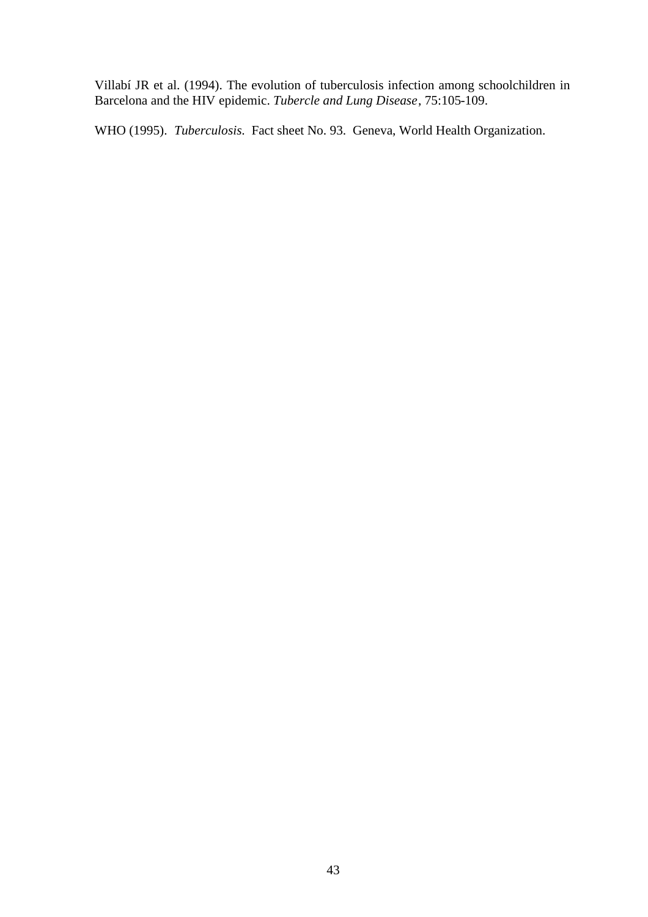Villabí JR et al. (1994). The evolution of tuberculosis infection among schoolchildren in Barcelona and the HIV epidemic. *Tubercle and Lung Disease*, 75:105-109.

WHO (1995). *Tuberculosis.* Fact sheet No. 93. Geneva, World Health Organization.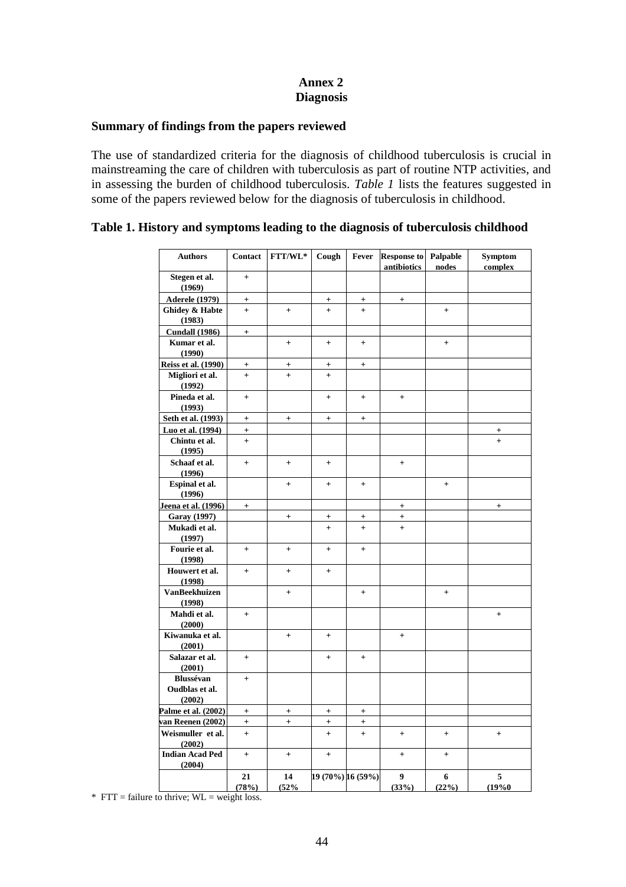# Annex 2
# Diagnosis

## Summary of findings from the papers reviewed

The use of standardized criteria for the diagnosis of childhood tuberculosis is crucial in mainstreaming the care of children with tuberculosis as part of routine NTP activities, and in assessing the burden of childhood tuberculosis. *Table 1* lists the features suggested in some of the papers reviewed below for the diagnosis of tuberculosis in childhood.

**Table 1. History and symptoms leading to the diagnosis of tuberculosis childhood**

| Authors | Contact | FTT/WL* | Cough | Fever | Response to antibiotics | Palpable nodes | Symptom complex |
|---|---|---|---|---|---|---|---|
| Stegen et al. (1969) | + | | | | | | |
| Aderele (1979) | + | | + | + | + | | |
| Ghidey & Habte (1983) | + | + | + | + | | + | |
| Cundall (1986) | + | | | | | | |
| Kumar et al. (1990) | | + | + | + | | + | |
| Reiss et al. (1990) | + | + | + | + | | | |
| Migliori et al. (1992) | + | + | + | | | | |
| Pineda et al. (1993) | + | | + | + | + | | |
| Seth et al. (1993) | + | + | + | + | | | |
| Luo et al. (1994) | + | | | | | | + |
| Chintu et al. (1995) | + | | | | | | + |
| Schaaf et al. (1996) | + | + | + | | + | | |
| Espinal et al. (1996) | | + | + | + | | + | |
| Jeena et al. (1996) | + | | | | + | | + |
| Garay (1997) | | + | + | + | + | | |
| Mukadi et al. (1997) | | | + | + | + | | |
| Fourie et al. (1998) | + | + | + | + | | | |
| Houwert et al. (1998) | + | + | + | | | | |
| VanBeekhuizen (1998) | | + | | + | | + | |
| Mahdi et al. (2000) | + | | | | | | + |
| Kiwanuka et al. (2001) | | + | + | | + | | |
| Salazar et al. (2001) | + | | + | + | | | |
| Blussévan Oudblas et al. (2002) | + | | | | | | |
| Palme et al. (2002) | + | + | + | + | | | |
| van Reenen (2002) | + | + | + | + | | | |
| Weismuller et al. (2002) | + | | + | + | + | + | + |
| Indian Acad Ped (2004) | + | + | + | | + | + | |
| | 21 (78%) | 14 (52% | 19 (70%) | 16 (59%) | 9 (33%) | 6 (22%) | 5 (19%0 |

\* FTT = failure to thrive; WL = weight loss.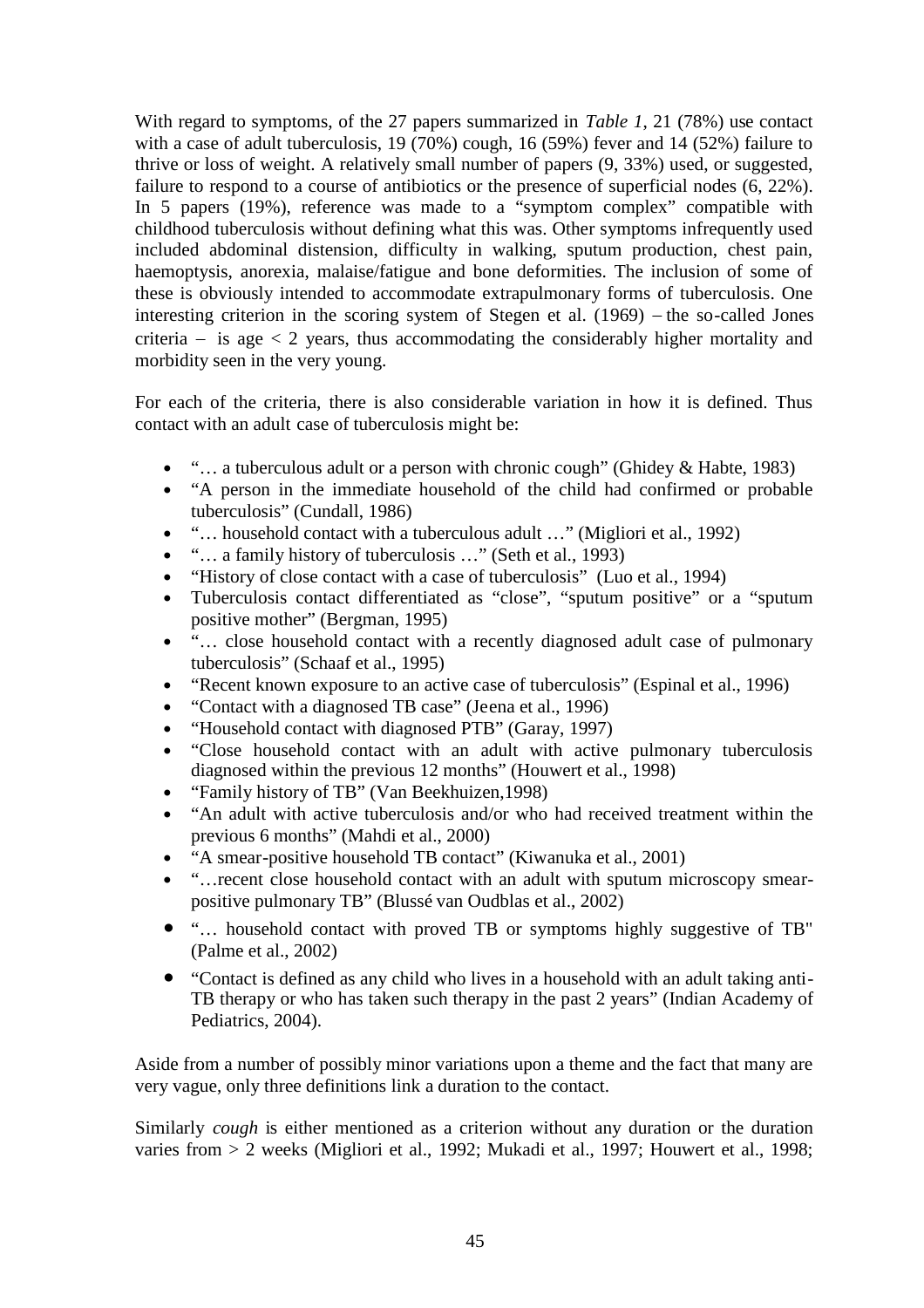With regard to symptoms, of the 27 papers summarized in *Table 1*, 21 (78%) use contact with a case of adult tuberculosis, 19 (70%) cough, 16 (59%) fever and 14 (52%) failure to thrive or loss of weight. A relatively small number of papers (9, 33%) used, or suggested, failure to respond to a course of antibiotics or the presence of superficial nodes (6, 22%). In 5 papers (19%), reference was made to a "symptom complex" compatible with childhood tuberculosis without defining what this was. Other symptoms infrequently used included abdominal distension, difficulty in walking, sputum production, chest pain, haemoptysis, anorexia, malaise/fatigue and bone deformities. The inclusion of some of these is obviously intended to accommodate extrapulmonary forms of tuberculosis. One interesting criterion in the scoring system of Stegen et al. (1969) – the so-called Jones criteria – is age < 2 years, thus accommodating the considerably higher mortality and morbidity seen in the very young.

For each of the criteria, there is also considerable variation in how it is defined. Thus contact with an adult case of tuberculosis might be:

- "… a tuberculous adult or a person with chronic cough" (Ghidey & Habte, 1983)
- "A person in the immediate household of the child had confirmed or probable tuberculosis" (Cundall, 1986)
- "… household contact with a tuberculous adult …" (Migliori et al., 1992)
- "… a family history of tuberculosis …" (Seth et al., 1993)
- "History of close contact with a case of tuberculosis" (Luo et al., 1994)
- Tuberculosis contact differentiated as "close", "sputum positive" or a "sputum positive mother" (Bergman, 1995)
- "… close household contact with a recently diagnosed adult case of pulmonary tuberculosis" (Schaaf et al., 1995)
- "Recent known exposure to an active case of tuberculosis" (Espinal et al., 1996)
- "Contact with a diagnosed TB case" (Jeena et al., 1996)
- "Household contact with diagnosed PTB" (Garay, 1997)
- "Close household contact with an adult with active pulmonary tuberculosis diagnosed within the previous 12 months" (Houwert et al., 1998)
- "Family history of TB" (Van Beekhuizen,1998)
- "An adult with active tuberculosis and/or who had received treatment within the previous 6 months" (Mahdi et al., 2000)
- "A smear-positive household TB contact" (Kiwanuka et al., 2001)
- "…recent close household contact with an adult with sputum microscopy smear-positive pulmonary TB" (Blussé van Oudblas et al., 2002)
- "… household contact with proved TB or symptoms highly suggestive of TB" (Palme et al., 2002)
- "Contact is defined as any child who lives in a household with an adult taking anti-TB therapy or who has taken such therapy in the past 2 years" (Indian Academy of Pediatrics, 2004).

Aside from a number of possibly minor variations upon a theme and the fact that many are very vague, only three definitions link a duration to the contact.

Similarly *cough* is either mentioned as a criterion without any duration or the duration varies from > 2 weeks (Migliori et al., 1992; Mukadi et al., 1997; Houwert et al., 1998;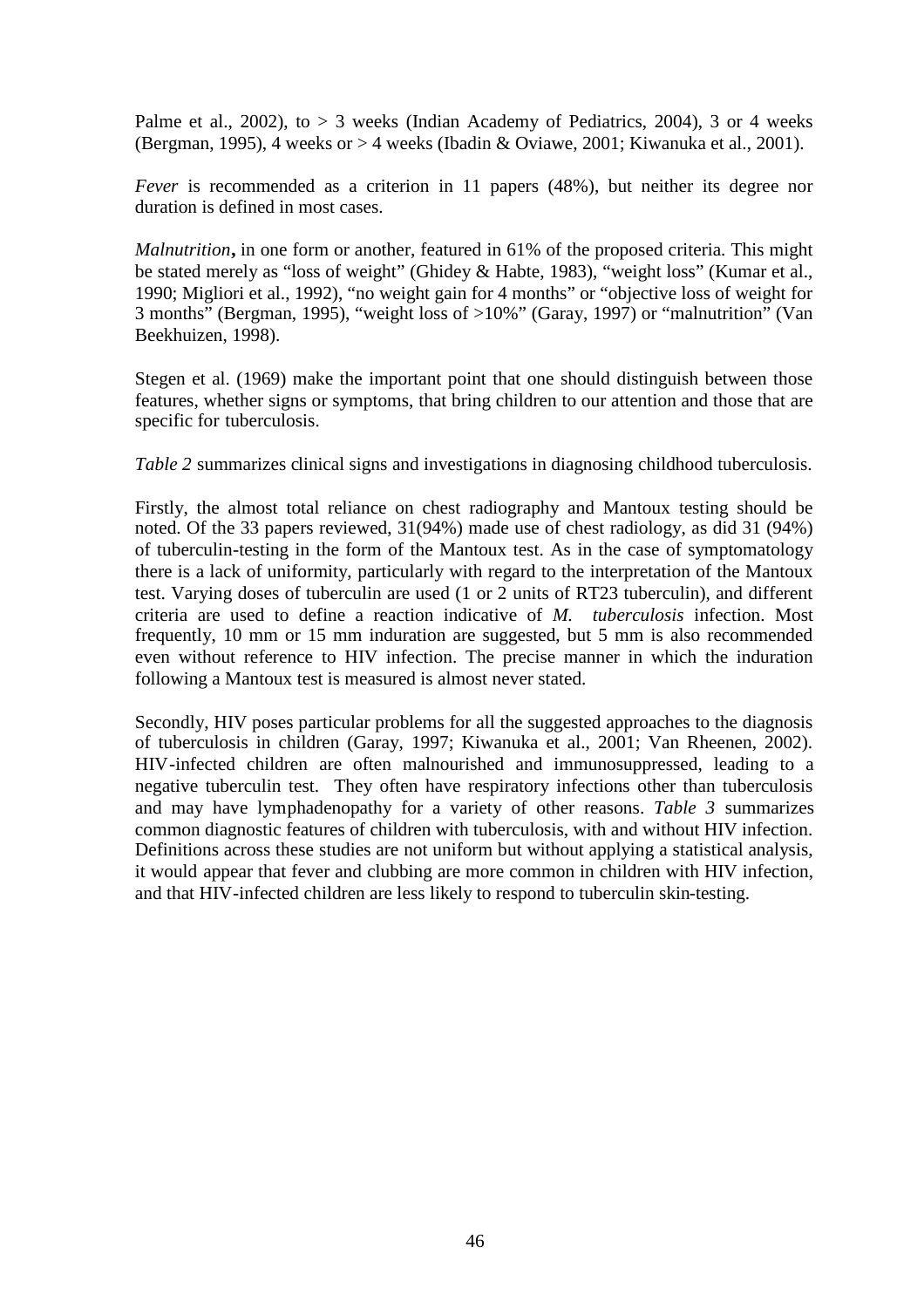Palme et al., 2002), to > 3 weeks (Indian Academy of Pediatrics, 2004), 3 or 4 weeks (Bergman, 1995), 4 weeks or > 4 weeks (Ibadin & Oviawe, 2001; Kiwanuka et al., 2001).

*Fever* is recommended as a criterion in 11 papers (48%), but neither its degree nor duration is defined in most cases.

*Malnutrition***,** in one form or another, featured in 61% of the proposed criteria. This might be stated merely as "loss of weight" (Ghidey & Habte, 1983), "weight loss" (Kumar et al., 1990; Migliori et al., 1992), "no weight gain for 4 months" or "objective loss of weight for 3 months" (Bergman, 1995), "weight loss of >10%" (Garay, 1997) or "malnutrition" (Van Beekhuizen, 1998).

Stegen et al. (1969) make the important point that one should distinguish between those features, whether signs or symptoms, that bring children to our attention and those that are specific for tuberculosis.

*Table 2* summarizes clinical signs and investigations in diagnosing childhood tuberculosis.

Firstly, the almost total reliance on chest radiography and Mantoux testing should be noted. Of the 33 papers reviewed, 31(94%) made use of chest radiology, as did 31 (94%) of tuberculin-testing in the form of the Mantoux test. As in the case of symptomatology there is a lack of uniformity, particularly with regard to the interpretation of the Mantoux test. Varying doses of tuberculin are used (1 or 2 units of RT23 tuberculin), and different criteria are used to define a reaction indicative of *M. tuberculosis* infection. Most frequently, 10 mm or 15 mm induration are suggested, but 5 mm is also recommended even without reference to HIV infection. The precise manner in which the induration following a Mantoux test is measured is almost never stated.

Secondly, HIV poses particular problems for all the suggested approaches to the diagnosis of tuberculosis in children (Garay, 1997; Kiwanuka et al., 2001; Van Rheenen, 2002). HIV-infected children are often malnourished and immunosuppressed, leading to a negative tuberculin test. They often have respiratory infections other than tuberculosis and may have lymphadenopathy for a variety of other reasons. *Table 3* summarizes common diagnostic features of children with tuberculosis, with and without HIV infection. Definitions across these studies are not uniform but without applying a statistical analysis, it would appear that fever and clubbing are more common in children with HIV infection, and that HIV-infected children are less likely to respond to tuberculin skin-testing.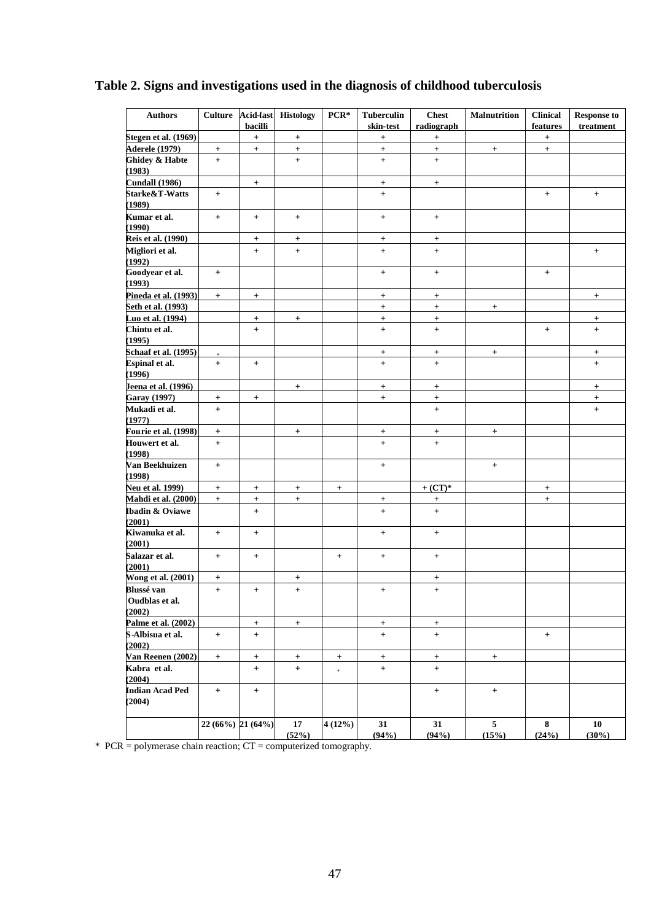## Table 2. Signs and investigations used in the diagnosis of childhood tuberculosis

| Authors | Culture | Acid-fast bacilli | Histology | PCR* | Tuberculin skin-test | Chest radiograph | Malnutrition | Clinical features | Response to treatment |
|---|---|---|---|---|---|---|---|---|---|
| Stegen et al. (1969) | | + | + | | + | + | | + | |
| Aderele (1979) | + | + | + | | + | + | + | + | |
| Ghidey & Habte (1983) | + | | + | | + | + | | | |
| Cundall (1986) | | + | | | + | + | | | |
| Starke&T-Watts (1989) | + | | | | + | | | + | + |
| Kumar et al. (1990) | + | + | + | | + | + | | | |
| Reis et al. (1990) | | + | + | | + | + | | | |
| Migliori et al. (1992) | | + | + | | + | + | | | + |
| Goodyear et al. (1993) | + | | | | + | + | | + | |
| Pineda et al. (1993) | + | + | | | + | + | | | + |
| Seth et al. (1993) | | | | | + | + | + | | |
| Luo et al. (1994) | | + | + | | + | + | | | + |
| Chintu et al. (1995) | | + | | | + | + | | + | + |
| Schaaf et al. (1995) | * | | | | + | + | + | | + |
| Espinal et al. (1996) | + | + | | | + | + | | | + |
| Jeena et al. (1996) | | | + | | + | + | | | + |
| Garay (1997) | + | + | | | + | + | | | + |
| Mukadi et al. (1977) | + | | | | | + | | | + |
| Fourie et al. (1998) | + | | + | | + | + | + | | |
| Houwert et al. (1998) | + | | | | + | + | | | |
| Van Beekhuizen (1998) | + | | | | + | | + | | |
| Neu et al. 1999) | + | + | + | + | | + (CT)* | | + | |
| Mahdi et al. (2000) | + | + | + | | + | + | | + | |
| Ibadin & Oviawe (2001) | | + | | | + | + | | | |
| Kiwanuka et al. (2001) | + | + | | | + | + | | | |
| Salazar et al. (2001) | + | + | | + | + | + | | | |
| Wong et al. (2001) | + | | + | | | + | | | |
| Blussé van Oudblas et al. (2002) | + | + | + | | + | + | | | |
| Palme et al. (2002) | | + | + | | + | + | | | |
| S-Albisua et al. (2002) | + | + | | | + | + | | + | |
| Van Reenen (2002) | + | + | + | + | + | + | + | | |
| Kabra et al. (2004) | | + | + | * | + | + | | | |
| Indian Acad Ped (2004) | + | + | | | | + | + | | |
| | 22 (66%) | 21 (64%) | 17 (52%) | 4 (12%) | 31 (94%) | 31 (94%) | 5 (15%) | 8 (24%) | 10 (30%) |

* PCR = polymerase chain reaction; CT = computerized tomography.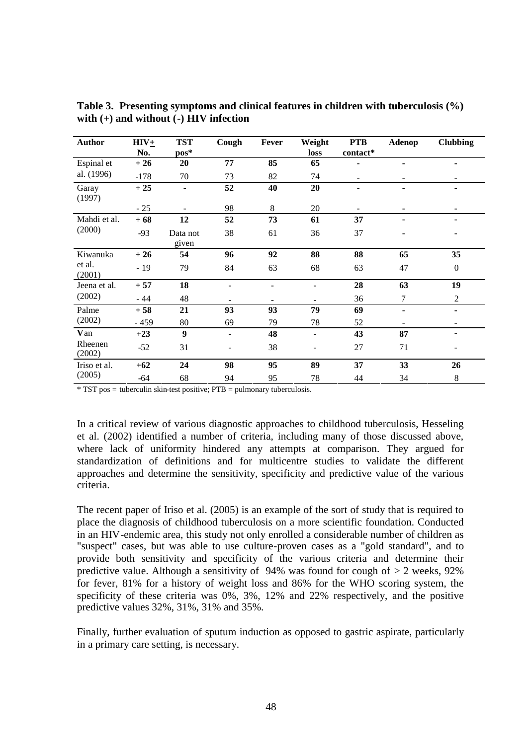**Table 3. Presenting symptoms and clinical features in children with tuberculosis (%) with (+) and without (-) HIV infection**

| Author | HIV± No. | TST pos* | Cough | Fever | Weight loss | PTB contact* | Adenop | Clubbing |
|---|---|---|---|---|---|---|---|---|
| Espinal et al. (1996) | **+ 26** | **20** | **77** | **85** | **65** | **-** | **-** | **-** |
| | -178 | 70 | 73 | 82 | 74 | - | - | - |
| Garay (1997) | **+ 25** | **-** | **52** | **40** | **20** | **-** | **-** | **-** |
| | - 25 | - | 98 | 8 | 20 | - | - | - |
| Mahdi et al. (2000) | **+ 68** | **12** | **52** | **73** | **61** | **37** | - | - |
| | -93 | Data not given | 38 | 61 | 36 | 37 | - | - |
| Kiwanuka et al. (2001) | **+ 26** | **54** | **96** | **92** | **88** | **88** | **65** | **35** |
| | - 19 | 79 | 84 | 63 | 68 | 63 | 47 | 0 |
| Jeena et al. (2002) | **+ 57** | **18** | **-** | **-** | **-** | **28** | **63** | **19** |
| | - 44 | 48 | - | - | - | 36 | 7 | 2 |
| Palme (2002) | **+ 58** | **21** | **93** | **93** | **79** | **69** | - | **-** |
| | - 459 | 80 | 69 | 79 | 78 | 52 | - | - |
| Van Rheenen (2002) | **+23** | **9** | **-** | **48** | **-** | **43** | **87** | - |
| | -52 | 31 | - | 38 | - | 27 | 71 | - |
| Iriso et al. (2005) | **+62** | **24** | **98** | **95** | **89** | **37** | **33** | **26** |
| | -64 | 68 | 94 | 95 | 78 | 44 | 34 | 8 |

\* TST pos = tuberculin skin-test positive; PTB = pulmonary tuberculosis.

In a critical review of various diagnostic approaches to childhood tuberculosis, Hesseling et al. (2002) identified a number of criteria, including many of those discussed above, where lack of uniformity hindered any attempts at comparison. They argued for standardization of definitions and for multicentre studies to validate the different approaches and determine the sensitivity, specificity and predictive value of the various criteria.

The recent paper of Iriso et al. (2005) is an example of the sort of study that is required to place the diagnosis of childhood tuberculosis on a more scientific foundation. Conducted in an HIV-endemic area, this study not only enrolled a considerable number of children as "suspect" cases, but was able to use culture-proven cases as a "gold standard", and to provide both sensitivity and specificity of the various criteria and determine their predictive value. Although a sensitivity of 94% was found for cough of > 2 weeks, 92% for fever, 81% for a history of weight loss and 86% for the WHO scoring system, the specificity of these criteria was 0%, 3%, 12% and 22% respectively, and the positive predictive values 32%, 31%, 31% and 35%.

Finally, further evaluation of sputum induction as opposed to gastric aspirate, particularly in a primary care setting, is necessary.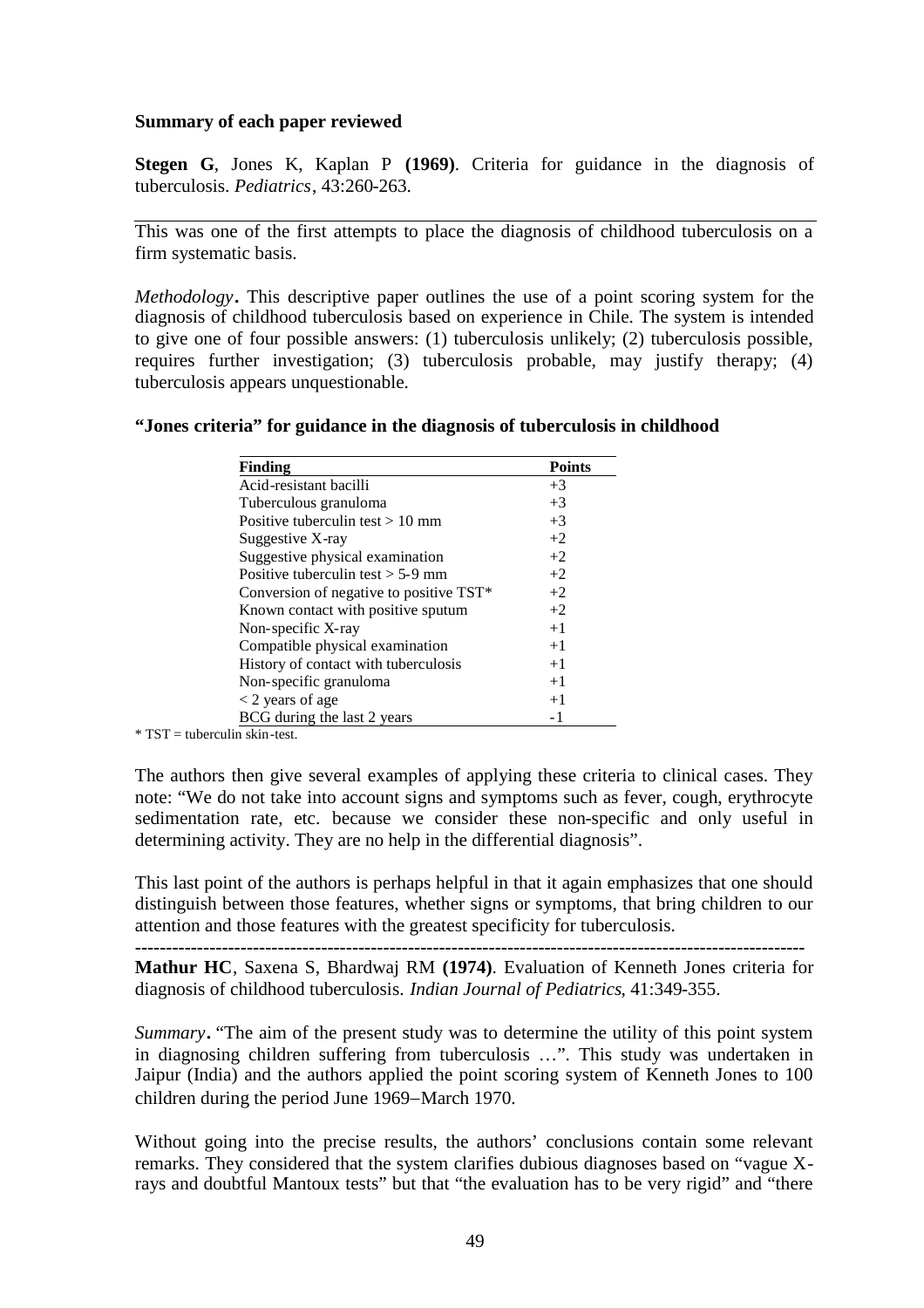**Summary of each paper reviewed**

**Stegen G**, Jones K, Kaplan P **(1969)**. Criteria for guidance in the diagnosis of tuberculosis. *Pediatrics*, 43:260-263.

---

This was one of the first attempts to place the diagnosis of childhood tuberculosis on a firm systematic basis.

*Methodology***.** This descriptive paper outlines the use of a point scoring system for the diagnosis of childhood tuberculosis based on experience in Chile. The system is intended to give one of four possible answers: (1) tuberculosis unlikely; (2) tuberculosis possible, requires further investigation; (3) tuberculosis probable, may justify therapy; (4) tuberculosis appears unquestionable.

**"Jones criteria" for guidance in the diagnosis of tuberculosis in childhood**

| Finding | Points |
|---|---|
| Acid-resistant bacilli | +3 |
| Tuberculous granuloma | +3 |
| Positive tuberculin test > 10 mm | +3 |
| Suggestive X-ray | +2 |
| Suggestive physical examination | +2 |
| Positive tuberculin test > 5-9 mm | +2 |
| Conversion of negative to positive TST* | +2 |
| Known contact with positive sputum | +2 |
| Non-specific X-ray | +1 |
| Compatible physical examination | +1 |
| History of contact with tuberculosis | +1 |
| Non-specific granuloma | +1 |
| < 2 years of age | +1 |
| BCG during the last 2 years | -1 |

* TST = tuberculin skin-test.

The authors then give several examples of applying these criteria to clinical cases. They note: "We do not take into account signs and symptoms such as fever, cough, erythrocyte sedimentation rate, etc. because we consider these non-specific and only useful in determining activity. They are no help in the differential diagnosis".

This last point of the authors is perhaps helpful in that it again emphasizes that one should distinguish between those features, whether signs or symptoms, that bring children to our attention and those features with the greatest specificity for tuberculosis.

---

**Mathur HC**, Saxena S, Bhardwaj RM **(1974)**. Evaluation of Kenneth Jones criteria for diagnosis of childhood tuberculosis. *Indian Journal of Pediatrics*, 41:349-355.

*Summary***.** "The aim of the present study was to determine the utility of this point system in diagnosing children suffering from tuberculosis …". This study was undertaken in Jaipur (India) and the authors applied the point scoring system of Kenneth Jones to 100 children during the period June 1969−March 1970.

Without going into the precise results, the authors' conclusions contain some relevant remarks. They considered that the system clarifies dubious diagnoses based on "vague X-rays and doubtful Mantoux tests" but that "the evaluation has to be very rigid" and "there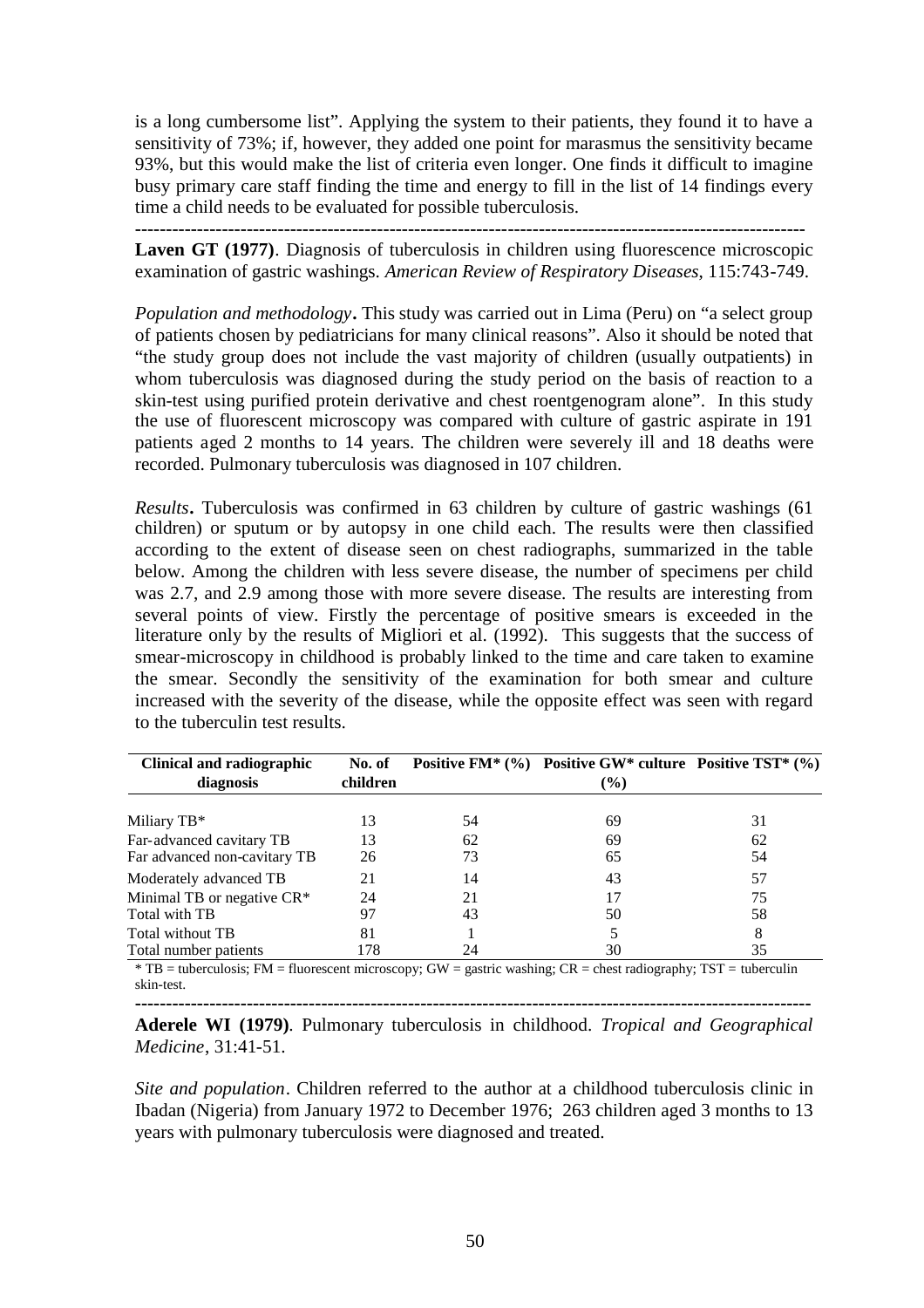is a long cumbersome list". Applying the system to their patients, they found it to have a sensitivity of 73%; if, however, they added one point for marasmus the sensitivity became 93%, but this would make the list of criteria even longer. One finds it difficult to imagine busy primary care staff finding the time and energy to fill in the list of 14 findings every time a child needs to be evaluated for possible tuberculosis.

---

**Laven GT (1977)**. Diagnosis of tuberculosis in children using fluorescence microscopic examination of gastric washings. *American Review of Respiratory Diseases*, 115:743-749.

*Population and methodology***.** This study was carried out in Lima (Peru) on "a select group of patients chosen by pediatricians for many clinical reasons". Also it should be noted that "the study group does not include the vast majority of children (usually outpatients) in whom tuberculosis was diagnosed during the study period on the basis of reaction to a skin-test using purified protein derivative and chest roentgenogram alone". In this study the use of fluorescent microscopy was compared with culture of gastric aspirate in 191 patients aged 2 months to 14 years. The children were severely ill and 18 deaths were recorded. Pulmonary tuberculosis was diagnosed in 107 children.

*Results***.** Tuberculosis was confirmed in 63 children by culture of gastric washings (61 children) or sputum or by autopsy in one child each. The results were then classified according to the extent of disease seen on chest radiographs, summarized in the table below. Among the children with less severe disease, the number of specimens per child was 2.7, and 2.9 among those with more severe disease. The results are interesting from several points of view. Firstly the percentage of positive smears is exceeded in the literature only by the results of Migliori et al. (1992). This suggests that the success of smear-microscopy in childhood is probably linked to the time and care taken to examine the smear. Secondly the sensitivity of the examination for both smear and culture increased with the severity of the disease, while the opposite effect was seen with regard to the tuberculin test results.

| Clinical and radiographic diagnosis | No. of children | Positive FM* (%) | Positive GW* culture (%) | Positive TST* (%) |
|---|---|---|---|---|
| Miliary TB* | 13 | 54 | 69 | 31 |
| Far-advanced cavitary TB | 13 | 62 | 69 | 62 |
| Far advanced non-cavitary TB | 26 | 73 | 65 | 54 |
| Moderately advanced TB | 21 | 14 | 43 | 57 |
| Minimal TB or negative CR* | 24 | 21 | 17 | 75 |
| Total with TB | 97 | 43 | 50 | 58 |
| Total without TB | 81 | 1 | 5 | 8 |
| Total number patients | 178 | 24 | 30 | 35 |

\* TB = tuberculosis; FM = fluorescent microscopy; GW = gastric washing; CR = chest radiography; TST = tuberculin skin-test.

---

**Aderele WI (1979)**. Pulmonary tuberculosis in childhood. *Tropical and Geographical Medicine*, 31:41-51.

*Site and population*. Children referred to the author at a childhood tuberculosis clinic in Ibadan (Nigeria) from January 1972 to December 1976; 263 children aged 3 months to 13 years with pulmonary tuberculosis were diagnosed and treated.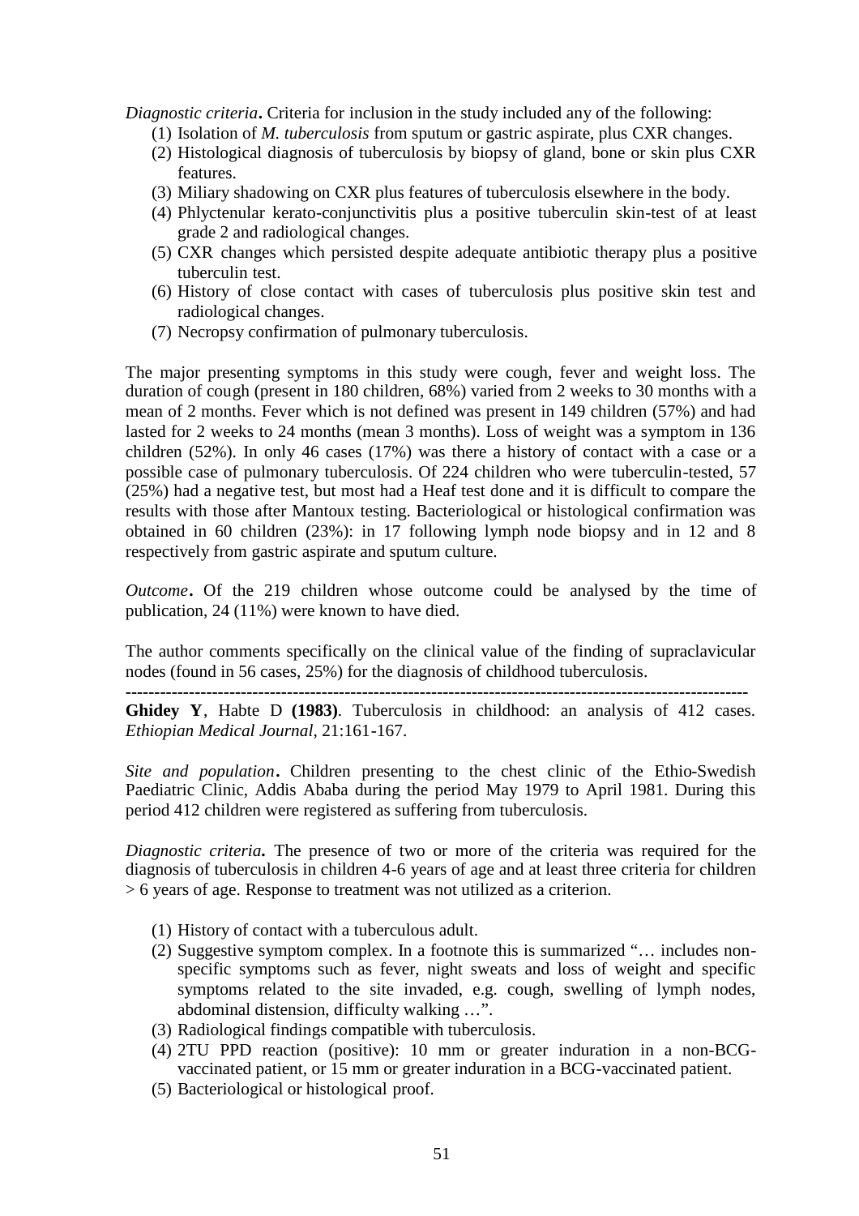*Diagnostic criteria***.** Criteria for inclusion in the study included any of the following:

1. Isolation of *M. tuberculosis* from sputum or gastric aspirate, plus CXR changes.
2. Histological diagnosis of tuberculosis by biopsy of gland, bone or skin plus CXR features.
3. Miliary shadowing on CXR plus features of tuberculosis elsewhere in the body.
4. Phlyctenular kerato-conjunctivitis plus a positive tuberculin skin-test of at least grade 2 and radiological changes.
5. CXR changes which persisted despite adequate antibiotic therapy plus a positive tuberculin test.
6. History of close contact with cases of tuberculosis plus positive skin test and radiological changes.
7. Necropsy confirmation of pulmonary tuberculosis.

The major presenting symptoms in this study were cough, fever and weight loss. The duration of cough (present in 180 children, 68%) varied from 2 weeks to 30 months with a mean of 2 months. Fever which is not defined was present in 149 children (57%) and had lasted for 2 weeks to 24 months (mean 3 months). Loss of weight was a symptom in 136 children (52%). In only 46 cases (17%) was there a history of contact with a case or a possible case of pulmonary tuberculosis. Of 224 children who were tuberculin-tested, 57 (25%) had a negative test, but most had a Heaf test done and it is difficult to compare the results with those after Mantoux testing. Bacteriological or histological confirmation was obtained in 60 children (23%): in 17 following lymph node biopsy and in 12 and 8 respectively from gastric aspirate and sputum culture.

*Outcome***.** Of the 219 children whose outcome could be analysed by the time of publication, 24 (11%) were known to have died.

The author comments specifically on the clinical value of the finding of supraclavicular nodes (found in 56 cases, 25%) for the diagnosis of childhood tuberculosis.

---

**Ghidey Y**, Habte D **(1983)**. Tuberculosis in childhood: an analysis of 412 cases. *Ethiopian Medical Journal*, 21:161-167.

*Site and population***.** Children presenting to the chest clinic of the Ethio-Swedish Paediatric Clinic, Addis Ababa during the period May 1979 to April 1981. During this period 412 children were registered as suffering from tuberculosis.

*Diagnostic criteria***.** The presence of two or more of the criteria was required for the diagnosis of tuberculosis in children 4-6 years of age and at least three criteria for children > 6 years of age. Response to treatment was not utilized as a criterion.

1. History of contact with a tuberculous adult.
2. Suggestive symptom complex. In a footnote this is summarized "… includes non-specific symptoms such as fever, night sweats and loss of weight and specific symptoms related to the site invaded, e.g. cough, swelling of lymph nodes, abdominal distension, difficulty walking …".
3. Radiological findings compatible with tuberculosis.
4. 2TU PPD reaction (positive): 10 mm or greater induration in a non-BCG-vaccinated patient, or 15 mm or greater induration in a BCG-vaccinated patient.
5. Bacteriological or histological proof.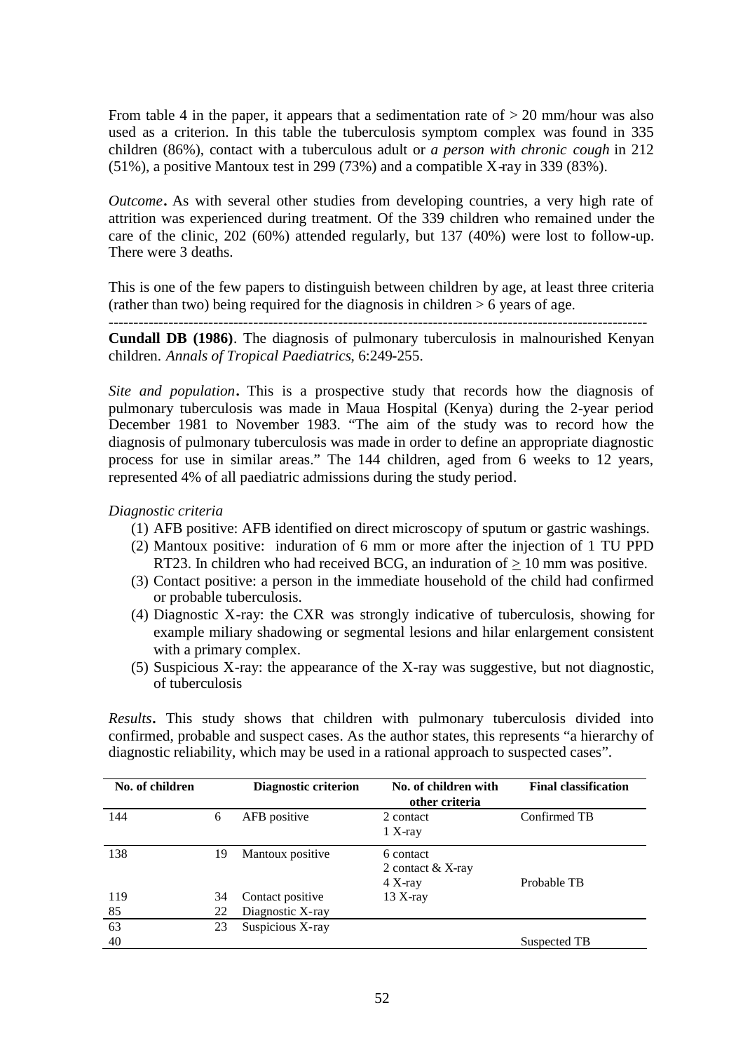From table 4 in the paper, it appears that a sedimentation rate of > 20 mm/hour was also used as a criterion. In this table the tuberculosis symptom complex was found in 335 children (86%), contact with a tuberculous adult or *a person with chronic cough* in 212 (51%), a positive Mantoux test in 299 (73%) and a compatible X-ray in 339 (83%).

*Outcome*. As with several other studies from developing countries, a very high rate of attrition was experienced during treatment. Of the 339 children who remained under the care of the clinic, 202 (60%) attended regularly, but 137 (40%) were lost to follow-up. There were 3 deaths.

This is one of the few papers to distinguish between children by age, at least three criteria (rather than two) being required for the diagnosis in children > 6 years of age.

---

**Cundall DB (1986)**. The diagnosis of pulmonary tuberculosis in malnourished Kenyan children. *Annals of Tropical Paediatrics*, 6:249-255.

*Site and population*. This is a prospective study that records how the diagnosis of pulmonary tuberculosis was made in Maua Hospital (Kenya) during the 2-year period December 1981 to November 1983. "The aim of the study was to record how the diagnosis of pulmonary tuberculosis was made in order to define an appropriate diagnostic process for use in similar areas." The 144 children, aged from 6 weeks to 12 years, represented 4% of all paediatric admissions during the study period.

*Diagnostic criteria*

1. AFB positive: AFB identified on direct microscopy of sputum or gastric washings.
2. Mantoux positive: induration of 6 mm or more after the injection of 1 TU PPD RT23. In children who had received BCG, an induration of ≥ 10 mm was positive.
3. Contact positive: a person in the immediate household of the child had confirmed or probable tuberculosis.
4. Diagnostic X-ray: the CXR was strongly indicative of tuberculosis, showing for example miliary shadowing or segmental lesions and hilar enlargement consistent with a primary complex.
5. Suspicious X-ray: the appearance of the X-ray was suggestive, but not diagnostic, of tuberculosis

*Results*. This study shows that children with pulmonary tuberculosis divided into confirmed, probable and suspect cases. As the author states, this represents "a hierarchy of diagnostic reliability, which may be used in a rational approach to suspected cases".

| No. of children | | Diagnostic criterion | No. of children with other criteria | Final classification |
|---|---|---|---|---|
| 144 | 6 | AFB positive | 2 contact<br>1 X-ray | Confirmed TB |
| 138 | 19 | Mantoux positive | 6 contact<br>2 contact & X-ray<br>4 X-ray | Probable TB |
| 119 | 34 | Contact positive | 13 X-ray | |
| 85 | 22 | Diagnostic X-ray | | |
| 63 | 23 | Suspicious X-ray | | |
| 40 | | | | Suspected TB |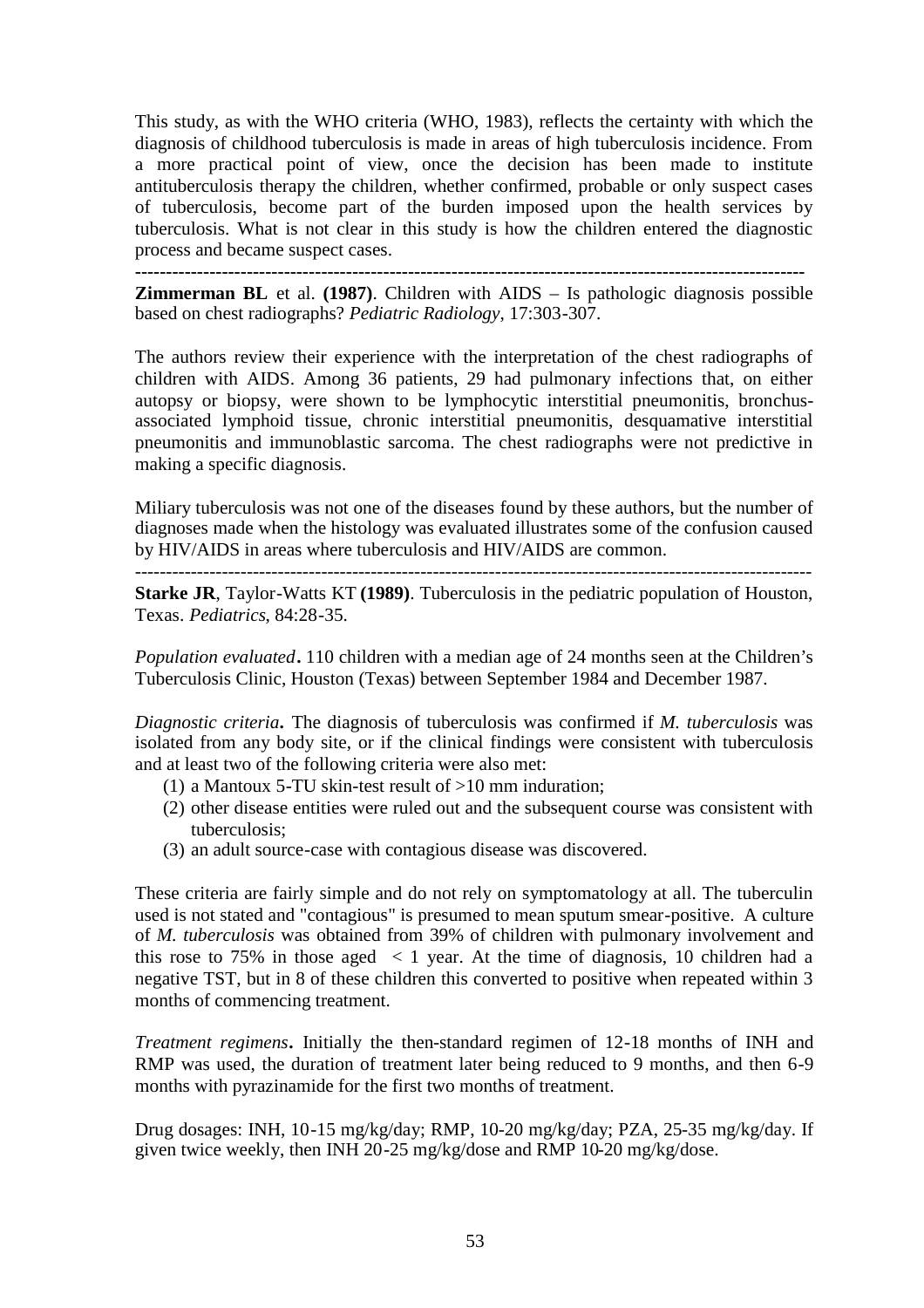This study, as with the WHO criteria (WHO, 1983), reflects the certainty with which the diagnosis of childhood tuberculosis is made in areas of high tuberculosis incidence. From a more practical point of view, once the decision has been made to institute antituberculosis therapy the children, whether confirmed, probable or only suspect cases of tuberculosis, become part of the burden imposed upon the health services by tuberculosis. What is not clear in this study is how the children entered the diagnostic process and became suspect cases.

---

**Zimmerman BL** et al. **(1987)**. Children with AIDS – Is pathologic diagnosis possible based on chest radiographs? *Pediatric Radiology*, 17:303-307.

The authors review their experience with the interpretation of the chest radiographs of children with AIDS. Among 36 patients, 29 had pulmonary infections that, on either autopsy or biopsy, were shown to be lymphocytic interstitial pneumonitis, bronchus-associated lymphoid tissue, chronic interstitial pneumonitis, desquamative interstitial pneumonitis and immunoblastic sarcoma. The chest radiographs were not predictive in making a specific diagnosis.

Miliary tuberculosis was not one of the diseases found by these authors, but the number of diagnoses made when the histology was evaluated illustrates some of the confusion caused by HIV/AIDS in areas where tuberculosis and HIV/AIDS are common.

---

**Starke JR**, Taylor-Watts KT **(1989)**. Tuberculosis in the pediatric population of Houston, Texas. *Pediatrics*, 84:28-35.

*Population evaluated***.** 110 children with a median age of 24 months seen at the Children's Tuberculosis Clinic, Houston (Texas) between September 1984 and December 1987.

*Diagnostic criteria***.** The diagnosis of tuberculosis was confirmed if *M. tuberculosis* was isolated from any body site, or if the clinical findings were consistent with tuberculosis and at least two of the following criteria were also met:

1. a Mantoux 5-TU skin-test result of >10 mm induration;
2. other disease entities were ruled out and the subsequent course was consistent with tuberculosis;
3. an adult source-case with contagious disease was discovered.

These criteria are fairly simple and do not rely on symptomatology at all. The tuberculin used is not stated and "contagious" is presumed to mean sputum smear-positive. A culture of *M. tuberculosis* was obtained from 39% of children with pulmonary involvement and this rose to 75% in those aged < 1 year. At the time of diagnosis, 10 children had a negative TST, but in 8 of these children this converted to positive when repeated within 3 months of commencing treatment.

*Treatment regimens***.** Initially the then-standard regimen of 12-18 months of INH and RMP was used, the duration of treatment later being reduced to 9 months, and then 6-9 months with pyrazinamide for the first two months of treatment.

Drug dosages: INH, 10-15 mg/kg/day; RMP, 10-20 mg/kg/day; PZA, 25-35 mg/kg/day. If given twice weekly, then INH 20-25 mg/kg/dose and RMP 10-20 mg/kg/dose.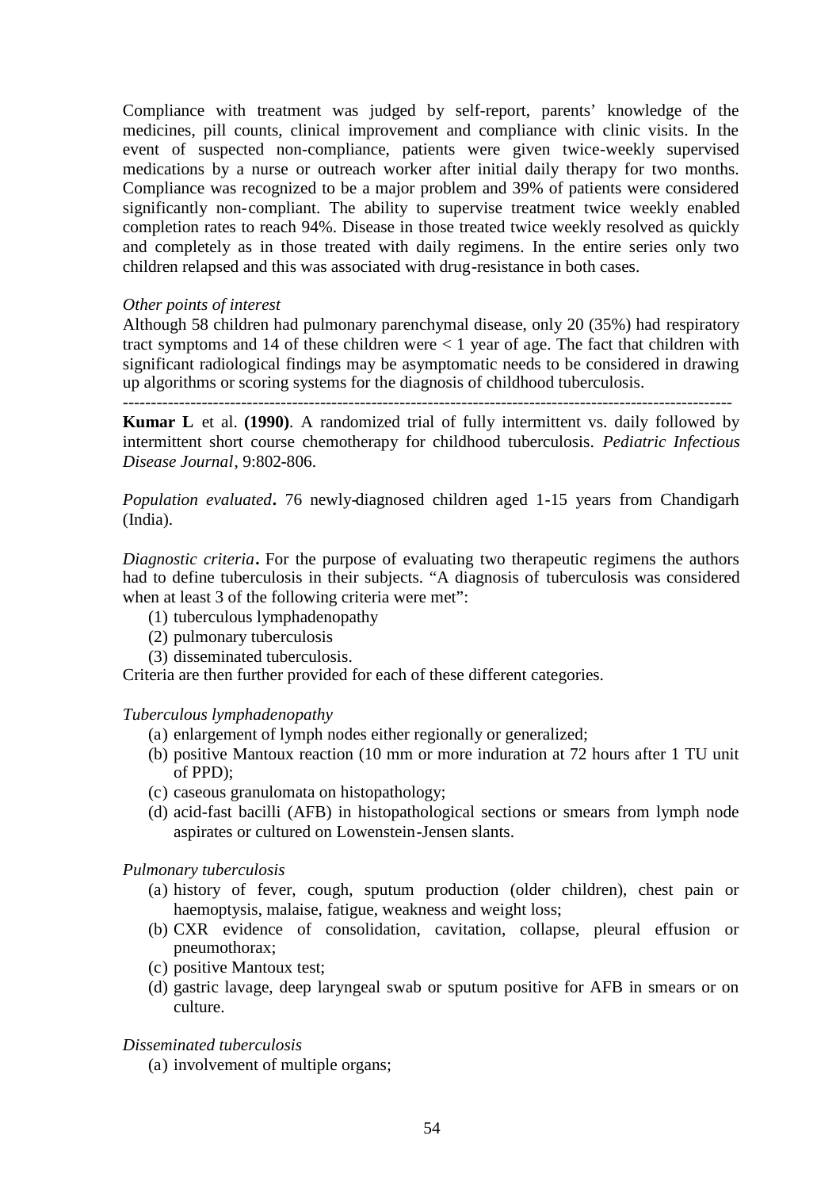Compliance with treatment was judged by self-report, parents' knowledge of the medicines, pill counts, clinical improvement and compliance with clinic visits. In the event of suspected non-compliance, patients were given twice-weekly supervised medications by a nurse or outreach worker after initial daily therapy for two months. Compliance was recognized to be a major problem and 39% of patients were considered significantly non-compliant. The ability to supervise treatment twice weekly enabled completion rates to reach 94%. Disease in those treated twice weekly resolved as quickly and completely as in those treated with daily regimens. In the entire series only two children relapsed and this was associated with drug-resistance in both cases.

*Other points of interest*

Although 58 children had pulmonary parenchymal disease, only 20 (35%) had respiratory tract symptoms and 14 of these children were < 1 year of age. The fact that children with significant radiological findings may be asymptomatic needs to be considered in drawing up algorithms or scoring systems for the diagnosis of childhood tuberculosis.

---

**Kumar L** et al. **(1990)**. A randomized trial of fully intermittent vs. daily followed by intermittent short course chemotherapy for childhood tuberculosis. *Pediatric Infectious Disease Journal*, 9:802-806.

*Population evaluated***.** 76 newly-diagnosed children aged 1-15 years from Chandigarh (India).

*Diagnostic criteria***.** For the purpose of evaluating two therapeutic regimens the authors had to define tuberculosis in their subjects. "A diagnosis of tuberculosis was considered when at least 3 of the following criteria were met":

(1) tuberculous lymphadenopathy
(2) pulmonary tuberculosis
(3) disseminated tuberculosis.

Criteria are then further provided for each of these different categories.

*Tuberculous lymphadenopathy*

(a) enlargement of lymph nodes either regionally or generalized;
(b) positive Mantoux reaction (10 mm or more induration at 72 hours after 1 TU unit of PPD);
(c) caseous granulomata on histopathology;
(d) acid-fast bacilli (AFB) in histopathological sections or smears from lymph node aspirates or cultured on Lowenstein-Jensen slants.

*Pulmonary tuberculosis*

(a) history of fever, cough, sputum production (older children), chest pain or haemoptysis, malaise, fatigue, weakness and weight loss;
(b) CXR evidence of consolidation, cavitation, collapse, pleural effusion or pneumothorax;
(c) positive Mantoux test;
(d) gastric lavage, deep laryngeal swab or sputum positive for AFB in smears or on culture.

*Disseminated tuberculosis*

(a) involvement of multiple organs;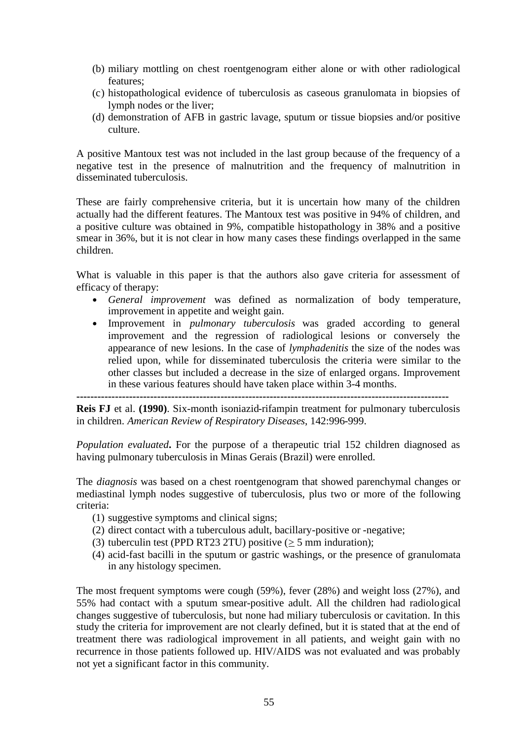(b) miliary mottling on chest roentgenogram either alone or with other radiological features;
(c) histopathological evidence of tuberculosis as caseous granulomata in biopsies of lymph nodes or the liver;
(d) demonstration of AFB in gastric lavage, sputum or tissue biopsies and/or positive culture.

A positive Mantoux test was not included in the last group because of the frequency of a negative test in the presence of malnutrition and the frequency of malnutrition in disseminated tuberculosis.

These are fairly comprehensive criteria, but it is uncertain how many of the children actually had the different features. The Mantoux test was positive in 94% of children, and a positive culture was obtained in 9%, compatible histopathology in 38% and a positive smear in 36%, but it is not clear in how many cases these findings overlapped in the same children.

What is valuable in this paper is that the authors also gave criteria for assessment of efficacy of therapy:

- *General improvement* was defined as normalization of body temperature, improvement in appetite and weight gain.
- Improvement in *pulmonary tuberculosis* was graded according to general improvement and the regression of radiological lesions or conversely the appearance of new lesions. In the case of *lymphadenitis* the size of the nodes was relied upon, while for disseminated tuberculosis the criteria were similar to the other classes but included a decrease in the size of enlarged organs. Improvement in these various features should have taken place within 3-4 months.

---

**Reis FJ** et al. **(1990)**. Six-month isoniazid-rifampin treatment for pulmonary tuberculosis in children. *American Review of Respiratory Diseases*, 142:996-999.

*Population evaluated***.** For the purpose of a therapeutic trial 152 children diagnosed as having pulmonary tuberculosis in Minas Gerais (Brazil) were enrolled.

The *diagnosis* was based on a chest roentgenogram that showed parenchymal changes or mediastinal lymph nodes suggestive of tuberculosis, plus two or more of the following criteria:

(1) suggestive symptoms and clinical signs;
(2) direct contact with a tuberculous adult, bacillary-positive or -negative;
(3) tuberculin test (PPD RT23 2TU) positive ($\geq$ 5 mm induration);
(4) acid-fast bacilli in the sputum or gastric washings, or the presence of granulomata in any histology specimen.

The most frequent symptoms were cough (59%), fever (28%) and weight loss (27%), and 55% had contact with a sputum smear-positive adult. All the children had radiological changes suggestive of tuberculosis, but none had miliary tuberculosis or cavitation. In this study the criteria for improvement are not clearly defined, but it is stated that at the end of treatment there was radiological improvement in all patients, and weight gain with no recurrence in those patients followed up. HIV/AIDS was not evaluated and was probably not yet a significant factor in this community.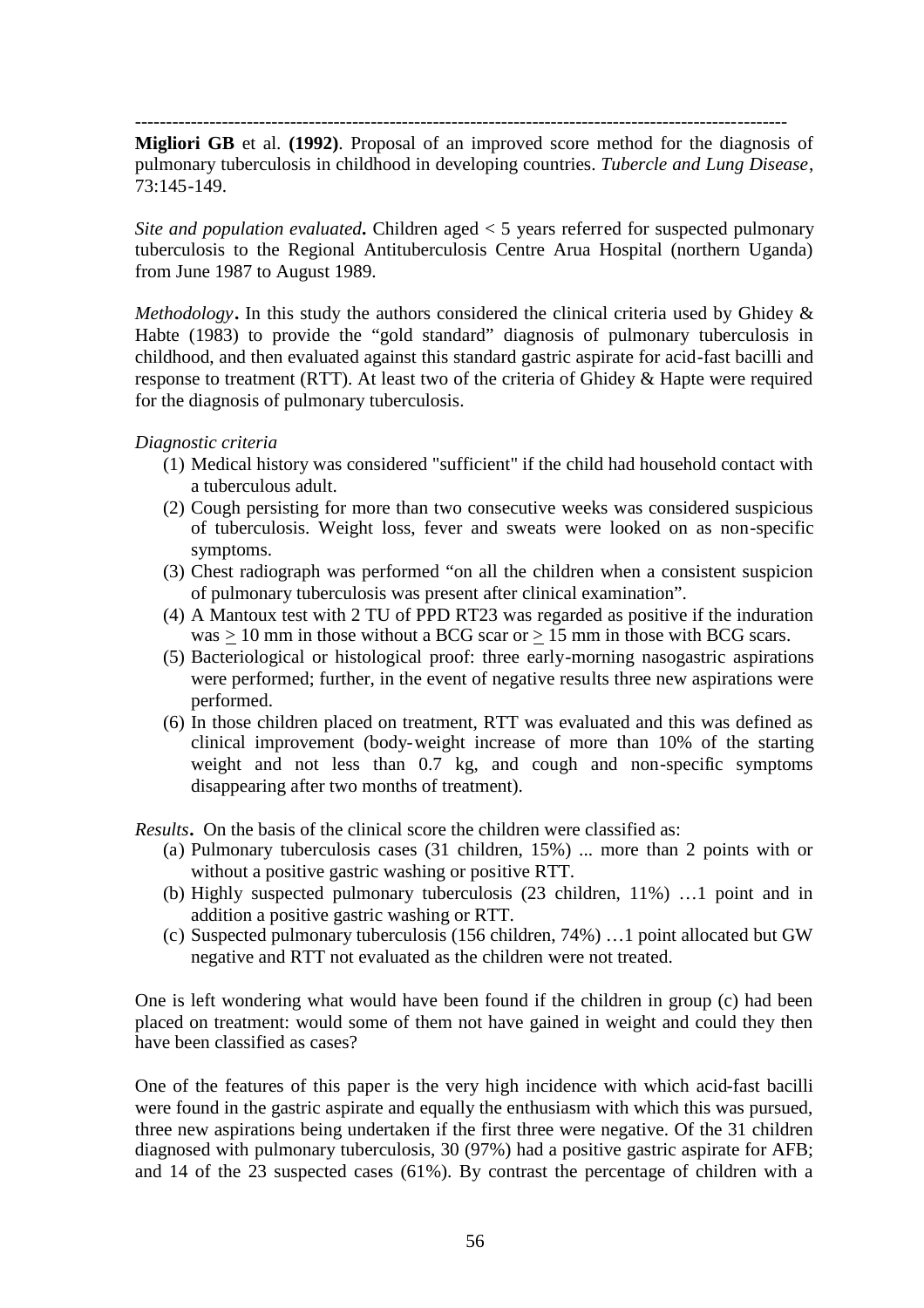---

**Migliori GB** et al. **(1992)**. Proposal of an improved score method for the diagnosis of pulmonary tuberculosis in childhood in developing countries. *Tubercle and Lung Disease*, 73:145-149.

*Site and population evaluated***.** Children aged < 5 years referred for suspected pulmonary tuberculosis to the Regional Antituberculosis Centre Arua Hospital (northern Uganda) from June 1987 to August 1989.

*Methodology***.** In this study the authors considered the clinical criteria used by Ghidey & Habte (1983) to provide the "gold standard" diagnosis of pulmonary tuberculosis in childhood, and then evaluated against this standard gastric aspirate for acid-fast bacilli and response to treatment (RTT). At least two of the criteria of Ghidey & Hapte were required for the diagnosis of pulmonary tuberculosis.

*Diagnostic criteria*

(1) Medical history was considered "sufficient" if the child had household contact with a tuberculous adult.
(2) Cough persisting for more than two consecutive weeks was considered suspicious of tuberculosis. Weight loss, fever and sweats were looked on as non-specific symptoms.
(3) Chest radiograph was performed "on all the children when a consistent suspicion of pulmonary tuberculosis was present after clinical examination".
(4) A Mantoux test with 2 TU of PPD RT23 was regarded as positive if the induration was ≥ 10 mm in those without a BCG scar or ≥ 15 mm in those with BCG scars.
(5) Bacteriological or histological proof: three early-morning nasogastric aspirations were performed; further, in the event of negative results three new aspirations were performed.
(6) In those children placed on treatment, RTT was evaluated and this was defined as clinical improvement (body-weight increase of more than 10% of the starting weight and not less than 0.7 kg, and cough and non-specific symptoms disappearing after two months of treatment).

*Results***.** On the basis of the clinical score the children were classified as:

(a) Pulmonary tuberculosis cases (31 children, 15%) ... more than 2 points with or without a positive gastric washing or positive RTT.
(b) Highly suspected pulmonary tuberculosis (23 children, 11%) …1 point and in addition a positive gastric washing or RTT.
(c) Suspected pulmonary tuberculosis (156 children, 74%) …1 point allocated but GW negative and RTT not evaluated as the children were not treated.

One is left wondering what would have been found if the children in group (c) had been placed on treatment: would some of them not have gained in weight and could they then have been classified as cases?

One of the features of this paper is the very high incidence with which acid-fast bacilli were found in the gastric aspirate and equally the enthusiasm with which this was pursued, three new aspirations being undertaken if the first three were negative. Of the 31 children diagnosed with pulmonary tuberculosis, 30 (97%) had a positive gastric aspirate for AFB; and 14 of the 23 suspected cases (61%). By contrast the percentage of children with a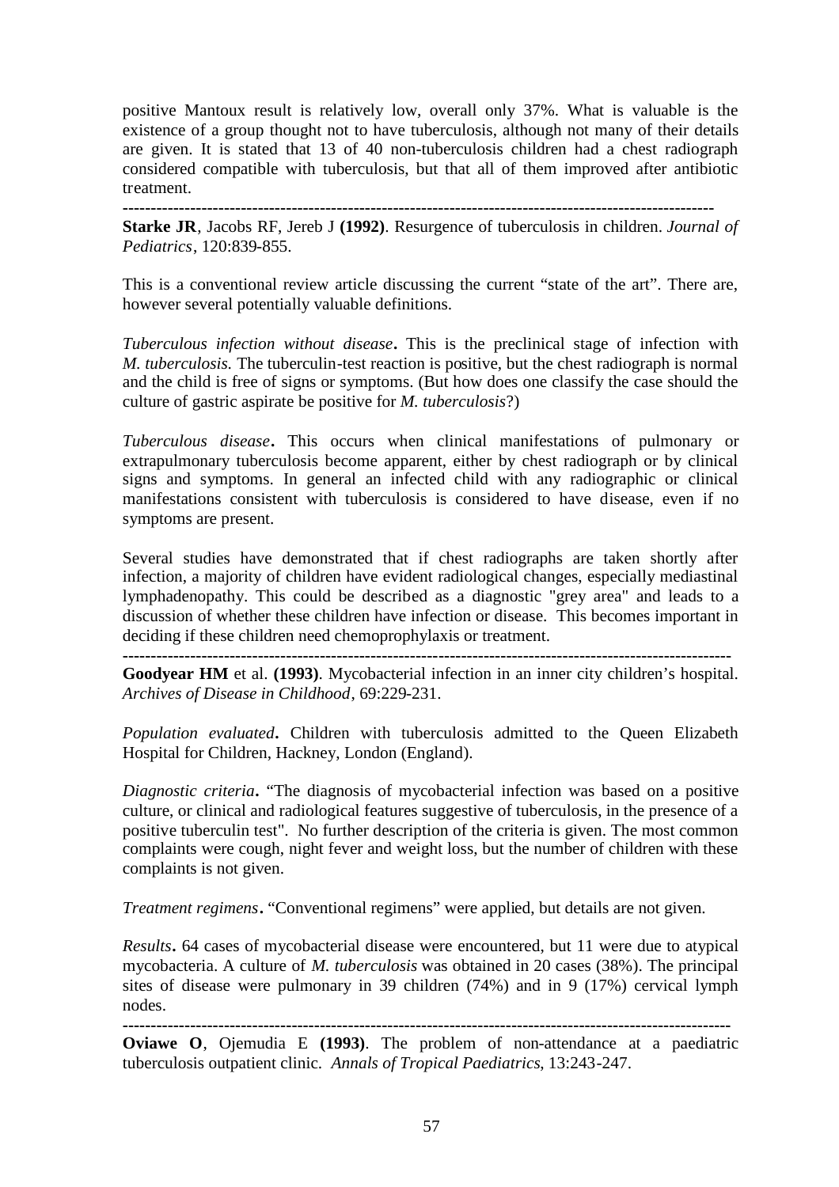positive Mantoux result is relatively low, overall only 37%. What is valuable is the existence of a group thought not to have tuberculosis, although not many of their details are given. It is stated that 13 of 40 non-tuberculosis children had a chest radiograph considered compatible with tuberculosis, but that all of them improved after antibiotic treatment.

---

**Starke JR**, Jacobs RF, Jereb J **(1992)**. Resurgence of tuberculosis in children. *Journal of Pediatrics*, 120:839-855.

This is a conventional review article discussing the current "state of the art". There are, however several potentially valuable definitions.

*Tuberculous infection without disease***.** This is the preclinical stage of infection with *M. tuberculosis.* The tuberculin-test reaction is positive, but the chest radiograph is normal and the child is free of signs or symptoms. (But how does one classify the case should the culture of gastric aspirate be positive for *M. tuberculosis*?)

*Tuberculous disease***.** This occurs when clinical manifestations of pulmonary or extrapulmonary tuberculosis become apparent, either by chest radiograph or by clinical signs and symptoms. In general an infected child with any radiographic or clinical manifestations consistent with tuberculosis is considered to have disease, even if no symptoms are present.

Several studies have demonstrated that if chest radiographs are taken shortly after infection, a majority of children have evident radiological changes, especially mediastinal lymphadenopathy. This could be described as a diagnostic "grey area" and leads to a discussion of whether these children have infection or disease. This becomes important in deciding if these children need chemoprophylaxis or treatment.

---

**Goodyear HM** et al. **(1993)**. Mycobacterial infection in an inner city children's hospital. *Archives of Disease in Childhood*, 69:229-231.

*Population evaluated***.** Children with tuberculosis admitted to the Queen Elizabeth Hospital for Children, Hackney, London (England).

*Diagnostic criteria***.** "The diagnosis of mycobacterial infection was based on a positive culture, or clinical and radiological features suggestive of tuberculosis, in the presence of a positive tuberculin test". No further description of the criteria is given. The most common complaints were cough, night fever and weight loss, but the number of children with these complaints is not given.

*Treatment regimens***.** "Conventional regimens" were applied, but details are not given.

*Results***.** 64 cases of mycobacterial disease were encountered, but 11 were due to atypical mycobacteria. A culture of *M. tuberculosis* was obtained in 20 cases (38%). The principal sites of disease were pulmonary in 39 children (74%) and in 9 (17%) cervical lymph nodes.

---

**Oviawe O**, Ojemudia E **(1993)**. The problem of non-attendance at a paediatric tuberculosis outpatient clinic. *Annals of Tropical Paediatrics*, 13:243-247.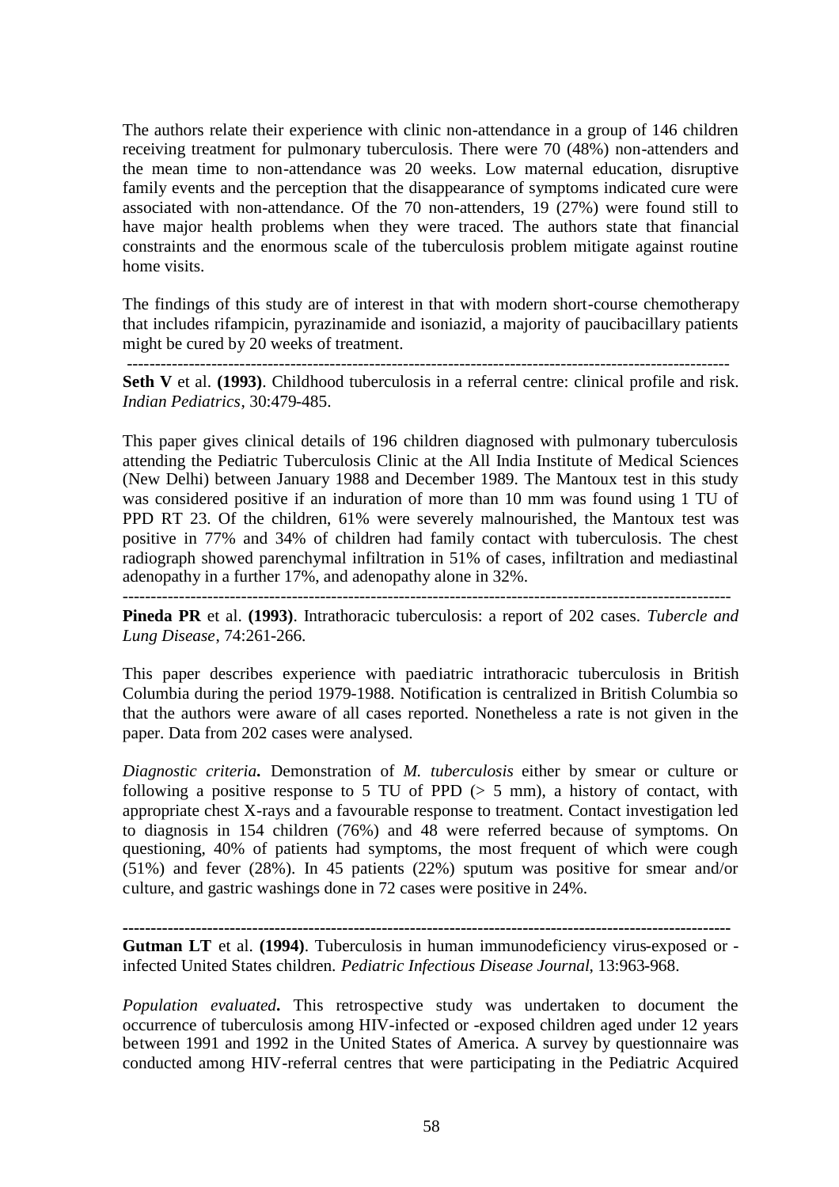The authors relate their experience with clinic non-attendance in a group of 146 children receiving treatment for pulmonary tuberculosis. There were 70 (48%) non-attenders and the mean time to non-attendance was 20 weeks. Low maternal education, disruptive family events and the perception that the disappearance of symptoms indicated cure were associated with non-attendance. Of the 70 non-attenders, 19 (27%) were found still to have major health problems when they were traced. The authors state that financial constraints and the enormous scale of the tuberculosis problem mitigate against routine home visits.

The findings of this study are of interest in that with modern short-course chemotherapy that includes rifampicin, pyrazinamide and isoniazid, a majority of paucibacillary patients might be cured by 20 weeks of treatment.

---

**Seth V** et al. **(1993)**. Childhood tuberculosis in a referral centre: clinical profile and risk. *Indian Pediatrics*, 30:479-485.

This paper gives clinical details of 196 children diagnosed with pulmonary tuberculosis attending the Pediatric Tuberculosis Clinic at the All India Institute of Medical Sciences (New Delhi) between January 1988 and December 1989. The Mantoux test in this study was considered positive if an induration of more than 10 mm was found using 1 TU of PPD RT 23. Of the children, 61% were severely malnourished, the Mantoux test was positive in 77% and 34% of children had family contact with tuberculosis. The chest radiograph showed parenchymal infiltration in 51% of cases, infiltration and mediastinal adenopathy in a further 17%, and adenopathy alone in 32%.

---

**Pineda PR** et al. **(1993)**. Intrathoracic tuberculosis: a report of 202 cases. *Tubercle and Lung Disease*, 74:261-266.

This paper describes experience with paediatric intrathoracic tuberculosis in British Columbia during the period 1979-1988. Notification is centralized in British Columbia so that the authors were aware of all cases reported. Nonetheless a rate is not given in the paper. Data from 202 cases were analysed.

*Diagnostic criteria***.** Demonstration of *M. tuberculosis* either by smear or culture or following a positive response to 5 TU of PPD (> 5 mm), a history of contact, with appropriate chest X-rays and a favourable response to treatment. Contact investigation led to diagnosis in 154 children (76%) and 48 were referred because of symptoms. On questioning, 40% of patients had symptoms, the most frequent of which were cough (51%) and fever (28%). In 45 patients (22%) sputum was positive for smear and/or culture, and gastric washings done in 72 cases were positive in 24%.

---

**Gutman LT** et al. **(1994)**. Tuberculosis in human immunodeficiency virus-exposed or -infected United States children. *Pediatric Infectious Disease Journal*, 13:963-968.

*Population evaluated***.** This retrospective study was undertaken to document the occurrence of tuberculosis among HIV-infected or -exposed children aged under 12 years between 1991 and 1992 in the United States of America. A survey by questionnaire was conducted among HIV-referral centres that were participating in the Pediatric Acquired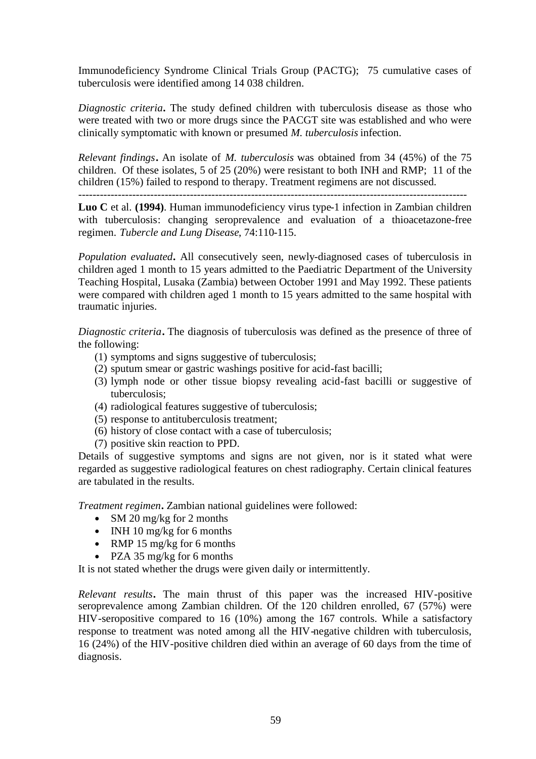Immunodeficiency Syndrome Clinical Trials Group (PACTG); 75 cumulative cases of tuberculosis were identified among 14 038 children.

*Diagnostic criteria***.** The study defined children with tuberculosis disease as those who were treated with two or more drugs since the PACGT site was established and who were clinically symptomatic with known or presumed *M. tuberculosis* infection.

*Relevant findings***.** An isolate of *M. tuberculosis* was obtained from 34 (45%) of the 75 children. Of these isolates, 5 of 25 (20%) were resistant to both INH and RMP; 11 of the children (15%) failed to respond to therapy. Treatment regimens are not discussed.

---

**Luo C** et al. **(1994)**. Human immunodeficiency virus type-1 infection in Zambian children with tuberculosis: changing seroprevalence and evaluation of a thioacetazone-free regimen. *Tubercle and Lung Disease*, 74:110-115.

*Population evaluated***.** All consecutively seen, newly-diagnosed cases of tuberculosis in children aged 1 month to 15 years admitted to the Paediatric Department of the University Teaching Hospital, Lusaka (Zambia) between October 1991 and May 1992. These patients were compared with children aged 1 month to 15 years admitted to the same hospital with traumatic injuries.

*Diagnostic criteria***.** The diagnosis of tuberculosis was defined as the presence of three of the following:

(1) symptoms and signs suggestive of tuberculosis;
(2) sputum smear or gastric washings positive for acid-fast bacilli;
(3) lymph node or other tissue biopsy revealing acid-fast bacilli or suggestive of tuberculosis;
(4) radiological features suggestive of tuberculosis;
(5) response to antituberculosis treatment;
(6) history of close contact with a case of tuberculosis;
(7) positive skin reaction to PPD.

Details of suggestive symptoms and signs are not given, nor is it stated what were regarded as suggestive radiological features on chest radiography. Certain clinical features are tabulated in the results.

*Treatment regimen***.** Zambian national guidelines were followed:

- SM 20 mg/kg for 2 months
- INH 10 mg/kg for 6 months
- RMP 15 mg/kg for 6 months
- PZA 35 mg/kg for 6 months

It is not stated whether the drugs were given daily or intermittently.

*Relevant results***.** The main thrust of this paper was the increased HIV-positive seroprevalence among Zambian children. Of the 120 children enrolled, 67 (57%) were HIV-seropositive compared to 16 (10%) among the 167 controls. While a satisfactory response to treatment was noted among all the HIV-negative children with tuberculosis, 16 (24%) of the HIV-positive children died within an average of 60 days from the time of diagnosis.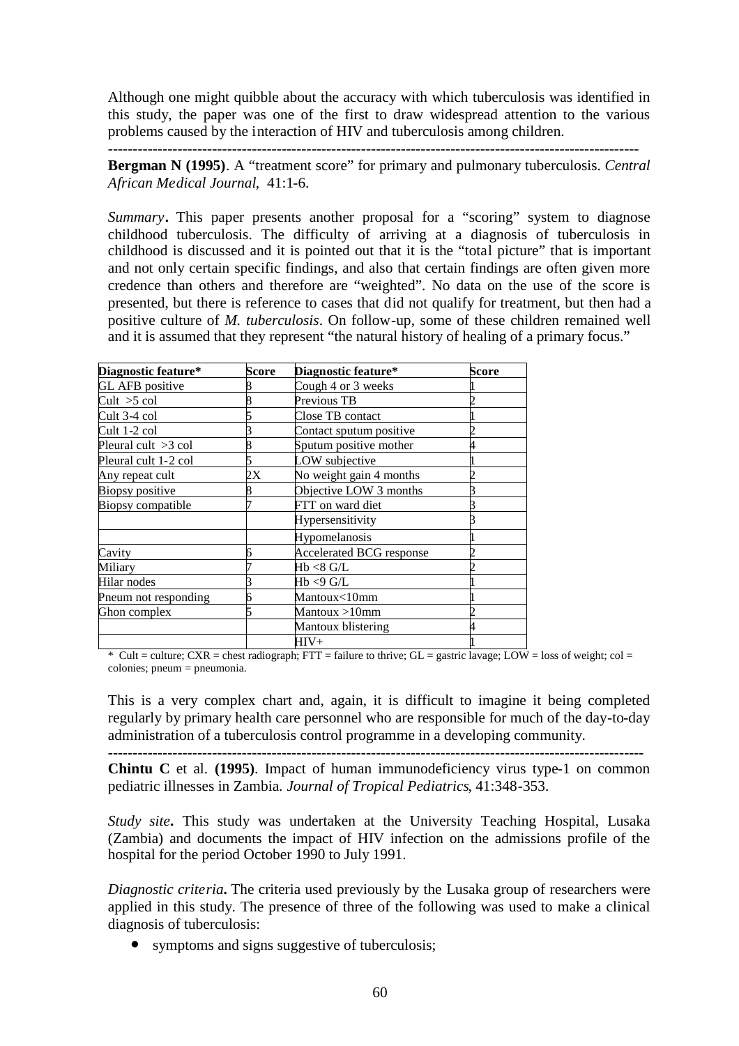Although one might quibble about the accuracy with which tuberculosis was identified in this study, the paper was one of the first to draw widespread attention to the various problems caused by the interaction of HIV and tuberculosis among children.

---

**Bergman N (1995)**. A "treatment score" for primary and pulmonary tuberculosis. *Central African Medical Journal*, 41:1-6.

*Summary***.** This paper presents another proposal for a "scoring" system to diagnose childhood tuberculosis. The difficulty of arriving at a diagnosis of tuberculosis in childhood is discussed and it is pointed out that it is the "total picture" that is important and not only certain specific findings, and also that certain findings are often given more credence than others and therefore are "weighted". No data on the use of the score is presented, but there is reference to cases that did not qualify for treatment, but then had a positive culture of *M. tuberculosis*. On follow-up, some of these children remained well and it is assumed that they represent "the natural history of healing of a primary focus."

| Diagnostic feature* | Score | Diagnostic feature* | Score |
|---|---|---|---|
| GL AFB positive | 8 | Cough 4 or 3 weeks | 1 |
| Cult >5 col | 8 | Previous TB | 2 |
| Cult 3-4 col | 5 | Close TB contact | 1 |
| Cult 1-2 col | 3 | Contact sputum positive | 2 |
| Pleural cult >3 col | 8 | Sputum positive mother | 4 |
| Pleural cult 1-2 col | 5 | LOW subjective | 1 |
| Any repeat cult | 2X | No weight gain 4 months | 2 |
| Biopsy positive | 8 | Objective LOW 3 months | 3 |
| Biopsy compatible | 7 | FTT on ward diet | 3 |
| | | Hypersensitivity | 3 |
| | | Hypomelanosis | 1 |
| Cavity | 6 | Accelerated BCG response | 2 |
| Miliary | 7 | Hb <8 G/L | 2 |
| Hilar nodes | 3 | Hb <9 G/L | 1 |
| Pneum not responding | 6 | Mantoux<10mm | 1 |
| Ghon complex | 5 | Mantoux >10mm | 2 |
| | | Mantoux blistering | 4 |
| | | HIV+ | 1 |

\* Cult = culture; CXR = chest radiograph; FTT = failure to thrive; GL = gastric lavage; LOW = loss of weight; col = colonies; pneum = pneumonia.

This is a very complex chart and, again, it is difficult to imagine it being completed regularly by primary health care personnel who are responsible for much of the day-to-day administration of a tuberculosis control programme in a developing community.

---

**Chintu C** et al. **(1995)**. Impact of human immunodeficiency virus type-1 on common pediatric illnesses in Zambia. *Journal of Tropical Pediatrics*, 41:348-353.

*Study site***.** This study was undertaken at the University Teaching Hospital, Lusaka (Zambia) and documents the impact of HIV infection on the admissions profile of the hospital for the period October 1990 to July 1991.

*Diagnostic criteria***.** The criteria used previously by the Lusaka group of researchers were applied in this study. The presence of three of the following was used to make a clinical diagnosis of tuberculosis:

- symptoms and signs suggestive of tuberculosis;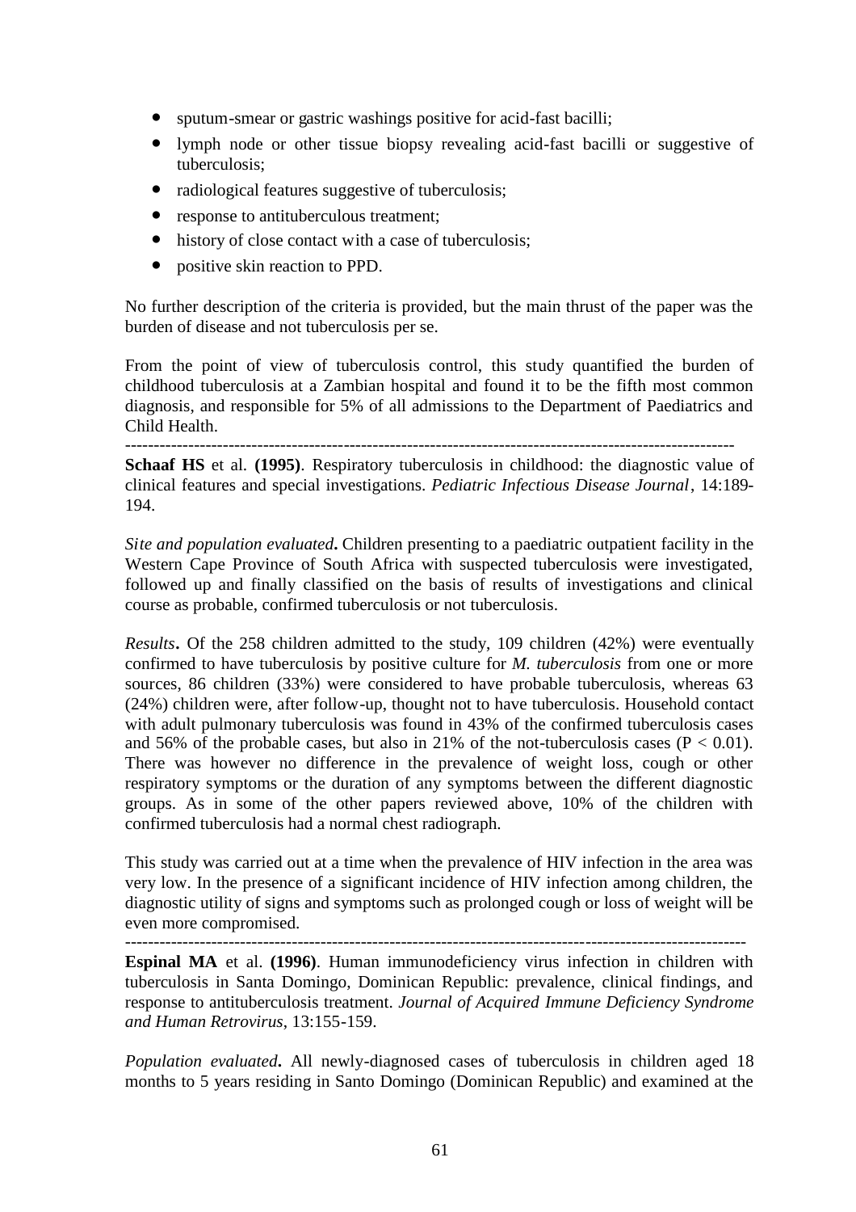- sputum-smear or gastric washings positive for acid-fast bacilli;
- lymph node or other tissue biopsy revealing acid-fast bacilli or suggestive of tuberculosis;
- radiological features suggestive of tuberculosis;
- response to antituberculous treatment;
- history of close contact with a case of tuberculosis;
- positive skin reaction to PPD.

No further description of the criteria is provided, but the main thrust of the paper was the burden of disease and not tuberculosis per se.

From the point of view of tuberculosis control, this study quantified the burden of childhood tuberculosis at a Zambian hospital and found it to be the fifth most common diagnosis, and responsible for 5% of all admissions to the Department of Paediatrics and Child Health.

---

**Schaaf HS** et al. **(1995)**. Respiratory tuberculosis in childhood: the diagnostic value of clinical features and special investigations. *Pediatric Infectious Disease Journal*, 14:189-194.

*Site and population evaluated***.** Children presenting to a paediatric outpatient facility in the Western Cape Province of South Africa with suspected tuberculosis were investigated, followed up and finally classified on the basis of results of investigations and clinical course as probable, confirmed tuberculosis or not tuberculosis.

*Results***.** Of the 258 children admitted to the study, 109 children (42%) were eventually confirmed to have tuberculosis by positive culture for *M. tuberculosis* from one or more sources, 86 children (33%) were considered to have probable tuberculosis, whereas 63 (24%) children were, after follow-up, thought not to have tuberculosis. Household contact with adult pulmonary tuberculosis was found in 43% of the confirmed tuberculosis cases and 56% of the probable cases, but also in 21% of the not-tuberculosis cases ($P < 0.01$). There was however no difference in the prevalence of weight loss, cough or other respiratory symptoms or the duration of any symptoms between the different diagnostic groups. As in some of the other papers reviewed above, 10% of the children with confirmed tuberculosis had a normal chest radiograph.

This study was carried out at a time when the prevalence of HIV infection in the area was very low. In the presence of a significant incidence of HIV infection among children, the diagnostic utility of signs and symptoms such as prolonged cough or loss of weight will be even more compromised.

---

**Espinal MA** et al. **(1996)**. Human immunodeficiency virus infection in children with tuberculosis in Santa Domingo, Dominican Republic: prevalence, clinical findings, and response to antituberculosis treatment. *Journal of Acquired Immune Deficiency Syndrome and Human Retrovirus*, 13:155-159.

*Population evaluated***.** All newly-diagnosed cases of tuberculosis in children aged 18 months to 5 years residing in Santo Domingo (Dominican Republic) and examined at the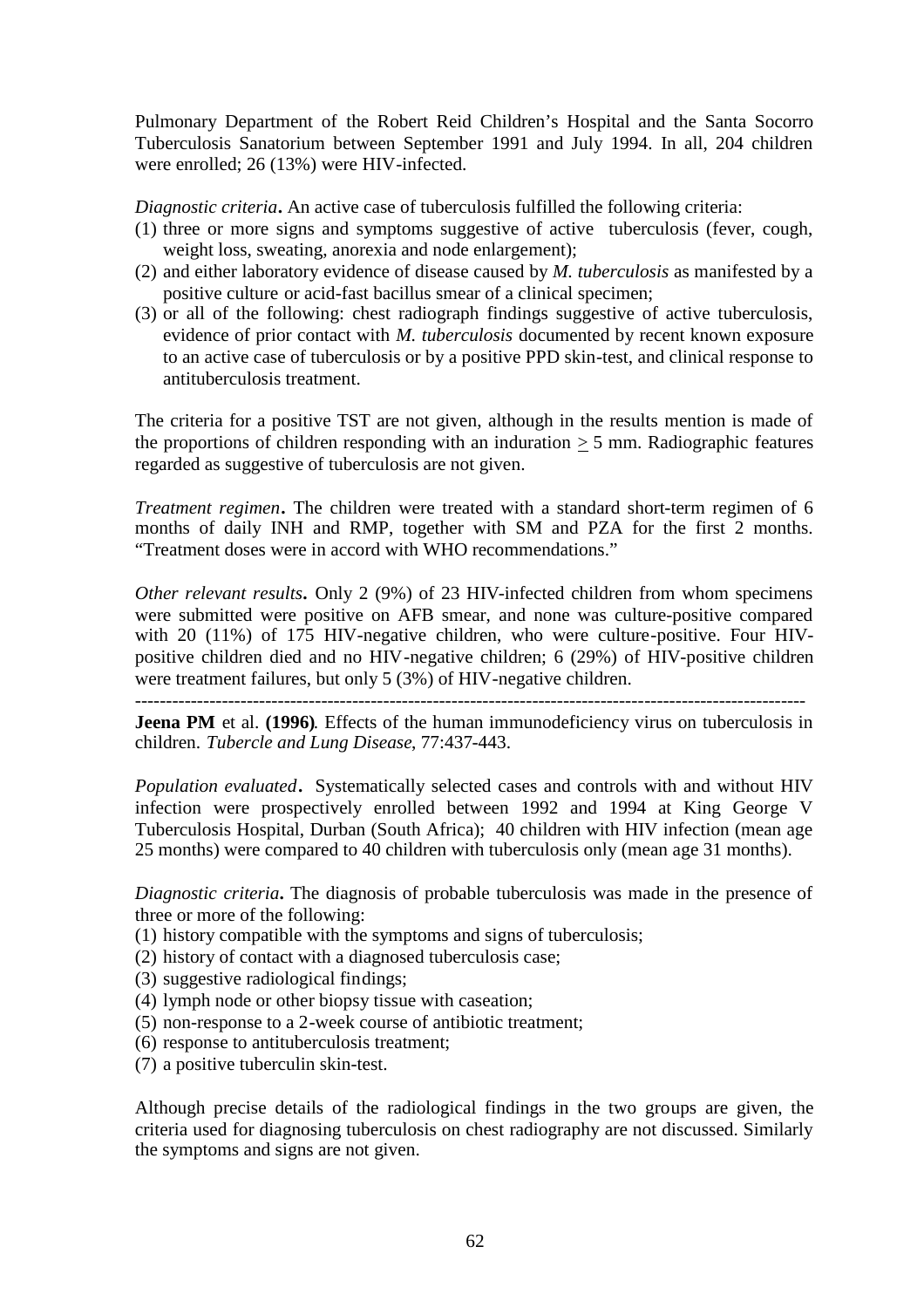Pulmonary Department of the Robert Reid Children's Hospital and the Santa Socorro Tuberculosis Sanatorium between September 1991 and July 1994. In all, 204 children were enrolled; 26 (13%) were HIV-infected.

*Diagnostic criteria***.** An active case of tuberculosis fulfilled the following criteria:

1. three or more signs and symptoms suggestive of active tuberculosis (fever, cough, weight loss, sweating, anorexia and node enlargement);
2. and either laboratory evidence of disease caused by *M. tuberculosis* as manifested by a positive culture or acid-fast bacillus smear of a clinical specimen;
3. or all of the following: chest radiograph findings suggestive of active tuberculosis, evidence of prior contact with *M. tuberculosis* documented by recent known exposure to an active case of tuberculosis or by a positive PPD skin-test, and clinical response to antituberculosis treatment.

The criteria for a positive TST are not given, although in the results mention is made of the proportions of children responding with an induration $\geq$ 5 mm. Radiographic features regarded as suggestive of tuberculosis are not given.

*Treatment regimen***.** The children were treated with a standard short-term regimen of 6 months of daily INH and RMP, together with SM and PZA for the first 2 months. "Treatment doses were in accord with WHO recommendations."

*Other relevant results***.** Only 2 (9%) of 23 HIV-infected children from whom specimens were submitted were positive on AFB smear, and none was culture-positive compared with 20 (11%) of 175 HIV-negative children, who were culture-positive. Four HIV-positive children died and no HIV-negative children; 6 (29%) of HIV-positive children were treatment failures, but only 5 (3%) of HIV-negative children.

---

**Jeena PM** et al. **(1996)***.* Effects of the human immunodeficiency virus on tuberculosis in children. *Tubercle and Lung Disease*, 77:437-443.

*Population evaluated***.** Systematically selected cases and controls with and without HIV infection were prospectively enrolled between 1992 and 1994 at King George V Tuberculosis Hospital, Durban (South Africa); 40 children with HIV infection (mean age 25 months) were compared to 40 children with tuberculosis only (mean age 31 months).

*Diagnostic criteria***.** The diagnosis of probable tuberculosis was made in the presence of three or more of the following:

1. history compatible with the symptoms and signs of tuberculosis;
2. history of contact with a diagnosed tuberculosis case;
3. suggestive radiological findings;
4. lymph node or other biopsy tissue with caseation;
5. non-response to a 2-week course of antibiotic treatment;
6. response to antituberculosis treatment;
7. a positive tuberculin skin-test.

Although precise details of the radiological findings in the two groups are given, the criteria used for diagnosing tuberculosis on chest radiography are not discussed. Similarly the symptoms and signs are not given.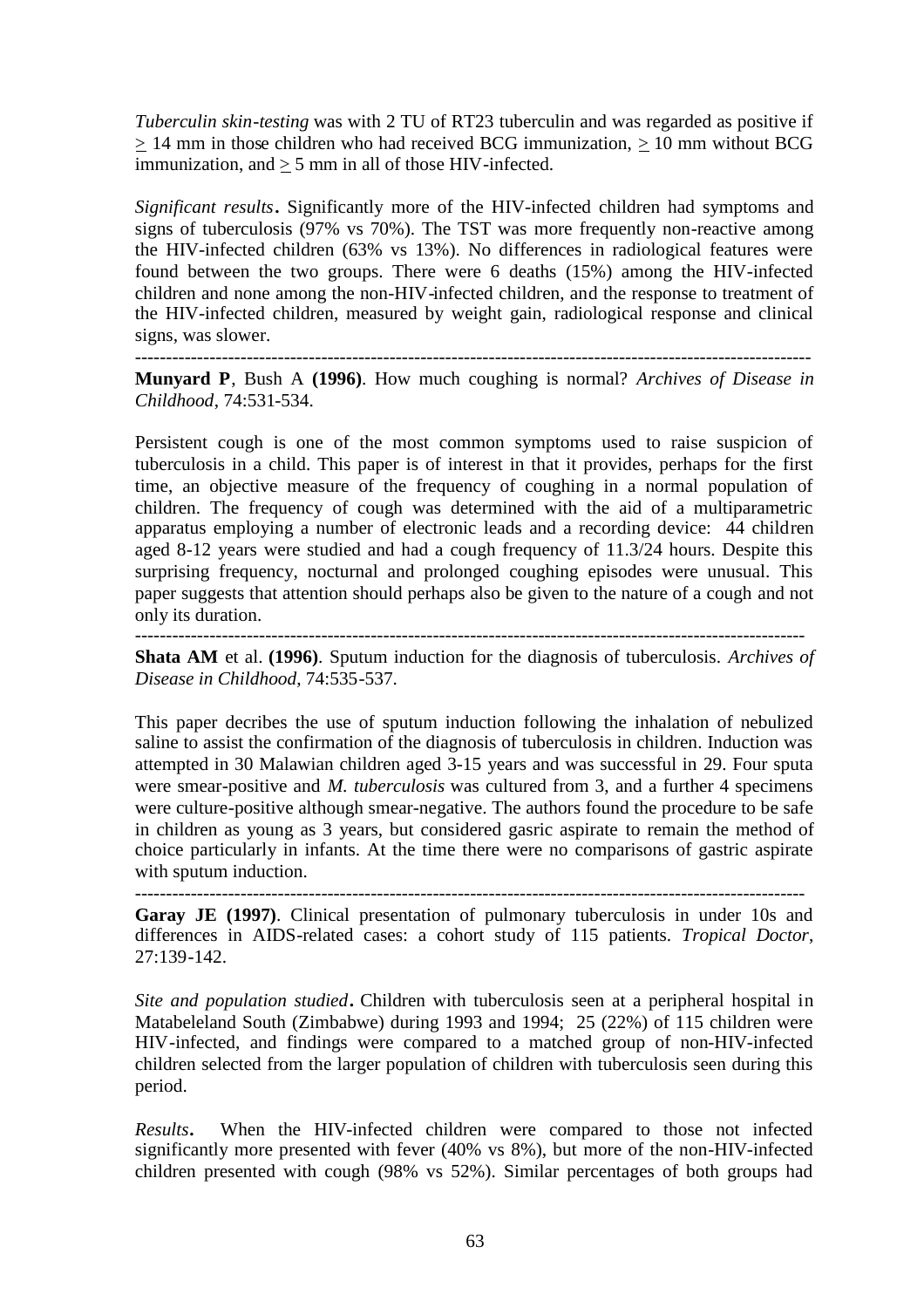*Tuberculin skin-testing* was with 2 TU of RT23 tuberculin and was regarded as positive if $\geq$ 14 mm in those children who had received BCG immunization, $\geq$ 10 mm without BCG immunization, and $\geq$ 5 mm in all of those HIV-infected.

*Significant results***.** Significantly more of the HIV-infected children had symptoms and signs of tuberculosis (97% vs 70%). The TST was more frequently non-reactive among the HIV-infected children (63% vs 13%). No differences in radiological features were found between the two groups. There were 6 deaths (15%) among the HIV-infected children and none among the non-HIV-infected children, and the response to treatment of the HIV-infected children, measured by weight gain, radiological response and clinical signs, was slower.

---

**Munyard P**, Bush A **(1996)**. How much coughing is normal? *Archives of Disease in Childhood*, 74:531-534.

Persistent cough is one of the most common symptoms used to raise suspicion of tuberculosis in a child. This paper is of interest in that it provides, perhaps for the first time, an objective measure of the frequency of coughing in a normal population of children. The frequency of cough was determined with the aid of a multiparametric apparatus employing a number of electronic leads and a recording device: 44 children aged 8-12 years were studied and had a cough frequency of 11.3/24 hours. Despite this surprising frequency, nocturnal and prolonged coughing episodes were unusual. This paper suggests that attention should perhaps also be given to the nature of a cough and not only its duration.

---

**Shata AM** et al. **(1996)**. Sputum induction for the diagnosis of tuberculosis. *Archives of Disease in Childhood*, 74:535-537.

This paper decribes the use of sputum induction following the inhalation of nebulized saline to assist the confirmation of the diagnosis of tuberculosis in children. Induction was attempted in 30 Malawian children aged 3-15 years and was successful in 29. Four sputa were smear-positive and *M. tuberculosis* was cultured from 3, and a further 4 specimens were culture-positive although smear-negative. The authors found the procedure to be safe in children as young as 3 years, but considered gasric aspirate to remain the method of choice particularly in infants. At the time there were no comparisons of gastric aspirate with sputum induction.

---

**Garay JE (1997)**. Clinical presentation of pulmonary tuberculosis in under 10s and differences in AIDS-related cases: a cohort study of 115 patients. *Tropical Doctor*, 27:139-142.

*Site and population studied***.** Children with tuberculosis seen at a peripheral hospital in Matabeleland South (Zimbabwe) during 1993 and 1994; 25 (22%) of 115 children were HIV-infected, and findings were compared to a matched group of non-HIV-infected children selected from the larger population of children with tuberculosis seen during this period.

*Results***.** When the HIV-infected children were compared to those not infected significantly more presented with fever (40% vs 8%), but more of the non-HIV-infected children presented with cough (98% vs 52%). Similar percentages of both groups had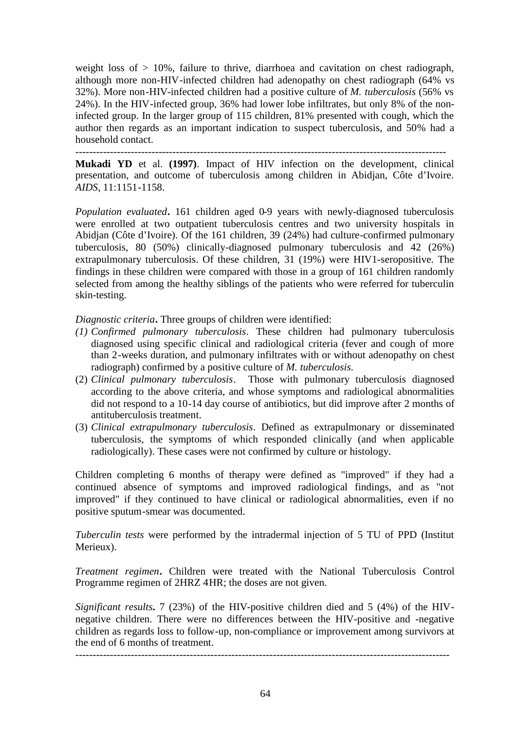weight loss of > 10%, failure to thrive, diarrhoea and cavitation on chest radiograph, although more non-HIV-infected children had adenopathy on chest radiograph (64% vs 32%). More non-HIV-infected children had a positive culture of *M. tuberculosis* (56% vs 24%). In the HIV-infected group, 36% had lower lobe infiltrates, but only 8% of the non-infected group. In the larger group of 115 children, 81% presented with cough, which the author then regards as an important indication to suspect tuberculosis, and 50% had a household contact.

---

**Mukadi YD** et al. **(1997)**. Impact of HIV infection on the development, clinical presentation, and outcome of tuberculosis among children in Abidjan, Côte d'Ivoire. *AIDS*, 11:1151-1158.

*Population evaluated***.** 161 children aged 0-9 years with newly-diagnosed tuberculosis were enrolled at two outpatient tuberculosis centres and two university hospitals in Abidjan (Côte d'Ivoire). Of the 161 children, 39 (24%) had culture-confirmed pulmonary tuberculosis, 80 (50%) clinically-diagnosed pulmonary tuberculosis and 42 (26%) extrapulmonary tuberculosis. Of these children, 31 (19%) were HIV1-seropositive. The findings in these children were compared with those in a group of 161 children randomly selected from among the healthy siblings of the patients who were referred for tuberculin skin-testing.

*Diagnostic criteria***.** Three groups of children were identified:

*(1) Confirmed pulmonary tuberculosis*. These children had pulmonary tuberculosis diagnosed using specific clinical and radiological criteria (fever and cough of more than 2-weeks duration, and pulmonary infiltrates with or without adenopathy on chest radiograph) confirmed by a positive culture of *M. tuberculosis.*

(2) *Clinical pulmonary tuberculosis*. Those with pulmonary tuberculosis diagnosed according to the above criteria, and whose symptoms and radiological abnormalities did not respond to a 10-14 day course of antibiotics, but did improve after 2 months of antituberculosis treatment.

(3) *Clinical extrapulmonary tuberculosis*. Defined as extrapulmonary or disseminated tuberculosis, the symptoms of which responded clinically (and when applicable radiologically). These cases were not confirmed by culture or histology.

Children completing 6 months of therapy were defined as "improved" if they had a continued absence of symptoms and improved radiological findings, and as "not improved" if they continued to have clinical or radiological abnormalities, even if no positive sputum-smear was documented.

*Tuberculin tests* were performed by the intradermal injection of 5 TU of PPD (Institut Merieux).

*Treatment regimen***.** Children were treated with the National Tuberculosis Control Programme regimen of 2HRZ 4HR; the doses are not given.

*Significant results***.** 7 (23%) of the HIV-positive children died and 5 (4%) of the HIV-negative children. There were no differences between the HIV-positive and -negative children as regards loss to follow-up, non-compliance or improvement among survivors at the end of 6 months of treatment.

---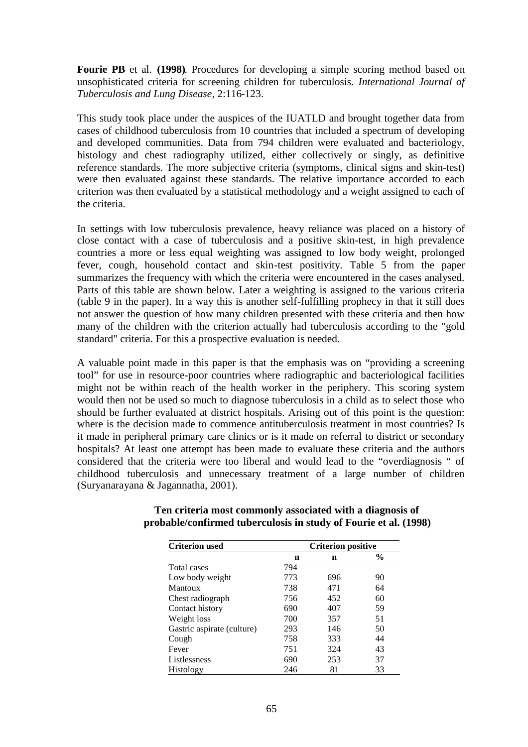**Fourie PB** et al. **(1998)**. Procedures for developing a simple scoring method based on unsophisticated criteria for screening children for tuberculosis. *International Journal of Tuberculosis and Lung Disease*, 2:116-123.

This study took place under the auspices of the IUATLD and brought together data from cases of childhood tuberculosis from 10 countries that included a spectrum of developing and developed communities. Data from 794 children were evaluated and bacteriology, histology and chest radiography utilized, either collectively or singly, as definitive reference standards. The more subjective criteria (symptoms, clinical signs and skin-test) were then evaluated against these standards. The relative importance accorded to each criterion was then evaluated by a statistical methodology and a weight assigned to each of the criteria.

In settings with low tuberculosis prevalence, heavy reliance was placed on a history of close contact with a case of tuberculosis and a positive skin-test, in high prevalence countries a more or less equal weighting was assigned to low body weight, prolonged fever, cough, household contact and skin-test positivity. Table 5 from the paper summarizes the frequency with which the criteria were encountered in the cases analysed. Parts of this table are shown below. Later a weighting is assigned to the various criteria (table 9 in the paper). In a way this is another self-fulfilling prophecy in that it still does not answer the question of how many children presented with these criteria and then how many of the children with the criterion actually had tuberculosis according to the "gold standard" criteria. For this a prospective evaluation is needed.

A valuable point made in this paper is that the emphasis was on "providing a screening tool" for use in resource-poor countries where radiographic and bacteriological facilities might not be within reach of the health worker in the periphery. This scoring system would then not be used so much to diagnose tuberculosis in a child as to select those who should be further evaluated at district hospitals. Arising out of this point is the question: where is the decision made to commence antituberculosis treatment in most countries? Is it made in peripheral primary care clinics or is it made on referral to district or secondary hospitals? At least one attempt has been made to evaluate these criteria and the authors considered that the criteria were too liberal and would lead to the "overdiagnosis " of childhood tuberculosis and unnecessary treatment of a large number of children (Suryanarayana & Jagannatha, 2001).

**Ten criteria most commonly associated with a diagnosis of probable/confirmed tuberculosis in study of Fourie et al. (1998)**

| Criterion used | | Criterion positive | |
|---|---|---|---|
| | n | n | % |
| Total cases | 794 | | |
| Low body weight | 773 | 696 | 90 |
| Mantoux | 738 | 471 | 64 |
| Chest radiograph | 756 | 452 | 60 |
| Contact history | 690 | 407 | 59 |
| Weight loss | 700 | 357 | 51 |
| Gastric aspirate (culture) | 293 | 146 | 50 |
| Cough | 758 | 333 | 44 |
| Fever | 751 | 324 | 43 |
| Listlessness | 690 | 253 | 37 |
| Histology | 246 | 81 | 33 |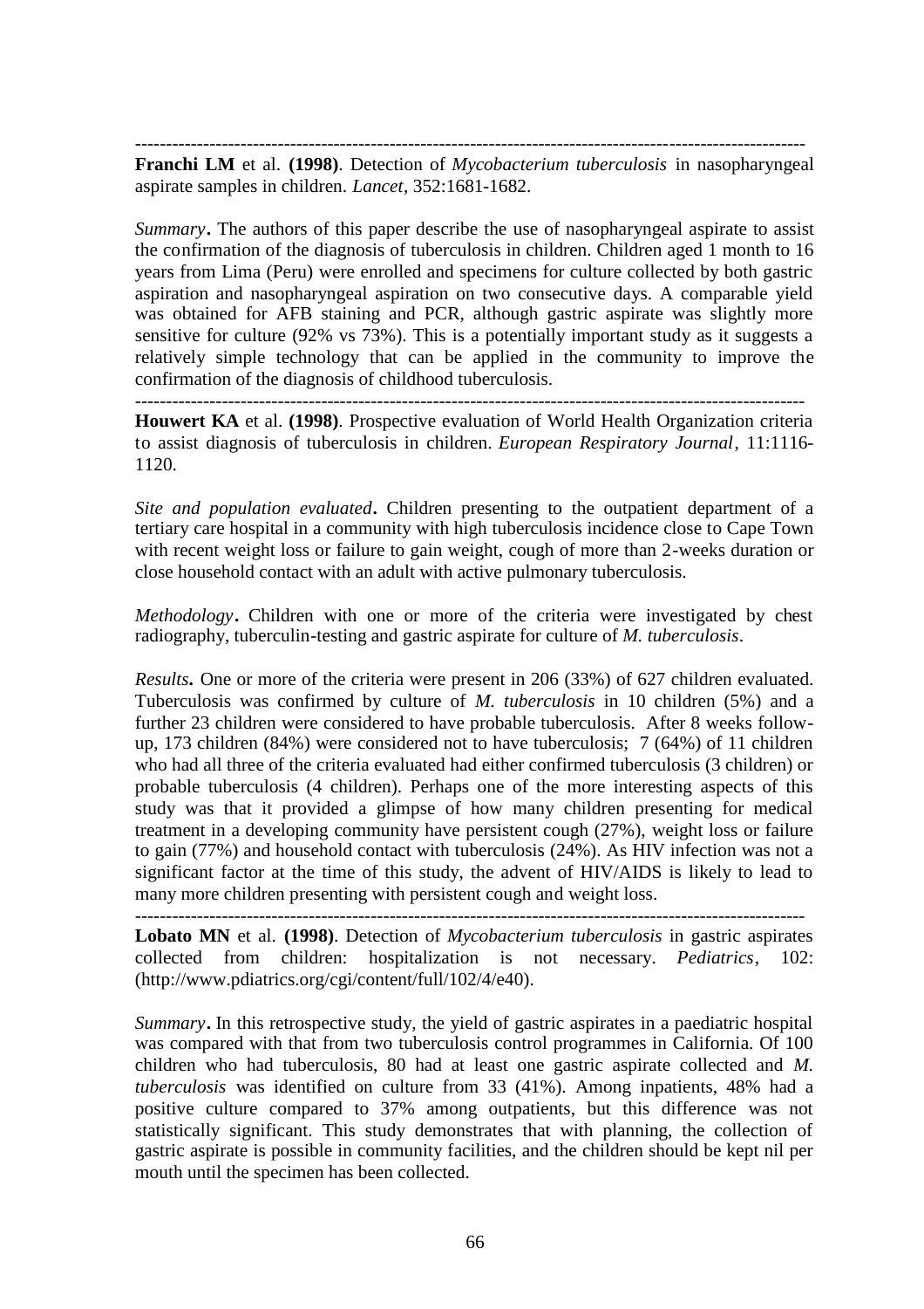---

**Franchi LM** et al. **(1998)**. Detection of *Mycobacterium tuberculosis* in nasopharyngeal aspirate samples in children. *Lancet*, 352:1681-1682.

*Summary***.** The authors of this paper describe the use of nasopharyngeal aspirate to assist the confirmation of the diagnosis of tuberculosis in children. Children aged 1 month to 16 years from Lima (Peru) were enrolled and specimens for culture collected by both gastric aspiration and nasopharyngeal aspiration on two consecutive days. A comparable yield was obtained for AFB staining and PCR, although gastric aspirate was slightly more sensitive for culture (92% vs 73%). This is a potentially important study as it suggests a relatively simple technology that can be applied in the community to improve the confirmation of the diagnosis of childhood tuberculosis.

---

**Houwert KA** et al. **(1998)**. Prospective evaluation of World Health Organization criteria to assist diagnosis of tuberculosis in children. *European Respiratory Journal*, 11:1116-1120.

*Site and population evaluated***.** Children presenting to the outpatient department of a tertiary care hospital in a community with high tuberculosis incidence close to Cape Town with recent weight loss or failure to gain weight, cough of more than 2-weeks duration or close household contact with an adult with active pulmonary tuberculosis.

*Methodology***.** Children with one or more of the criteria were investigated by chest radiography, tuberculin-testing and gastric aspirate for culture of *M. tuberculosis*.

*Results***.** One or more of the criteria were present in 206 (33%) of 627 children evaluated. Tuberculosis was confirmed by culture of *M. tuberculosis* in 10 children (5%) and a further 23 children were considered to have probable tuberculosis. After 8 weeks follow-up, 173 children (84%) were considered not to have tuberculosis; 7 (64%) of 11 children who had all three of the criteria evaluated had either confirmed tuberculosis (3 children) or probable tuberculosis (4 children). Perhaps one of the more interesting aspects of this study was that it provided a glimpse of how many children presenting for medical treatment in a developing community have persistent cough (27%), weight loss or failure to gain (77%) and household contact with tuberculosis (24%). As HIV infection was not a significant factor at the time of this study, the advent of HIV/AIDS is likely to lead to many more children presenting with persistent cough and weight loss.

---

**Lobato MN** et al. **(1998)**. Detection of *Mycobacterium tuberculosis* in gastric aspirates collected from children: hospitalization is not necessary. *Pediatrics*, 102: (http://www.pdiatrics.org/cgi/content/full/102/4/e40).

*Summary***.** In this retrospective study, the yield of gastric aspirates in a paediatric hospital was compared with that from two tuberculosis control programmes in California. Of 100 children who had tuberculosis, 80 had at least one gastric aspirate collected and *M. tuberculosis* was identified on culture from 33 (41%). Among inpatients, 48% had a positive culture compared to 37% among outpatients, but this difference was not statistically significant. This study demonstrates that with planning, the collection of gastric aspirate is possible in community facilities, and the children should be kept nil per mouth until the specimen has been collected.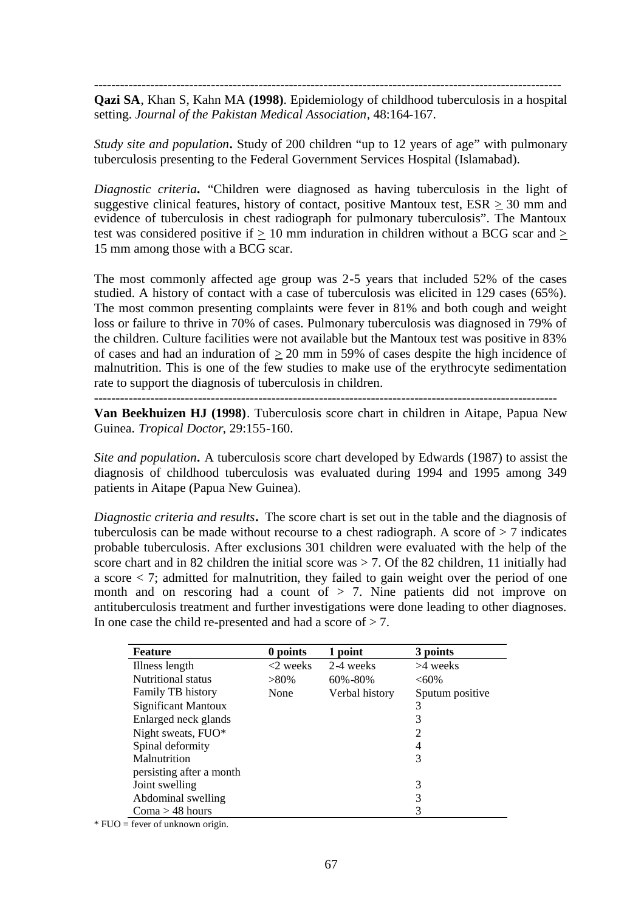---

**Qazi SA**, Khan S, Kahn MA **(1998)**. Epidemiology of childhood tuberculosis in a hospital setting. *Journal of the Pakistan Medical Association*, 48:164-167.

*Study site and population***.** Study of 200 children "up to 12 years of age" with pulmonary tuberculosis presenting to the Federal Government Services Hospital (Islamabad).

*Diagnostic criteria***.** "Children were diagnosed as having tuberculosis in the light of suggestive clinical features, history of contact, positive Mantoux test, ESR ≥ 30 mm and evidence of tuberculosis in chest radiograph for pulmonary tuberculosis". The Mantoux test was considered positive if ≥ 10 mm induration in children without a BCG scar and ≥ 15 mm among those with a BCG scar.

The most commonly affected age group was 2-5 years that included 52% of the cases studied. A history of contact with a case of tuberculosis was elicited in 129 cases (65%). The most common presenting complaints were fever in 81% and both cough and weight loss or failure to thrive in 70% of cases. Pulmonary tuberculosis was diagnosed in 79% of the children. Culture facilities were not available but the Mantoux test was positive in 83% of cases and had an induration of ≥ 20 mm in 59% of cases despite the high incidence of malnutrition. This is one of the few studies to make use of the erythrocyte sedimentation rate to support the diagnosis of tuberculosis in children.

---

**Van Beekhuizen HJ (1998)**. Tuberculosis score chart in children in Aitape, Papua New Guinea. *Tropical Doctor*, 29:155-160.

*Site and population***.** A tuberculosis score chart developed by Edwards (1987) to assist the diagnosis of childhood tuberculosis was evaluated during 1994 and 1995 among 349 patients in Aitape (Papua New Guinea).

*Diagnostic criteria and results***.** The score chart is set out in the table and the diagnosis of tuberculosis can be made without recourse to a chest radiograph. A score of > 7 indicates probable tuberculosis. After exclusions 301 children were evaluated with the help of the score chart and in 82 children the initial score was > 7. Of the 82 children, 11 initially had a score < 7; admitted for malnutrition, they failed to gain weight over the period of one month and on rescoring had a count of > 7. Nine patients did not improve on antituberculosis treatment and further investigations were done leading to other diagnoses. In one case the child re-presented and had a score of > 7.

| Feature | 0 points | 1 point | 3 points |
|---|---|---|---|
| Illness length | <2 weeks | 2-4 weeks | >4 weeks |
| Nutritional status | >80% | 60%-80% | <60% |
| Family TB history | None | Verbal history | Sputum positive |
| Significant Mantoux | | | 3 |
| Enlarged neck glands | | | 3 |
| Night sweats, FUO* | | | 2 |
| Spinal deformity | | | 4 |
| Malnutrition persisting after a month | | | 3 |
| Joint swelling | | | 3 |
| Abdominal swelling | | | 3 |
| Coma > 48 hours | | | 3 |

\* FUO = fever of unknown origin.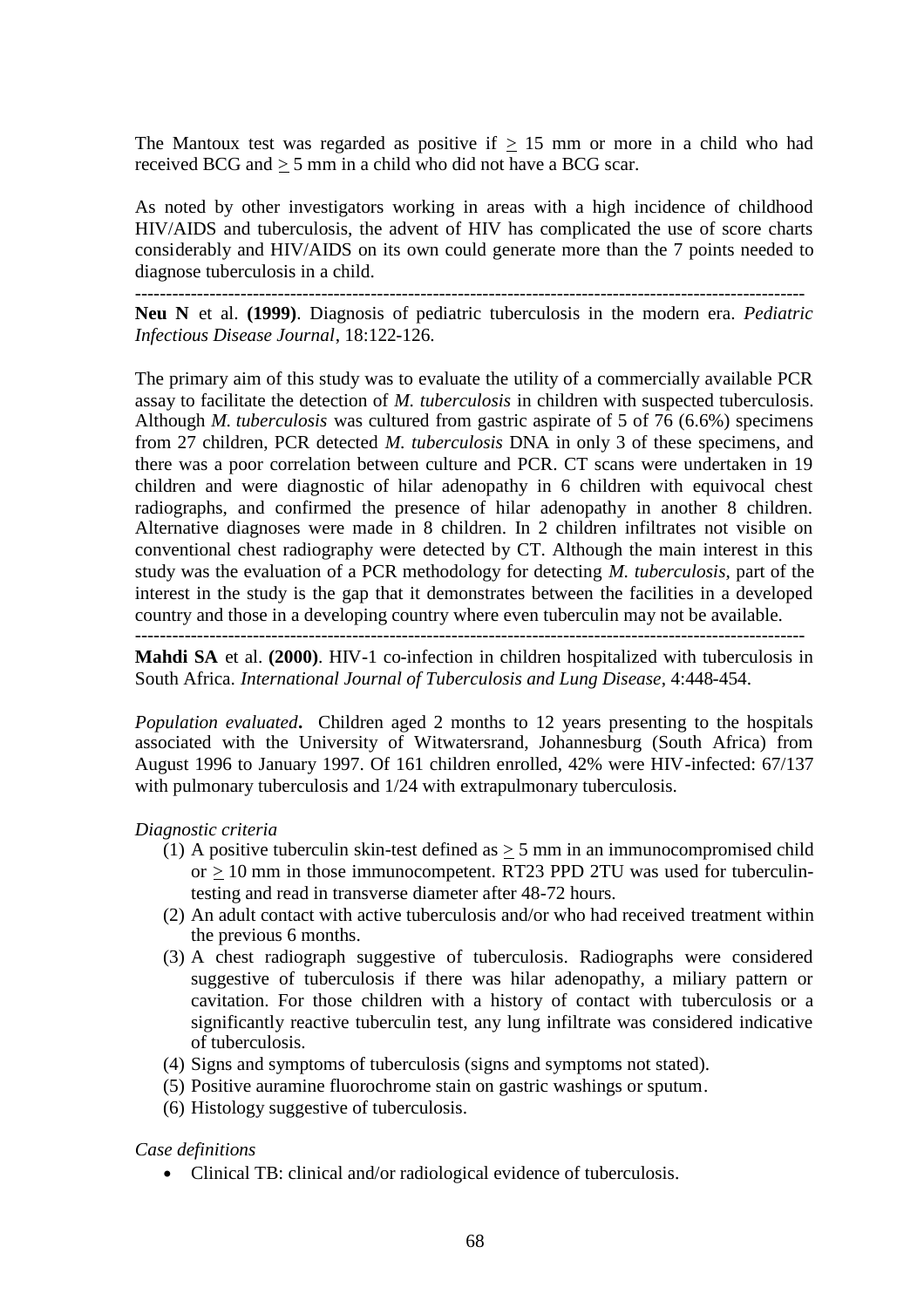The Mantoux test was regarded as positive if $\geq$ 15 mm or more in a child who had received BCG and $\geq$ 5 mm in a child who did not have a BCG scar.

As noted by other investigators working in areas with a high incidence of childhood HIV/AIDS and tuberculosis, the advent of HIV has complicated the use of score charts considerably and HIV/AIDS on its own could generate more than the 7 points needed to diagnose tuberculosis in a child.

---

**Neu N** et al. **(1999)**. Diagnosis of pediatric tuberculosis in the modern era. *Pediatric Infectious Disease Journal*, 18:122-126.

The primary aim of this study was to evaluate the utility of a commercially available PCR assay to facilitate the detection of *M. tuberculosis* in children with suspected tuberculosis. Although *M. tuberculosis* was cultured from gastric aspirate of 5 of 76 (6.6%) specimens from 27 children, PCR detected *M. tuberculosis* DNA in only 3 of these specimens, and there was a poor correlation between culture and PCR. CT scans were undertaken in 19 children and were diagnostic of hilar adenopathy in 6 children with equivocal chest radiographs, and confirmed the presence of hilar adenopathy in another 8 children. Alternative diagnoses were made in 8 children. In 2 children infiltrates not visible on conventional chest radiography were detected by CT. Although the main interest in this study was the evaluation of a PCR methodology for detecting *M. tuberculosis,* part of the interest in the study is the gap that it demonstrates between the facilities in a developed country and those in a developing country where even tuberculin may not be available.

---

**Mahdi SA** et al. **(2000)**. HIV-1 co-infection in children hospitalized with tuberculosis in South Africa. *International Journal of Tuberculosis and Lung Disease*, 4:448-454.

*Population evaluated***.** Children aged 2 months to 12 years presenting to the hospitals associated with the University of Witwatersrand, Johannesburg (South Africa) from August 1996 to January 1997. Of 161 children enrolled, 42% were HIV-infected: 67/137 with pulmonary tuberculosis and 1/24 with extrapulmonary tuberculosis.

*Diagnostic criteria*

1. A positive tuberculin skin-test defined as $\geq$ 5 mm in an immunocompromised child or $\geq$ 10 mm in those immunocompetent. RT23 PPD 2TU was used for tuberculin-testing and read in transverse diameter after 48-72 hours.
2. An adult contact with active tuberculosis and/or who had received treatment within the previous 6 months.
3. A chest radiograph suggestive of tuberculosis. Radiographs were considered suggestive of tuberculosis if there was hilar adenopathy, a miliary pattern or cavitation. For those children with a history of contact with tuberculosis or a significantly reactive tuberculin test, any lung infiltrate was considered indicative of tuberculosis.
4. Signs and symptoms of tuberculosis (signs and symptoms not stated).
5. Positive auramine fluorochrome stain on gastric washings or sputum.
6. Histology suggestive of tuberculosis.

*Case definitions*

- Clinical TB: clinical and/or radiological evidence of tuberculosis.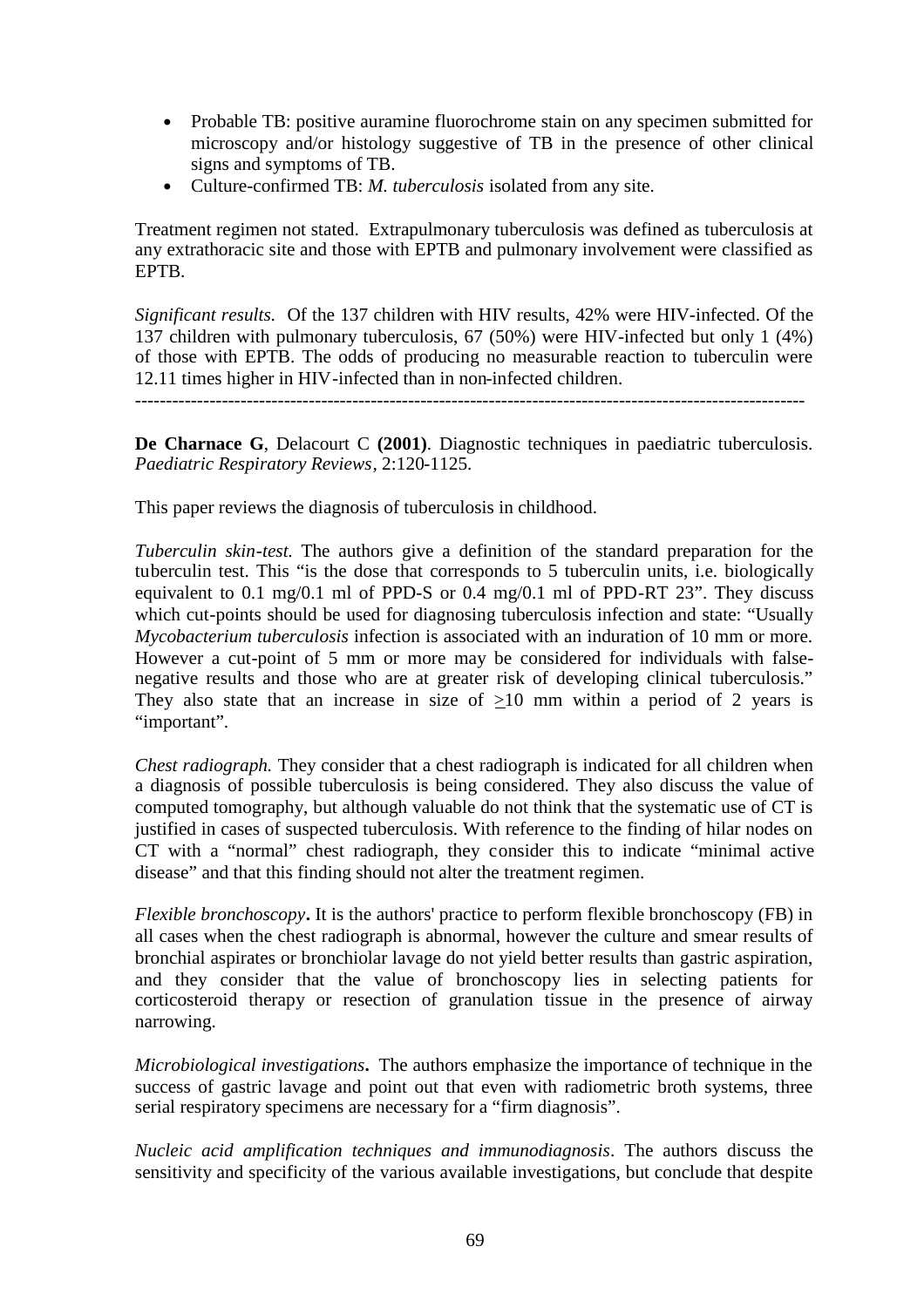- Probable TB: positive auramine fluorochrome stain on any specimen submitted for microscopy and/or histology suggestive of TB in the presence of other clinical signs and symptoms of TB.
- Culture-confirmed TB: *M. tuberculosis* isolated from any site.

Treatment regimen not stated. Extrapulmonary tuberculosis was defined as tuberculosis at any extrathoracic site and those with EPTB and pulmonary involvement were classified as EPTB.

*Significant results.* Of the 137 children with HIV results, 42% were HIV-infected. Of the 137 children with pulmonary tuberculosis, 67 (50%) were HIV-infected but only 1 (4%) of those with EPTB. The odds of producing no measurable reaction to tuberculin were 12.11 times higher in HIV-infected than in non-infected children.

---

**De Charnace G**, Delacourt C **(2001)**. Diagnostic techniques in paediatric tuberculosis. *Paediatric Respiratory Reviews*, 2:120-1125.

This paper reviews the diagnosis of tuberculosis in childhood.

*Tuberculin skin-test.* The authors give a definition of the standard preparation for the tuberculin test. This "is the dose that corresponds to 5 tuberculin units, i.e. biologically equivalent to 0.1 mg/0.1 ml of PPD-S or 0.4 mg/0.1 ml of PPD-RT 23". They discuss which cut-points should be used for diagnosing tuberculosis infection and state: "Usually *Mycobacterium tuberculosis* infection is associated with an induration of 10 mm or more. However a cut-point of 5 mm or more may be considered for individuals with false-negative results and those who are at greater risk of developing clinical tuberculosis." They also state that an increase in size of $\geq$10 mm within a period of 2 years is "important".

*Chest radiograph.* They consider that a chest radiograph is indicated for all children when a diagnosis of possible tuberculosis is being considered. They also discuss the value of computed tomography, but although valuable do not think that the systematic use of CT is justified in cases of suspected tuberculosis. With reference to the finding of hilar nodes on CT with a "normal" chest radiograph, they consider this to indicate "minimal active disease" and that this finding should not alter the treatment regimen.

*Flexible bronchoscopy***.** It is the authors' practice to perform flexible bronchoscopy (FB) in all cases when the chest radiograph is abnormal, however the culture and smear results of bronchial aspirates or bronchiolar lavage do not yield better results than gastric aspiration, and they consider that the value of bronchoscopy lies in selecting patients for corticosteroid therapy or resection of granulation tissue in the presence of airway narrowing.

*Microbiological investigations***.** The authors emphasize the importance of technique in the success of gastric lavage and point out that even with radiometric broth systems, three serial respiratory specimens are necessary for a "firm diagnosis".

*Nucleic acid amplification techniques and immunodiagnosis*. The authors discuss the sensitivity and specificity of the various available investigations, but conclude that despite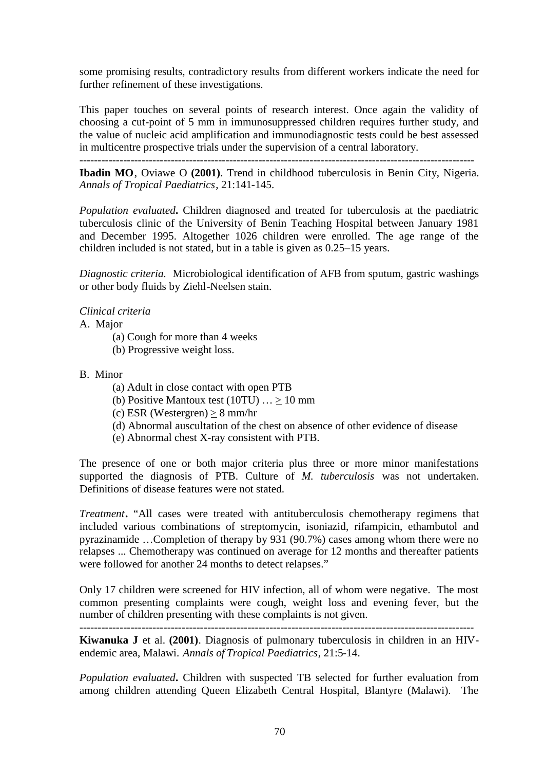some promising results, contradictory results from different workers indicate the need for further refinement of these investigations.

This paper touches on several points of research interest. Once again the validity of choosing a cut-point of 5 mm in immunosuppressed children requires further study, and the value of nucleic acid amplification and immunodiagnostic tests could be best assessed in multicentre prospective trials under the supervision of a central laboratory.

---

**Ibadin MO**, Oviawe O **(2001)**. Trend in childhood tuberculosis in Benin City, Nigeria. *Annals of Tropical Paediatrics*, 21:141-145.

*Population evaluated***.** Children diagnosed and treated for tuberculosis at the paediatric tuberculosis clinic of the University of Benin Teaching Hospital between January 1981 and December 1995. Altogether 1026 children were enrolled. The age range of the children included is not stated, but in a table is given as 0.25–15 years.

*Diagnostic criteria.* Microbiological identification of AFB from sputum, gastric washings or other body fluids by Ziehl-Neelsen stain.

*Clinical criteria*

A. Major
   - (a) Cough for more than 4 weeks
   - (b) Progressive weight loss.

B. Minor
   - (a) Adult in close contact with open PTB
   - (b) Positive Mantoux test (10TU) … ≥ 10 mm
   - (c) ESR (Westergren) ≥ 8 mm/hr
   - (d) Abnormal auscultation of the chest on absence of other evidence of disease
   - (e) Abnormal chest X-ray consistent with PTB.

The presence of one or both major criteria plus three or more minor manifestations supported the diagnosis of PTB. Culture of *M. tuberculosis* was not undertaken. Definitions of disease features were not stated.

*Treatment***.** "All cases were treated with antituberculosis chemotherapy regimens that included various combinations of streptomycin, isoniazid, rifampicin, ethambutol and pyrazinamide …Completion of therapy by 931 (90.7%) cases among whom there were no relapses ... Chemotherapy was continued on average for 12 months and thereafter patients were followed for another 24 months to detect relapses."

Only 17 children were screened for HIV infection, all of whom were negative. The most common presenting complaints were cough, weight loss and evening fever, but the number of children presenting with these complaints is not given.

---

**Kiwanuka J** et al. **(2001)**. Diagnosis of pulmonary tuberculosis in children in an HIV-endemic area, Malawi. *Annals of Tropical Paediatrics*, 21:5-14.

*Population evaluated***.** Children with suspected TB selected for further evaluation from among children attending Queen Elizabeth Central Hospital, Blantyre (Malawi). The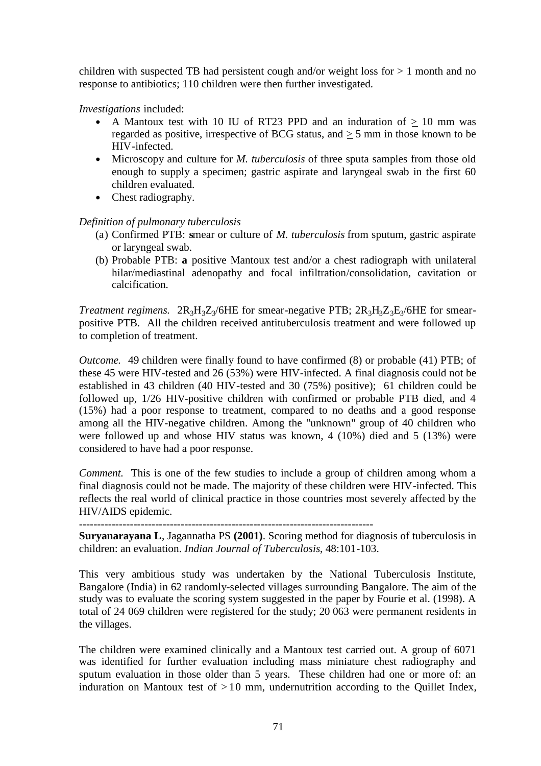children with suspected TB had persistent cough and/or weight loss for > 1 month and no response to antibiotics; 110 children were then further investigated.

*Investigations* included:

- A Mantoux test with 10 IU of RT23 PPD and an induration of $\geq$ 10 mm was regarded as positive, irrespective of BCG status, and $\geq$ 5 mm in those known to be HIV-infected.
- Microscopy and culture for *M. tuberculosis* of three sputa samples from those old enough to supply a specimen; gastric aspirate and laryngeal swab in the first 60 children evaluated.
- Chest radiography.

*Definition of pulmonary tuberculosis*

(a) Confirmed PTB: smear or culture of *M. tuberculosis* from sputum, gastric aspirate or laryngeal swab.

(b) Probable PTB: **a** positive Mantoux test and/or a chest radiograph with unilateral hilar/mediastinal adenopathy and focal infiltration/consolidation, cavitation or calcification.

*Treatment regimens.* $2R_3H_3Z_3/6HE$ for smear-negative PTB; $2R_3H_3Z_3E_3/6HE$ for smear-positive PTB. All the children received antituberculosis treatment and were followed up to completion of treatment.

*Outcome.* 49 children were finally found to have confirmed (8) or probable (41) PTB; of these 45 were HIV-tested and 26 (53%) were HIV-infected. A final diagnosis could not be established in 43 children (40 HIV-tested and 30 (75%) positive); 61 children could be followed up, 1/26 HIV-positive children with confirmed or probable PTB died, and 4 (15%) had a poor response to treatment, compared to no deaths and a good response among all the HIV-negative children. Among the "unknown" group of 40 children who were followed up and whose HIV status was known, 4 (10%) died and 5 (13%) were considered to have had a poor response.

*Comment.* This is one of the few studies to include a group of children among whom a final diagnosis could not be made. The majority of these children were HIV-infected. This reflects the real world of clinical practice in those countries most severely affected by the HIV/AIDS epidemic.

---

**Suryanarayana L**, Jagannatha PS **(2001)**. Scoring method for diagnosis of tuberculosis in children: an evaluation. *Indian Journal of Tuberculosis*, 48:101-103.

This very ambitious study was undertaken by the National Tuberculosis Institute, Bangalore (India) in 62 randomly-selected villages surrounding Bangalore. The aim of the study was to evaluate the scoring system suggested in the paper by Fourie et al. (1998). A total of 24 069 children were registered for the study; 20 063 were permanent residents in the villages.

The children were examined clinically and a Mantoux test carried out. A group of 6071 was identified for further evaluation including mass miniature chest radiography and sputum evaluation in those older than 5 years. These children had one or more of: an induration on Mantoux test of > 10 mm, undernutrition according to the Quillet Index,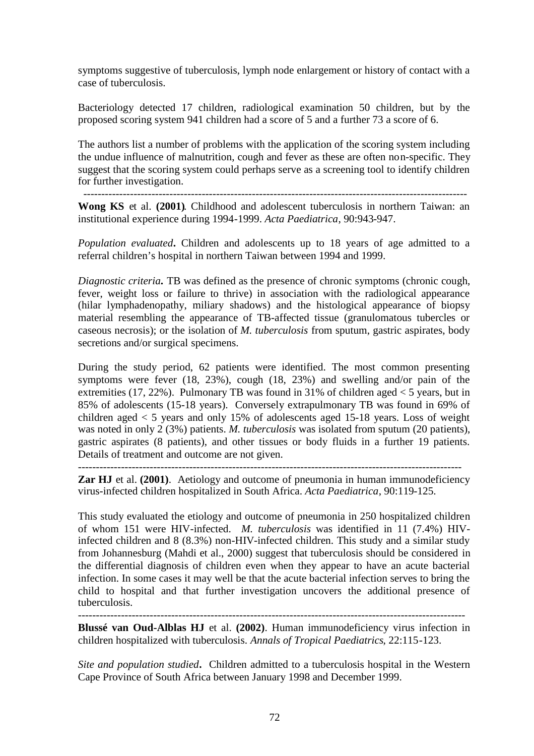symptoms suggestive of tuberculosis, lymph node enlargement or history of contact with a case of tuberculosis.

Bacteriology detected 17 children, radiological examination 50 children, but by the proposed scoring system 941 children had a score of 5 and a further 73 a score of 6.

The authors list a number of problems with the application of the scoring system including the undue influence of malnutrition, cough and fever as these are often non-specific. They suggest that the scoring system could perhaps serve as a screening tool to identify children for further investigation.

---

**Wong KS** et al. **(2001)**. Childhood and adolescent tuberculosis in northern Taiwan: an institutional experience during 1994-1999. *Acta Paediatrica*, 90:943-947.

*Population evaluated***.** Children and adolescents up to 18 years of age admitted to a referral children's hospital in northern Taiwan between 1994 and 1999.

*Diagnostic criteria***.** TB was defined as the presence of chronic symptoms (chronic cough, fever, weight loss or failure to thrive) in association with the radiological appearance (hilar lymphadenopathy, miliary shadows) and the histological appearance of biopsy material resembling the appearance of TB-affected tissue (granulomatous tubercles or caseous necrosis); or the isolation of *M. tuberculosis* from sputum, gastric aspirates, body secretions and/or surgical specimens.

During the study period, 62 patients were identified. The most common presenting symptoms were fever (18, 23%), cough (18, 23%) and swelling and/or pain of the extremities (17, 22%). Pulmonary TB was found in 31% of children aged < 5 years, but in 85% of adolescents (15-18 years). Conversely extrapulmonary TB was found in 69% of children aged < 5 years and only 15% of adolescents aged 15-18 years. Loss of weight was noted in only 2 (3%) patients. *M. tuberculosis* was isolated from sputum (20 patients), gastric aspirates (8 patients), and other tissues or body fluids in a further 19 patients. Details of treatment and outcome are not given.

---

**Zar HJ** et al. **(2001)**. Aetiology and outcome of pneumonia in human immunodeficiency virus-infected children hospitalized in South Africa. *Acta Paediatrica*, 90:119-125.

This study evaluated the etiology and outcome of pneumonia in 250 hospitalized children of whom 151 were HIV-infected. *M. tuberculosis* was identified in 11 (7.4%) HIV-infected children and 8 (8.3%) non-HIV-infected children. This study and a similar study from Johannesburg (Mahdi et al., 2000) suggest that tuberculosis should be considered in the differential diagnosis of children even when they appear to have an acute bacterial infection. In some cases it may well be that the acute bacterial infection serves to bring the child to hospital and that further investigation uncovers the additional presence of tuberculosis.

---

**Blussé van Oud-Alblas HJ** et al. **(2002)**. Human immunodeficiency virus infection in children hospitalized with tuberculosis. *Annals of Tropical Paediatrics*, 22:115-123.

*Site and population studied***.** Children admitted to a tuberculosis hospital in the Western Cape Province of South Africa between January 1998 and December 1999.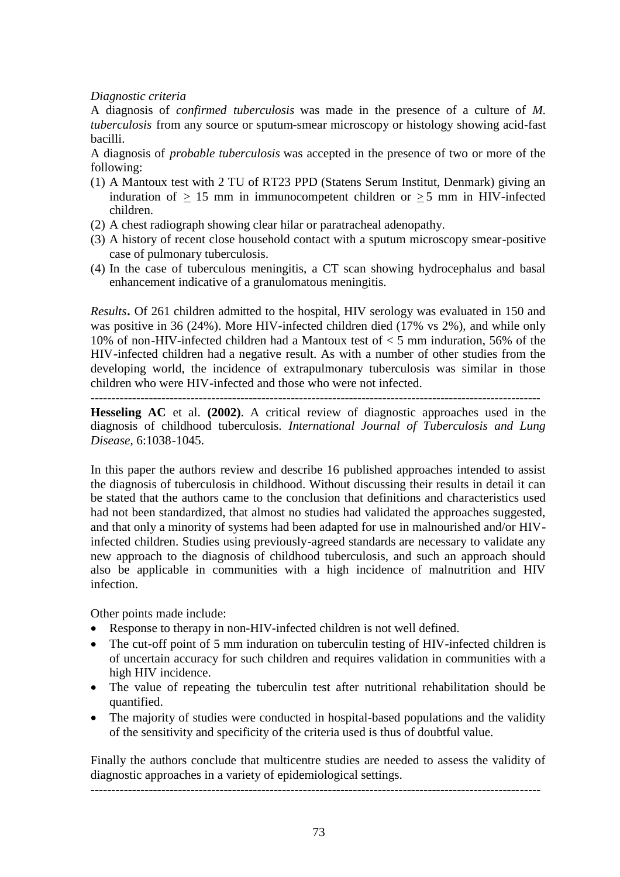*Diagnostic criteria*

A diagnosis of *confirmed tuberculosis* was made in the presence of a culture of *M. tuberculosis* from any source or sputum-smear microscopy or histology showing acid-fast bacilli.

A diagnosis of *probable tuberculosis* was accepted in the presence of two or more of the following:

(1) A Mantoux test with 2 TU of RT23 PPD (Statens Serum Institut, Denmark) giving an induration of $\geq$ 15 mm in immunocompetent children or $\geq$ 5 mm in HIV-infected children.
(2) A chest radiograph showing clear hilar or paratracheal adenopathy.
(3) A history of recent close household contact with a sputum microscopy smear-positive case of pulmonary tuberculosis.
(4) In the case of tuberculous meningitis, a CT scan showing hydrocephalus and basal enhancement indicative of a granulomatous meningitis.

*Results***.** Of 261 children admitted to the hospital, HIV serology was evaluated in 150 and was positive in 36 (24%). More HIV-infected children died (17% vs 2%), and while only 10% of non-HIV-infected children had a Mantoux test of < 5 mm induration, 56% of the HIV-infected children had a negative result. As with a number of other studies from the developing world, the incidence of extrapulmonary tuberculosis was similar in those children who were HIV-infected and those who were not infected.

---

**Hesseling AC** et al. **(2002)**. A critical review of diagnostic approaches used in the diagnosis of childhood tuberculosis. *International Journal of Tuberculosis and Lung Disease*, 6:1038-1045.

In this paper the authors review and describe 16 published approaches intended to assist the diagnosis of tuberculosis in childhood. Without discussing their results in detail it can be stated that the authors came to the conclusion that definitions and characteristics used had not been standardized, that almost no studies had validated the approaches suggested, and that only a minority of systems had been adapted for use in malnourished and/or HIV-infected children. Studies using previously-agreed standards are necessary to validate any new approach to the diagnosis of childhood tuberculosis, and such an approach should also be applicable in communities with a high incidence of malnutrition and HIV infection.

Other points made include:

- Response to therapy in non-HIV-infected children is not well defined.
- The cut-off point of 5 mm induration on tuberculin testing of HIV-infected children is of uncertain accuracy for such children and requires validation in communities with a high HIV incidence.
- The value of repeating the tuberculin test after nutritional rehabilitation should be quantified.
- The majority of studies were conducted in hospital-based populations and the validity of the sensitivity and specificity of the criteria used is thus of doubtful value.

Finally the authors conclude that multicentre studies are needed to assess the validity of diagnostic approaches in a variety of epidemiological settings.

---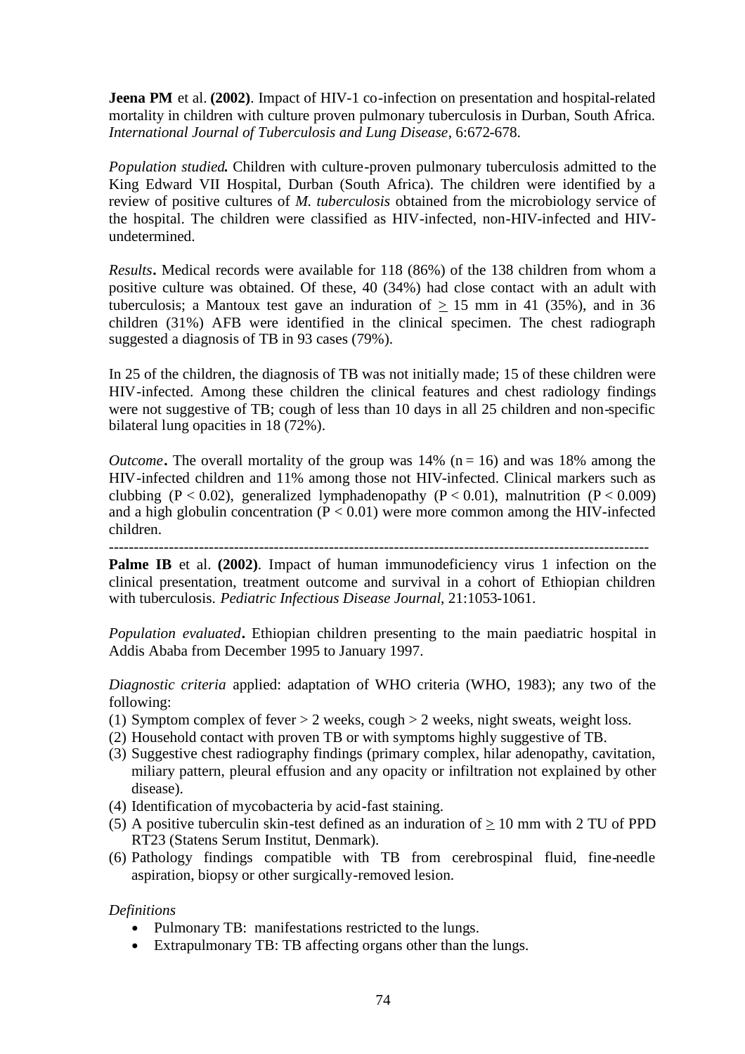**Jeena PM** et al. **(2002)**. Impact of HIV-1 co-infection on presentation and hospital-related mortality in children with culture proven pulmonary tuberculosis in Durban, South Africa. *International Journal of Tuberculosis and Lung Disease*, 6:672-678.

*Population studied.* Children with culture-proven pulmonary tuberculosis admitted to the King Edward VII Hospital, Durban (South Africa). The children were identified by a review of positive cultures of *M. tuberculosis* obtained from the microbiology service of the hospital. The children were classified as HIV-infected, non-HIV-infected and HIV-undetermined.

*Results***.** Medical records were available for 118 (86%) of the 138 children from whom a positive culture was obtained. Of these, 40 (34%) had close contact with an adult with tuberculosis; a Mantoux test gave an induration of $\geq$ 15 mm in 41 (35%), and in 36 children (31%) AFB were identified in the clinical specimen. The chest radiograph suggested a diagnosis of TB in 93 cases (79%).

In 25 of the children, the diagnosis of TB was not initially made; 15 of these children were HIV-infected. Among these children the clinical features and chest radiology findings were not suggestive of TB; cough of less than 10 days in all 25 children and non-specific bilateral lung opacities in 18 (72%).

*Outcome***.** The overall mortality of the group was 14% (n = 16) and was 18% among the HIV-infected children and 11% among those not HIV-infected. Clinical markers such as clubbing ($P < 0.02$), generalized lymphadenopathy ($P < 0.01$), malnutrition ($P < 0.009$) and a high globulin concentration ($P < 0.01$) were more common among the HIV-infected children.

---

**Palme IB** et al. **(2002)**. Impact of human immunodeficiency virus 1 infection on the clinical presentation, treatment outcome and survival in a cohort of Ethiopian children with tuberculosis. *Pediatric Infectious Disease Journal*, 21:1053-1061.

*Population evaluated***.** Ethiopian children presenting to the main paediatric hospital in Addis Ababa from December 1995 to January 1997.

*Diagnostic criteria* applied: adaptation of WHO criteria (WHO, 1983); any two of the following:

(1) Symptom complex of fever > 2 weeks, cough > 2 weeks, night sweats, weight loss.
(2) Household contact with proven TB or with symptoms highly suggestive of TB.
(3) Suggestive chest radiography findings (primary complex, hilar adenopathy, cavitation, miliary pattern, pleural effusion and any opacity or infiltration not explained by other disease).
(4) Identification of mycobacteria by acid-fast staining.
(5) A positive tuberculin skin-test defined as an induration of $\geq$ 10 mm with 2 TU of PPD RT23 (Statens Serum Institut, Denmark).
(6) Pathology findings compatible with TB from cerebrospinal fluid, fine-needle aspiration, biopsy or other surgically-removed lesion.

*Definitions*

- Pulmonary TB: manifestations restricted to the lungs.
- Extrapulmonary TB: TB affecting organs other than the lungs.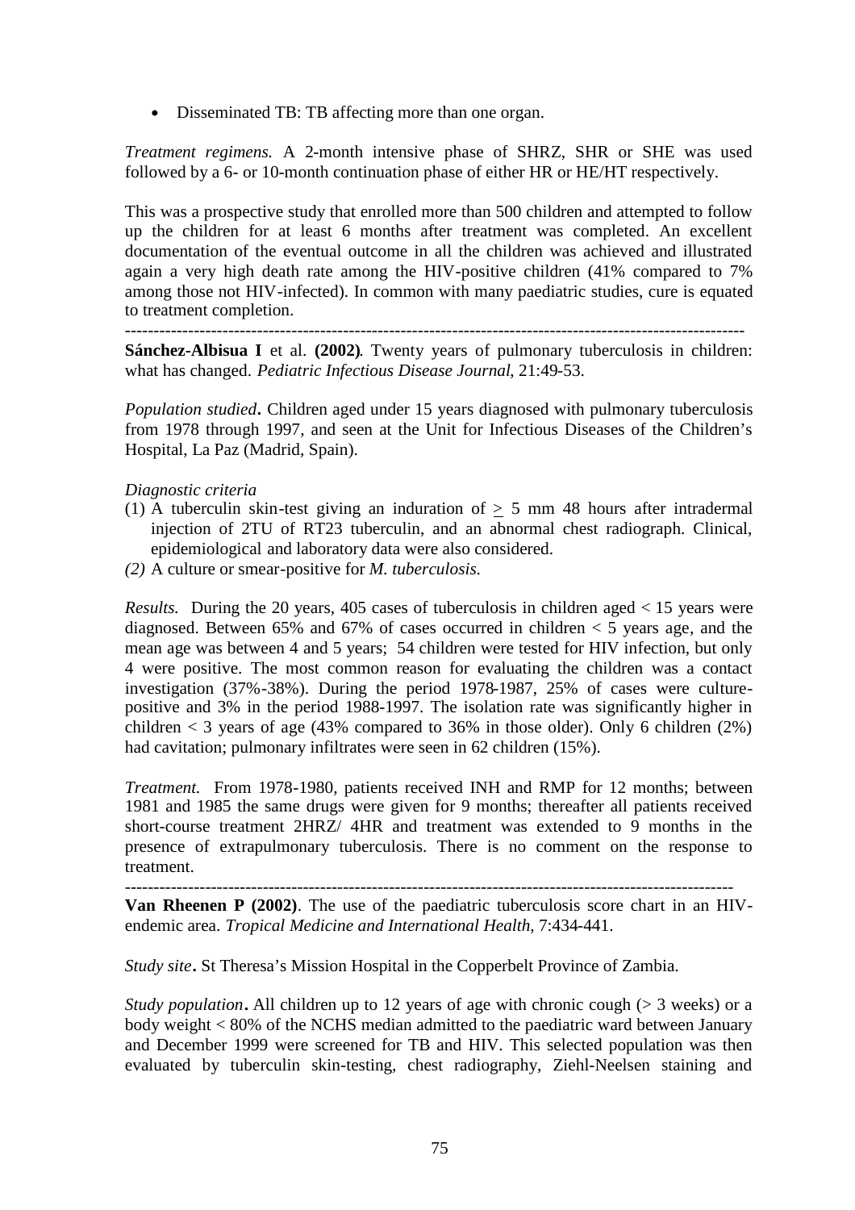- Disseminated TB: TB affecting more than one organ.

*Treatment regimens.* A 2-month intensive phase of SHRZ, SHR or SHE was used followed by a 6- or 10-month continuation phase of either HR or HE/HT respectively.

This was a prospective study that enrolled more than 500 children and attempted to follow up the children for at least 6 months after treatment was completed. An excellent documentation of the eventual outcome in all the children was achieved and illustrated again a very high death rate among the HIV-positive children (41% compared to 7% among those not HIV-infected). In common with many paediatric studies, cure is equated to treatment completion.

---

**Sánchez-Albisua I** et al. **(2002)**. Twenty years of pulmonary tuberculosis in children: what has changed. *Pediatric Infectious Disease Journal*, 21:49-53.

***Population studied*****.** Children aged under 15 years diagnosed with pulmonary tuberculosis from 1978 through 1997, and seen at the Unit for Infectious Diseases of the Children's Hospital, La Paz (Madrid, Spain).

*Diagnostic criteria*

(1) A tuberculin skin-test giving an induration of $\geq$ 5 mm 48 hours after intradermal injection of 2TU of RT23 tuberculin, and an abnormal chest radiograph. Clinical, epidemiological and laboratory data were also considered.

*(2)* A culture or smear-positive for *M. tuberculosis.*

*Results.* During the 20 years, 405 cases of tuberculosis in children aged < 15 years were diagnosed. Between 65% and 67% of cases occurred in children < 5 years age, and the mean age was between 4 and 5 years; 54 children were tested for HIV infection, but only 4 were positive. The most common reason for evaluating the children was a contact investigation (37%-38%). During the period 1978-1987, 25% of cases were culture-positive and 3% in the period 1988-1997. The isolation rate was significantly higher in children < 3 years of age (43% compared to 36% in those older). Only 6 children (2%) had cavitation; pulmonary infiltrates were seen in 62 children (15%).

*Treatment.* From 1978-1980, patients received INH and RMP for 12 months; between 1981 and 1985 the same drugs were given for 9 months; thereafter all patients received short-course treatment 2HRZ/ 4HR and treatment was extended to 9 months in the presence of extrapulmonary tuberculosis. There is no comment on the response to treatment.

---

**Van Rheenen P (2002)**. The use of the paediatric tuberculosis score chart in an HIV-endemic area. *Tropical Medicine and International Health,* 7:434-441.

***Study site*****.** St Theresa's Mission Hospital in the Copperbelt Province of Zambia.

***Study population*****.** All children up to 12 years of age with chronic cough (> 3 weeks) or a body weight < 80% of the NCHS median admitted to the paediatric ward between January and December 1999 were screened for TB and HIV. This selected population was then evaluated by tuberculin skin-testing, chest radiography, Ziehl-Neelsen staining and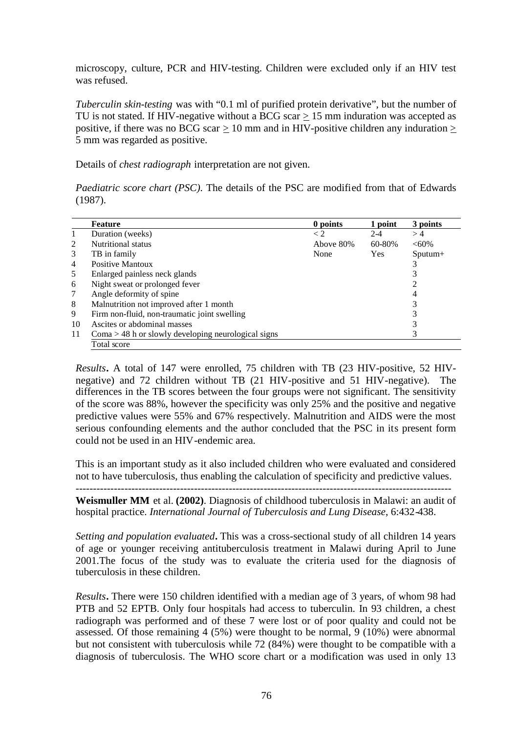microscopy, culture, PCR and HIV-testing. Children were excluded only if an HIV test was refused.

*Tuberculin skin-testing* was with "0.1 ml of purified protein derivative", but the number of TU is not stated. If HIV-negative without a BCG scar $\geq$ 15 mm induration was accepted as positive, if there was no BCG scar $\geq$ 10 mm and in HIV-positive children any induration $\geq$ 5 mm was regarded as positive.

Details of *chest radiograph* interpretation are not given.

*Paediatric score chart (PSC)*. The details of the PSC are modified from that of Edwards (1987).

| | Feature | 0 points | 1 point | 3 points |
|---|---|---|---|---|
| 1 | Duration (weeks) | < 2 | 2-4 | > 4 |
| 2 | Nutritional status | Above 80% | 60-80% | <60% |
| 3 | TB in family | None | Yes | Sputum+ |
| 4 | Positive Mantoux | | | 3 |
| 5 | Enlarged painless neck glands | | | 3 |
| 6 | Night sweat or prolonged fever | | | 2 |
| 7 | Angle deformity of spine | | | 4 |
| 8 | Malnutrition not improved after 1 month | | | 3 |
| 9 | Firm non-fluid, non-traumatic joint swelling | | | 3 |
| 10 | Ascites or abdominal masses | | | 3 |
| 11 | Coma > 48 h or slowly developing neurological signs | | | 3 |
| | Total score | | | |

*Results***.** A total of 147 were enrolled, 75 children with TB (23 HIV-positive, 52 HIV-negative) and 72 children without TB (21 HIV-positive and 51 HIV-negative). The differences in the TB scores between the four groups were not significant. The sensitivity of the score was 88%, however the specificity was only 25% and the positive and negative predictive values were 55% and 67% respectively. Malnutrition and AIDS were the most serious confounding elements and the author concluded that the PSC in its present form could not be used in an HIV-endemic area.

This is an important study as it also included children who were evaluated and considered not to have tuberculosis, thus enabling the calculation of specificity and predictive values.

---

**Weismuller MM** et al. **(2002)**. Diagnosis of childhood tuberculosis in Malawi: an audit of hospital practice. *International Journal of Tuberculosis and Lung Disease*, 6:432-438.

*Setting and population evaluated***.** This was a cross-sectional study of all children 14 years of age or younger receiving antituberculosis treatment in Malawi during April to June 2001.The focus of the study was to evaluate the criteria used for the diagnosis of tuberculosis in these children.

*Results***.** There were 150 children identified with a median age of 3 years, of whom 98 had PTB and 52 EPTB. Only four hospitals had access to tuberculin. In 93 children, a chest radiograph was performed and of these 7 were lost or of poor quality and could not be assessed. Of those remaining 4 (5%) were thought to be normal, 9 (10%) were abnormal but not consistent with tuberculosis while 72 (84%) were thought to be compatible with a diagnosis of tuberculosis. The WHO score chart or a modification was used in only 13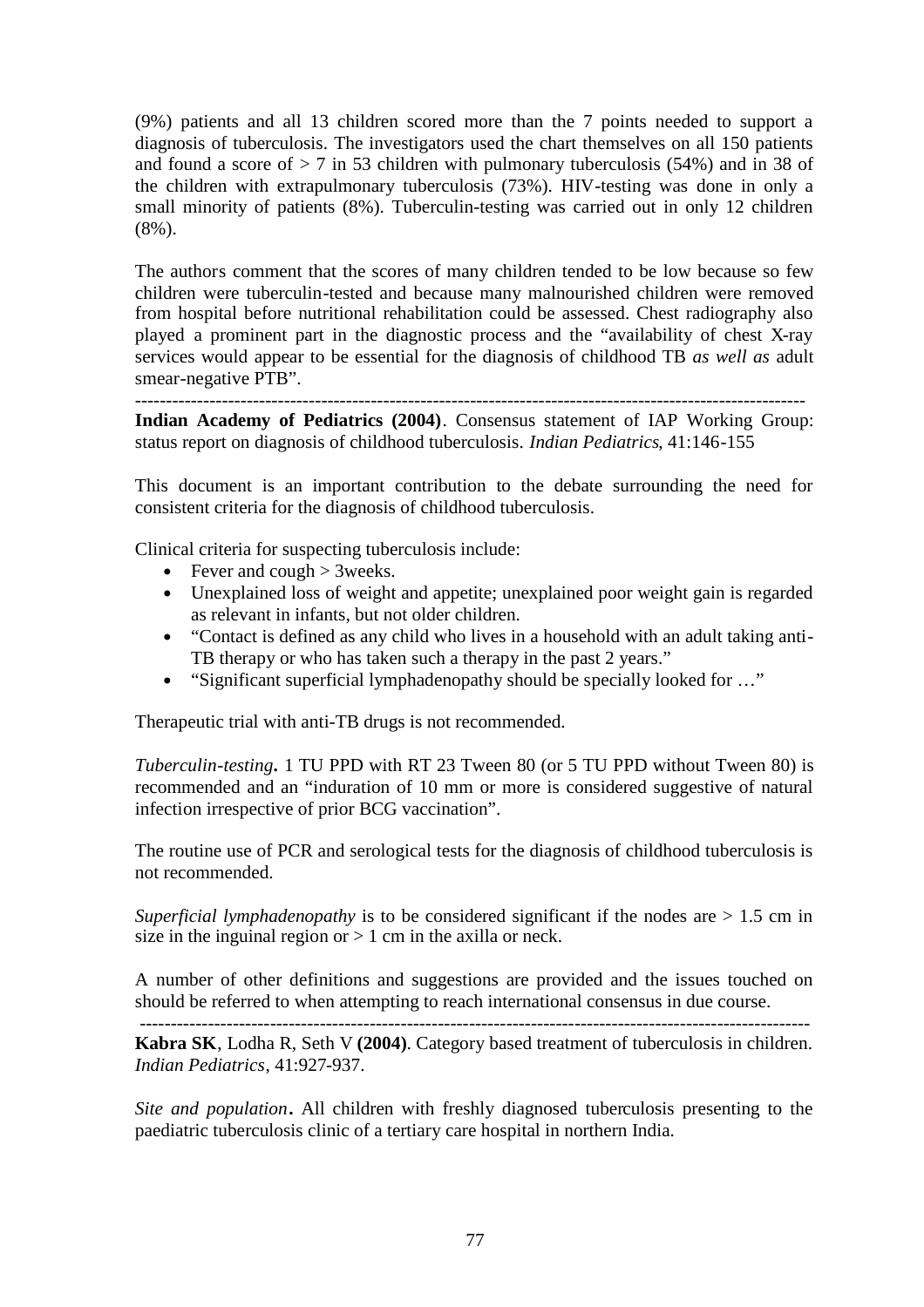(9%) patients and all 13 children scored more than the 7 points needed to support a diagnosis of tuberculosis. The investigators used the chart themselves on all 150 patients and found a score of > 7 in 53 children with pulmonary tuberculosis (54%) and in 38 of the children with extrapulmonary tuberculosis (73%). HIV-testing was done in only a small minority of patients (8%). Tuberculin-testing was carried out in only 12 children (8%).

The authors comment that the scores of many children tended to be low because so few children were tuberculin-tested and because many malnourished children were removed from hospital before nutritional rehabilitation could be assessed. Chest radiography also played a prominent part in the diagnostic process and the "availability of chest X-ray services would appear to be essential for the diagnosis of childhood TB *as well as* adult smear-negative PTB".

---

**Indian Academy of Pediatrics (2004)**. Consensus statement of IAP Working Group: status report on diagnosis of childhood tuberculosis. *Indian Pediatrics*, 41:146-155

This document is an important contribution to the debate surrounding the need for consistent criteria for the diagnosis of childhood tuberculosis.

Clinical criteria for suspecting tuberculosis include:

- Fever and cough > 3weeks.
- Unexplained loss of weight and appetite; unexplained poor weight gain is regarded as relevant in infants, but not older children.
- "Contact is defined as any child who lives in a household with an adult taking anti-TB therapy or who has taken such a therapy in the past 2 years."
- "Significant superficial lymphadenopathy should be specially looked for …"

Therapeutic trial with anti-TB drugs is not recommended.

*Tuberculin-testing***.** 1 TU PPD with RT 23 Tween 80 (or 5 TU PPD without Tween 80) is recommended and an "induration of 10 mm or more is considered suggestive of natural infection irrespective of prior BCG vaccination".

The routine use of PCR and serological tests for the diagnosis of childhood tuberculosis is not recommended.

*Superficial lymphadenopathy* is to be considered significant if the nodes are > 1.5 cm in size in the inguinal region or > 1 cm in the axilla or neck.

A number of other definitions and suggestions are provided and the issues touched on should be referred to when attempting to reach international consensus in due course.

---

**Kabra SK**, Lodha R, Seth V **(2004)**. Category based treatment of tuberculosis in children. *Indian Pediatrics*, 41:927-937.

*Site and population***.** All children with freshly diagnosed tuberculosis presenting to the paediatric tuberculosis clinic of a tertiary care hospital in northern India.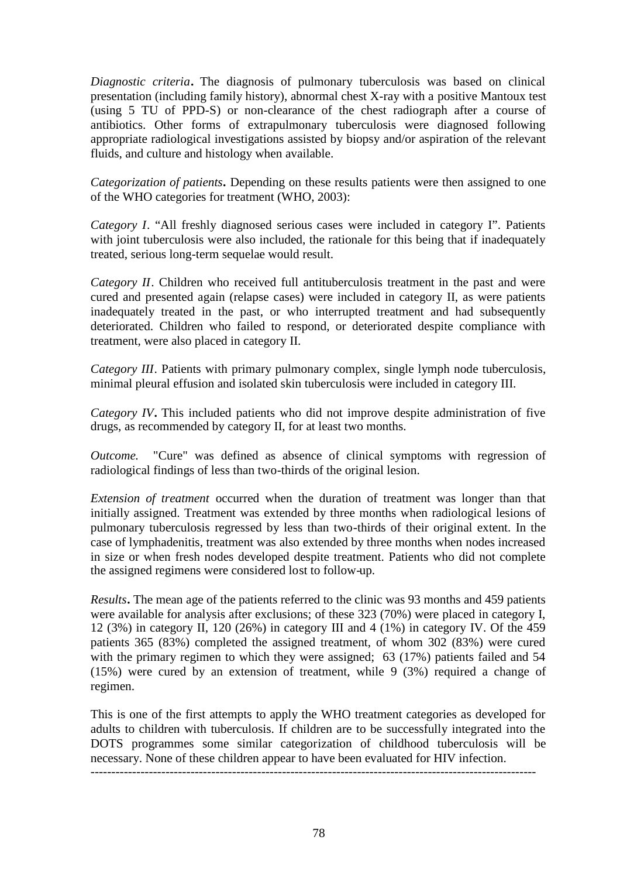*Diagnostic criteria***.** The diagnosis of pulmonary tuberculosis was based on clinical presentation (including family history), abnormal chest X-ray with a positive Mantoux test (using 5 TU of PPD-S) or non-clearance of the chest radiograph after a course of antibiotics. Other forms of extrapulmonary tuberculosis were diagnosed following appropriate radiological investigations assisted by biopsy and/or aspiration of the relevant fluids, and culture and histology when available.

*Categorization of patients***.** Depending on these results patients were then assigned to one of the WHO categories for treatment (WHO, 2003):

*Category I*. "All freshly diagnosed serious cases were included in category I". Patients with joint tuberculosis were also included, the rationale for this being that if inadequately treated, serious long-term sequelae would result.

*Category II*. Children who received full antituberculosis treatment in the past and were cured and presented again (relapse cases) were included in category II, as were patients inadequately treated in the past, or who interrupted treatment and had subsequently deteriorated. Children who failed to respond, or deteriorated despite compliance with treatment, were also placed in category II.

*Category III*. Patients with primary pulmonary complex, single lymph node tuberculosis, minimal pleural effusion and isolated skin tuberculosis were included in category III.

*Category IV***.** This included patients who did not improve despite administration of five drugs, as recommended by category II, for at least two months.

*Outcome.* "Cure" was defined as absence of clinical symptoms with regression of radiological findings of less than two-thirds of the original lesion.

*Extension of treatment* occurred when the duration of treatment was longer than that initially assigned. Treatment was extended by three months when radiological lesions of pulmonary tuberculosis regressed by less than two-thirds of their original extent. In the case of lymphadenitis, treatment was also extended by three months when nodes increased in size or when fresh nodes developed despite treatment. Patients who did not complete the assigned regimens were considered lost to follow-up.

*Results***.** The mean age of the patients referred to the clinic was 93 months and 459 patients were available for analysis after exclusions; of these 323 (70%) were placed in category I, 12 (3%) in category II, 120 (26%) in category III and 4 (1%) in category IV. Of the 459 patients 365 (83%) completed the assigned treatment, of whom 302 (83%) were cured with the primary regimen to which they were assigned; 63 (17%) patients failed and 54 (15%) were cured by an extension of treatment, while 9 (3%) required a change of regimen.

This is one of the first attempts to apply the WHO treatment categories as developed for adults to children with tuberculosis. If children are to be successfully integrated into the DOTS programmes some similar categorization of childhood tuberculosis will be necessary. None of these children appear to have been evaluated for HIV infection.

---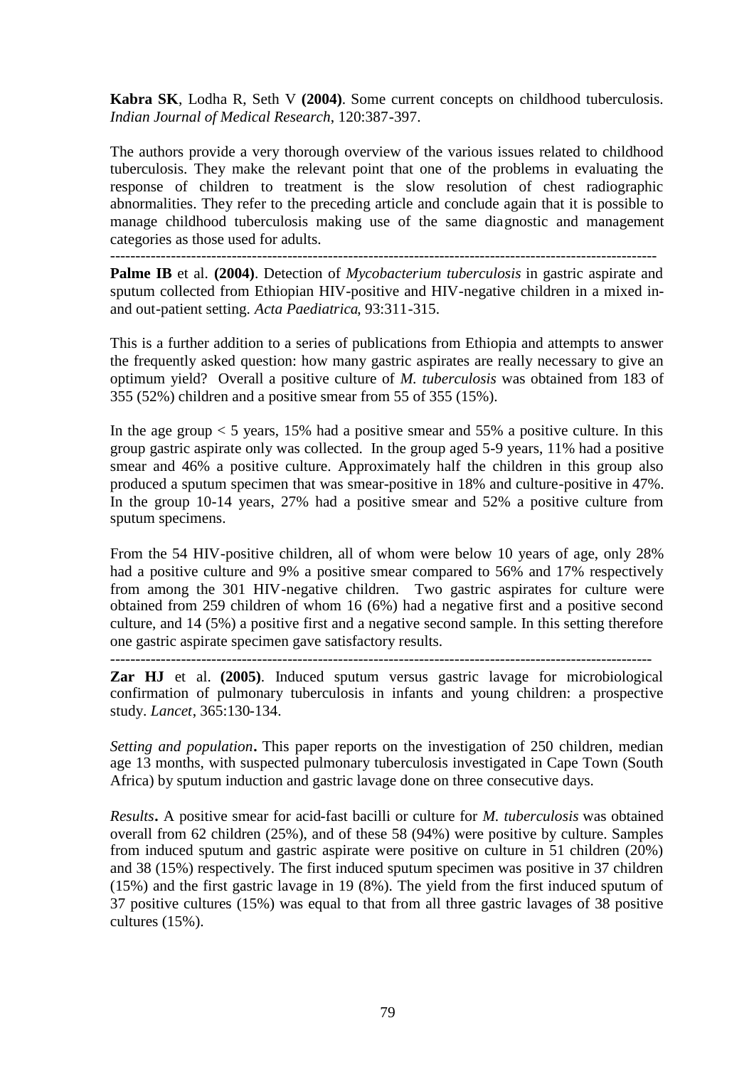**Kabra SK**, Lodha R, Seth V **(2004)**. Some current concepts on childhood tuberculosis. *Indian Journal of Medical Research*, 120:387-397.

The authors provide a very thorough overview of the various issues related to childhood tuberculosis. They make the relevant point that one of the problems in evaluating the response of children to treatment is the slow resolution of chest radiographic abnormalities. They refer to the preceding article and conclude again that it is possible to manage childhood tuberculosis making use of the same diagnostic and management categories as those used for adults.

---

**Palme IB** et al. **(2004)**. Detection of *Mycobacterium tuberculosis* in gastric aspirate and sputum collected from Ethiopian HIV-positive and HIV-negative children in a mixed in- and out-patient setting. *Acta Paediatrica*, 93:311-315.

This is a further addition to a series of publications from Ethiopia and attempts to answer the frequently asked question: how many gastric aspirates are really necessary to give an optimum yield? Overall a positive culture of *M. tuberculosis* was obtained from 183 of 355 (52%) children and a positive smear from 55 of 355 (15%).

In the age group < 5 years, 15% had a positive smear and 55% a positive culture. In this group gastric aspirate only was collected. In the group aged 5-9 years, 11% had a positive smear and 46% a positive culture. Approximately half the children in this group also produced a sputum specimen that was smear-positive in 18% and culture-positive in 47%. In the group 10-14 years, 27% had a positive smear and 52% a positive culture from sputum specimens.

From the 54 HIV-positive children, all of whom were below 10 years of age, only 28% had a positive culture and 9% a positive smear compared to 56% and 17% respectively from among the 301 HIV-negative children. Two gastric aspirates for culture were obtained from 259 children of whom 16 (6%) had a negative first and a positive second culture, and 14 (5%) a positive first and a negative second sample. In this setting therefore one gastric aspirate specimen gave satisfactory results.

---

**Zar HJ** et al. **(2005)**. Induced sputum versus gastric lavage for microbiological confirmation of pulmonary tuberculosis in infants and young children: a prospective study. *Lancet*, 365:130-134.

*Setting and population***.** This paper reports on the investigation of 250 children, median age 13 months, with suspected pulmonary tuberculosis investigated in Cape Town (South Africa) by sputum induction and gastric lavage done on three consecutive days.

*Results***.** A positive smear for acid-fast bacilli or culture for *M. tuberculosis* was obtained overall from 62 children (25%), and of these 58 (94%) were positive by culture. Samples from induced sputum and gastric aspirate were positive on culture in 51 children (20%) and 38 (15%) respectively. The first induced sputum specimen was positive in 37 children (15%) and the first gastric lavage in 19 (8%). The yield from the first induced sputum of 37 positive cultures (15%) was equal to that from all three gastric lavages of 38 positive cultures (15%).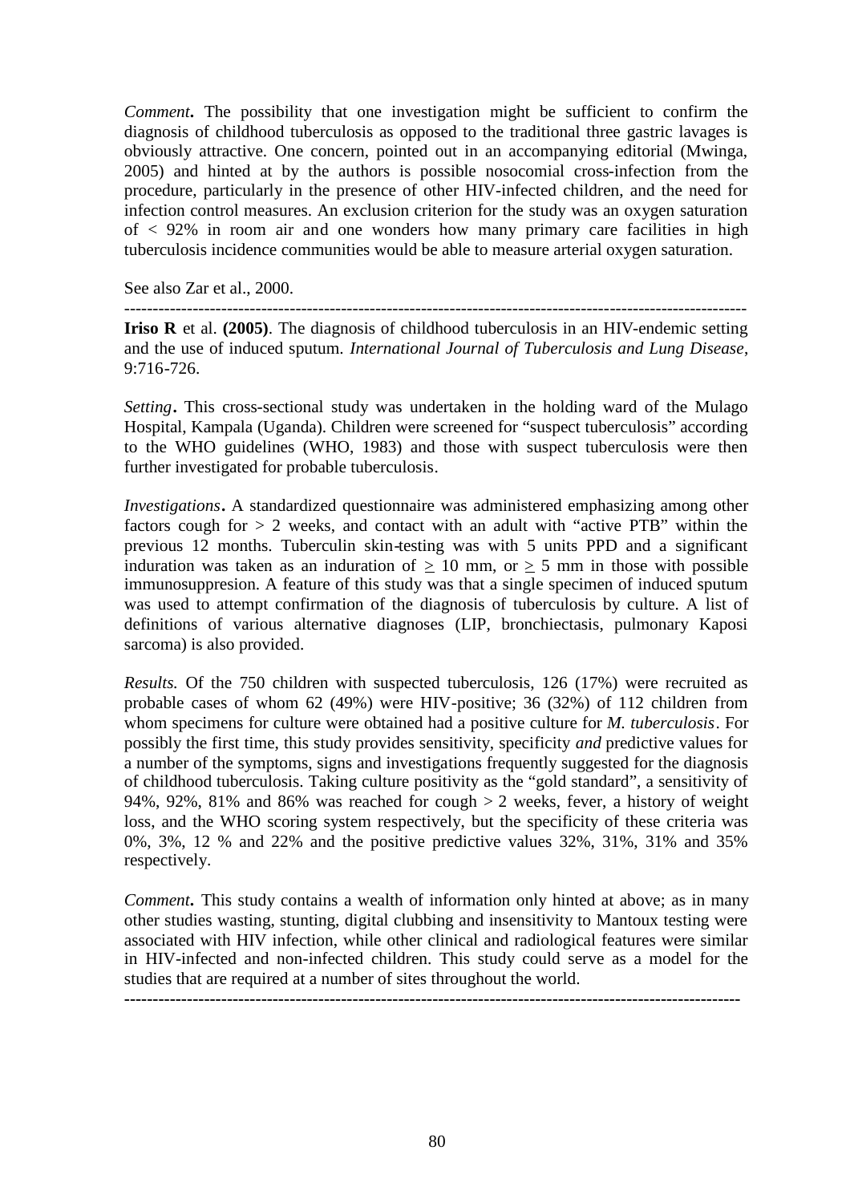*Comment***.** The possibility that one investigation might be sufficient to confirm the diagnosis of childhood tuberculosis as opposed to the traditional three gastric lavages is obviously attractive. One concern, pointed out in an accompanying editorial (Mwinga, 2005) and hinted at by the authors is possible nosocomial cross-infection from the procedure, particularly in the presence of other HIV-infected children, and the need for infection control measures. An exclusion criterion for the study was an oxygen saturation of < 92% in room air and one wonders how many primary care facilities in high tuberculosis incidence communities would be able to measure arterial oxygen saturation.

See also Zar et al., 2000.

---

**Iriso R** et al. **(2005)**. The diagnosis of childhood tuberculosis in an HIV-endemic setting and the use of induced sputum. *International Journal of Tuberculosis and Lung Disease*, 9:716-726.

*Setting***.** This cross-sectional study was undertaken in the holding ward of the Mulago Hospital, Kampala (Uganda). Children were screened for "suspect tuberculosis" according to the WHO guidelines (WHO, 1983) and those with suspect tuberculosis were then further investigated for probable tuberculosis.

*Investigations***.** A standardized questionnaire was administered emphasizing among other factors cough for > 2 weeks, and contact with an adult with "active PTB" within the previous 12 months. Tuberculin skin-testing was with 5 units PPD and a significant induration was taken as an induration of $\geq$ 10 mm, or $\geq$ 5 mm in those with possible immunosuppresion. A feature of this study was that a single specimen of induced sputum was used to attempt confirmation of the diagnosis of tuberculosis by culture. A list of definitions of various alternative diagnoses (LIP, bronchiectasis, pulmonary Kaposi sarcoma) is also provided.

*Results.* Of the 750 children with suspected tuberculosis, 126 (17%) were recruited as probable cases of whom 62 (49%) were HIV-positive; 36 (32%) of 112 children from whom specimens for culture were obtained had a positive culture for *M. tuberculosis*. For possibly the first time, this study provides sensitivity, specificity *and* predictive values for a number of the symptoms, signs and investigations frequently suggested for the diagnosis of childhood tuberculosis. Taking culture positivity as the "gold standard", a sensitivity of 94%, 92%, 81% and 86% was reached for cough > 2 weeks, fever, a history of weight loss, and the WHO scoring system respectively, but the specificity of these criteria was 0%, 3%, 12 % and 22% and the positive predictive values 32%, 31%, 31% and 35% respectively.

*Comment***.** This study contains a wealth of information only hinted at above; as in many other studies wasting, stunting, digital clubbing and insensitivity to Mantoux testing were associated with HIV infection, while other clinical and radiological features were similar in HIV-infected and non-infected children. This study could serve as a model for the studies that are required at a number of sites throughout the world.

---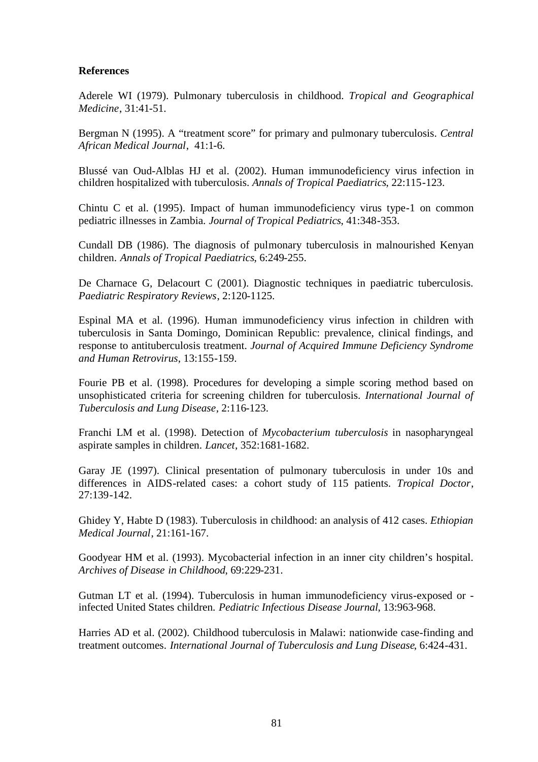**References**

Aderele WI (1979). Pulmonary tuberculosis in childhood. *Tropical and Geographical Medicine*, 31:41-51.

Bergman N (1995). A "treatment score" for primary and pulmonary tuberculosis. *Central African Medical Journal*, 41:1-6.

Blussé van Oud-Alblas HJ et al. (2002). Human immunodeficiency virus infection in children hospitalized with tuberculosis. *Annals of Tropical Paediatrics*, 22:115-123.

Chintu C et al. (1995). Impact of human immunodeficiency virus type-1 on common pediatric illnesses in Zambia. *Journal of Tropical Pediatrics*, 41:348-353.

Cundall DB (1986). The diagnosis of pulmonary tuberculosis in malnourished Kenyan children. *Annals of Tropical Paediatrics*, 6:249-255.

De Charnace G, Delacourt C (2001). Diagnostic techniques in paediatric tuberculosis. *Paediatric Respiratory Reviews*, 2:120-1125.

Espinal MA et al. (1996). Human immunodeficiency virus infection in children with tuberculosis in Santa Domingo, Dominican Republic: prevalence, clinical findings, and response to antituberculosis treatment. *Journal of Acquired Immune Deficiency Syndrome and Human Retrovirus*, 13:155-159.

Fourie PB et al. (1998). Procedures for developing a simple scoring method based on unsophisticated criteria for screening children for tuberculosis. *International Journal of Tuberculosis and Lung Disease*, 2:116-123.

Franchi LM et al. (1998). Detection of *Mycobacterium tuberculosis* in nasopharyngeal aspirate samples in children. *Lancet*, 352:1681-1682.

Garay JE (1997). Clinical presentation of pulmonary tuberculosis in under 10s and differences in AIDS-related cases: a cohort study of 115 patients. *Tropical Doctor*, 27:139-142.

Ghidey Y, Habte D (1983). Tuberculosis in childhood: an analysis of 412 cases. *Ethiopian Medical Journal*, 21:161-167.

Goodyear HM et al. (1993). Mycobacterial infection in an inner city children's hospital. *Archives of Disease in Childhood*, 69:229-231.

Gutman LT et al. (1994). Tuberculosis in human immunodeficiency virus-exposed or -infected United States children. *Pediatric Infectious Disease Journal*, 13:963-968.

Harries AD et al. (2002). Childhood tuberculosis in Malawi: nationwide case-finding and treatment outcomes. *International Journal of Tuberculosis and Lung Disease*, 6:424-431.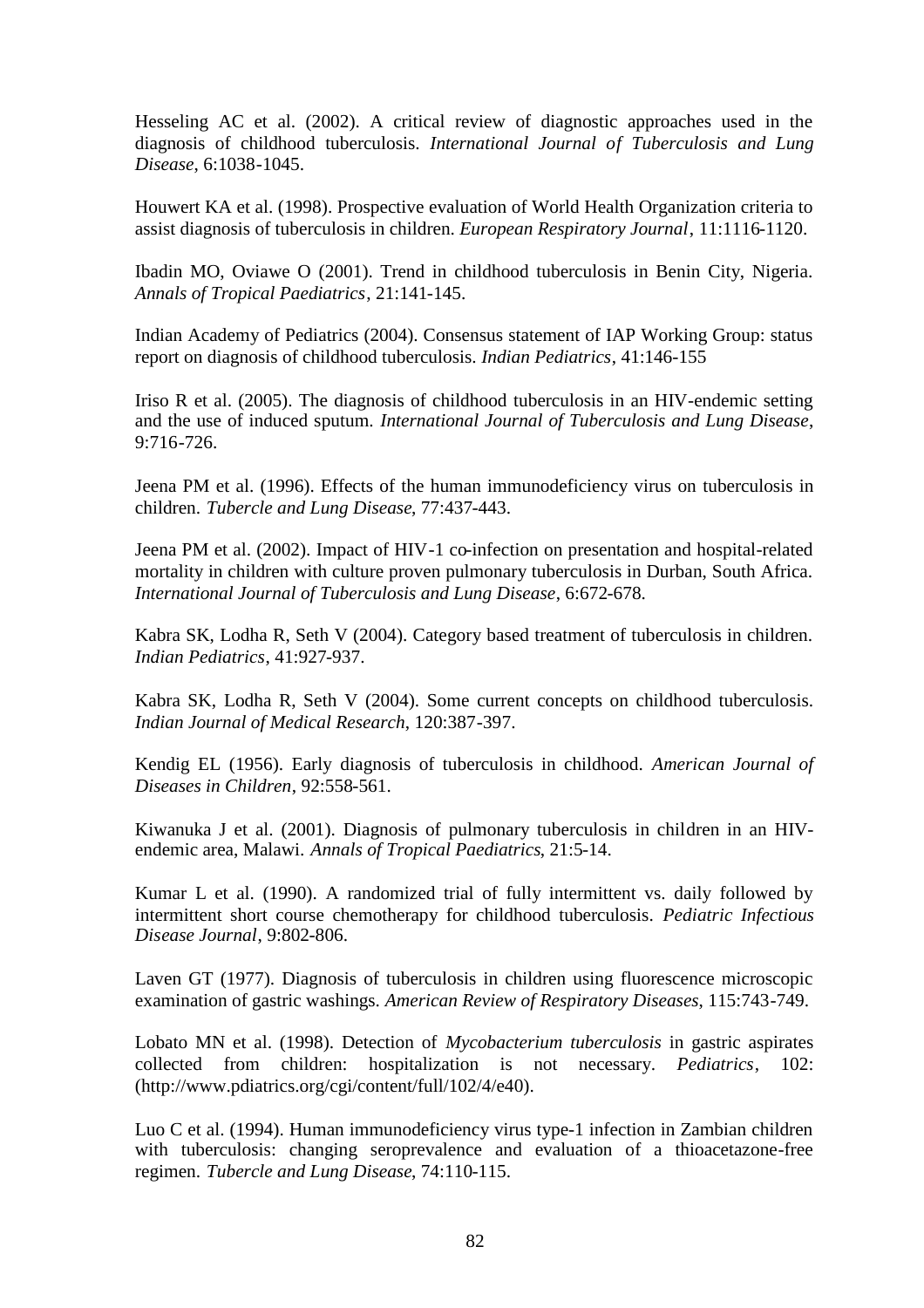Hesseling AC et al. (2002). A critical review of diagnostic approaches used in the diagnosis of childhood tuberculosis. *International Journal of Tuberculosis and Lung Disease*, 6:1038-1045.

Houwert KA et al. (1998). Prospective evaluation of World Health Organization criteria to assist diagnosis of tuberculosis in children. *European Respiratory Journal*, 11:1116-1120.

Ibadin MO, Oviawe O (2001). Trend in childhood tuberculosis in Benin City, Nigeria. *Annals of Tropical Paediatrics*, 21:141-145.

Indian Academy of Pediatrics (2004). Consensus statement of IAP Working Group: status report on diagnosis of childhood tuberculosis. *Indian Pediatrics*, 41:146-155

Iriso R et al. (2005). The diagnosis of childhood tuberculosis in an HIV-endemic setting and the use of induced sputum. *International Journal of Tuberculosis and Lung Disease*, 9:716-726.

Jeena PM et al. (1996). Effects of the human immunodeficiency virus on tuberculosis in children. *Tubercle and Lung Disease*, 77:437-443.

Jeena PM et al. (2002). Impact of HIV-1 co-infection on presentation and hospital-related mortality in children with culture proven pulmonary tuberculosis in Durban, South Africa. *International Journal of Tuberculosis and Lung Disease*, 6:672-678.

Kabra SK, Lodha R, Seth V (2004). Category based treatment of tuberculosis in children. *Indian Pediatrics*, 41:927-937.

Kabra SK, Lodha R, Seth V (2004). Some current concepts on childhood tuberculosis. *Indian Journal of Medical Research*, 120:387-397.

Kendig EL (1956). Early diagnosis of tuberculosis in childhood. *American Journal of Diseases in Children*, 92:558-561.

Kiwanuka J et al. (2001). Diagnosis of pulmonary tuberculosis in children in an HIV-endemic area, Malawi. *Annals of Tropical Paediatrics*, 21:5-14.

Kumar L et al. (1990). A randomized trial of fully intermittent vs. daily followed by intermittent short course chemotherapy for childhood tuberculosis. *Pediatric Infectious Disease Journal*, 9:802-806.

Laven GT (1977). Diagnosis of tuberculosis in children using fluorescence microscopic examination of gastric washings. *American Review of Respiratory Diseases*, 115:743-749.

Lobato MN et al. (1998). Detection of *Mycobacterium tuberculosis* in gastric aspirates collected from children: hospitalization is not necessary. *Pediatrics*, 102: (http://www.pdiatrics.org/cgi/content/full/102/4/e40).

Luo C et al. (1994). Human immunodeficiency virus type-1 infection in Zambian children with tuberculosis: changing seroprevalence and evaluation of a thioacetazone-free regimen. *Tubercle and Lung Disease*, 74:110-115.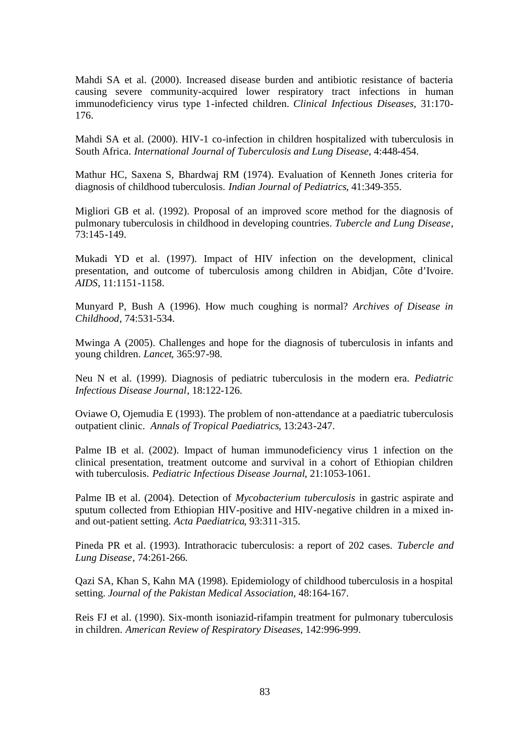Mahdi SA et al. (2000). Increased disease burden and antibiotic resistance of bacteria causing severe community-acquired lower respiratory tract infections in human immunodeficiency virus type 1-infected children. *Clinical Infectious Diseases*, 31:170-176.

Mahdi SA et al. (2000). HIV-1 co-infection in children hospitalized with tuberculosis in South Africa. *International Journal of Tuberculosis and Lung Disease*, 4:448-454.

Mathur HC, Saxena S, Bhardwaj RM (1974). Evaluation of Kenneth Jones criteria for diagnosis of childhood tuberculosis. *Indian Journal of Pediatrics*, 41:349-355.

Migliori GB et al. (1992). Proposal of an improved score method for the diagnosis of pulmonary tuberculosis in childhood in developing countries. *Tubercle and Lung Disease*, 73:145-149.

Mukadi YD et al. (1997). Impact of HIV infection on the development, clinical presentation, and outcome of tuberculosis among children in Abidjan, Côte d'Ivoire. *AIDS*, 11:1151-1158.

Munyard P, Bush A (1996). How much coughing is normal? *Archives of Disease in Childhood*, 74:531-534.

Mwinga A (2005). Challenges and hope for the diagnosis of tuberculosis in infants and young children. *Lancet*, 365:97-98.

Neu N et al. (1999). Diagnosis of pediatric tuberculosis in the modern era. *Pediatric Infectious Disease Journal*, 18:122-126.

Oviawe O, Ojemudia E (1993). The problem of non-attendance at a paediatric tuberculosis outpatient clinic. *Annals of Tropical Paediatrics*, 13:243-247.

Palme IB et al. (2002). Impact of human immunodeficiency virus 1 infection on the clinical presentation, treatment outcome and survival in a cohort of Ethiopian children with tuberculosis. *Pediatric Infectious Disease Journal*, 21:1053-1061.

Palme IB et al. (2004). Detection of *Mycobacterium tuberculosis* in gastric aspirate and sputum collected from Ethiopian HIV-positive and HIV-negative children in a mixed in-and out-patient setting. *Acta Paediatrica*, 93:311-315.

Pineda PR et al. (1993). Intrathoracic tuberculosis: a report of 202 cases. *Tubercle and Lung Disease*, 74:261-266.

Qazi SA, Khan S, Kahn MA (1998). Epidemiology of childhood tuberculosis in a hospital setting. *Journal of the Pakistan Medical Association*, 48:164-167.

Reis FJ et al. (1990). Six-month isoniazid-rifampin treatment for pulmonary tuberculosis in children. *American Review of Respiratory Diseases*, 142:996-999.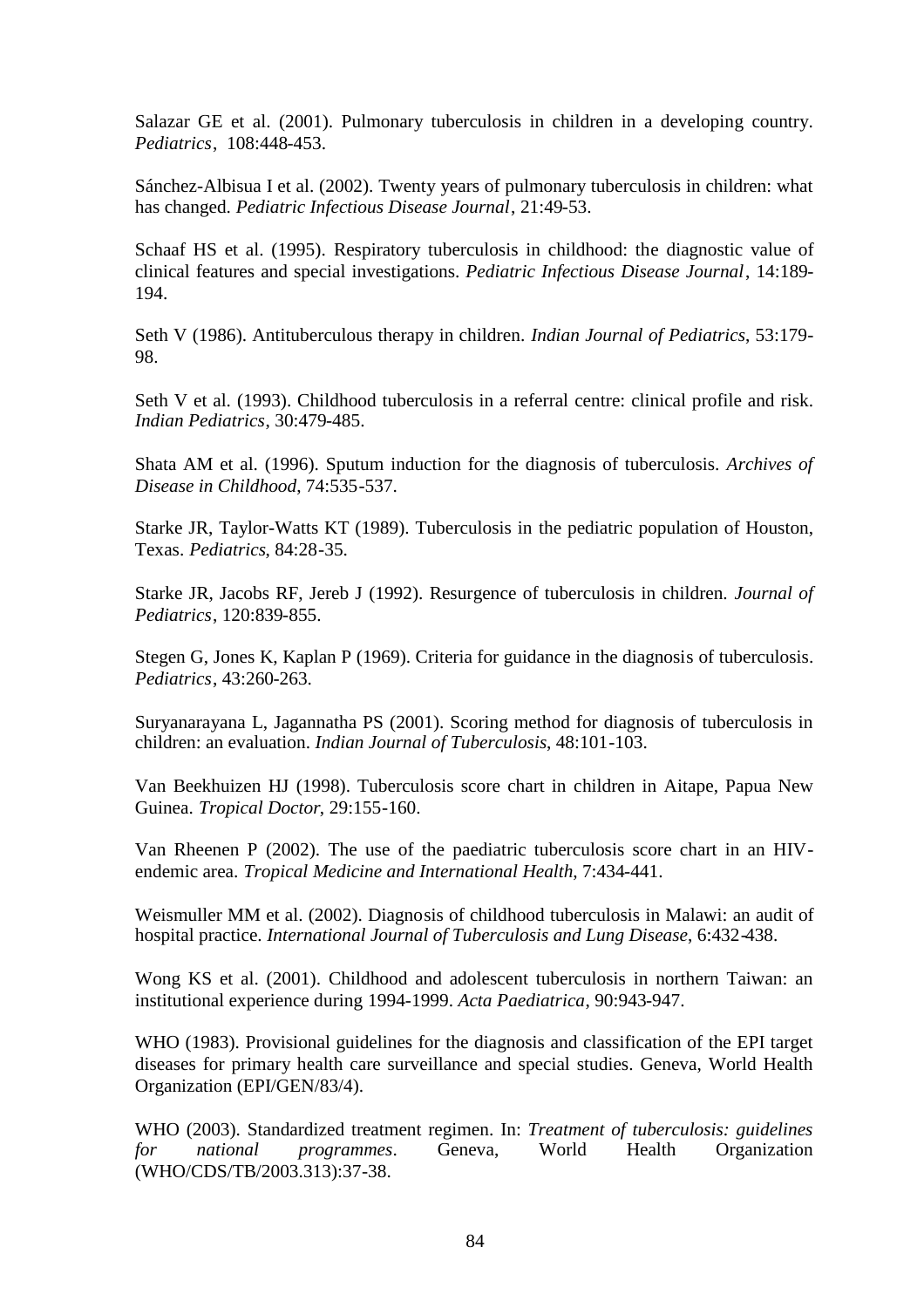Salazar GE et al. (2001). Pulmonary tuberculosis in children in a developing country. *Pediatrics*, 108:448-453.

Sánchez-Albisua I et al. (2002). Twenty years of pulmonary tuberculosis in children: what has changed. *Pediatric Infectious Disease Journal*, 21:49-53.

Schaaf HS et al. (1995). Respiratory tuberculosis in childhood: the diagnostic value of clinical features and special investigations. *Pediatric Infectious Disease Journal*, 14:189-194.

Seth V (1986). Antituberculous therapy in children. *Indian Journal of Pediatrics*, 53:179-98.

Seth V et al. (1993). Childhood tuberculosis in a referral centre: clinical profile and risk. *Indian Pediatrics*, 30:479-485.

Shata AM et al. (1996). Sputum induction for the diagnosis of tuberculosis. *Archives of Disease in Childhood*, 74:535-537.

Starke JR, Taylor-Watts KT (1989). Tuberculosis in the pediatric population of Houston, Texas. *Pediatrics*, 84:28-35.

Starke JR, Jacobs RF, Jereb J (1992). Resurgence of tuberculosis in children. *Journal of Pediatrics*, 120:839-855.

Stegen G, Jones K, Kaplan P (1969). Criteria for guidance in the diagnosis of tuberculosis. *Pediatrics*, 43:260-263.

Suryanarayana L, Jagannatha PS (2001). Scoring method for diagnosis of tuberculosis in children: an evaluation. *Indian Journal of Tuberculosis*, 48:101-103.

Van Beekhuizen HJ (1998). Tuberculosis score chart in children in Aitape, Papua New Guinea. *Tropical Doctor*, 29:155-160.

Van Rheenen P (2002). The use of the paediatric tuberculosis score chart in an HIV-endemic area. *Tropical Medicine and International Health*, 7:434-441.

Weismuller MM et al. (2002). Diagnosis of childhood tuberculosis in Malawi: an audit of hospital practice. *International Journal of Tuberculosis and Lung Disease*, 6:432-438.

Wong KS et al. (2001). Childhood and adolescent tuberculosis in northern Taiwan: an institutional experience during 1994-1999. *Acta Paediatrica*, 90:943-947.

WHO (1983). Provisional guidelines for the diagnosis and classification of the EPI target diseases for primary health care surveillance and special studies. Geneva, World Health Organization (EPI/GEN/83/4).

WHO (2003). Standardized treatment regimen. In: *Treatment of tuberculosis: guidelines for national programmes*. Geneva, World Health Organization (WHO/CDS/TB/2003.313):37-38.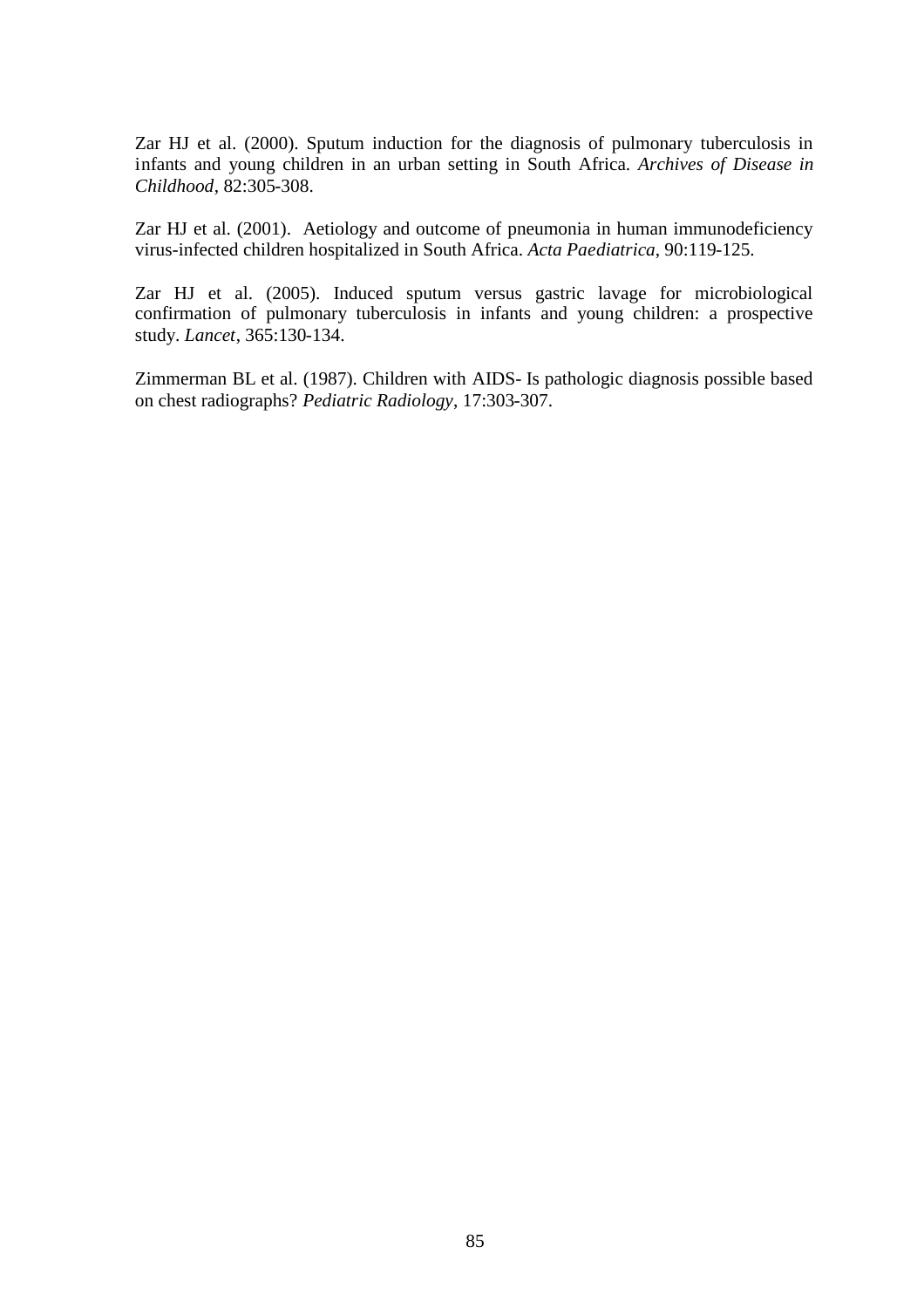Zar HJ et al. (2000). Sputum induction for the diagnosis of pulmonary tuberculosis in infants and young children in an urban setting in South Africa. *Archives of Disease in Childhood*, 82:305-308.

Zar HJ et al. (2001). Aetiology and outcome of pneumonia in human immunodeficiency virus-infected children hospitalized in South Africa. *Acta Paediatrica*, 90:119-125.

Zar HJ et al. (2005). Induced sputum versus gastric lavage for microbiological confirmation of pulmonary tuberculosis in infants and young children: a prospective study. *Lancet*, 365:130-134.

Zimmerman BL et al. (1987). Children with AIDS- Is pathologic diagnosis possible based on chest radiographs? *Pediatric Radiology*, 17:303-307.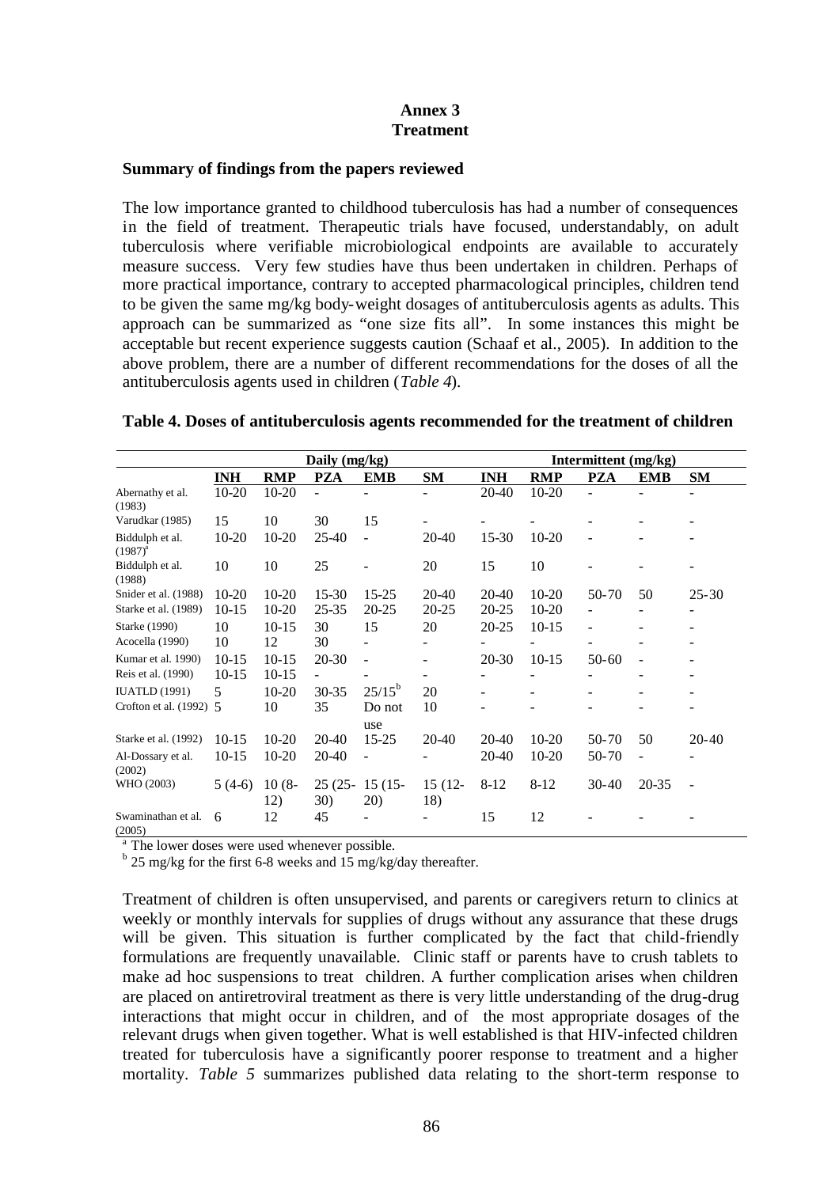**Annex 3**
**Treatment**

**Summary of findings from the papers reviewed**

The low importance granted to childhood tuberculosis has had a number of consequences in the field of treatment. Therapeutic trials have focused, understandably, on adult tuberculosis where verifiable microbiological endpoints are available to accurately measure success. Very few studies have thus been undertaken in children. Perhaps of more practical importance, contrary to accepted pharmacological principles, children tend to be given the same mg/kg body-weight dosages of antituberculosis agents as adults. This approach can be summarized as "one size fits all". In some instances this might be acceptable but recent experience suggests caution (Schaaf et al., 2005). In addition to the above problem, there are a number of different recommendations for the doses of all the antituberculosis agents used in children (*Table 4*).

**Table 4. Doses of antituberculosis agents recommended for the treatment of children**

| | Daily (mg/kg) | | | | | Intermittent (mg/kg) | | | | |
|---|---|---|---|---|---|---|---|---|---|---|
| | **INH** | **RMP** | **PZA** | **EMB** | **SM** | **INH** | **RMP** | **PZA** | **EMB** | **SM** |
| Abernathy et al. (1983) | 10-20 | 10-20 | - | - | - | 20-40 | 10-20 | - | - | - |
| Varudkar (1985) | 15 | 10 | 30 | 15 | - | - | - | - | - | - |
| Biddulph et al. (1987)[a] | 10-20 | 10-20 | 25-40 | - | 20-40 | 15-30 | 10-20 | - | - | - |
| Biddulph et al. (1988) | 10 | 10 | 25 | - | 20 | 15 | 10 | - | - | - |
| Snider et al. (1988) | 10-20 | 10-20 | 15-30 | 15-25 | 20-40 | 20-40 | 10-20 | 50-70 | 50 | 25-30 |
| Starke et al. (1989) | 10-15 | 10-20 | 25-35 | 20-25 | 20-25 | 20-25 | 10-20 | - | - | - |
| Starke (1990) | 10 | 10-15 | 30 | 15 | 20 | 20-25 | 10-15 | - | - | - |
| Acocella (1990) | 10 | 12 | 30 | - | - | - | - | - | - | - |
| Kumar et al. 1990) | 10-15 | 10-15 | 20-30 | - | - | 20-30 | 10-15 | 50-60 | - | - |
| Reis et al. (1990) | 10-15 | 10-15 | - | - | - | - | - | - | - | - |
| IUATLD (1991) | 5 | 10-20 | 30-35 | 25/15[b] | 20 | - | - | - | - | - |
| Crofton et al. (1992) | 5 | 10 | 35 | Do not use | 10 | - | - | - | - | - |
| Starke et al. (1992) | 10-15 | 10-20 | 20-40 | 15-25 | 20-40 | 20-40 | 10-20 | 50-70 | 50 | 20-40 |
| Al-Dossary et al. (2002) | 10-15 | 10-20 | 20-40 | - | - | 20-40 | 10-20 | 50-70 | - | - |
| WHO (2003) | 5 (4-6) | 10 (8-12) | 25 (25-30) | 15 (15-20) | 15 (12-18) | 8-12 | 8-12 | 30-40 | 20-35 | - |
| Swaminathan et al. (2005) | 6 | 12 | 45 | - | - | 15 | 12 | - | - | - |

[a] The lower doses were used whenever possible.
[b] 25 mg/kg for the first 6-8 weeks and 15 mg/kg/day thereafter.

Treatment of children is often unsupervised, and parents or caregivers return to clinics at weekly or monthly intervals for supplies of drugs without any assurance that these drugs will be given. This situation is further complicated by the fact that child-friendly formulations are frequently unavailable. Clinic staff or parents have to crush tablets to make ad hoc suspensions to treat children. A further complication arises when children are placed on antiretroviral treatment as there is very little understanding of the drug-drug interactions that might occur in children, and of the most appropriate dosages of the relevant drugs when given together. What is well established is that HIV-infected children treated for tuberculosis have a significantly poorer response to treatment and a higher mortality. *Table 5* summarizes published data relating to the short-term response to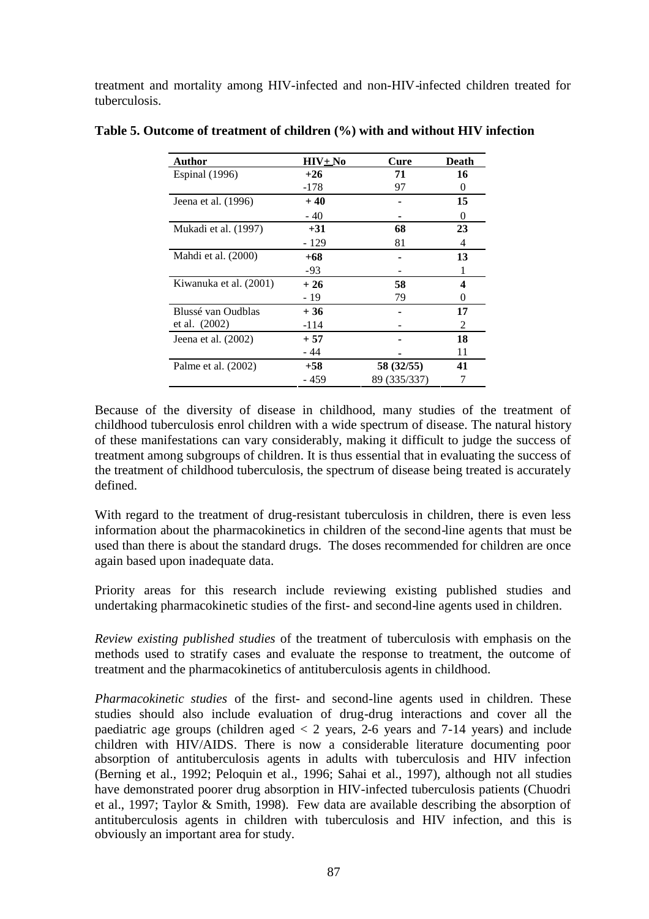treatment and mortality among HIV-infected and non-HIV-infected children treated for tuberculosis.

**Table 5. Outcome of treatment of children (%) with and without HIV infection**

| Author | HIV+ No | Cure | Death |
|---|---|---|---|
| Espinal (1996) | **+26** | **71** | **16** |
| | -178 | 97 | 0 |
| Jeena et al. (1996) | **+ 40** | **-** | **15** |
| | - 40 | - | 0 |
| Mukadi et al. (1997) | **+31** | **68** | **23** |
| | - 129 | 81 | 4 |
| Mahdi et al. (2000) | **+68** | **-** | **13** |
| | -93 | - | 1 |
| Kiwanuka et al. (2001) | **+ 26** | **58** | **4** |
| | - 19 | 79 | 0 |
| Blussé van Oudblas et al. (2002) | **+ 36** | **-** | **17** |
| | -114 | - | 2 |
| Jeena et al. (2002) | **+ 57** | **-** | **18** |
| | - 44 | - | 11 |
| Palme et al. (2002) | **+58** | **58 (32/55)** | **41** |
| | - 459 | 89 (335/337) | 7 |

Because of the diversity of disease in childhood, many studies of the treatment of childhood tuberculosis enrol children with a wide spectrum of disease. The natural history of these manifestations can vary considerably, making it difficult to judge the success of treatment among subgroups of children. It is thus essential that in evaluating the success of the treatment of childhood tuberculosis, the spectrum of disease being treated is accurately defined.

With regard to the treatment of drug-resistant tuberculosis in children, there is even less information about the pharmacokinetics in children of the second-line agents that must be used than there is about the standard drugs. The doses recommended for children are once again based upon inadequate data.

Priority areas for this research include reviewing existing published studies and undertaking pharmacokinetic studies of the first- and second-line agents used in children.

*Review existing published studies* of the treatment of tuberculosis with emphasis on the methods used to stratify cases and evaluate the response to treatment, the outcome of treatment and the pharmacokinetics of antituberculosis agents in childhood.

*Pharmacokinetic studies* of the first- and second-line agents used in children. These studies should also include evaluation of drug-drug interactions and cover all the paediatric age groups (children aged < 2 years, 2-6 years and 7-14 years) and include children with HIV/AIDS. There is now a considerable literature documenting poor absorption of antituberculosis agents in adults with tuberculosis and HIV infection (Berning et al., 1992; Peloquin et al., 1996; Sahai et al., 1997), although not all studies have demonstrated poorer drug absorption in HIV-infected tuberculosis patients (Chuodri et al., 1997; Taylor & Smith, 1998). Few data are available describing the absorption of antituberculosis agents in children with tuberculosis and HIV infection, and this is obviously an important area for study.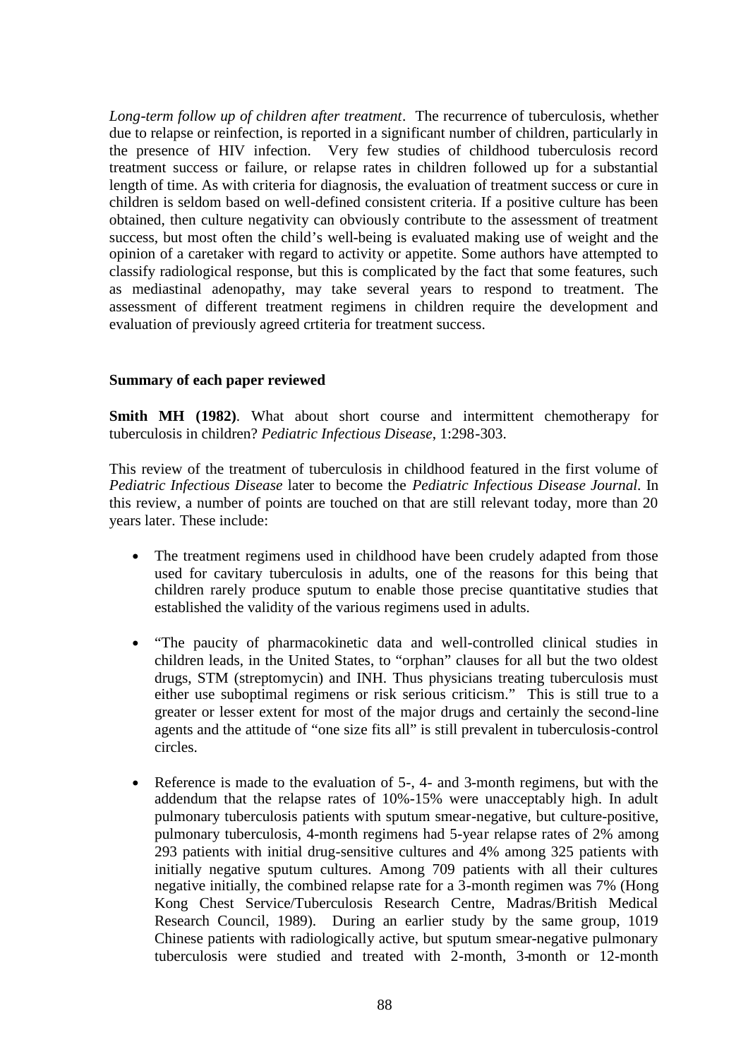*Long-term follow up of children after treatment*. The recurrence of tuberculosis, whether due to relapse or reinfection, is reported in a significant number of children, particularly in the presence of HIV infection. Very few studies of childhood tuberculosis record treatment success or failure, or relapse rates in children followed up for a substantial length of time. As with criteria for diagnosis, the evaluation of treatment success or cure in children is seldom based on well-defined consistent criteria. If a positive culture has been obtained, then culture negativity can obviously contribute to the assessment of treatment success, but most often the child's well-being is evaluated making use of weight and the opinion of a caretaker with regard to activity or appetite. Some authors have attempted to classify radiological response, but this is complicated by the fact that some features, such as mediastinal adenopathy, may take several years to respond to treatment. The assessment of different treatment regimens in children require the development and evaluation of previously agreed crtiteria for treatment success.

## Summary of each paper reviewed

**Smith MH (1982)**. What about short course and intermittent chemotherapy for tuberculosis in children? *Pediatric Infectious Disease*, 1:298-303.

This review of the treatment of tuberculosis in childhood featured in the first volume of *Pediatric Infectious Disease* later to become the *Pediatric Infectious Disease Journal*. In this review, a number of points are touched on that are still relevant today, more than 20 years later. These include:

- The treatment regimens used in childhood have been crudely adapted from those used for cavitary tuberculosis in adults, one of the reasons for this being that children rarely produce sputum to enable those precise quantitative studies that established the validity of the various regimens used in adults.

- "The paucity of pharmacokinetic data and well-controlled clinical studies in children leads, in the United States, to "orphan" clauses for all but the two oldest drugs, STM (streptomycin) and INH. Thus physicians treating tuberculosis must either use suboptimal regimens or risk serious criticism." This is still true to a greater or lesser extent for most of the major drugs and certainly the second-line agents and the attitude of "one size fits all" is still prevalent in tuberculosis-control circles.

- Reference is made to the evaluation of 5-, 4- and 3-month regimens, but with the addendum that the relapse rates of 10%-15% were unacceptably high. In adult pulmonary tuberculosis patients with sputum smear-negative, but culture-positive, pulmonary tuberculosis, 4-month regimens had 5-year relapse rates of 2% among 293 patients with initial drug-sensitive cultures and 4% among 325 patients with initially negative sputum cultures. Among 709 patients with all their cultures negative initially, the combined relapse rate for a 3-month regimen was 7% (Hong Kong Chest Service/Tuberculosis Research Centre, Madras/British Medical Research Council, 1989). During an earlier study by the same group, 1019 Chinese patients with radiologically active, but sputum smear-negative pulmonary tuberculosis were studied and treated with 2-month, 3-month or 12-month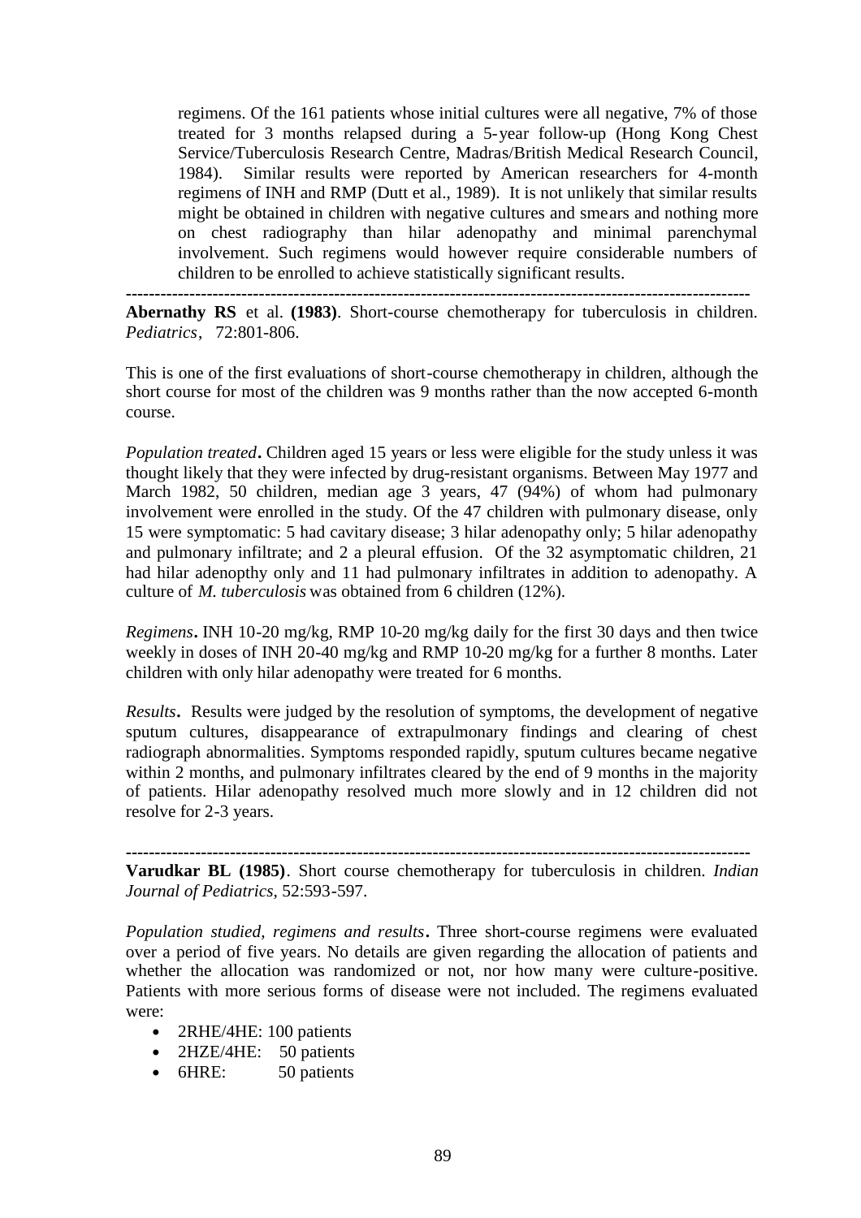regimens. Of the 161 patients whose initial cultures were all negative, 7% of those treated for 3 months relapsed during a 5-year follow-up (Hong Kong Chest Service/Tuberculosis Research Centre, Madras/British Medical Research Council, 1984). Similar results were reported by American researchers for 4-month regimens of INH and RMP (Dutt et al., 1989). It is not unlikely that similar results might be obtained in children with negative cultures and smears and nothing more on chest radiography than hilar adenopathy and minimal parenchymal involvement. Such regimens would however require considerable numbers of children to be enrolled to achieve statistically significant results.

---

**Abernathy RS** et al. **(1983)**. Short-course chemotherapy for tuberculosis in children. *Pediatrics*, 72:801-806.

This is one of the first evaluations of short-course chemotherapy in children, although the short course for most of the children was 9 months rather than the now accepted 6-month course.

*Population treated***.** Children aged 15 years or less were eligible for the study unless it was thought likely that they were infected by drug-resistant organisms. Between May 1977 and March 1982, 50 children, median age 3 years, 47 (94%) of whom had pulmonary involvement were enrolled in the study. Of the 47 children with pulmonary disease, only 15 were symptomatic: 5 had cavitary disease; 3 hilar adenopathy only; 5 hilar adenopathy and pulmonary infiltrate; and 2 a pleural effusion. Of the 32 asymptomatic children, 21 had hilar adenopthy only and 11 had pulmonary infiltrates in addition to adenopathy. A culture of *M. tuberculosis* was obtained from 6 children (12%).

*Regimens***.** INH 10-20 mg/kg, RMP 10-20 mg/kg daily for the first 30 days and then twice weekly in doses of INH 20-40 mg/kg and RMP 10-20 mg/kg for a further 8 months. Later children with only hilar adenopathy were treated for 6 months.

*Results***.** Results were judged by the resolution of symptoms, the development of negative sputum cultures, disappearance of extrapulmonary findings and clearing of chest radiograph abnormalities. Symptoms responded rapidly, sputum cultures became negative within 2 months, and pulmonary infiltrates cleared by the end of 9 months in the majority of patients. Hilar adenopathy resolved much more slowly and in 12 children did not resolve for 2-3 years.

---

**Varudkar BL (1985)**. Short course chemotherapy for tuberculosis in children. *Indian Journal of Pediatrics*, 52:593-597.

*Population studied, regimens and results***.** Three short-course regimens were evaluated over a period of five years. No details are given regarding the allocation of patients and whether the allocation was randomized or not, nor how many were culture-positive. Patients with more serious forms of disease were not included. The regimens evaluated were:

- 2RHE/4HE: 100 patients
- 2HZE/4HE: 50 patients
- 6HRE: 50 patients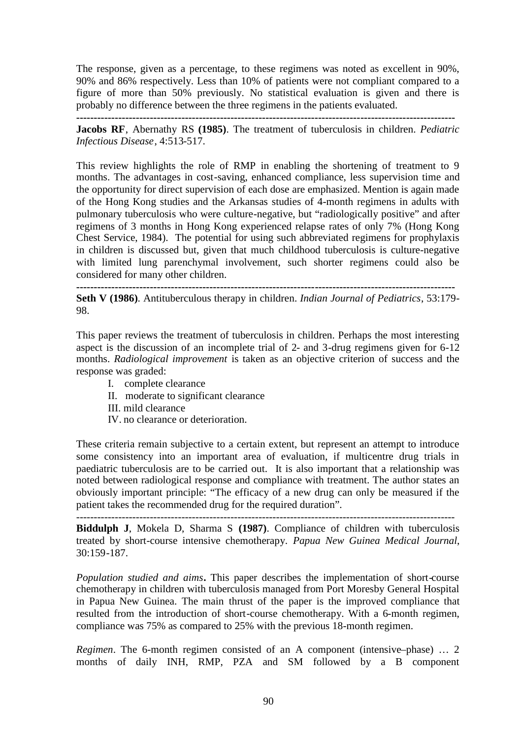The response, given as a percentage, to these regimens was noted as excellent in 90%, 90% and 86% respectively. Less than 10% of patients were not compliant compared to a figure of more than 50% previously. No statistical evaluation is given and there is probably no difference between the three regimens in the patients evaluated.

---

**Jacobs RF**, Abernathy RS **(1985)**. The treatment of tuberculosis in children. *Pediatric Infectious Disease*, 4:513-517.

This review highlights the role of RMP in enabling the shortening of treatment to 9 months. The advantages in cost-saving, enhanced compliance, less supervision time and the opportunity for direct supervision of each dose are emphasized. Mention is again made of the Hong Kong studies and the Arkansas studies of 4-month regimens in adults with pulmonary tuberculosis who were culture-negative, but "radiologically positive" and after regimens of 3 months in Hong Kong experienced relapse rates of only 7% (Hong Kong Chest Service, 1984). The potential for using such abbreviated regimens for prophylaxis in children is discussed but, given that much childhood tuberculosis is culture-negative with limited lung parenchymal involvement, such shorter regimens could also be considered for many other children.

---

**Seth V (1986)**. Antituberculous therapy in children. *Indian Journal of Pediatrics*, 53:179-98.

This paper reviews the treatment of tuberculosis in children. Perhaps the most interesting aspect is the discussion of an incomplete trial of 2- and 3-drug regimens given for 6-12 months. *Radiological improvement* is taken as an objective criterion of success and the response was graded:

- I. complete clearance
- II. moderate to significant clearance
- III. mild clearance
- IV. no clearance or deterioration.

These criteria remain subjective to a certain extent, but represent an attempt to introduce some consistency into an important area of evaluation, if multicentre drug trials in paediatric tuberculosis are to be carried out. It is also important that a relationship was noted between radiological response and compliance with treatment. The author states an obviously important principle: "The efficacy of a new drug can only be measured if the patient takes the recommended drug for the required duration".

---

**Biddulph J**, Mokela D, Sharma S **(1987)**. Compliance of children with tuberculosis treated by short-course intensive chemotherapy. *Papua New Guinea Medical Journal*, 30:159-187.

*Population studied and aims***.** This paper describes the implementation of short-course chemotherapy in children with tuberculosis managed from Port Moresby General Hospital in Papua New Guinea. The main thrust of the paper is the improved compliance that resulted from the introduction of short-course chemotherapy. With a 6-month regimen, compliance was 75% as compared to 25% with the previous 18-month regimen.

*Regimen*. The 6-month regimen consisted of an A component (intensive–phase) … 2 months of daily INH, RMP, PZA and SM followed by a B component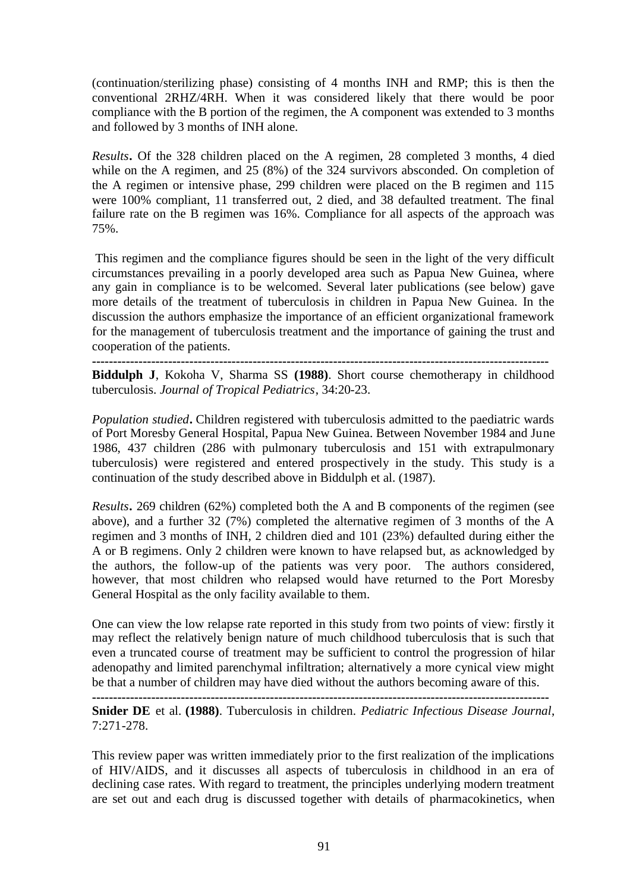(continuation/sterilizing phase) consisting of 4 months INH and RMP; this is then the conventional 2RHZ/4RH. When it was considered likely that there would be poor compliance with the B portion of the regimen, the A component was extended to 3 months and followed by 3 months of INH alone.

*Results***.** Of the 328 children placed on the A regimen, 28 completed 3 months, 4 died while on the A regimen, and 25 (8%) of the 324 survivors absconded. On completion of the A regimen or intensive phase, 299 children were placed on the B regimen and 115 were 100% compliant, 11 transferred out, 2 died, and 38 defaulted treatment. The final failure rate on the B regimen was 16%. Compliance for all aspects of the approach was 75%.

This regimen and the compliance figures should be seen in the light of the very difficult circumstances prevailing in a poorly developed area such as Papua New Guinea, where any gain in compliance is to be welcomed. Several later publications (see below) gave more details of the treatment of tuberculosis in children in Papua New Guinea. In the discussion the authors emphasize the importance of an efficient organizational framework for the management of tuberculosis treatment and the importance of gaining the trust and cooperation of the patients.

---

**Biddulph J**, Kokoha V, Sharma SS **(1988)**. Short course chemotherapy in childhood tuberculosis. *Journal of Tropical Pediatrics*, 34:20-23.

*Population studied***.** Children registered with tuberculosis admitted to the paediatric wards of Port Moresby General Hospital, Papua New Guinea. Between November 1984 and June 1986, 437 children (286 with pulmonary tuberculosis and 151 with extrapulmonary tuberculosis) were registered and entered prospectively in the study. This study is a continuation of the study described above in Biddulph et al. (1987).

*Results***.** 269 children (62%) completed both the A and B components of the regimen (see above), and a further 32 (7%) completed the alternative regimen of 3 months of the A regimen and 3 months of INH, 2 children died and 101 (23%) defaulted during either the A or B regimens. Only 2 children were known to have relapsed but, as acknowledged by the authors, the follow-up of the patients was very poor. The authors considered, however, that most children who relapsed would have returned to the Port Moresby General Hospital as the only facility available to them.

One can view the low relapse rate reported in this study from two points of view: firstly it may reflect the relatively benign nature of much childhood tuberculosis that is such that even a truncated course of treatment may be sufficient to control the progression of hilar adenopathy and limited parenchymal infiltration; alternatively a more cynical view might be that a number of children may have died without the authors becoming aware of this.

---

**Snider DE** et al. **(1988)**. Tuberculosis in children. *Pediatric Infectious Disease Journal*, 7:271-278.

This review paper was written immediately prior to the first realization of the implications of HIV/AIDS, and it discusses all aspects of tuberculosis in childhood in an era of declining case rates. With regard to treatment, the principles underlying modern treatment are set out and each drug is discussed together with details of pharmacokinetics, when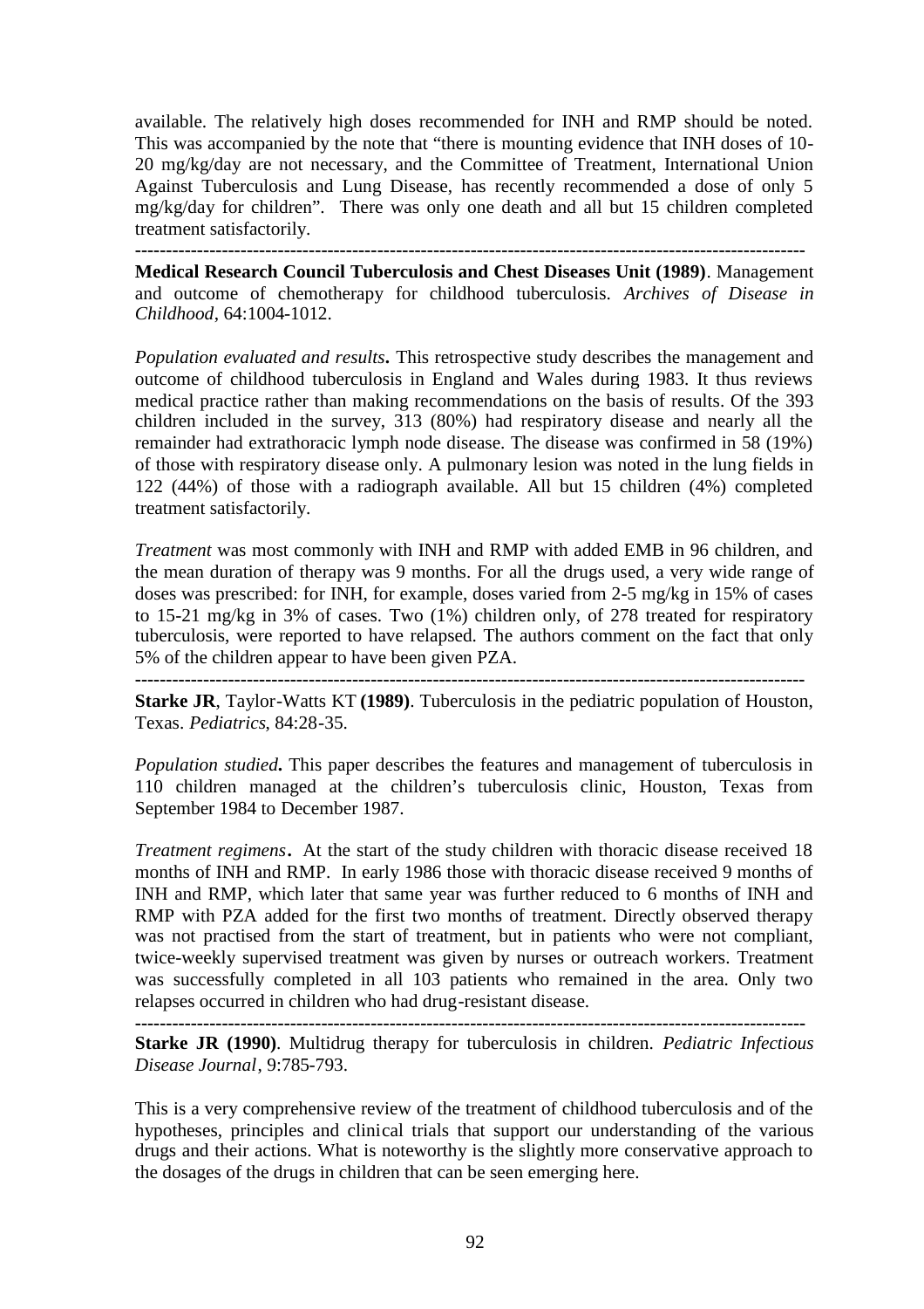available. The relatively high doses recommended for INH and RMP should be noted. This was accompanied by the note that "there is mounting evidence that INH doses of 10-20 mg/kg/day are not necessary, and the Committee of Treatment, International Union Against Tuberculosis and Lung Disease, has recently recommended a dose of only 5 mg/kg/day for children". There was only one death and all but 15 children completed treatment satisfactorily.

---

**Medical Research Council Tuberculosis and Chest Diseases Unit (1989)**. Management and outcome of chemotherapy for childhood tuberculosis. *Archives of Disease in Childhood*, 64:1004-1012.

*Population evaluated and results***.** This retrospective study describes the management and outcome of childhood tuberculosis in England and Wales during 1983. It thus reviews medical practice rather than making recommendations on the basis of results. Of the 393 children included in the survey, 313 (80%) had respiratory disease and nearly all the remainder had extrathoracic lymph node disease. The disease was confirmed in 58 (19%) of those with respiratory disease only. A pulmonary lesion was noted in the lung fields in 122 (44%) of those with a radiograph available. All but 15 children (4%) completed treatment satisfactorily.

*Treatment* was most commonly with INH and RMP with added EMB in 96 children, and the mean duration of therapy was 9 months. For all the drugs used, a very wide range of doses was prescribed: for INH, for example, doses varied from 2-5 mg/kg in 15% of cases to 15-21 mg/kg in 3% of cases. Two (1%) children only, of 278 treated for respiratory tuberculosis, were reported to have relapsed. The authors comment on the fact that only 5% of the children appear to have been given PZA.

---

**Starke JR**, Taylor-Watts KT **(1989)**. Tuberculosis in the pediatric population of Houston, Texas. *Pediatrics*, 84:28-35.

***Population studied*.** This paper describes the features and management of tuberculosis in 110 children managed at the children's tuberculosis clinic, Houston, Texas from September 1984 to December 1987.

*Treatment regimens***.** At the start of the study children with thoracic disease received 18 months of INH and RMP. In early 1986 those with thoracic disease received 9 months of INH and RMP, which later that same year was further reduced to 6 months of INH and RMP with PZA added for the first two months of treatment. Directly observed therapy was not practised from the start of treatment, but in patients who were not compliant, twice-weekly supervised treatment was given by nurses or outreach workers. Treatment was successfully completed in all 103 patients who remained in the area. Only two relapses occurred in children who had drug-resistant disease.

---

**Starke JR (1990)**. Multidrug therapy for tuberculosis in children. *Pediatric Infectious Disease Journal*, 9:785-793.

This is a very comprehensive review of the treatment of childhood tuberculosis and of the hypotheses, principles and clinical trials that support our understanding of the various drugs and their actions. What is noteworthy is the slightly more conservative approach to the dosages of the drugs in children that can be seen emerging here.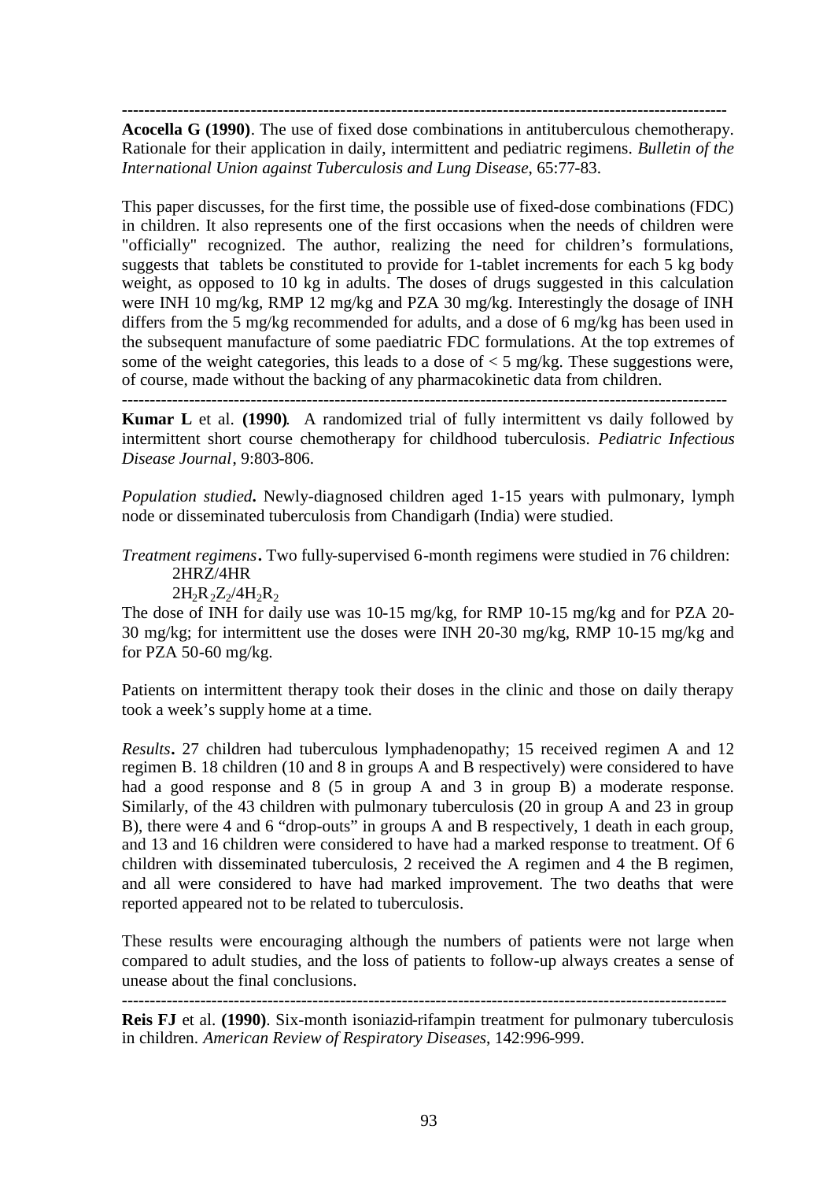---

**Acocella G (1990)**. The use of fixed dose combinations in antituberculous chemotherapy. Rationale for their application in daily, intermittent and pediatric regimens. *Bulletin of the International Union against Tuberculosis and Lung Disease*, 65:77-83.

This paper discusses, for the first time, the possible use of fixed-dose combinations (FDC) in children. It also represents one of the first occasions when the needs of children were "officially" recognized. The author, realizing the need for children's formulations, suggests that tablets be constituted to provide for 1-tablet increments for each 5 kg body weight, as opposed to 10 kg in adults. The doses of drugs suggested in this calculation were INH 10 mg/kg, RMP 12 mg/kg and PZA 30 mg/kg. Interestingly the dosage of INH differs from the 5 mg/kg recommended for adults, and a dose of 6 mg/kg has been used in the subsequent manufacture of some paediatric FDC formulations. At the top extremes of some of the weight categories, this leads to a dose of < 5 mg/kg. These suggestions were, of course, made without the backing of any pharmacokinetic data from children.

---

**Kumar L** et al. **(1990)**. A randomized trial of fully intermittent vs daily followed by intermittent short course chemotherapy for childhood tuberculosis. *Pediatric Infectious Disease Journal*, 9:803-806.

*Population studied***.** Newly-diagnosed children aged 1-15 years with pulmonary, lymph node or disseminated tuberculosis from Chandigarh (India) were studied.

*Treatment regimens***.** Two fully-supervised 6-month regimens were studied in 76 children:

2HRZ/4HR

$2H_2R_2Z_2/4H_2R_2$

The dose of INH for daily use was 10-15 mg/kg, for RMP 10-15 mg/kg and for PZA 20-30 mg/kg; for intermittent use the doses were INH 20-30 mg/kg, RMP 10-15 mg/kg and for PZA 50-60 mg/kg.

Patients on intermittent therapy took their doses in the clinic and those on daily therapy took a week's supply home at a time.

*Results***.** 27 children had tuberculous lymphadenopathy; 15 received regimen A and 12 regimen B. 18 children (10 and 8 in groups A and B respectively) were considered to have had a good response and 8 (5 in group A and 3 in group B) a moderate response. Similarly, of the 43 children with pulmonary tuberculosis (20 in group A and 23 in group B), there were 4 and 6 "drop-outs" in groups A and B respectively, 1 death in each group, and 13 and 16 children were considered to have had a marked response to treatment. Of 6 children with disseminated tuberculosis, 2 received the A regimen and 4 the B regimen, and all were considered to have had marked improvement. The two deaths that were reported appeared not to be related to tuberculosis.

These results were encouraging although the numbers of patients were not large when compared to adult studies, and the loss of patients to follow-up always creates a sense of unease about the final conclusions.

---

**Reis FJ** et al. **(1990)**. Six-month isoniazid-rifampin treatment for pulmonary tuberculosis in children. *American Review of Respiratory Diseases*, 142:996-999.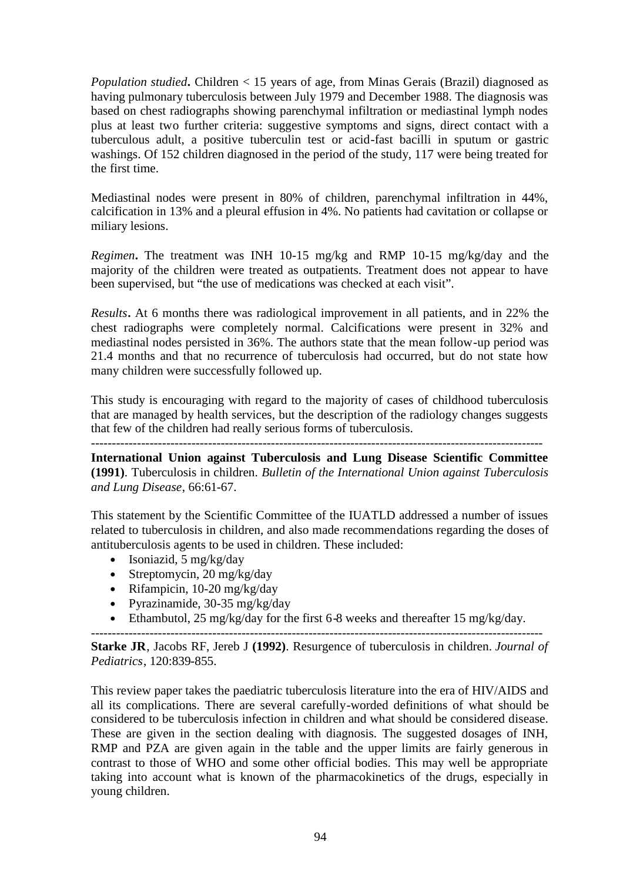*Population studied***.** Children < 15 years of age, from Minas Gerais (Brazil) diagnosed as having pulmonary tuberculosis between July 1979 and December 1988. The diagnosis was based on chest radiographs showing parenchymal infiltration or mediastinal lymph nodes plus at least two further criteria: suggestive symptoms and signs, direct contact with a tuberculous adult, a positive tuberculin test or acid-fast bacilli in sputum or gastric washings. Of 152 children diagnosed in the period of the study, 117 were being treated for the first time.

Mediastinal nodes were present in 80% of children, parenchymal infiltration in 44%, calcification in 13% and a pleural effusion in 4%. No patients had cavitation or collapse or miliary lesions.

*Regimen***.** The treatment was INH 10-15 mg/kg and RMP 10-15 mg/kg/day and the majority of the children were treated as outpatients. Treatment does not appear to have been supervised, but "the use of medications was checked at each visit".

*Results***.** At 6 months there was radiological improvement in all patients, and in 22% the chest radiographs were completely normal. Calcifications were present in 32% and mediastinal nodes persisted in 36%. The authors state that the mean follow-up period was 21.4 months and that no recurrence of tuberculosis had occurred, but do not state how many children were successfully followed up.

This study is encouraging with regard to the majority of cases of childhood tuberculosis that are managed by health services, but the description of the radiology changes suggests that few of the children had really serious forms of tuberculosis.

---

**International Union against Tuberculosis and Lung Disease Scientific Committee (1991)**. Tuberculosis in children. *Bulletin of the International Union against Tuberculosis and Lung Disease*, 66:61-67.

This statement by the Scientific Committee of the IUATLD addressed a number of issues related to tuberculosis in children, and also made recommendations regarding the doses of antituberculosis agents to be used in children. These included:

- Isoniazid, 5 mg/kg/day
- Streptomycin, 20 mg/kg/day
- Rifampicin, 10-20 mg/kg/day
- Pyrazinamide, 30-35 mg/kg/day
- Ethambutol, 25 mg/kg/day for the first 6-8 weeks and thereafter 15 mg/kg/day.

---

**Starke JR**, Jacobs RF, Jereb J **(1992)**. Resurgence of tuberculosis in children. *Journal of Pediatrics*, 120:839-855.

This review paper takes the paediatric tuberculosis literature into the era of HIV/AIDS and all its complications. There are several carefully-worded definitions of what should be considered to be tuberculosis infection in children and what should be considered disease. These are given in the section dealing with diagnosis. The suggested dosages of INH, RMP and PZA are given again in the table and the upper limits are fairly generous in contrast to those of WHO and some other official bodies. This may well be appropriate taking into account what is known of the pharmacokinetics of the drugs, especially in young children.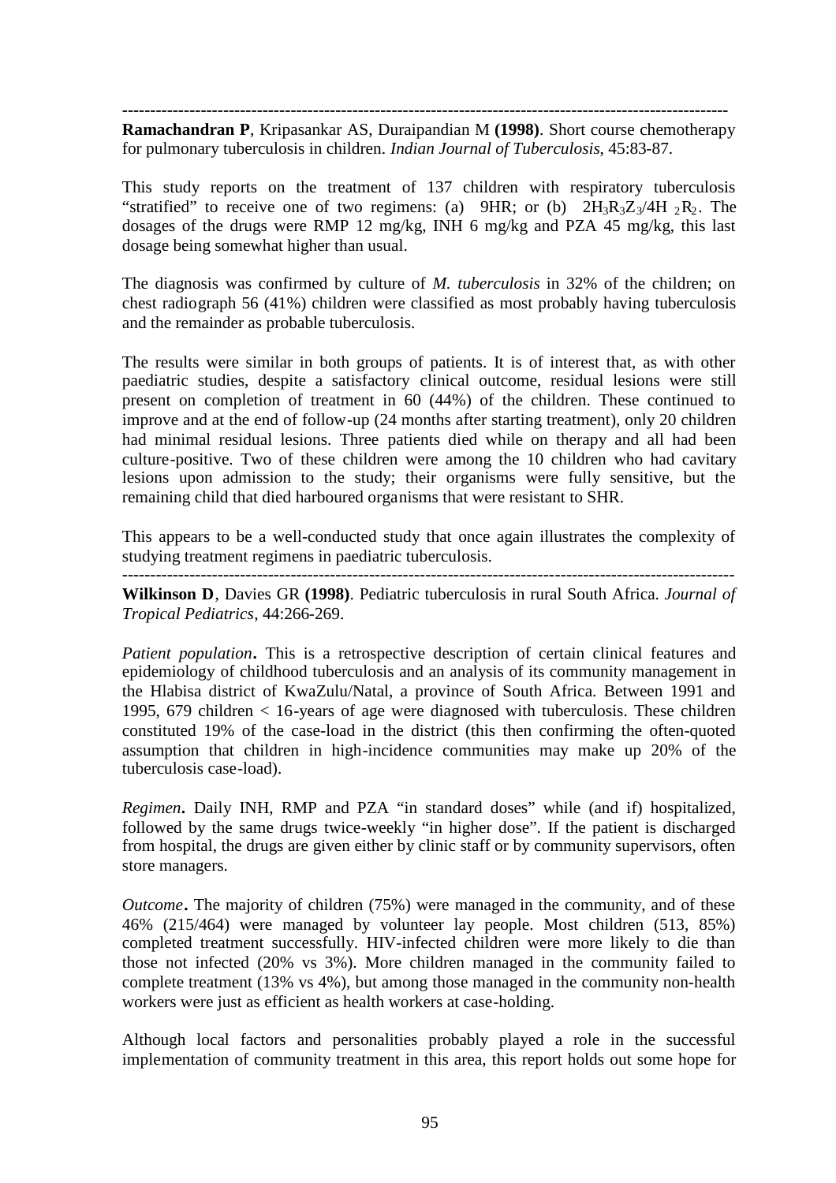---

**Ramachandran P**, Kripasankar AS, Duraipandian M **(1998)**. Short course chemotherapy for pulmonary tuberculosis in children. *Indian Journal of Tuberculosis*, 45:83-87.

This study reports on the treatment of 137 children with respiratory tuberculosis "stratified" to receive one of two regimens: (a) 9HR; or (b) $2H_3R_3Z_3/4H_2R_2$. The dosages of the drugs were RMP 12 mg/kg, INH 6 mg/kg and PZA 45 mg/kg, this last dosage being somewhat higher than usual.

The diagnosis was confirmed by culture of *M. tuberculosis* in 32% of the children; on chest radiograph 56 (41%) children were classified as most probably having tuberculosis and the remainder as probable tuberculosis.

The results were similar in both groups of patients. It is of interest that, as with other paediatric studies, despite a satisfactory clinical outcome, residual lesions were still present on completion of treatment in 60 (44%) of the children. These continued to improve and at the end of follow-up (24 months after starting treatment), only 20 children had minimal residual lesions. Three patients died while on therapy and all had been culture-positive. Two of these children were among the 10 children who had cavitary lesions upon admission to the study; their organisms were fully sensitive, but the remaining child that died harboured organisms that were resistant to SHR.

This appears to be a well-conducted study that once again illustrates the complexity of studying treatment regimens in paediatric tuberculosis.

---

**Wilkinson D**, Davies GR **(1998)**. Pediatric tuberculosis in rural South Africa. *Journal of Tropical Pediatrics*, 44:266-269.

*Patient population***.** This is a retrospective description of certain clinical features and epidemiology of childhood tuberculosis and an analysis of its community management in the Hlabisa district of KwaZulu/Natal, a province of South Africa. Between 1991 and 1995, 679 children < 16-years of age were diagnosed with tuberculosis. These children constituted 19% of the case-load in the district (this then confirming the often-quoted assumption that children in high-incidence communities may make up 20% of the tuberculosis case-load).

*Regimen***.** Daily INH, RMP and PZA "in standard doses" while (and if) hospitalized, followed by the same drugs twice-weekly "in higher dose". If the patient is discharged from hospital, the drugs are given either by clinic staff or by community supervisors, often store managers.

*Outcome***.** The majority of children (75%) were managed in the community, and of these 46% (215/464) were managed by volunteer lay people. Most children (513, 85%) completed treatment successfully. HIV-infected children were more likely to die than those not infected (20% vs 3%). More children managed in the community failed to complete treatment (13% vs 4%), but among those managed in the community non-health workers were just as efficient as health workers at case-holding.

Although local factors and personalities probably played a role in the successful implementation of community treatment in this area, this report holds out some hope for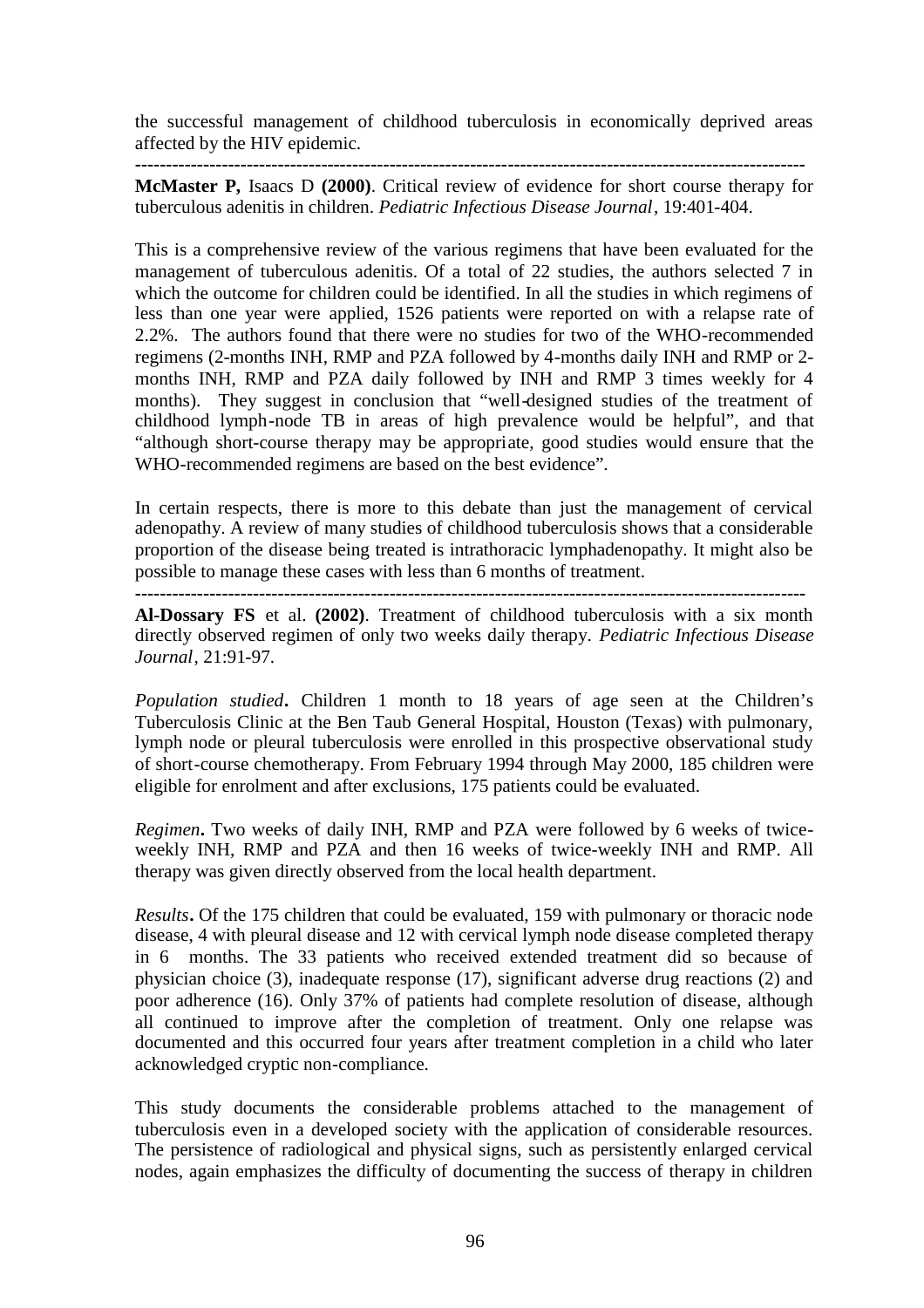the successful management of childhood tuberculosis in economically deprived areas affected by the HIV epidemic.

---

**McMaster P,** Isaacs D **(2000)**. Critical review of evidence for short course therapy for tuberculous adenitis in children. *Pediatric Infectious Disease Journal*, 19:401-404.

This is a comprehensive review of the various regimens that have been evaluated for the management of tuberculous adenitis. Of a total of 22 studies, the authors selected 7 in which the outcome for children could be identified. In all the studies in which regimens of less than one year were applied, 1526 patients were reported on with a relapse rate of 2.2%. The authors found that there were no studies for two of the WHO-recommended regimens (2-months INH, RMP and PZA followed by 4-months daily INH and RMP or 2-months INH, RMP and PZA daily followed by INH and RMP 3 times weekly for 4 months). They suggest in conclusion that "well-designed studies of the treatment of childhood lymph-node TB in areas of high prevalence would be helpful", and that "although short-course therapy may be appropriate, good studies would ensure that the WHO-recommended regimens are based on the best evidence".

In certain respects, there is more to this debate than just the management of cervical adenopathy. A review of many studies of childhood tuberculosis shows that a considerable proportion of the disease being treated is intrathoracic lymphadenopathy. It might also be possible to manage these cases with less than 6 months of treatment.

---

**Al-Dossary FS** et al. **(2002)**. Treatment of childhood tuberculosis with a six month directly observed regimen of only two weeks daily therapy. *Pediatric Infectious Disease Journal*, 21:91-97.

*Population studied***.** Children 1 month to 18 years of age seen at the Children's Tuberculosis Clinic at the Ben Taub General Hospital, Houston (Texas) with pulmonary, lymph node or pleural tuberculosis were enrolled in this prospective observational study of short-course chemotherapy. From February 1994 through May 2000, 185 children were eligible for enrolment and after exclusions, 175 patients could be evaluated.

*Regimen***.** Two weeks of daily INH, RMP and PZA were followed by 6 weeks of twice-weekly INH, RMP and PZA and then 16 weeks of twice-weekly INH and RMP. All therapy was given directly observed from the local health department.

*Results***.** Of the 175 children that could be evaluated, 159 with pulmonary or thoracic node disease, 4 with pleural disease and 12 with cervical lymph node disease completed therapy in 6 months. The 33 patients who received extended treatment did so because of physician choice (3), inadequate response (17), significant adverse drug reactions (2) and poor adherence (16). Only 37% of patients had complete resolution of disease, although all continued to improve after the completion of treatment. Only one relapse was documented and this occurred four years after treatment completion in a child who later acknowledged cryptic non-compliance.

This study documents the considerable problems attached to the management of tuberculosis even in a developed society with the application of considerable resources. The persistence of radiological and physical signs, such as persistently enlarged cervical nodes, again emphasizes the difficulty of documenting the success of therapy in children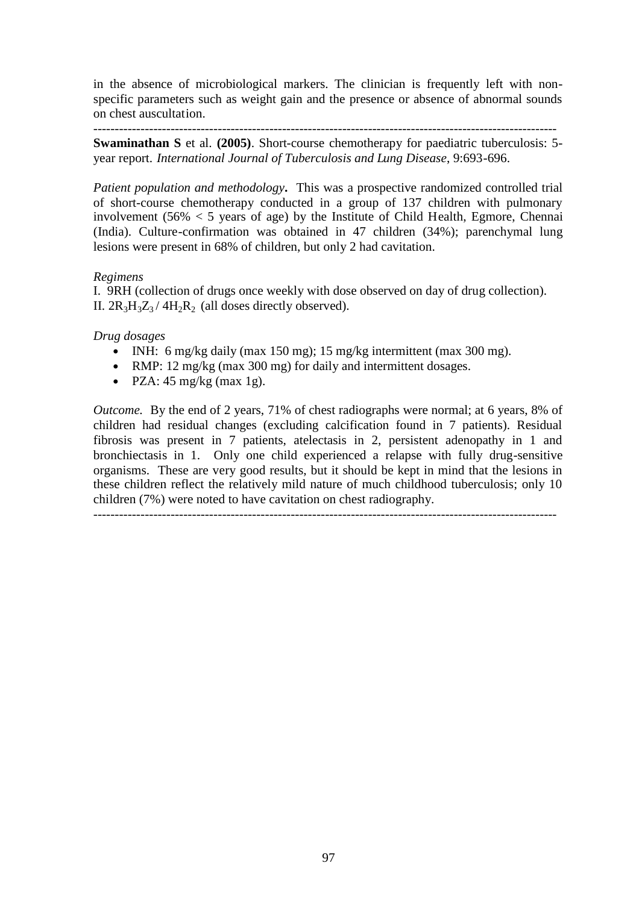in the absence of microbiological markers. The clinician is frequently left with non-specific parameters such as weight gain and the presence or absence of abnormal sounds on chest auscultation.

---

**Swaminathan S** et al. **(2005)**. Short-course chemotherapy for paediatric tuberculosis: 5-year report. *International Journal of Tuberculosis and Lung Disease*, 9:693-696.

*Patient population and methodology***.** This was a prospective randomized controlled trial of short-course chemotherapy conducted in a group of 137 children with pulmonary involvement (56% < 5 years of age) by the Institute of Child Health, Egmore, Chennai (India). Culture-confirmation was obtained in 47 children (34%); parenchymal lung lesions were present in 68% of children, but only 2 had cavitation.

*Regimens*

I. 9RH (collection of drugs once weekly with dose observed on day of drug collection).
II. $2R_3H_3Z_3 / 4H_2R_2$ (all doses directly observed).

*Drug dosages*

- INH: 6 mg/kg daily (max 150 mg); 15 mg/kg intermittent (max 300 mg).
- RMP: 12 mg/kg (max 300 mg) for daily and intermittent dosages.
- PZA: 45 mg/kg (max 1g).

*Outcome.* By the end of 2 years, 71% of chest radiographs were normal; at 6 years, 8% of children had residual changes (excluding calcification found in 7 patients). Residual fibrosis was present in 7 patients, atelectasis in 2, persistent adenopathy in 1 and bronchiectasis in 1. Only one child experienced a relapse with fully drug-sensitive organisms. These are very good results, but it should be kept in mind that the lesions in these children reflect the relatively mild nature of much childhood tuberculosis; only 10 children (7%) were noted to have cavitation on chest radiography.

---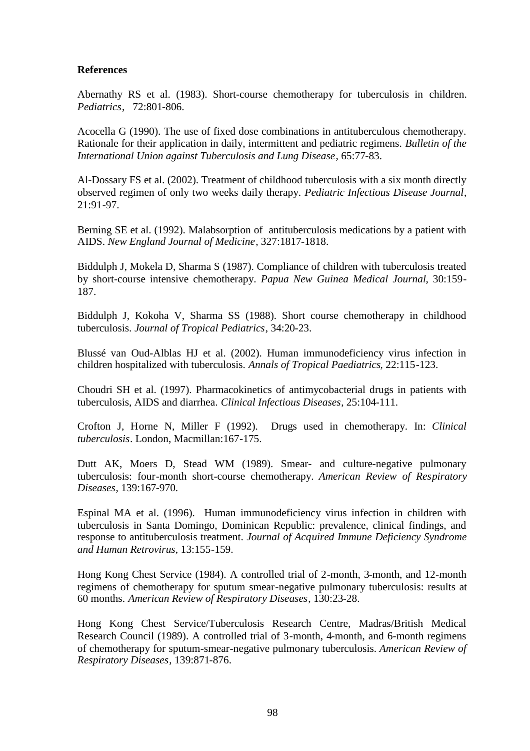**References**

Abernathy RS et al. (1983). Short-course chemotherapy for tuberculosis in children. *Pediatrics*, 72:801-806.

Acocella G (1990). The use of fixed dose combinations in antituberculous chemotherapy. Rationale for their application in daily, intermittent and pediatric regimens. *Bulletin of the International Union against Tuberculosis and Lung Disease*, 65:77-83.

Al-Dossary FS et al. (2002). Treatment of childhood tuberculosis with a six month directly observed regimen of only two weeks daily therapy. *Pediatric Infectious Disease Journal*, 21:91-97.

Berning SE et al. (1992). Malabsorption of antituberculosis medications by a patient with AIDS. *New England Journal of Medicine*, 327:1817-1818.

Biddulph J, Mokela D, Sharma S (1987). Compliance of children with tuberculosis treated by short-course intensive chemotherapy. *Papua New Guinea Medical Journal*, 30:159-187.

Biddulph J, Kokoha V, Sharma SS (1988). Short course chemotherapy in childhood tuberculosis. *Journal of Tropical Pediatrics*, 34:20-23.

Blussé van Oud-Alblas HJ et al. (2002). Human immunodeficiency virus infection in children hospitalized with tuberculosis. *Annals of Tropical Paediatrics*, 22:115-123.

Choudri SH et al. (1997). Pharmacokinetics of antimycobacterial drugs in patients with tuberculosis, AIDS and diarrhea. *Clinical Infectious Diseases*, 25:104-111.

Crofton J, Horne N, Miller F (1992). Drugs used in chemotherapy. In: *Clinical tuberculosis*. London, Macmillan:167-175.

Dutt AK, Moers D, Stead WM (1989). Smear- and culture-negative pulmonary tuberculosis: four-month short-course chemotherapy. *American Review of Respiratory Diseases*, 139:167-970.

Espinal MA et al. (1996). Human immunodeficiency virus infection in children with tuberculosis in Santa Domingo, Dominican Republic: prevalence, clinical findings, and response to antituberculosis treatment. *Journal of Acquired Immune Deficiency Syndrome and Human Retrovirus*, 13:155-159.

Hong Kong Chest Service (1984). A controlled trial of 2-month, 3-month, and 12-month regimens of chemotherapy for sputum smear-negative pulmonary tuberculosis: results at 60 months. *American Review of Respiratory Diseases*, 130:23-28.

Hong Kong Chest Service/Tuberculosis Research Centre, Madras/British Medical Research Council (1989). A controlled trial of 3-month, 4-month, and 6-month regimens of chemotherapy for sputum-smear-negative pulmonary tuberculosis. *American Review of Respiratory Diseases*, 139:871-876.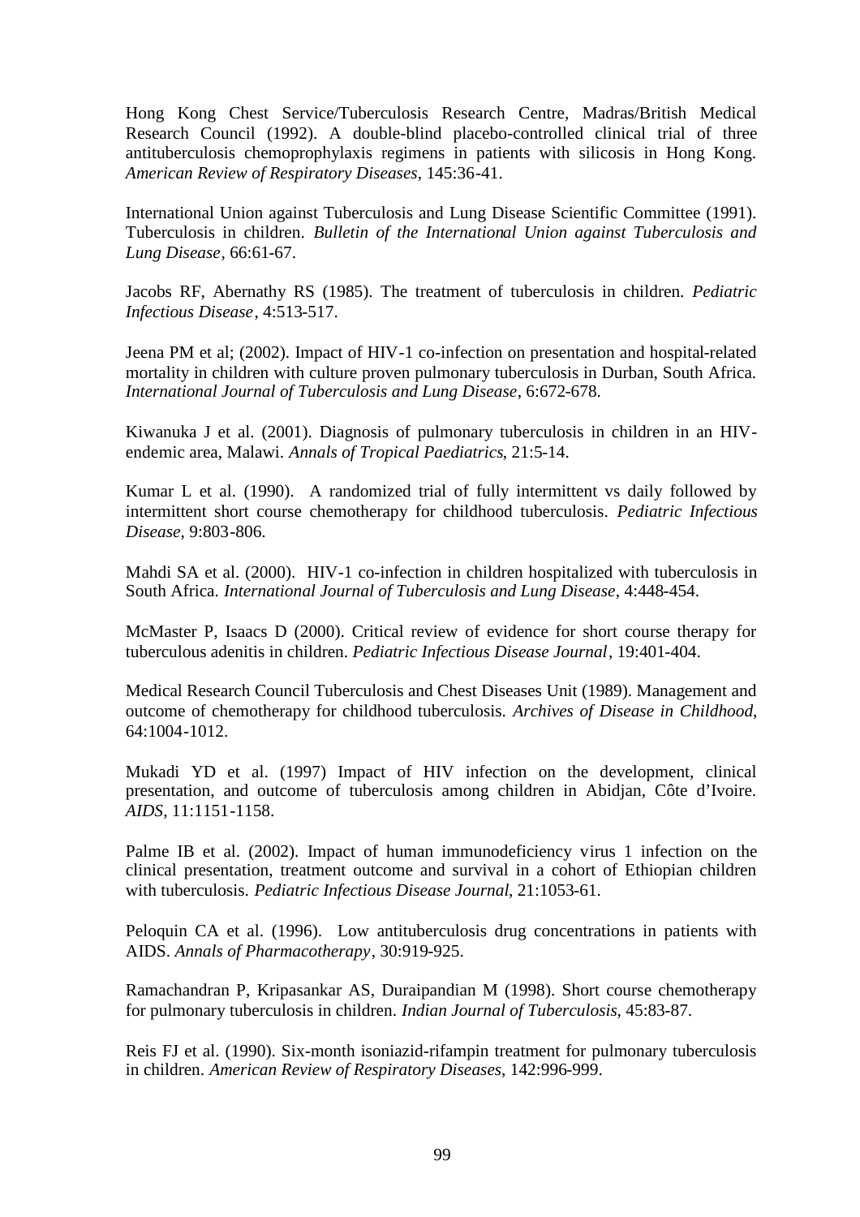Hong Kong Chest Service/Tuberculosis Research Centre, Madras/British Medical Research Council (1992). A double-blind placebo-controlled clinical trial of three antituberculosis chemoprophylaxis regimens in patients with silicosis in Hong Kong. *American Review of Respiratory Diseases*, 145:36-41.

International Union against Tuberculosis and Lung Disease Scientific Committee (1991). Tuberculosis in children. *Bulletin of the International Union against Tuberculosis and Lung Disease*, 66:61-67.

Jacobs RF, Abernathy RS (1985). The treatment of tuberculosis in children. *Pediatric Infectious Disease*, 4:513-517.

Jeena PM et al; (2002). Impact of HIV-1 co-infection on presentation and hospital-related mortality in children with culture proven pulmonary tuberculosis in Durban, South Africa. *International Journal of Tuberculosis and Lung Disease*, 6:672-678.

Kiwanuka J et al. (2001). Diagnosis of pulmonary tuberculosis in children in an HIV-endemic area, Malawi. *Annals of Tropical Paediatrics*, 21:5-14.

Kumar L et al. (1990). A randomized trial of fully intermittent vs daily followed by intermittent short course chemotherapy for childhood tuberculosis. *Pediatric Infectious Disease*, 9:803-806.

Mahdi SA et al. (2000). HIV-1 co-infection in children hospitalized with tuberculosis in South Africa. *International Journal of Tuberculosis and Lung Disease*, 4:448-454.

McMaster P, Isaacs D (2000). Critical review of evidence for short course therapy for tuberculous adenitis in children. *Pediatric Infectious Disease Journal*, 19:401-404.

Medical Research Council Tuberculosis and Chest Diseases Unit (1989). Management and outcome of chemotherapy for childhood tuberculosis. *Archives of Disease in Childhood*, 64:1004-1012.

Mukadi YD et al. (1997) Impact of HIV infection on the development, clinical presentation, and outcome of tuberculosis among children in Abidjan, Côte d'Ivoire. *AIDS*, 11:1151-1158.

Palme IB et al. (2002). Impact of human immunodeficiency virus 1 infection on the clinical presentation, treatment outcome and survival in a cohort of Ethiopian children with tuberculosis. *Pediatric Infectious Disease Journal*, 21:1053-61.

Peloquin CA et al. (1996). Low antituberculosis drug concentrations in patients with AIDS. *Annals of Pharmacotherapy*, 30:919-925.

Ramachandran P, Kripasankar AS, Duraipandian M (1998). Short course chemotherapy for pulmonary tuberculosis in children. *Indian Journal of Tuberculosis*, 45:83-87.

Reis FJ et al. (1990). Six-month isoniazid-rifampin treatment for pulmonary tuberculosis in children. *American Review of Respiratory Diseases*, 142:996-999.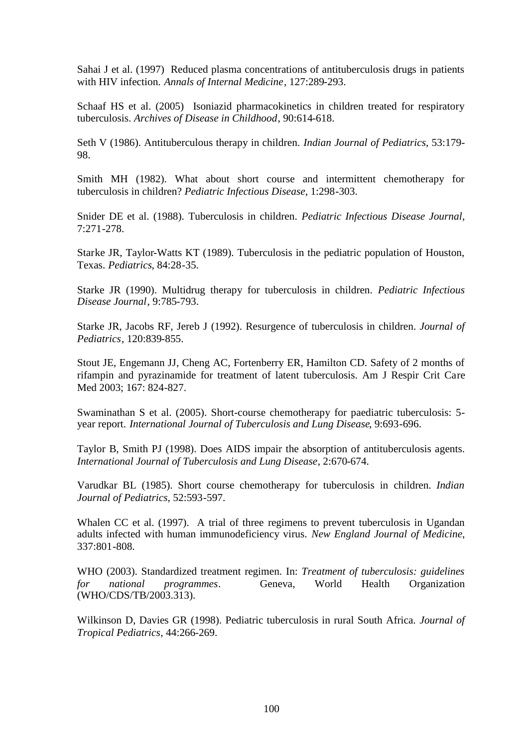Sahai J et al. (1997) Reduced plasma concentrations of antituberculosis drugs in patients with HIV infection. *Annals of Internal Medicine*, 127:289-293.

Schaaf HS et al. (2005) Isoniazid pharmacokinetics in children treated for respiratory tuberculosis. *Archives of Disease in Childhood*, 90:614-618.

Seth V (1986). Antituberculous therapy in children. *Indian Journal of Pediatrics*, 53:179-98.

Smith MH (1982). What about short course and intermittent chemotherapy for tuberculosis in children? *Pediatric Infectious Disease*, 1:298-303.

Snider DE et al. (1988). Tuberculosis in children. *Pediatric Infectious Disease Journal*, 7:271-278.

Starke JR, Taylor-Watts KT (1989). Tuberculosis in the pediatric population of Houston, Texas. *Pediatrics*, 84:28-35.

Starke JR (1990). Multidrug therapy for tuberculosis in children. *Pediatric Infectious Disease Journal*, 9:785-793.

Starke JR, Jacobs RF, Jereb J (1992). Resurgence of tuberculosis in children. *Journal of Pediatrics*, 120:839-855.

Stout JE, Engemann JJ, Cheng AC, Fortenberry ER, Hamilton CD. Safety of 2 months of rifampin and pyrazinamide for treatment of latent tuberculosis. Am J Respir Crit Care Med 2003; 167: 824-827.

Swaminathan S et al. (2005). Short-course chemotherapy for paediatric tuberculosis: 5-year report. *International Journal of Tuberculosis and Lung Disease*, 9:693-696.

Taylor B, Smith PJ (1998). Does AIDS impair the absorption of antituberculosis agents. *International Journal of Tuberculosis and Lung Disease*, 2:670-674.

Varudkar BL (1985). Short course chemotherapy for tuberculosis in children. *Indian Journal of Pediatrics*, 52:593-597.

Whalen CC et al. (1997). A trial of three regimens to prevent tuberculosis in Ugandan adults infected with human immunodeficiency virus. *New England Journal of Medicine*, 337:801-808.

WHO (2003). Standardized treatment regimen. In: *Treatment of tuberculosis: guidelines for national programmes*. Geneva, World Health Organization (WHO/CDS/TB/2003.313).

Wilkinson D, Davies GR (1998). Pediatric tuberculosis in rural South Africa. *Journal of Tropical Pediatrics*, 44:266-269.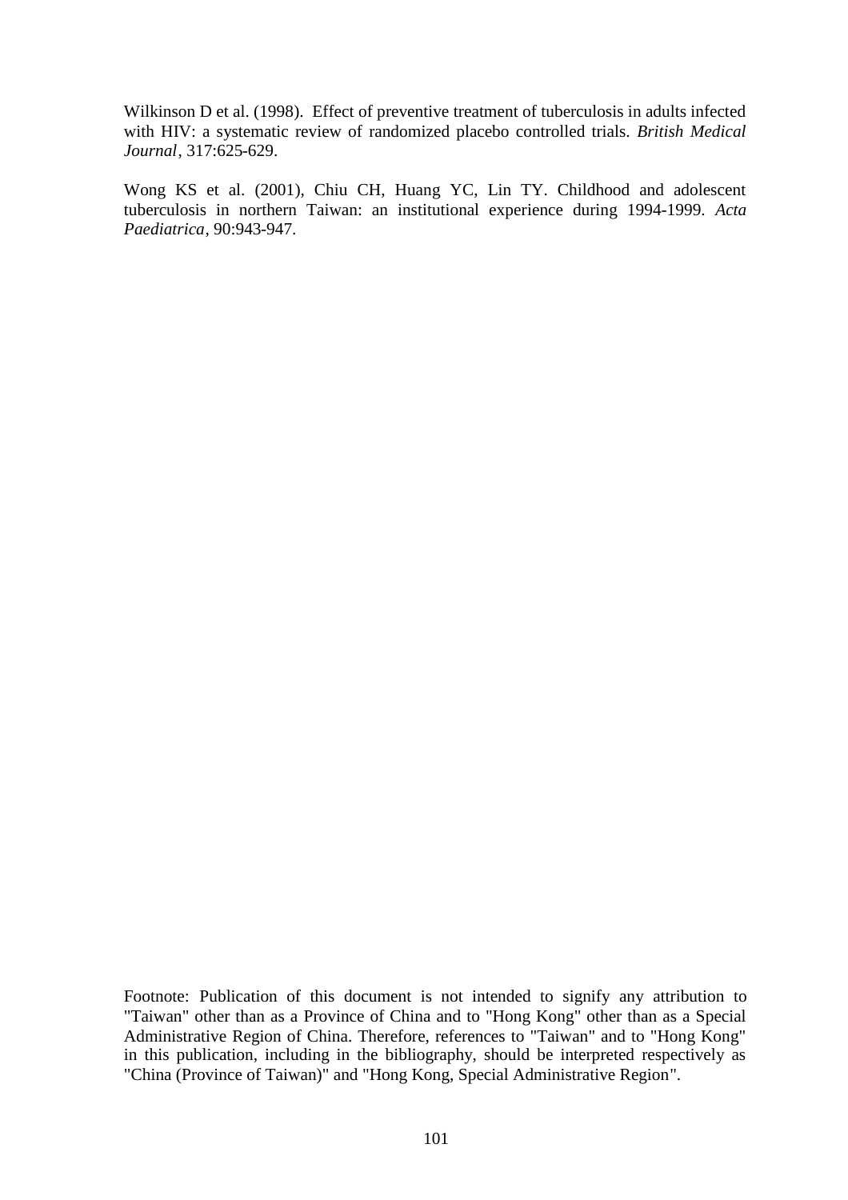Wilkinson D et al. (1998). Effect of preventive treatment of tuberculosis in adults infected with HIV: a systematic review of randomized placebo controlled trials. *British Medical Journal*, 317:625-629.

Wong KS et al. (2001), Chiu CH, Huang YC, Lin TY. Childhood and adolescent tuberculosis in northern Taiwan: an institutional experience during 1994-1999. *Acta Paediatrica*, 90:943-947.

Footnote: Publication of this document is not intended to signify any attribution to "Taiwan" other than as a Province of China and to "Hong Kong" other than as a Special Administrative Region of China. Therefore, references to "Taiwan" and to "Hong Kong" in this publication, including in the bibliography, should be interpreted respectively as "China (Province of Taiwan)" and "Hong Kong, Special Administrative Region".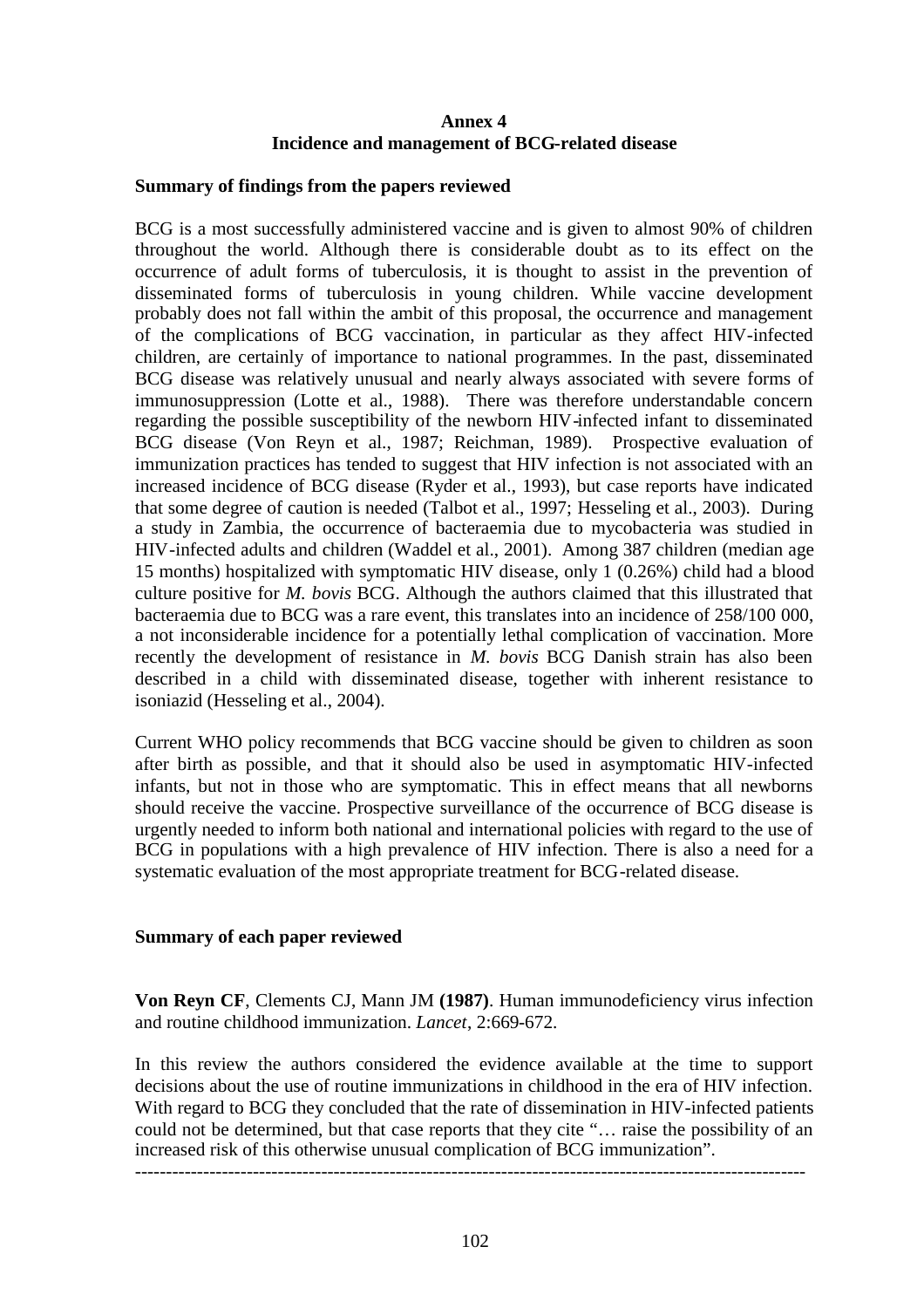## Annex 4
## Incidence and management of BCG-related disease

**Summary of findings from the papers reviewed**

BCG is a most successfully administered vaccine and is given to almost 90% of children throughout the world. Although there is considerable doubt as to its effect on the occurrence of adult forms of tuberculosis, it is thought to assist in the prevention of disseminated forms of tuberculosis in young children. While vaccine development probably does not fall within the ambit of this proposal, the occurrence and management of the complications of BCG vaccination, in particular as they affect HIV-infected children, are certainly of importance to national programmes. In the past, disseminated BCG disease was relatively unusual and nearly always associated with severe forms of immunosuppression (Lotte et al., 1988). There was therefore understandable concern regarding the possible susceptibility of the newborn HIV-infected infant to disseminated BCG disease (Von Reyn et al., 1987; Reichman, 1989). Prospective evaluation of immunization practices has tended to suggest that HIV infection is not associated with an increased incidence of BCG disease (Ryder et al., 1993), but case reports have indicated that some degree of caution is needed (Talbot et al., 1997; Hesseling et al., 2003). During a study in Zambia, the occurrence of bacteraemia due to mycobacteria was studied in HIV-infected adults and children (Waddel et al., 2001). Among 387 children (median age 15 months) hospitalized with symptomatic HIV disease, only 1 (0.26%) child had a blood culture positive for *M. bovis* BCG. Although the authors claimed that this illustrated that bacteraemia due to BCG was a rare event, this translates into an incidence of 258/100 000, a not inconsiderable incidence for a potentially lethal complication of vaccination. More recently the development of resistance in *M. bovis* BCG Danish strain has also been described in a child with disseminated disease, together with inherent resistance to isoniazid (Hesseling et al., 2004).

Current WHO policy recommends that BCG vaccine should be given to children as soon after birth as possible, and that it should also be used in asymptomatic HIV-infected infants, but not in those who are symptomatic. This in effect means that all newborns should receive the vaccine. Prospective surveillance of the occurrence of BCG disease is urgently needed to inform both national and international policies with regard to the use of BCG in populations with a high prevalence of HIV infection. There is also a need for a systematic evaluation of the most appropriate treatment for BCG-related disease.

**Summary of each paper reviewed**

**Von Reyn CF**, Clements CJ, Mann JM **(1987)**. Human immunodeficiency virus infection and routine childhood immunization. *Lancet*, 2:669-672.

In this review the authors considered the evidence available at the time to support decisions about the use of routine immunizations in childhood in the era of HIV infection. With regard to BCG they concluded that the rate of dissemination in HIV-infected patients could not be determined, but that case reports that they cite "… raise the possibility of an increased risk of this otherwise unusual complication of BCG immunization".

---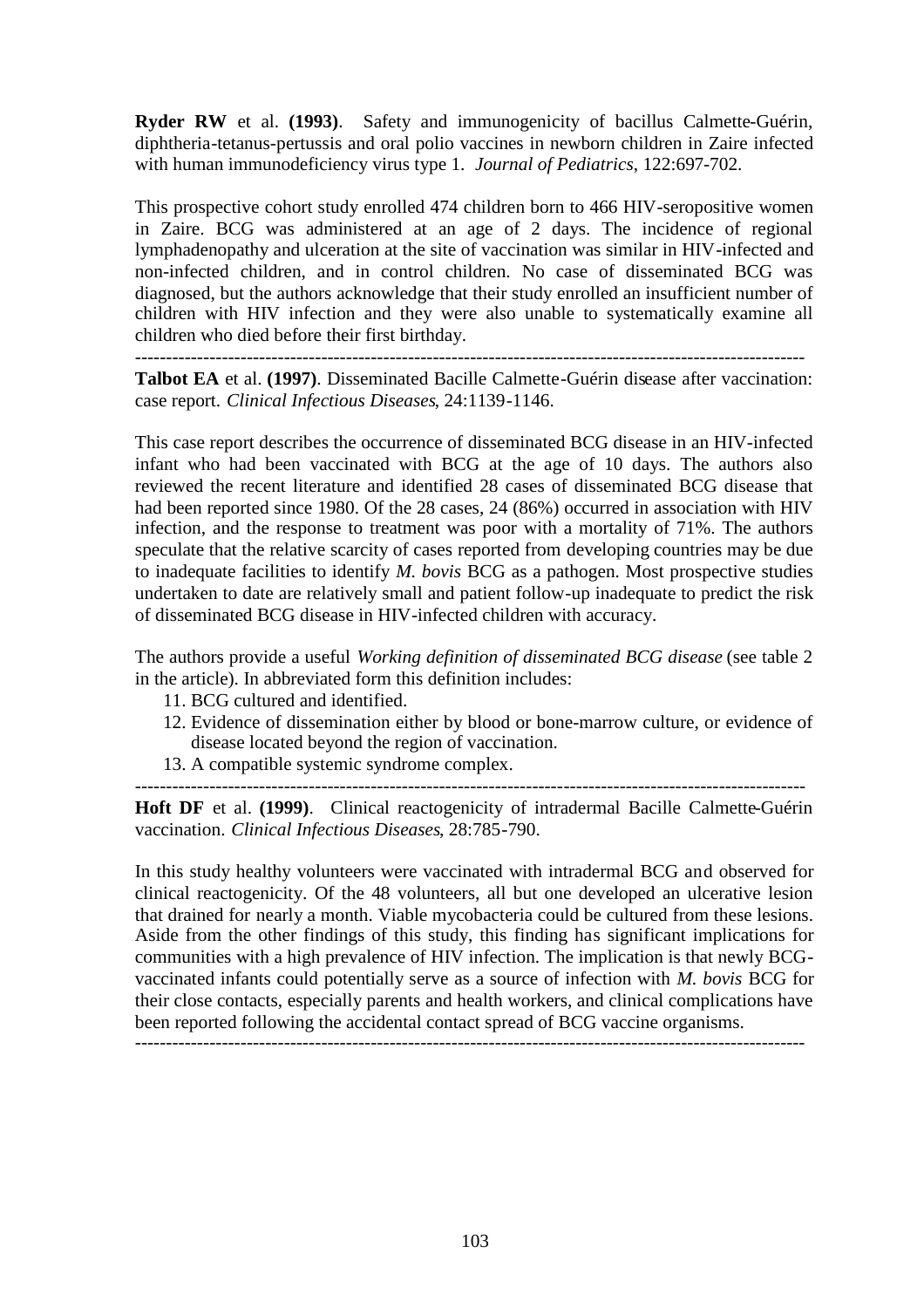**Ryder RW** et al. **(1993)**. Safety and immunogenicity of bacillus Calmette-Guérin, diphtheria-tetanus-pertussis and oral polio vaccines in newborn children in Zaire infected with human immunodeficiency virus type 1. *Journal of Pediatrics*, 122:697-702.

This prospective cohort study enrolled 474 children born to 466 HIV-seropositive women in Zaire. BCG was administered at an age of 2 days. The incidence of regional lymphadenopathy and ulceration at the site of vaccination was similar in HIV-infected and non-infected children, and in control children. No case of disseminated BCG was diagnosed, but the authors acknowledge that their study enrolled an insufficient number of children with HIV infection and they were also unable to systematically examine all children who died before their first birthday.

---

**Talbot EA** et al. **(1997)**. Disseminated Bacille Calmette-Guérin disease after vaccination: case report. *Clinical Infectious Diseases*, 24:1139-1146.

This case report describes the occurrence of disseminated BCG disease in an HIV-infected infant who had been vaccinated with BCG at the age of 10 days. The authors also reviewed the recent literature and identified 28 cases of disseminated BCG disease that had been reported since 1980. Of the 28 cases, 24 (86%) occurred in association with HIV infection, and the response to treatment was poor with a mortality of 71%. The authors speculate that the relative scarcity of cases reported from developing countries may be due to inadequate facilities to identify *M. bovis* BCG as a pathogen. Most prospective studies undertaken to date are relatively small and patient follow-up inadequate to predict the risk of disseminated BCG disease in HIV-infected children with accuracy.

The authors provide a useful *Working definition of disseminated BCG disease* (see table 2 in the article). In abbreviated form this definition includes:

11. BCG cultured and identified.
12. Evidence of dissemination either by blood or bone-marrow culture, or evidence of disease located beyond the region of vaccination.
13. A compatible systemic syndrome complex.

---

**Hoft DF** et al. **(1999)**. Clinical reactogenicity of intradermal Bacille Calmette-Guérin vaccination. *Clinical Infectious Diseases*, 28:785-790.

In this study healthy volunteers were vaccinated with intradermal BCG and observed for clinical reactogenicity. Of the 48 volunteers, all but one developed an ulcerative lesion that drained for nearly a month. Viable mycobacteria could be cultured from these lesions. Aside from the other findings of this study, this finding has significant implications for communities with a high prevalence of HIV infection. The implication is that newly BCG-vaccinated infants could potentially serve as a source of infection with *M. bovis* BCG for their close contacts, especially parents and health workers, and clinical complications have been reported following the accidental contact spread of BCG vaccine organisms.

---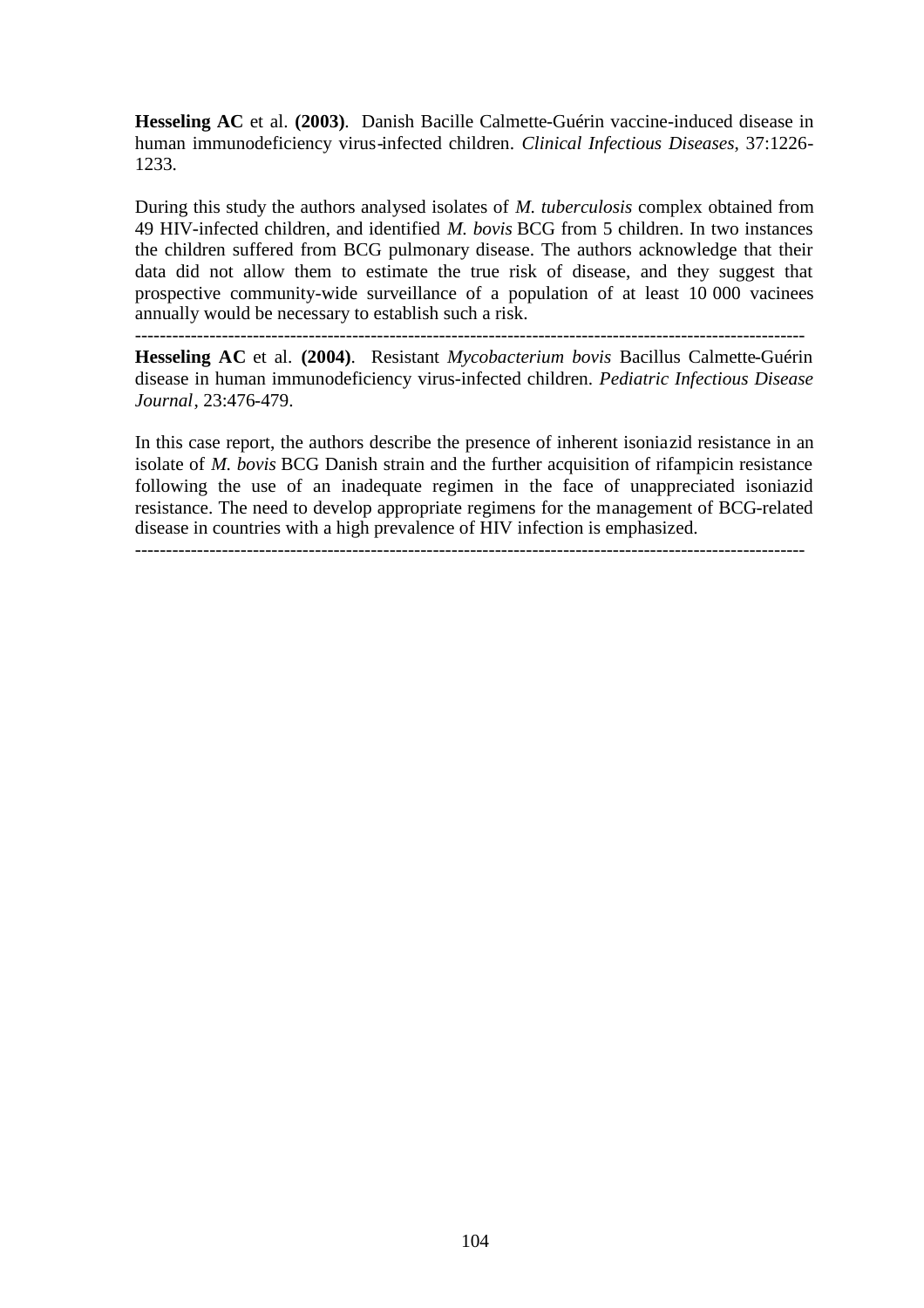**Hesseling AC** et al. **(2003)**. Danish Bacille Calmette-Guérin vaccine-induced disease in human immunodeficiency virus-infected children. *Clinical Infectious Diseases*, 37:1226-1233.

During this study the authors analysed isolates of *M. tuberculosis* complex obtained from 49 HIV-infected children, and identified *M. bovis* BCG from 5 children. In two instances the children suffered from BCG pulmonary disease. The authors acknowledge that their data did not allow them to estimate the true risk of disease, and they suggest that prospective community-wide surveillance of a population of at least 10 000 vacinees annually would be necessary to establish such a risk.

---

**Hesseling AC** et al. **(2004)**. Resistant *Mycobacterium bovis* Bacillus Calmette-Guérin disease in human immunodeficiency virus-infected children. *Pediatric Infectious Disease Journal*, 23:476-479.

In this case report, the authors describe the presence of inherent isoniazid resistance in an isolate of *M. bovis* BCG Danish strain and the further acquisition of rifampicin resistance following the use of an inadequate regimen in the face of unappreciated isoniazid resistance. The need to develop appropriate regimens for the management of BCG-related disease in countries with a high prevalence of HIV infection is emphasized.

---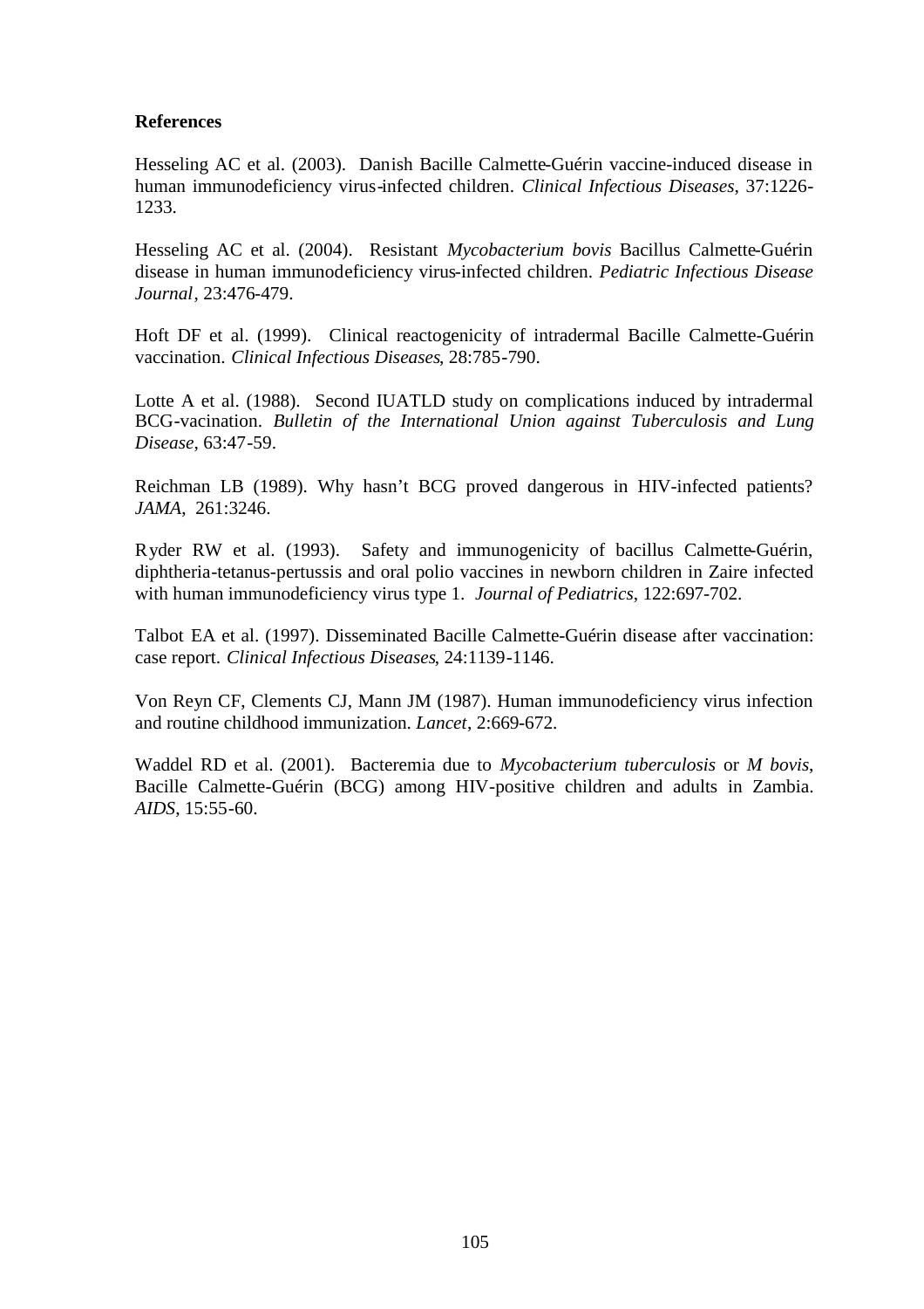**References**

Hesseling AC et al. (2003). Danish Bacille Calmette-Guérin vaccine-induced disease in human immunodeficiency virus-infected children. *Clinical Infectious Diseases*, 37:1226-1233.

Hesseling AC et al. (2004). Resistant *Mycobacterium bovis* Bacillus Calmette-Guérin disease in human immunodeficiency virus-infected children. *Pediatric Infectious Disease Journal*, 23:476-479.

Hoft DF et al. (1999). Clinical reactogenicity of intradermal Bacille Calmette-Guérin vaccination. *Clinical Infectious Diseases*, 28:785-790.

Lotte A et al. (1988). Second IUATLD study on complications induced by intradermal BCG-vacination. *Bulletin of the International Union against Tuberculosis and Lung Disease*, 63:47-59.

Reichman LB (1989). Why hasn't BCG proved dangerous in HIV-infected patients? *JAMA*, 261:3246.

Ryder RW et al. (1993). Safety and immunogenicity of bacillus Calmette-Guérin, diphtheria-tetanus-pertussis and oral polio vaccines in newborn children in Zaire infected with human immunodeficiency virus type 1. *Journal of Pediatrics*, 122:697-702.

Talbot EA et al. (1997). Disseminated Bacille Calmette-Guérin disease after vaccination: case report. *Clinical Infectious Diseases*, 24:1139-1146.

Von Reyn CF, Clements CJ, Mann JM (1987). Human immunodeficiency virus infection and routine childhood immunization. *Lancet*, 2:669-672.

Waddel RD et al. (2001). Bacteremia due to *Mycobacterium tuberculosis* or *M bovis*, Bacille Calmette-Guérin (BCG) among HIV-positive children and adults in Zambia. *AIDS*, 15:55-60.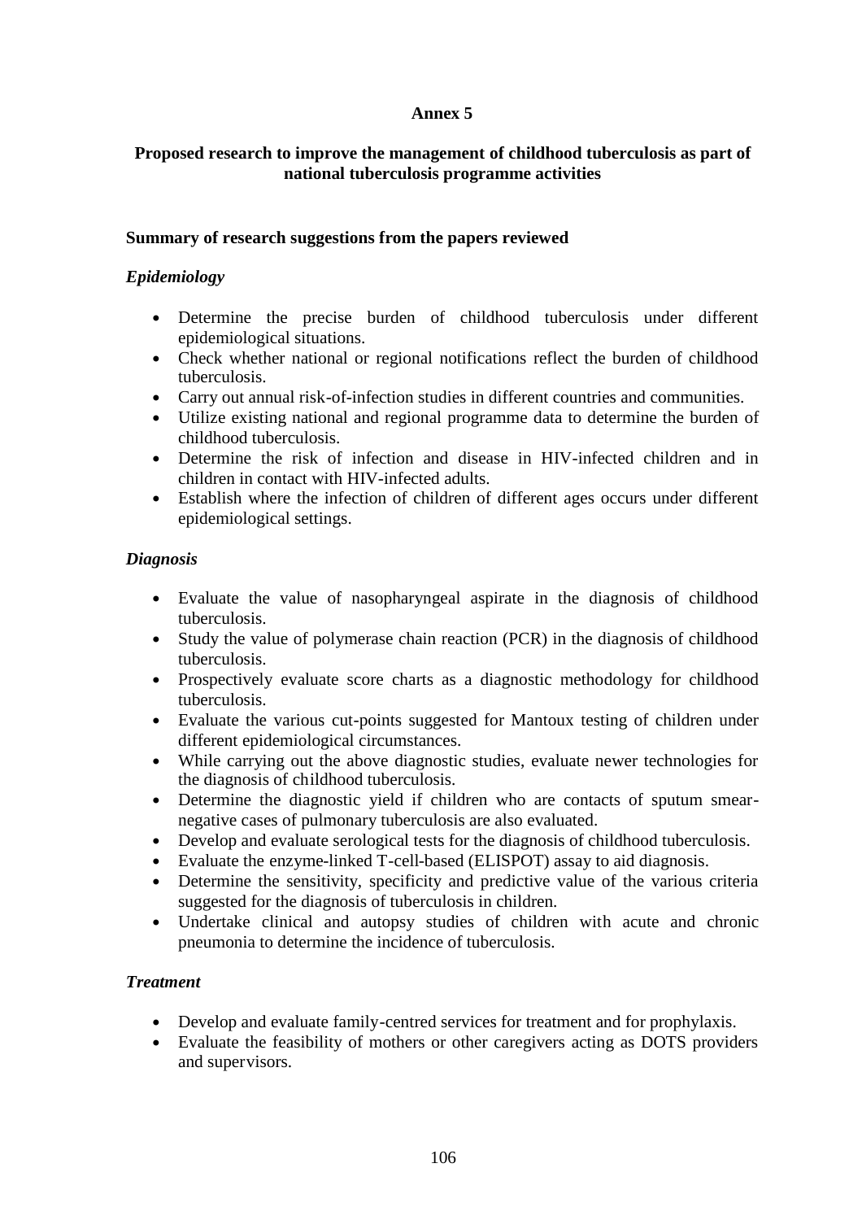# Annex 5

## Proposed research to improve the management of childhood tuberculosis as part of national tuberculosis programme activities

### Summary of research suggestions from the papers reviewed

#### *Epidemiology*

- Determine the precise burden of childhood tuberculosis under different epidemiological situations.
- Check whether national or regional notifications reflect the burden of childhood tuberculosis.
- Carry out annual risk-of-infection studies in different countries and communities.
- Utilize existing national and regional programme data to determine the burden of childhood tuberculosis.
- Determine the risk of infection and disease in HIV-infected children and in children in contact with HIV-infected adults.
- Establish where the infection of children of different ages occurs under different epidemiological settings.

#### *Diagnosis*

- Evaluate the value of nasopharyngeal aspirate in the diagnosis of childhood tuberculosis.
- Study the value of polymerase chain reaction (PCR) in the diagnosis of childhood tuberculosis.
- Prospectively evaluate score charts as a diagnostic methodology for childhood tuberculosis.
- Evaluate the various cut-points suggested for Mantoux testing of children under different epidemiological circumstances.
- While carrying out the above diagnostic studies, evaluate newer technologies for the diagnosis of childhood tuberculosis.
- Determine the diagnostic yield if children who are contacts of sputum smear-negative cases of pulmonary tuberculosis are also evaluated.
- Develop and evaluate serological tests for the diagnosis of childhood tuberculosis.
- Evaluate the enzyme-linked T-cell-based (ELISPOT) assay to aid diagnosis.
- Determine the sensitivity, specificity and predictive value of the various criteria suggested for the diagnosis of tuberculosis in children.
- Undertake clinical and autopsy studies of children with acute and chronic pneumonia to determine the incidence of tuberculosis.

#### *Treatment*

- Develop and evaluate family-centred services for treatment and for prophylaxis.
- Evaluate the feasibility of mothers or other caregivers acting as DOTS providers and supervisors.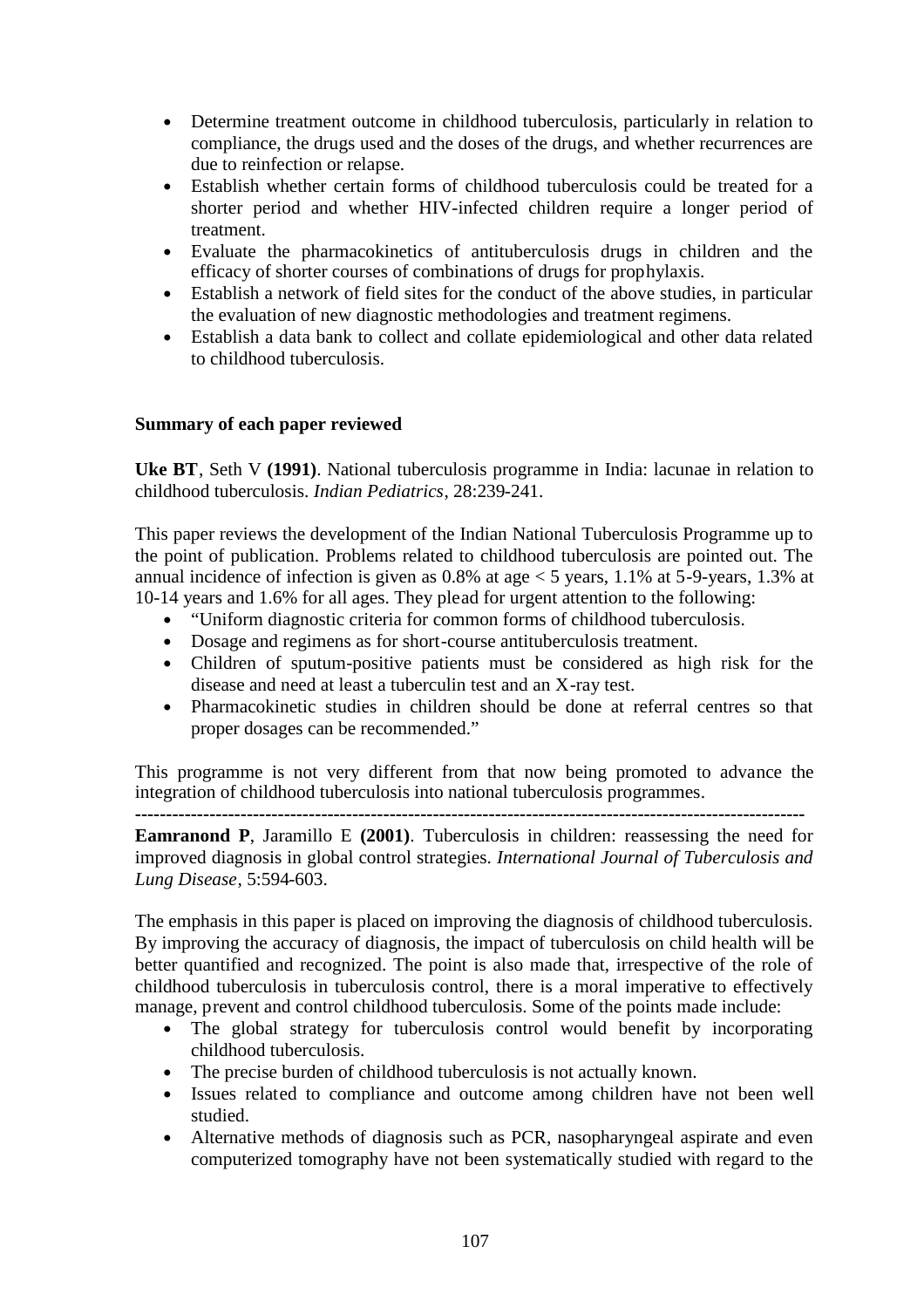- Determine treatment outcome in childhood tuberculosis, particularly in relation to compliance, the drugs used and the doses of the drugs, and whether recurrences are due to reinfection or relapse.
- Establish whether certain forms of childhood tuberculosis could be treated for a shorter period and whether HIV-infected children require a longer period of treatment.
- Evaluate the pharmacokinetics of antituberculosis drugs in children and the efficacy of shorter courses of combinations of drugs for prophylaxis.
- Establish a network of field sites for the conduct of the above studies, in particular the evaluation of new diagnostic methodologies and treatment regimens.
- Establish a data bank to collect and collate epidemiological and other data related to childhood tuberculosis.

**Summary of each paper reviewed**

**Uke BT**, Seth V **(1991)**. National tuberculosis programme in India: lacunae in relation to childhood tuberculosis. *Indian Pediatrics*, 28:239-241.

This paper reviews the development of the Indian National Tuberculosis Programme up to the point of publication. Problems related to childhood tuberculosis are pointed out. The annual incidence of infection is given as 0.8% at age < 5 years, 1.1% at 5-9-years, 1.3% at 10-14 years and 1.6% for all ages. They plead for urgent attention to the following:

- "Uniform diagnostic criteria for common forms of childhood tuberculosis.
- Dosage and regimens as for short-course antituberculosis treatment.
- Children of sputum-positive patients must be considered as high risk for the disease and need at least a tuberculin test and an X-ray test.
- Pharmacokinetic studies in children should be done at referral centres so that proper dosages can be recommended."

This programme is not very different from that now being promoted to advance the integration of childhood tuberculosis into national tuberculosis programmes.

---

**Eamranond P**, Jaramillo E **(2001)**. Tuberculosis in children: reassessing the need for improved diagnosis in global control strategies. *International Journal of Tuberculosis and Lung Disease*, 5:594-603.

The emphasis in this paper is placed on improving the diagnosis of childhood tuberculosis. By improving the accuracy of diagnosis, the impact of tuberculosis on child health will be better quantified and recognized. The point is also made that, irrespective of the role of childhood tuberculosis in tuberculosis control, there is a moral imperative to effectively manage, prevent and control childhood tuberculosis. Some of the points made include:

- The global strategy for tuberculosis control would benefit by incorporating childhood tuberculosis.
- The precise burden of childhood tuberculosis is not actually known.
- Issues related to compliance and outcome among children have not been well studied.
- Alternative methods of diagnosis such as PCR, nasopharyngeal aspirate and even computerized tomography have not been systematically studied with regard to the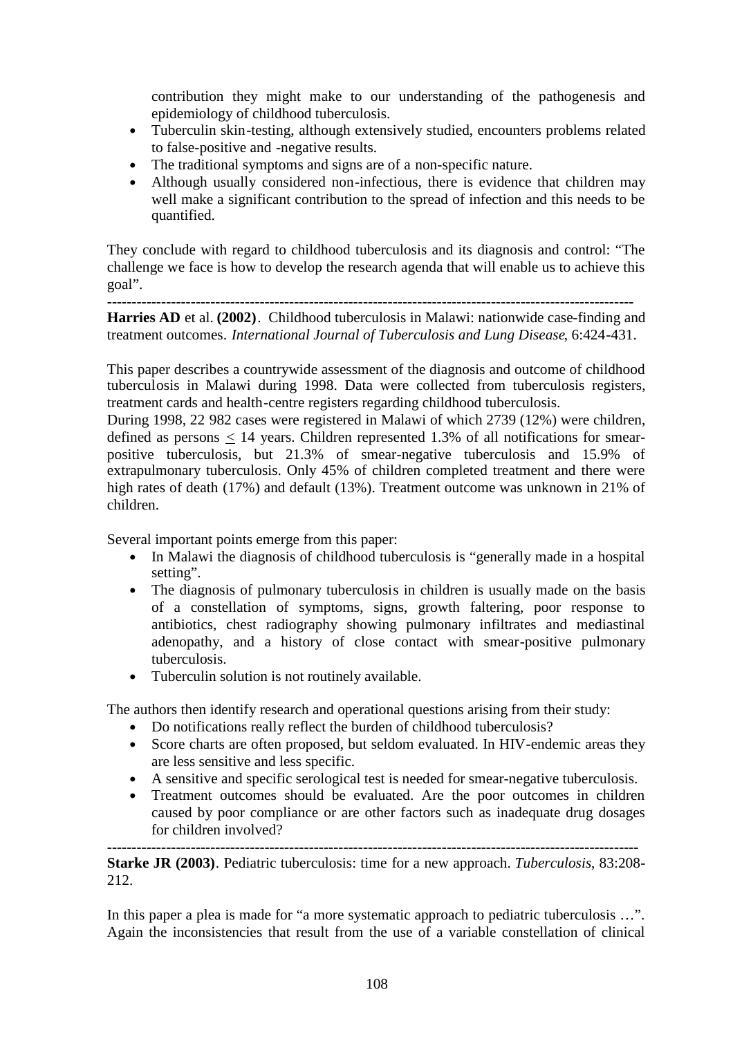contribution they might make to our understanding of the pathogenesis and epidemiology of childhood tuberculosis.

- Tuberculin skin-testing, although extensively studied, encounters problems related to false-positive and -negative results.
- The traditional symptoms and signs are of a non-specific nature.
- Although usually considered non-infectious, there is evidence that children may well make a significant contribution to the spread of infection and this needs to be quantified.

They conclude with regard to childhood tuberculosis and its diagnosis and control: "The challenge we face is how to develop the research agenda that will enable us to achieve this goal".

---

**Harries AD** et al. **(2002)**. Childhood tuberculosis in Malawi: nationwide case-finding and treatment outcomes. *International Journal of Tuberculosis and Lung Disease*, 6:424-431.

This paper describes a countrywide assessment of the diagnosis and outcome of childhood tuberculosis in Malawi during 1998. Data were collected from tuberculosis registers, treatment cards and health-centre registers regarding childhood tuberculosis.

During 1998, 22 982 cases were registered in Malawi of which 2739 (12%) were children, defined as persons $\leq$ 14 years. Children represented 1.3% of all notifications for smear-positive tuberculosis, but 21.3% of smear-negative tuberculosis and 15.9% of extrapulmonary tuberculosis. Only 45% of children completed treatment and there were high rates of death (17%) and default (13%). Treatment outcome was unknown in 21% of children.

Several important points emerge from this paper:

- In Malawi the diagnosis of childhood tuberculosis is "generally made in a hospital setting".
- The diagnosis of pulmonary tuberculosis in children is usually made on the basis of a constellation of symptoms, signs, growth faltering, poor response to antibiotics, chest radiography showing pulmonary infiltrates and mediastinal adenopathy, and a history of close contact with smear-positive pulmonary tuberculosis.
- Tuberculin solution is not routinely available.

The authors then identify research and operational questions arising from their study:

- Do notifications really reflect the burden of childhood tuberculosis?
- Score charts are often proposed, but seldom evaluated. In HIV-endemic areas they are less sensitive and less specific.
- A sensitive and specific serological test is needed for smear-negative tuberculosis.
- Treatment outcomes should be evaluated. Are the poor outcomes in children caused by poor compliance or are other factors such as inadequate drug dosages for children involved?

---

**Starke JR (2003)**. Pediatric tuberculosis: time for a new approach. *Tuberculosis*, 83:208-212.

In this paper a plea is made for "a more systematic approach to pediatric tuberculosis …". Again the inconsistencies that result from the use of a variable constellation of clinical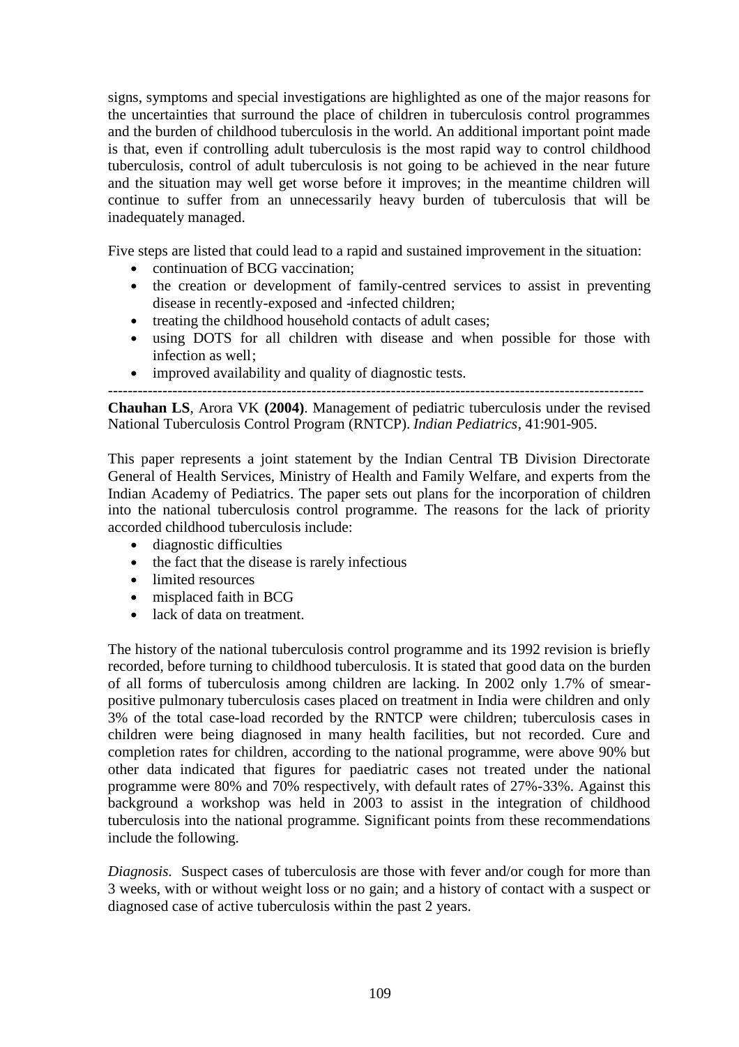signs, symptoms and special investigations are highlighted as one of the major reasons for the uncertainties that surround the place of children in tuberculosis control programmes and the burden of childhood tuberculosis in the world. An additional important point made is that, even if controlling adult tuberculosis is the most rapid way to control childhood tuberculosis, control of adult tuberculosis is not going to be achieved in the near future and the situation may well get worse before it improves; in the meantime children will continue to suffer from an unnecessarily heavy burden of tuberculosis that will be inadequately managed.

Five steps are listed that could lead to a rapid and sustained improvement in the situation:

- continuation of BCG vaccination;
- the creation or development of family-centred services to assist in preventing disease in recently-exposed and -infected children;
- treating the childhood household contacts of adult cases;
- using DOTS for all children with disease and when possible for those with infection as well;
- improved availability and quality of diagnostic tests.

---

**Chauhan LS**, Arora VK **(2004)**. Management of pediatric tuberculosis under the revised National Tuberculosis Control Program (RNTCP). *Indian Pediatrics*, 41:901-905.

This paper represents a joint statement by the Indian Central TB Division Directorate General of Health Services, Ministry of Health and Family Welfare, and experts from the Indian Academy of Pediatrics. The paper sets out plans for the incorporation of children into the national tuberculosis control programme. The reasons for the lack of priority accorded childhood tuberculosis include:

- diagnostic difficulties
- the fact that the disease is rarely infectious
- limited resources
- misplaced faith in BCG
- lack of data on treatment.

The history of the national tuberculosis control programme and its 1992 revision is briefly recorded, before turning to childhood tuberculosis. It is stated that good data on the burden of all forms of tuberculosis among children are lacking. In 2002 only 1.7% of smear-positive pulmonary tuberculosis cases placed on treatment in India were children and only 3% of the total case-load recorded by the RNTCP were children; tuberculosis cases in children were being diagnosed in many health facilities, but not recorded. Cure and completion rates for children, according to the national programme, were above 90% but other data indicated that figures for paediatric cases not treated under the national programme were 80% and 70% respectively, with default rates of 27%-33%. Against this background a workshop was held in 2003 to assist in the integration of childhood tuberculosis into the national programme. Significant points from these recommendations include the following.

*Diagnosis.* Suspect cases of tuberculosis are those with fever and/or cough for more than 3 weeks, with or without weight loss or no gain; and a history of contact with a suspect or diagnosed case of active tuberculosis within the past 2 years.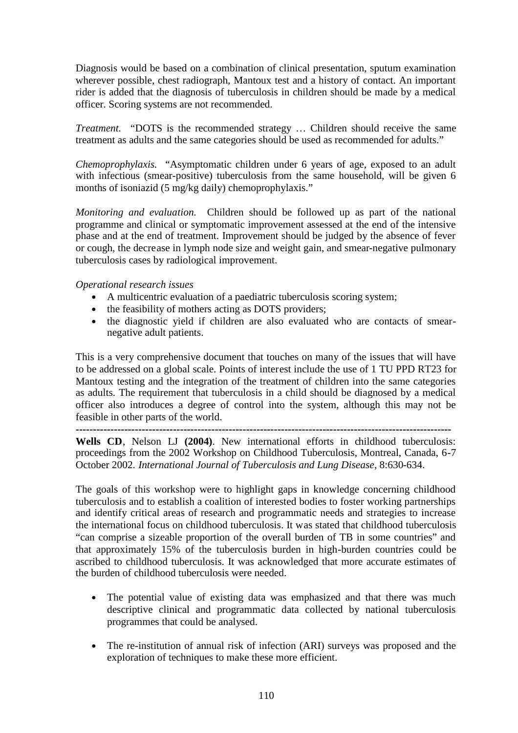Diagnosis would be based on a combination of clinical presentation, sputum examination wherever possible, chest radiograph, Mantoux test and a history of contact. An important rider is added that the diagnosis of tuberculosis in children should be made by a medical officer. Scoring systems are not recommended.

*Treatment.* "DOTS is the recommended strategy … Children should receive the same treatment as adults and the same categories should be used as recommended for adults."

*Chemoprophylaxis.* "Asymptomatic children under 6 years of age, exposed to an adult with infectious (smear-positive) tuberculosis from the same household, will be given 6 months of isoniazid (5 mg/kg daily) chemoprophylaxis."

*Monitoring and evaluation.* Children should be followed up as part of the national programme and clinical or symptomatic improvement assessed at the end of the intensive phase and at the end of treatment. Improvement should be judged by the absence of fever or cough, the decrease in lymph node size and weight gain, and smear-negative pulmonary tuberculosis cases by radiological improvement.

*Operational research issues*

- A multicentric evaluation of a paediatric tuberculosis scoring system;
- the feasibility of mothers acting as DOTS providers;
- the diagnostic yield if children are also evaluated who are contacts of smear-negative adult patients.

This is a very comprehensive document that touches on many of the issues that will have to be addressed on a global scale. Points of interest include the use of 1 TU PPD RT23 for Mantoux testing and the integration of the treatment of children into the same categories as adults. The requirement that tuberculosis in a child should be diagnosed by a medical officer also introduces a degree of control into the system, although this may not be feasible in other parts of the world.

---

**Wells CD**, Nelson LJ **(2004)**. New international efforts in childhood tuberculosis: proceedings from the 2002 Workshop on Childhood Tuberculosis, Montreal, Canada, 6-7 October 2002. *International Journal of Tuberculosis and Lung Disease*, 8:630-634.

The goals of this workshop were to highlight gaps in knowledge concerning childhood tuberculosis and to establish a coalition of interested bodies to foster working partnerships and identify critical areas of research and programmatic needs and strategies to increase the international focus on childhood tuberculosis. It was stated that childhood tuberculosis "can comprise a sizeable proportion of the overall burden of TB in some countries" and that approximately 15% of the tuberculosis burden in high-burden countries could be ascribed to childhood tuberculosis. It was acknowledged that more accurate estimates of the burden of childhood tuberculosis were needed.

- The potential value of existing data was emphasized and that there was much descriptive clinical and programmatic data collected by national tuberculosis programmes that could be analysed.

- The re-institution of annual risk of infection (ARI) surveys was proposed and the exploration of techniques to make these more efficient.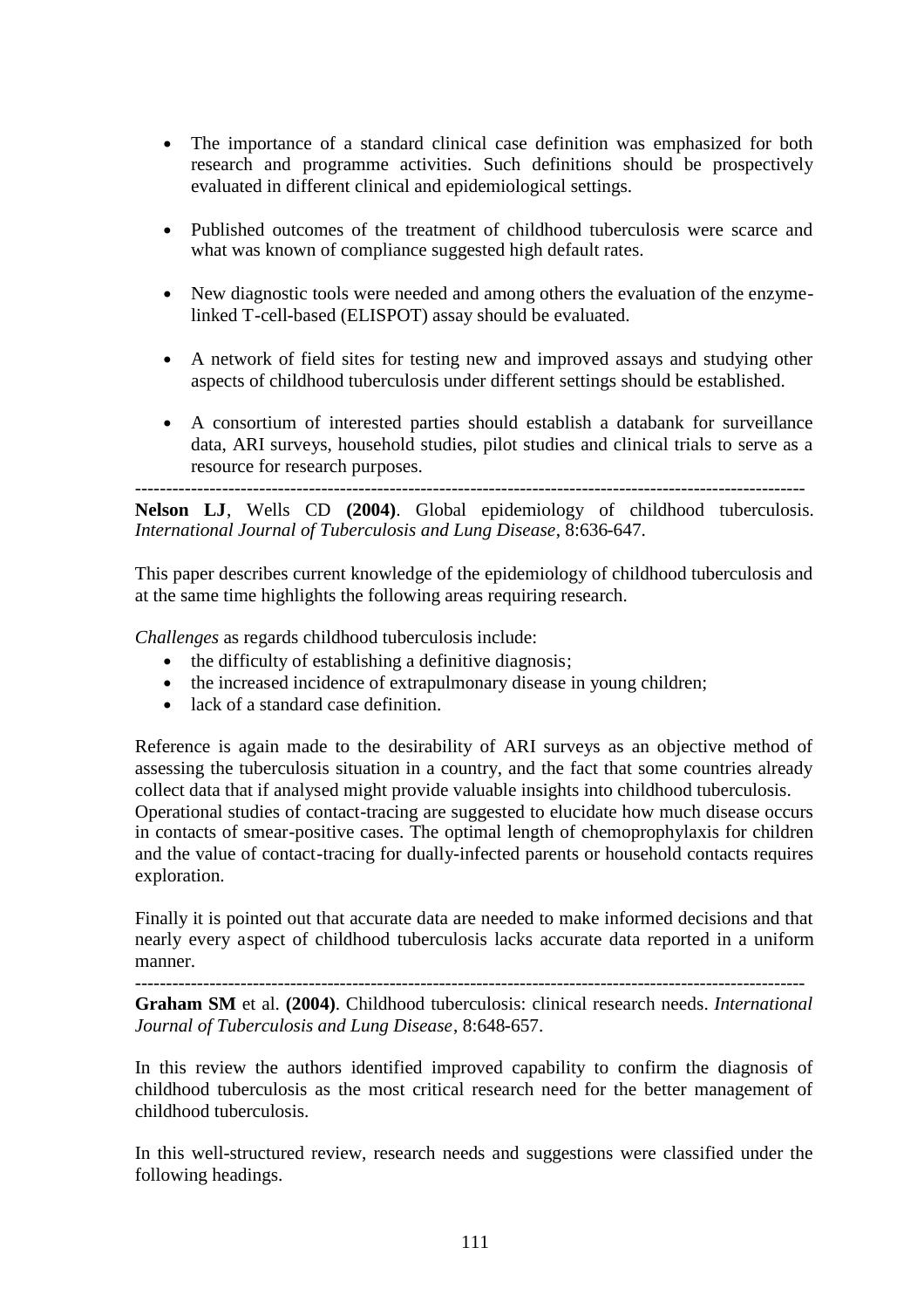- The importance of a standard clinical case definition was emphasized for both research and programme activities. Such definitions should be prospectively evaluated in different clinical and epidemiological settings.

- Published outcomes of the treatment of childhood tuberculosis were scarce and what was known of compliance suggested high default rates.

- New diagnostic tools were needed and among others the evaluation of the enzyme-linked T-cell-based (ELISPOT) assay should be evaluated.

- A network of field sites for testing new and improved assays and studying other aspects of childhood tuberculosis under different settings should be established.

- A consortium of interested parties should establish a databank for surveillance data, ARI surveys, household studies, pilot studies and clinical trials to serve as a resource for research purposes.

---

**Nelson LJ**, Wells CD **(2004)**. Global epidemiology of childhood tuberculosis. *International Journal of Tuberculosis and Lung Disease*, 8:636-647.

This paper describes current knowledge of the epidemiology of childhood tuberculosis and at the same time highlights the following areas requiring research.

*Challenges* as regards childhood tuberculosis include:

- the difficulty of establishing a definitive diagnosis;
- the increased incidence of extrapulmonary disease in young children;
- lack of a standard case definition.

Reference is again made to the desirability of ARI surveys as an objective method of assessing the tuberculosis situation in a country, and the fact that some countries already collect data that if analysed might provide valuable insights into childhood tuberculosis. Operational studies of contact-tracing are suggested to elucidate how much disease occurs in contacts of smear-positive cases. The optimal length of chemoprophylaxis for children and the value of contact-tracing for dually-infected parents or household contacts requires exploration.

Finally it is pointed out that accurate data are needed to make informed decisions and that nearly every aspect of childhood tuberculosis lacks accurate data reported in a uniform manner.

---

**Graham SM** et al. **(2004)**. Childhood tuberculosis: clinical research needs. *International Journal of Tuberculosis and Lung Disease*, 8:648-657.

In this review the authors identified improved capability to confirm the diagnosis of childhood tuberculosis as the most critical research need for the better management of childhood tuberculosis.

In this well-structured review, research needs and suggestions were classified under the following headings.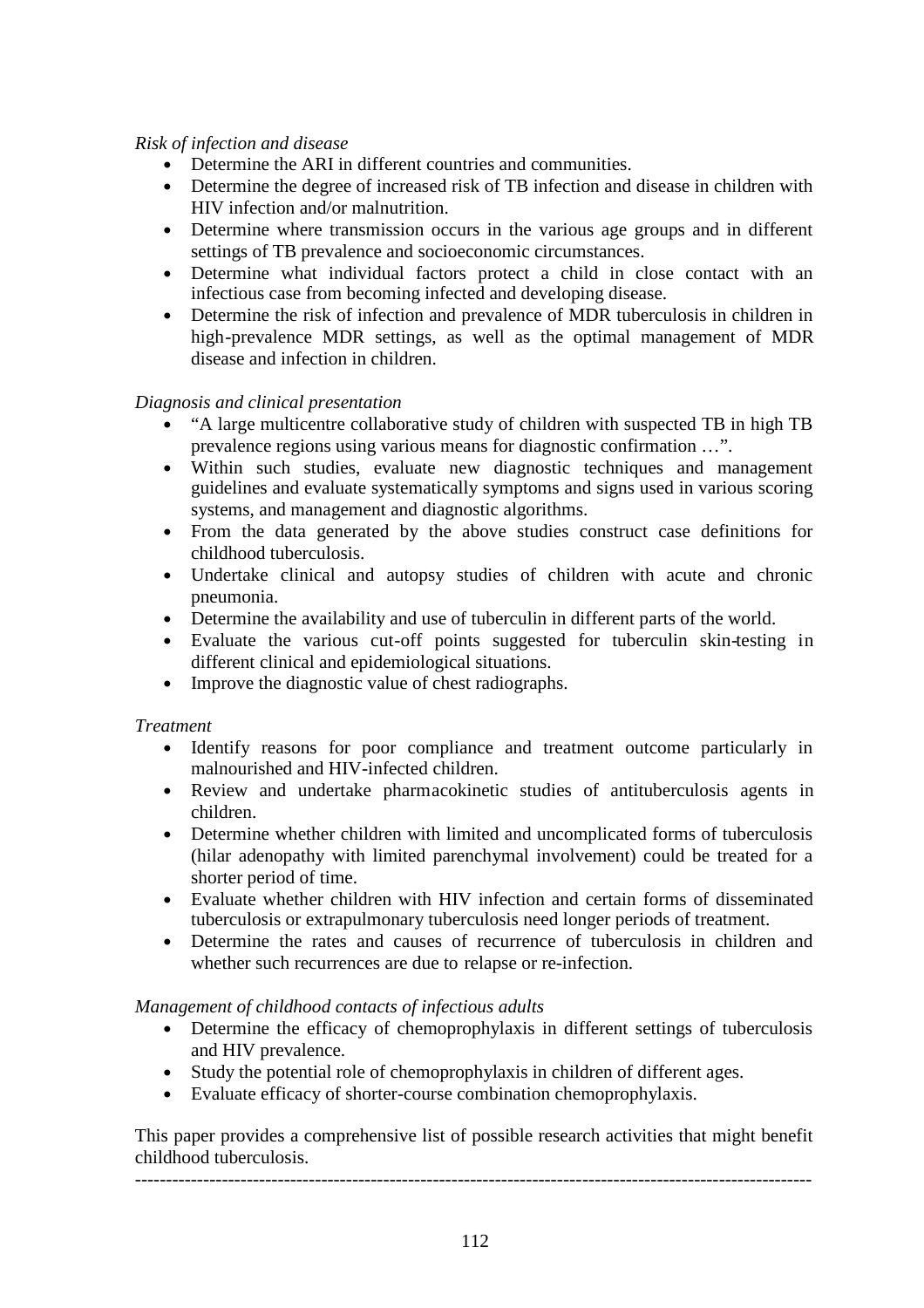*Risk of infection and disease*

- Determine the ARI in different countries and communities.
- Determine the degree of increased risk of TB infection and disease in children with HIV infection and/or malnutrition.
- Determine where transmission occurs in the various age groups and in different settings of TB prevalence and socioeconomic circumstances.
- Determine what individual factors protect a child in close contact with an infectious case from becoming infected and developing disease.
- Determine the risk of infection and prevalence of MDR tuberculosis in children in high-prevalence MDR settings, as well as the optimal management of MDR disease and infection in children.

*Diagnosis and clinical presentation*

- "A large multicentre collaborative study of children with suspected TB in high TB prevalence regions using various means for diagnostic confirmation …".
- Within such studies, evaluate new diagnostic techniques and management guidelines and evaluate systematically symptoms and signs used in various scoring systems, and management and diagnostic algorithms.
- From the data generated by the above studies construct case definitions for childhood tuberculosis.
- Undertake clinical and autopsy studies of children with acute and chronic pneumonia.
- Determine the availability and use of tuberculin in different parts of the world.
- Evaluate the various cut-off points suggested for tuberculin skin-testing in different clinical and epidemiological situations.
- Improve the diagnostic value of chest radiographs.

*Treatment*

- Identify reasons for poor compliance and treatment outcome particularly in malnourished and HIV-infected children.
- Review and undertake pharmacokinetic studies of antituberculosis agents in children.
- Determine whether children with limited and uncomplicated forms of tuberculosis (hilar adenopathy with limited parenchymal involvement) could be treated for a shorter period of time.
- Evaluate whether children with HIV infection and certain forms of disseminated tuberculosis or extrapulmonary tuberculosis need longer periods of treatment.
- Determine the rates and causes of recurrence of tuberculosis in children and whether such recurrences are due to relapse or re-infection.

*Management of childhood contacts of infectious adults*

- Determine the efficacy of chemoprophylaxis in different settings of tuberculosis and HIV prevalence.
- Study the potential role of chemoprophylaxis in children of different ages.
- Evaluate efficacy of shorter-course combination chemoprophylaxis.

This paper provides a comprehensive list of possible research activities that might benefit childhood tuberculosis.

---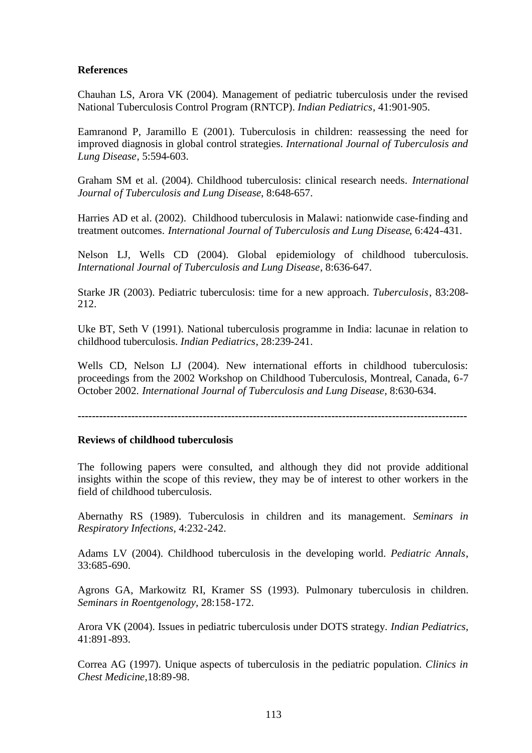**References**

Chauhan LS, Arora VK (2004). Management of pediatric tuberculosis under the revised National Tuberculosis Control Program (RNTCP). *Indian Pediatrics*, 41:901-905.

Eamranond P, Jaramillo E (2001). Tuberculosis in children: reassessing the need for improved diagnosis in global control strategies. *International Journal of Tuberculosis and Lung Disease*, 5:594-603.

Graham SM et al. (2004). Childhood tuberculosis: clinical research needs. *International Journal of Tuberculosis and Lung Disease*, 8:648-657.

Harries AD et al. (2002). Childhood tuberculosis in Malawi: nationwide case-finding and treatment outcomes. *International Journal of Tuberculosis and Lung Disease*, 6:424-431.

Nelson LJ, Wells CD (2004). Global epidemiology of childhood tuberculosis. *International Journal of Tuberculosis and Lung Disease*, 8:636-647.

Starke JR (2003). Pediatric tuberculosis: time for a new approach. *Tuberculosis*, 83:208-212.

Uke BT, Seth V (1991). National tuberculosis programme in India: lacunae in relation to childhood tuberculosis. *Indian Pediatrics*, 28:239-241.

Wells CD, Nelson LJ (2004). New international efforts in childhood tuberculosis: proceedings from the 2002 Workshop on Childhood Tuberculosis, Montreal, Canada, 6-7 October 2002. *International Journal of Tuberculosis and Lung Disease*, 8:630-634.

---

**Reviews of childhood tuberculosis**

The following papers were consulted, and although they did not provide additional insights within the scope of this review, they may be of interest to other workers in the field of childhood tuberculosis.

Abernathy RS (1989). Tuberculosis in children and its management. *Seminars in Respiratory Infections*, 4:232-242.

Adams LV (2004). Childhood tuberculosis in the developing world. *Pediatric Annals*, 33:685-690.

Agrons GA, Markowitz RI, Kramer SS (1993). Pulmonary tuberculosis in children. *Seminars in Roentgenology*, 28:158-172.

Arora VK (2004). Issues in pediatric tuberculosis under DOTS strategy. *Indian Pediatrics*, 41:891-893.

Correa AG (1997). Unique aspects of tuberculosis in the pediatric population. *Clinics in Chest Medicine*,18:89-98.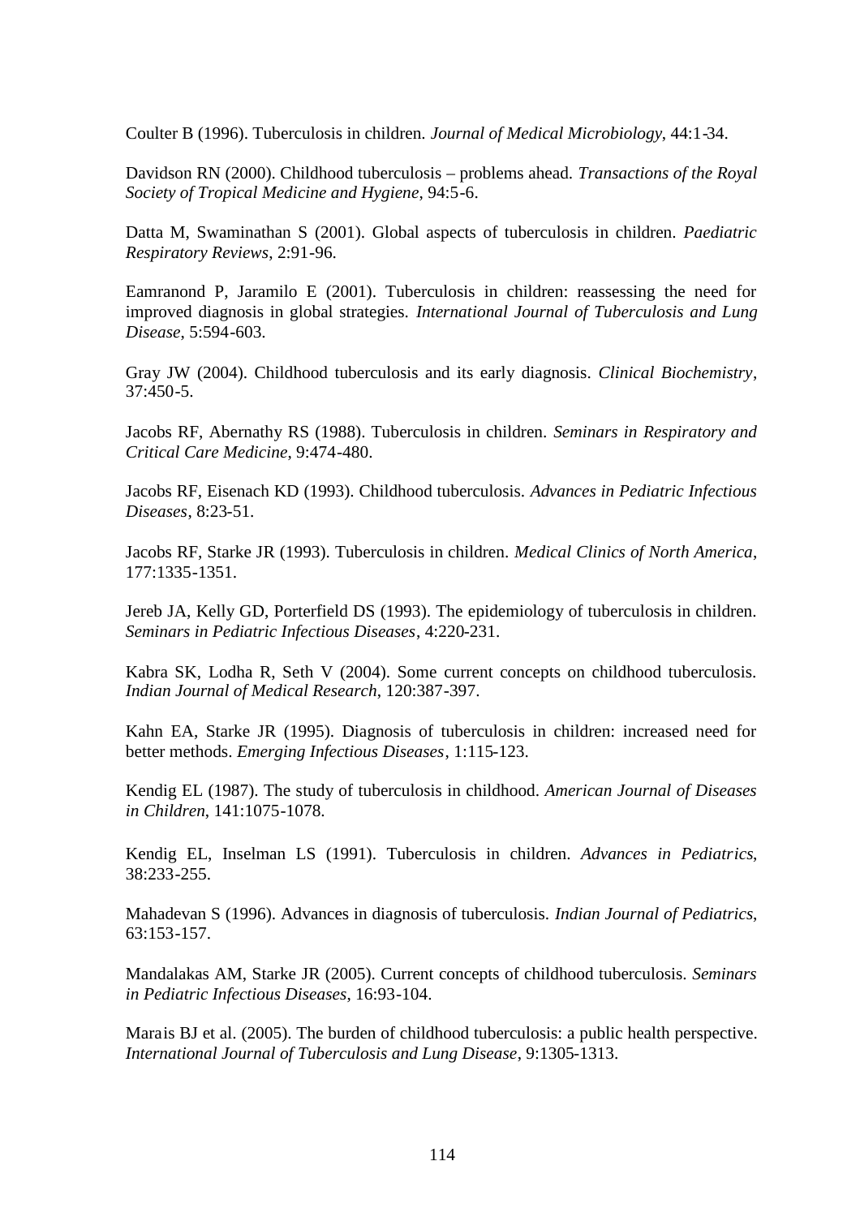Coulter B (1996). Tuberculosis in children. *Journal of Medical Microbiology*, 44:1-34.

Davidson RN (2000). Childhood tuberculosis – problems ahead. *Transactions of the Royal Society of Tropical Medicine and Hygiene*, 94:5-6.

Datta M, Swaminathan S (2001). Global aspects of tuberculosis in children. *Paediatric Respiratory Reviews*, 2:91-96.

Eamranond P, Jaramilo E (2001). Tuberculosis in children: reassessing the need for improved diagnosis in global strategies. *International Journal of Tuberculosis and Lung Disease*, 5:594-603.

Gray JW (2004). Childhood tuberculosis and its early diagnosis. *Clinical Biochemistry*, 37:450-5.

Jacobs RF, Abernathy RS (1988). Tuberculosis in children. *Seminars in Respiratory and Critical Care Medicine*, 9:474-480.

Jacobs RF, Eisenach KD (1993). Childhood tuberculosis. *Advances in Pediatric Infectious Diseases*, 8:23-51.

Jacobs RF, Starke JR (1993). Tuberculosis in children. *Medical Clinics of North America*, 177:1335-1351.

Jereb JA, Kelly GD, Porterfield DS (1993). The epidemiology of tuberculosis in children. *Seminars in Pediatric Infectious Diseases*, 4:220-231.

Kabra SK, Lodha R, Seth V (2004). Some current concepts on childhood tuberculosis. *Indian Journal of Medical Research*, 120:387-397.

Kahn EA, Starke JR (1995). Diagnosis of tuberculosis in children: increased need for better methods. *Emerging Infectious Diseases*, 1:115-123.

Kendig EL (1987). The study of tuberculosis in childhood. *American Journal of Diseases in Children*, 141:1075-1078.

Kendig EL, Inselman LS (1991). Tuberculosis in children. *Advances in Pediatrics*, 38:233-255.

Mahadevan S (1996). Advances in diagnosis of tuberculosis. *Indian Journal of Pediatrics*, 63:153-157.

Mandalakas AM, Starke JR (2005). Current concepts of childhood tuberculosis. *Seminars in Pediatric Infectious Diseases*, 16:93-104.

Marais BJ et al. (2005). The burden of childhood tuberculosis: a public health perspective. *International Journal of Tuberculosis and Lung Disease*, 9:1305-1313.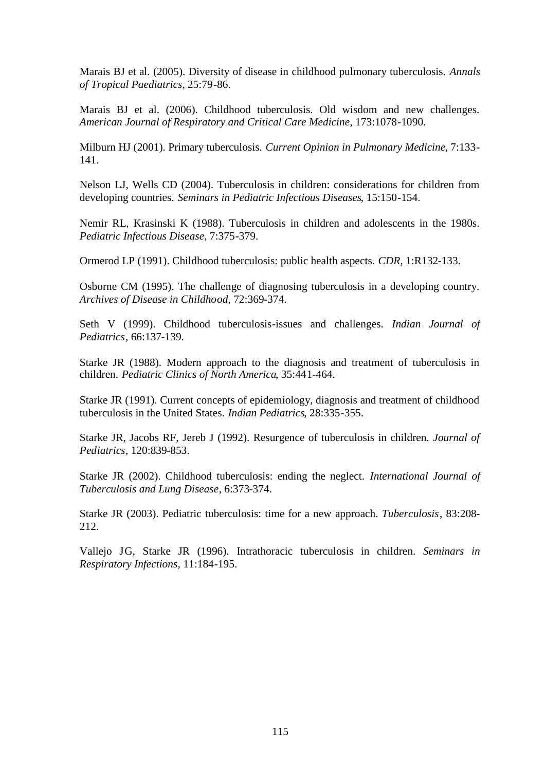Marais BJ et al. (2005). Diversity of disease in childhood pulmonary tuberculosis. *Annals of Tropical Paediatrics*, 25:79-86.

Marais BJ et al. (2006). Childhood tuberculosis. Old wisdom and new challenges. *American Journal of Respiratory and Critical Care Medicine*, 173:1078-1090.

Milburn HJ (2001). Primary tuberculosis. *Current Opinion in Pulmonary Medicine*, 7:133-141.

Nelson LJ, Wells CD (2004). Tuberculosis in children: considerations for children from developing countries. *Seminars in Pediatric Infectious Diseases*, 15:150-154.

Nemir RL, Krasinski K (1988). Tuberculosis in children and adolescents in the 1980s. *Pediatric Infectious Disease*, 7:375-379.

Ormerod LP (1991). Childhood tuberculosis: public health aspects. *CDR*, 1:R132-133.

Osborne CM (1995). The challenge of diagnosing tuberculosis in a developing country. *Archives of Disease in Childhood*, 72:369-374.

Seth V (1999). Childhood tuberculosis-issues and challenges. *Indian Journal of Pediatrics*, 66:137-139.

Starke JR (1988). Modern approach to the diagnosis and treatment of tuberculosis in children. *Pediatric Clinics of North America*, 35:441-464.

Starke JR (1991). Current concepts of epidemiology, diagnosis and treatment of childhood tuberculosis in the United States. *Indian Pediatrics*, 28:335-355.

Starke JR, Jacobs RF, Jereb J (1992). Resurgence of tuberculosis in children. *Journal of Pediatrics*, 120:839-853.

Starke JR (2002). Childhood tuberculosis: ending the neglect. *International Journal of Tuberculosis and Lung Disease*, 6:373-374.

Starke JR (2003). Pediatric tuberculosis: time for a new approach. *Tuberculosis*, 83:208-212.

Vallejo JG, Starke JR (1996). Intrathoracic tuberculosis in children. *Seminars in Respiratory Infections*, 11:184-195.